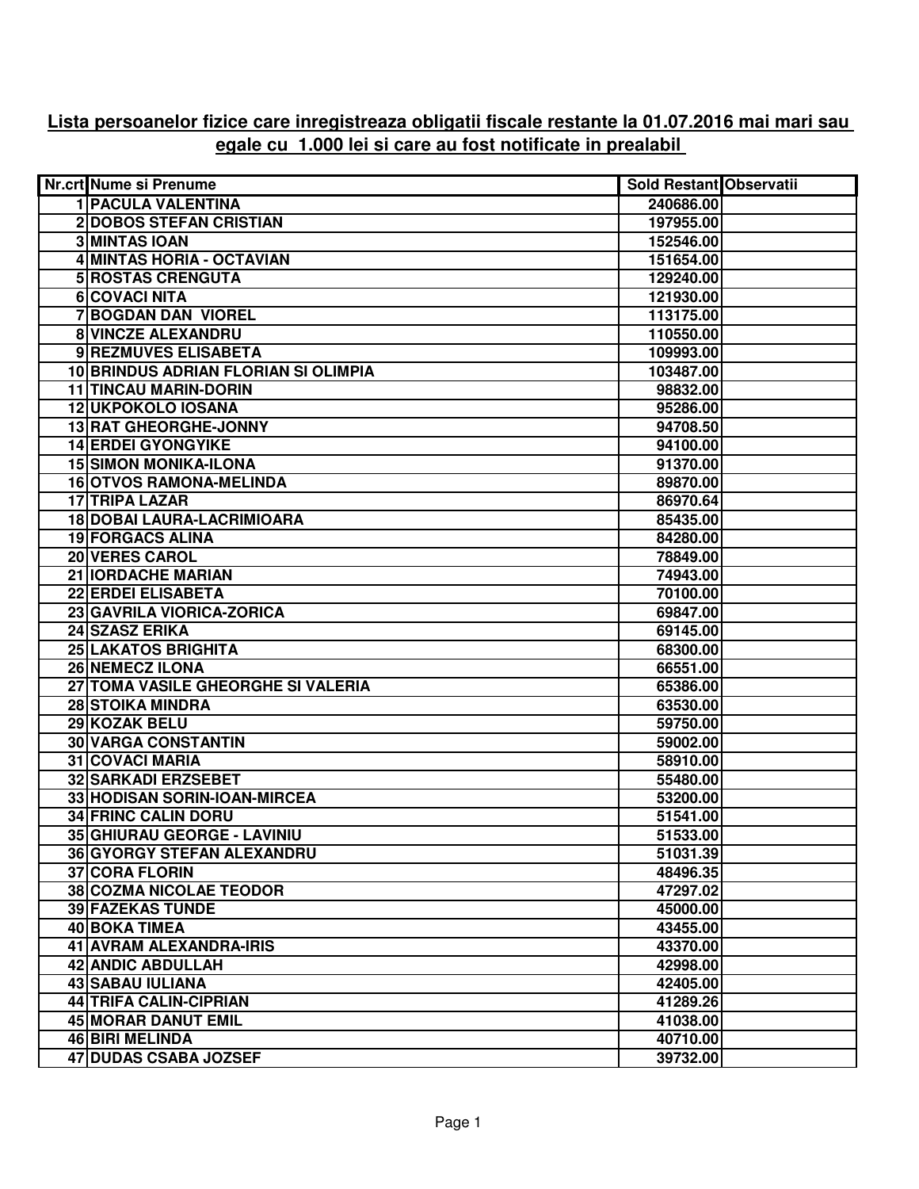**Lista persoanelor fizice care inregistreaza obligatii fiscale restante la 01.07.2016 mai mari sau egale cu 1.000 lei si care au fost notificate in prealabil**

| Nr.crt | Nume si Prenume | Sold Restant | Observatii |
|---|---|---|---|
| 1 | PACULA VALENTINA | 240686.00 | |
| 2 | DOBOS STEFAN CRISTIAN | 197955.00 | |
| 3 | MINTAS IOAN | 152546.00 | |
| 4 | MINTAS HORIA - OCTAVIAN | 151654.00 | |
| 5 | ROSTAS CRENGUTA | 129240.00 | |
| 6 | COVACI NITA | 121930.00 | |
| 7 | BOGDAN DAN VIOREL | 113175.00 | |
| 8 | VINCZE ALEXANDRU | 110550.00 | |
| 9 | REZMUVES ELISABETA | 109993.00 | |
| 10 | BRINDUS ADRIAN FLORIAN SI OLIMPIA | 103487.00 | |
| 11 | TINCAU MARIN-DORIN | 98832.00 | |
| 12 | UKPOKOLO IOSANA | 95286.00 | |
| 13 | RAT GHEORGHE-JONNY | 94708.50 | |
| 14 | ERDEI GYONGYIKE | 94100.00 | |
| 15 | SIMON MONIKA-ILONA | 91370.00 | |
| 16 | OTVOS RAMONA-MELINDA | 89870.00 | |
| 17 | TRIPA LAZAR | 86970.64 | |
| 18 | DOBAI LAURA-LACRIMIOARA | 85435.00 | |
| 19 | FORGACS ALINA | 84280.00 | |
| 20 | VERES CAROL | 78849.00 | |
| 21 | IORDACHE MARIAN | 74943.00 | |
| 22 | ERDEI ELISABETA | 70100.00 | |
| 23 | GAVRILA VIORICA-ZORICA | 69847.00 | |
| 24 | SZASZ ERIKA | 69145.00 | |
| 25 | LAKATOS BRIGHITA | 68300.00 | |
| 26 | NEMECZ ILONA | 66551.00 | |
| 27 | TOMA VASILE GHEORGHE SI VALERIA | 65386.00 | |
| 28 | STOIKA MINDRA | 63530.00 | |
| 29 | KOZAK BELU | 59750.00 | |
| 30 | VARGA CONSTANTIN | 59002.00 | |
| 31 | COVACI MARIA | 58910.00 | |
| 32 | SARKADI ERZSEBET | 55480.00 | |
| 33 | HODISAN SORIN-IOAN-MIRCEA | 53200.00 | |
| 34 | FRINC CALIN DORU | 51541.00 | |
| 35 | GHIURAU GEORGE - LAVINIU | 51533.00 | |
| 36 | GYORGY STEFAN ALEXANDRU | 51031.39 | |
| 37 | CORA FLORIN | 48496.35 | |
| 38 | COZMA NICOLAE TEODOR | 47297.02 | |
| 39 | FAZEKAS TUNDE | 45000.00 | |
| 40 | BOKA TIMEA | 43455.00 | |
| 41 | AVRAM ALEXANDRA-IRIS | 43370.00 | |
| 42 | ANDIC ABDULLAH | 42998.00 | |
| 43 | SABAU IULIANA | 42405.00 | |
| 44 | TRIFA CALIN-CIPRIAN | 41289.26 | |
| 45 | MORAR DANUT EMIL | 41038.00 | |
| 46 | BIRI MELINDA | 40710.00 | |
| 47 | DUDAS CSABA JOZSEF | 39732.00 | |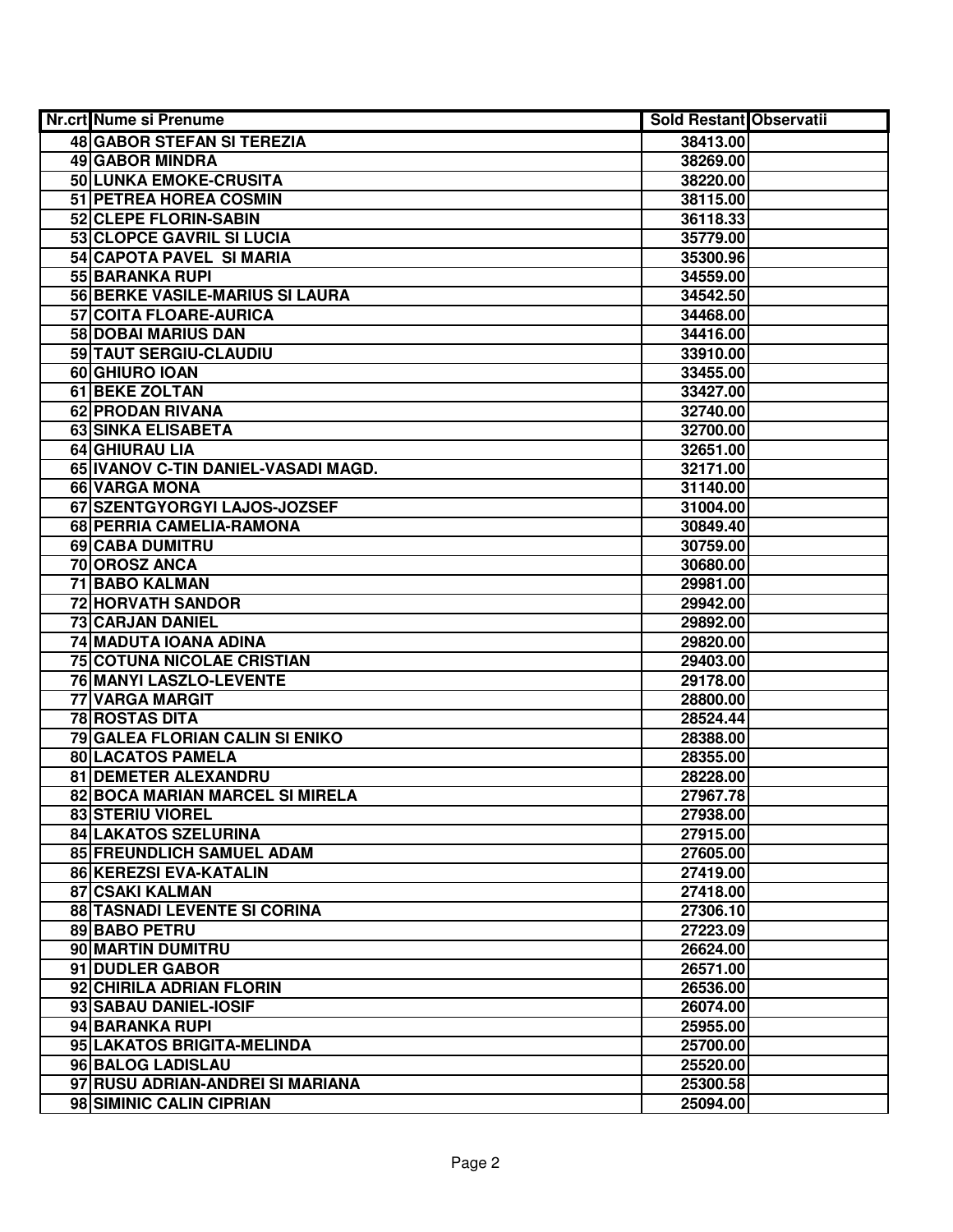| Nr.crt | Nume si Prenume | Sold Restant | Observatii |
|---|---|---|---|
| 48 | GABOR STEFAN SI TEREZIA | 38413.00 | |
| 49 | GABOR MINDRA | 38269.00 | |
| 50 | LUNKA EMOKE-CRUSITA | 38220.00 | |
| 51 | PETREA HOREA COSMIN | 38115.00 | |
| 52 | CLEPE FLORIN-SABIN | 36118.33 | |
| 53 | CLOPCE GAVRIL SI LUCIA | 35779.00 | |
| 54 | CAPOTA PAVEL SI MARIA | 35300.96 | |
| 55 | BARANKA RUPI | 34559.00 | |
| 56 | BERKE VASILE-MARIUS SI LAURA | 34542.50 | |
| 57 | COITA FLOARE-AURICA | 34468.00 | |
| 58 | DOBAI MARIUS DAN | 34416.00 | |
| 59 | TAUT SERGIU-CLAUDIU | 33910.00 | |
| 60 | GHIURO IOAN | 33455.00 | |
| 61 | BEKE ZOLTAN | 33427.00 | |
| 62 | PRODAN RIVANA | 32740.00 | |
| 63 | SINKA ELISABETA | 32700.00 | |
| 64 | GHIURAU LIA | 32651.00 | |
| 65 | IVANOV C-TIN DANIEL-VASADI MAGD. | 32171.00 | |
| 66 | VARGA MONA | 31140.00 | |
| 67 | SZENTGYORGYI LAJOS-JOZSEF | 31004.00 | |
| 68 | PERRIA CAMELIA-RAMONA | 30849.40 | |
| 69 | CABA DUMITRU | 30759.00 | |
| 70 | OROSZ ANCA | 30680.00 | |
| 71 | BABO KALMAN | 29981.00 | |
| 72 | HORVATH SANDOR | 29942.00 | |
| 73 | CARJAN DANIEL | 29892.00 | |
| 74 | MADUTA IOANA ADINA | 29820.00 | |
| 75 | COTUNA NICOLAE CRISTIAN | 29403.00 | |
| 76 | MANYI LASZLO-LEVENTE | 29178.00 | |
| 77 | VARGA MARGIT | 28800.00 | |
| 78 | ROSTAS DITA | 28524.44 | |
| 79 | GALEA FLORIAN CALIN SI ENIKO | 28388.00 | |
| 80 | LACATOS PAMELA | 28355.00 | |
| 81 | DEMETER ALEXANDRU | 28228.00 | |
| 82 | BOCA MARIAN MARCEL SI MIRELA | 27967.78 | |
| 83 | STERIU VIOREL | 27938.00 | |
| 84 | LAKATOS SZELURINA | 27915.00 | |
| 85 | FREUNDLICH SAMUEL ADAM | 27605.00 | |
| 86 | KEREZSI EVA-KATALIN | 27419.00 | |
| 87 | CSAKI KALMAN | 27418.00 | |
| 88 | TASNADI LEVENTE SI CORINA | 27306.10 | |
| 89 | BABO PETRU | 27223.09 | |
| 90 | MARTIN DUMITRU | 26624.00 | |
| 91 | DUDLER GABOR | 26571.00 | |
| 92 | CHIRILA ADRIAN FLORIN | 26536.00 | |
| 93 | SABAU DANIEL-IOSIF | 26074.00 | |
| 94 | BARANKA RUPI | 25955.00 | |
| 95 | LAKATOS BRIGITA-MELINDA | 25700.00 | |
| 96 | BALOG LADISLAU | 25520.00 | |
| 97 | RUSU ADRIAN-ANDREI SI MARIANA | 25300.58 | |
| 98 | SIMINIC CALIN CIPRIAN | 25094.00 | |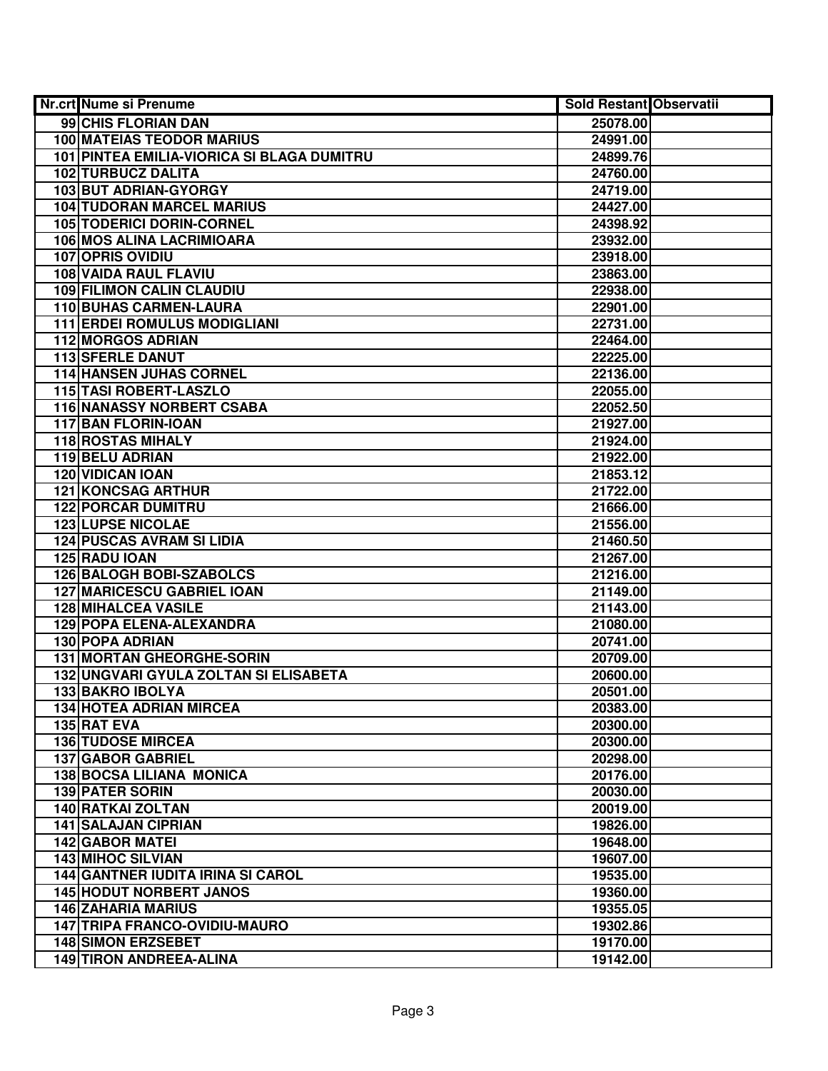| Nr.crt | Nume si Prenume | Sold Restant | Observatii |
|---|---|---|---|
| 99 | CHIS FLORIAN DAN | 25078.00 | |
| 100 | MATEIAS TEODOR MARIUS | 24991.00 | |
| 101 | PINTEA EMILIA-VIORICA SI BLAGA DUMITRU | 24899.76 | |
| 102 | TURBUCZ DALITA | 24760.00 | |
| 103 | BUT ADRIAN-GYORGY | 24719.00 | |
| 104 | TUDORAN MARCEL MARIUS | 24427.00 | |
| 105 | TODERICI DORIN-CORNEL | 24398.92 | |
| 106 | MOS ALINA LACRIMIOARA | 23932.00 | |
| 107 | OPRIS OVIDIU | 23918.00 | |
| 108 | VAIDA RAUL FLAVIU | 23863.00 | |
| 109 | FILIMON CALIN CLAUDIU | 22938.00 | |
| 110 | BUHAS CARMEN-LAURA | 22901.00 | |
| 111 | ERDEI ROMULUS MODIGLIANI | 22731.00 | |
| 112 | MORGOS ADRIAN | 22464.00 | |
| 113 | SFERLE DANUT | 22225.00 | |
| 114 | HANSEN JUHAS CORNEL | 22136.00 | |
| 115 | TASI ROBERT-LASZLO | 22055.00 | |
| 116 | NANASSY NORBERT CSABA | 22052.50 | |
| 117 | BAN FLORIN-IOAN | 21927.00 | |
| 118 | ROSTAS MIHALY | 21924.00 | |
| 119 | BELU ADRIAN | 21922.00 | |
| 120 | VIDICAN IOAN | 21853.12 | |
| 121 | KONCSAG ARTHUR | 21722.00 | |
| 122 | PORCAR DUMITRU | 21666.00 | |
| 123 | LUPSE NICOLAE | 21556.00 | |
| 124 | PUSCAS AVRAM SI LIDIA | 21460.50 | |
| 125 | RADU IOAN | 21267.00 | |
| 126 | BALOGH BOBI-SZABOLCS | 21216.00 | |
| 127 | MARICESCU GABRIEL IOAN | 21149.00 | |
| 128 | MIHALCEA VASILE | 21143.00 | |
| 129 | POPA ELENA-ALEXANDRA | 21080.00 | |
| 130 | POPA ADRIAN | 20741.00 | |
| 131 | MORTAN GHEORGHE-SORIN | 20709.00 | |
| 132 | UNGVARI GYULA ZOLTAN SI ELISABETA | 20600.00 | |
| 133 | BAKRO IBOLYA | 20501.00 | |
| 134 | HOTEA ADRIAN MIRCEA | 20383.00 | |
| 135 | RAT EVA | 20300.00 | |
| 136 | TUDOSE MIRCEA | 20300.00 | |
| 137 | GABOR GABRIEL | 20298.00 | |
| 138 | BOCSA LILIANA MONICA | 20176.00 | |
| 139 | PATER SORIN | 20030.00 | |
| 140 | RATKAI ZOLTAN | 20019.00 | |
| 141 | SALAJAN CIPRIAN | 19826.00 | |
| 142 | GABOR MATEI | 19648.00 | |
| 143 | MIHOC SILVIAN | 19607.00 | |
| 144 | GANTNER IUDITA IRINA SI CAROL | 19535.00 | |
| 145 | HODUT NORBERT JANOS | 19360.00 | |
| 146 | ZAHARIA MARIUS | 19355.05 | |
| 147 | TRIPA FRANCO-OVIDIU-MAURO | 19302.86 | |
| 148 | SIMON ERZSEBET | 19170.00 | |
| 149 | TIRON ANDREEA-ALINA | 19142.00 | |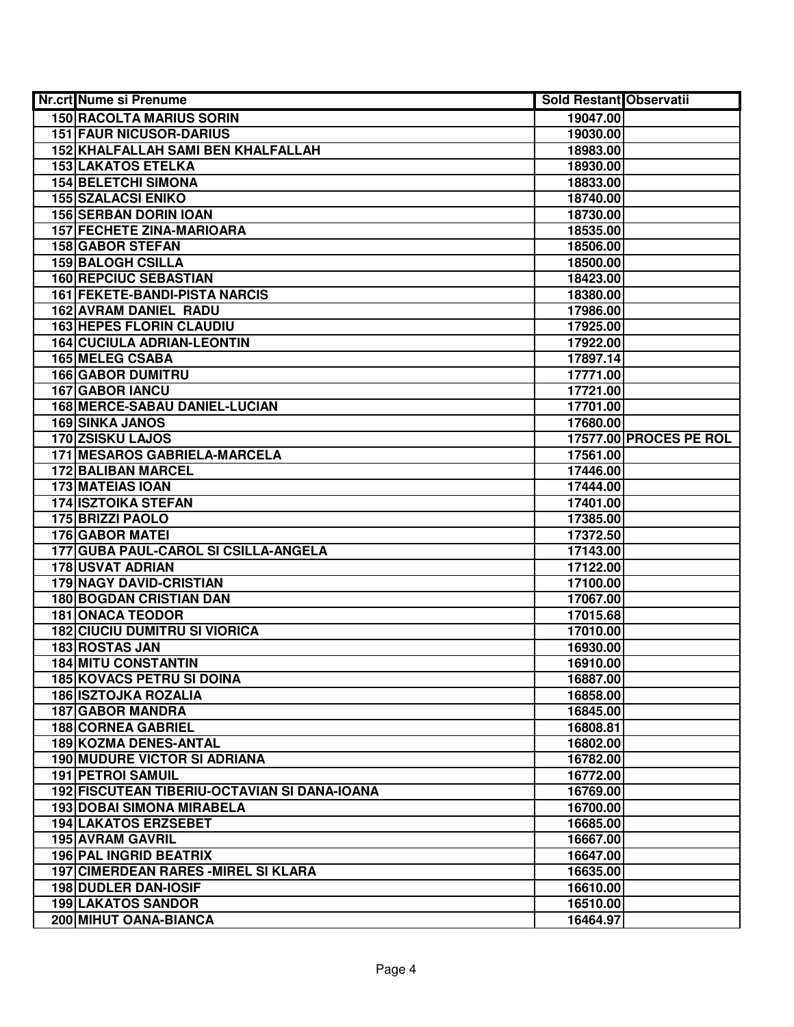| Nr.crt | Nume si Prenume | Sold Restant | Observatii |
|---|---|---|---|
| 150 | RACOLTA MARIUS SORIN | 19047.00 | |
| 151 | FAUR NICUSOR-DARIUS | 19030.00 | |
| 152 | KHALFALLAH SAMI BEN KHALFALLAH | 18983.00 | |
| 153 | LAKATOS ETELKA | 18930.00 | |
| 154 | BELETCHI SIMONA | 18833.00 | |
| 155 | SZALACSI ENIKO | 18740.00 | |
| 156 | SERBAN DORIN IOAN | 18730.00 | |
| 157 | FECHETE ZINA-MARIOARA | 18535.00 | |
| 158 | GABOR STEFAN | 18506.00 | |
| 159 | BALOGH CSILLA | 18500.00 | |
| 160 | REPCIUC SEBASTIAN | 18423.00 | |
| 161 | FEKETE-BANDI-PISTA NARCIS | 18380.00 | |
| 162 | AVRAM DANIEL RADU | 17986.00 | |
| 163 | HEPES FLORIN CLAUDIU | 17925.00 | |
| 164 | CUCIULA ADRIAN-LEONTIN | 17922.00 | |
| 165 | MELEG CSABA | 17897.14 | |
| 166 | GABOR DUMITRU | 17771.00 | |
| 167 | GABOR IANCU | 17721.00 | |
| 168 | MERCE-SABAU DANIEL-LUCIAN | 17701.00 | |
| 169 | SINKA JANOS | 17680.00 | |
| 170 | ZSISKU LAJOS | 17577.00 | PROCES PE ROL |
| 171 | MESAROS GABRIELA-MARCELA | 17561.00 | |
| 172 | BALIBAN MARCEL | 17446.00 | |
| 173 | MATEIAS IOAN | 17444.00 | |
| 174 | ISZTOIKA STEFAN | 17401.00 | |
| 175 | BRIZZI PAOLO | 17385.00 | |
| 176 | GABOR MATEI | 17372.50 | |
| 177 | GUBA PAUL-CAROL SI CSILLA-ANGELA | 17143.00 | |
| 178 | USVAT ADRIAN | 17122.00 | |
| 179 | NAGY DAVID-CRISTIAN | 17100.00 | |
| 180 | BOGDAN CRISTIAN DAN | 17067.00 | |
| 181 | ONACA TEODOR | 17015.68 | |
| 182 | CIUCIU DUMITRU SI VIORICA | 17010.00 | |
| 183 | ROSTAS JAN | 16930.00 | |
| 184 | MITU CONSTANTIN | 16910.00 | |
| 185 | KOVACS PETRU SI DOINA | 16887.00 | |
| 186 | ISZTOJKA ROZALIA | 16858.00 | |
| 187 | GABOR MANDRA | 16845.00 | |
| 188 | CORNEA GABRIEL | 16808.81 | |
| 189 | KOZMA DENES-ANTAL | 16802.00 | |
| 190 | MUDURE VICTOR SI ADRIANA | 16782.00 | |
| 191 | PETROI SAMUIL | 16772.00 | |
| 192 | FISCUTEAN TIBERIU-OCTAVIAN SI DANA-IOANA | 16769.00 | |
| 193 | DOBAI SIMONA MIRABELA | 16700.00 | |
| 194 | LAKATOS ERZSEBET | 16685.00 | |
| 195 | AVRAM GAVRIL | 16667.00 | |
| 196 | PAL INGRID BEATRIX | 16647.00 | |
| 197 | CIMERDEAN RARES -MIREL SI KLARA | 16635.00 | |
| 198 | DUDLER DAN-IOSIF | 16610.00 | |
| 199 | LAKATOS SANDOR | 16510.00 | |
| 200 | MIHUT OANA-BIANCA | 16464.97 | |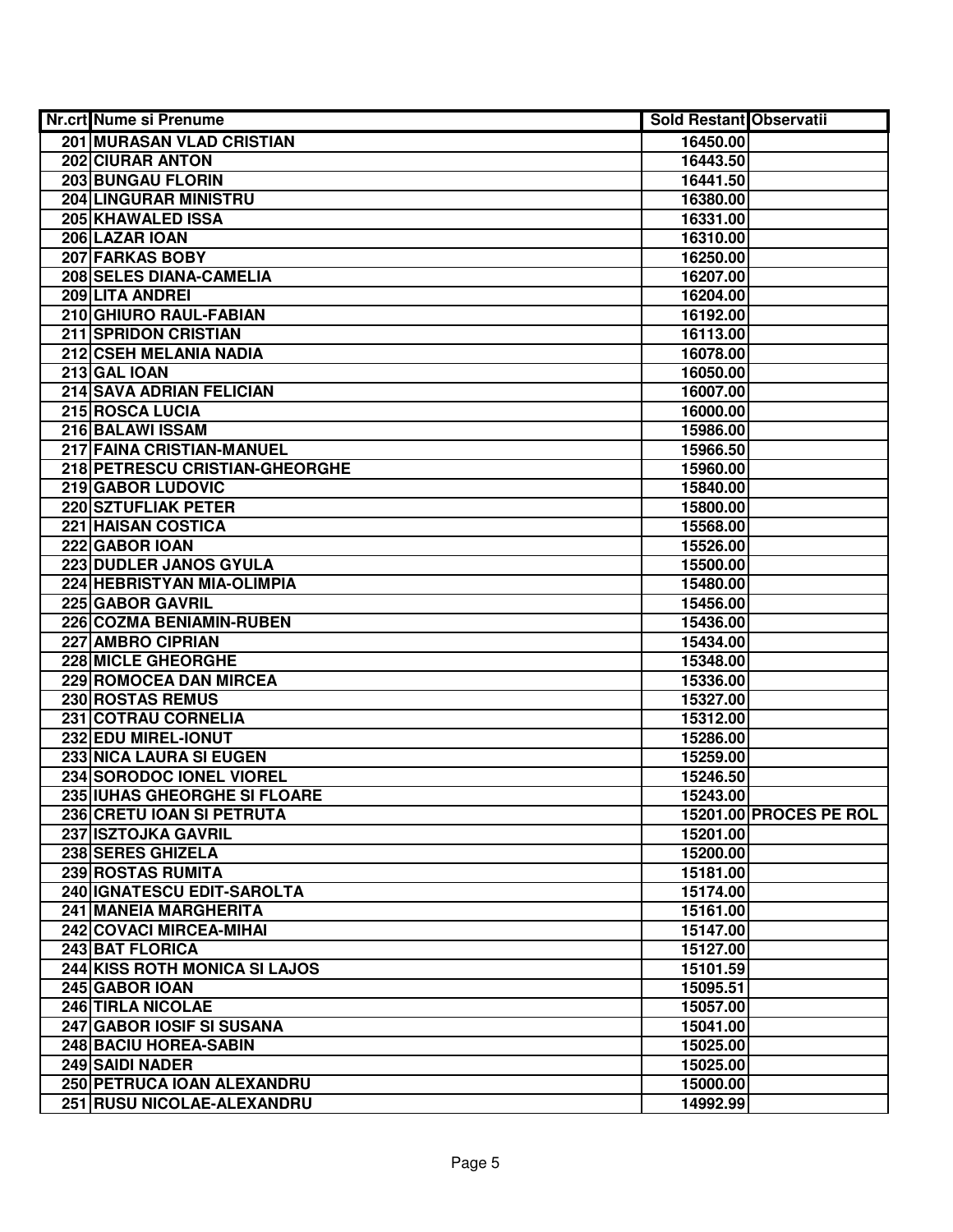| Nr.crt | Nume si Prenume | Sold Restant | Observatii |
|---|---|---|---|
| 201 | MURASAN VLAD CRISTIAN | 16450.00 | |
| 202 | CIURAR ANTON | 16443.50 | |
| 203 | BUNGAU FLORIN | 16441.50 | |
| 204 | LINGURAR MINISTRU | 16380.00 | |
| 205 | KHAWALED ISSA | 16331.00 | |
| 206 | LAZAR IOAN | 16310.00 | |
| 207 | FARKAS BOBY | 16250.00 | |
| 208 | SELES DIANA-CAMELIA | 16207.00 | |
| 209 | LITA ANDREI | 16204.00 | |
| 210 | GHIURO RAUL-FABIAN | 16192.00 | |
| 211 | SPRIDON CRISTIAN | 16113.00 | |
| 212 | CSEH MELANIA NADIA | 16078.00 | |
| 213 | GAL IOAN | 16050.00 | |
| 214 | SAVA ADRIAN FELICIAN | 16007.00 | |
| 215 | ROSCA LUCIA | 16000.00 | |
| 216 | BALAWI ISSAM | 15986.00 | |
| 217 | FAINA CRISTIAN-MANUEL | 15966.50 | |
| 218 | PETRESCU CRISTIAN-GHEORGHE | 15960.00 | |
| 219 | GABOR LUDOVIC | 15840.00 | |
| 220 | SZTUFLIAK PETER | 15800.00 | |
| 221 | HAISAN COSTICA | 15568.00 | |
| 222 | GABOR IOAN | 15526.00 | |
| 223 | DUDLER JANOS GYULA | 15500.00 | |
| 224 | HEBRISTYAN MIA-OLIMPIA | 15480.00 | |
| 225 | GABOR GAVRIL | 15456.00 | |
| 226 | COZMA BENIAMIN-RUBEN | 15436.00 | |
| 227 | AMBRO CIPRIAN | 15434.00 | |
| 228 | MICLE GHEORGHE | 15348.00 | |
| 229 | ROMOCEA DAN MIRCEA | 15336.00 | |
| 230 | ROSTAS REMUS | 15327.00 | |
| 231 | COTRAU CORNELIA | 15312.00 | |
| 232 | EDU MIREL-IONUT | 15286.00 | |
| 233 | NICA LAURA SI EUGEN | 15259.00 | |
| 234 | SORODOC IONEL VIOREL | 15246.50 | |
| 235 | IUHAS GHEORGHE SI FLOARE | 15243.00 | |
| 236 | CRETU IOAN SI PETRUTA | 15201.00 | PROCES PE ROL |
| 237 | ISZTOJKA GAVRIL | 15201.00 | |
| 238 | SERES GHIZELA | 15200.00 | |
| 239 | ROSTAS RUMITA | 15181.00 | |
| 240 | IGNATESCU EDIT-SAROLTA | 15174.00 | |
| 241 | MANEIA MARGHERITA | 15161.00 | |
| 242 | COVACI MIRCEA-MIHAI | 15147.00 | |
| 243 | BAT FLORICA | 15127.00 | |
| 244 | KISS ROTH MONICA SI LAJOS | 15101.59 | |
| 245 | GABOR IOAN | 15095.51 | |
| 246 | TIRLA NICOLAE | 15057.00 | |
| 247 | GABOR IOSIF SI SUSANA | 15041.00 | |
| 248 | BACIU HOREA-SABIN | 15025.00 | |
| 249 | SAIDI NADER | 15025.00 | |
| 250 | PETRUCA IOAN ALEXANDRU | 15000.00 | |
| 251 | RUSU NICOLAE-ALEXANDRU | 14992.99 | |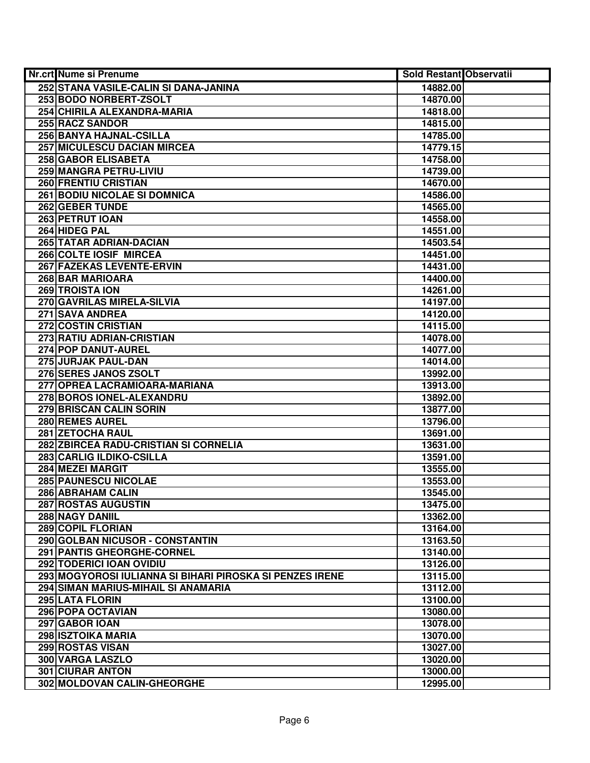| Nr.crt | Nume si Prenume | Sold Restant | Observatii |
|---|---|---|---|
| 252 | STANA VASILE-CALIN SI DANA-JANINA | 14882.00 | |
| 253 | BODO NORBERT-ZSOLT | 14870.00 | |
| 254 | CHIRILA ALEXANDRA-MARIA | 14818.00 | |
| 255 | RACZ SANDOR | 14815.00 | |
| 256 | BANYA HAJNAL-CSILLA | 14785.00 | |
| 257 | MICULESCU DACIAN MIRCEA | 14779.15 | |
| 258 | GABOR ELISABETA | 14758.00 | |
| 259 | MANGRA PETRU-LIVIU | 14739.00 | |
| 260 | FRENTIU CRISTIAN | 14670.00 | |
| 261 | BODIU NICOLAE SI DOMNICA | 14586.00 | |
| 262 | GEBER TUNDE | 14565.00 | |
| 263 | PETRUT IOAN | 14558.00 | |
| 264 | HIDEG PAL | 14551.00 | |
| 265 | TATAR ADRIAN-DACIAN | 14503.54 | |
| 266 | COLTE IOSIF MIRCEA | 14451.00 | |
| 267 | FAZEKAS LEVENTE-ERVIN | 14431.00 | |
| 268 | BAR MARIOARA | 14400.00 | |
| 269 | TROISTA ION | 14261.00 | |
| 270 | GAVRILAS MIRELA-SILVIA | 14197.00 | |
| 271 | SAVA ANDREA | 14120.00 | |
| 272 | COSTIN CRISTIAN | 14115.00 | |
| 273 | RATIU ADRIAN-CRISTIAN | 14078.00 | |
| 274 | POP DANUT-AUREL | 14077.00 | |
| 275 | JURJAK PAUL-DAN | 14014.00 | |
| 276 | SERES JANOS ZSOLT | 13992.00 | |
| 277 | OPREA LACRAMIOARA-MARIANA | 13913.00 | |
| 278 | BOROS IONEL-ALEXANDRU | 13892.00 | |
| 279 | BRISCAN CALIN SORIN | 13877.00 | |
| 280 | REMES AUREL | 13796.00 | |
| 281 | ZETOCHA RAUL | 13691.00 | |
| 282 | ZBIRCEA RADU-CRISTIAN SI CORNELIA | 13631.00 | |
| 283 | CARLIG ILDIKO-CSILLA | 13591.00 | |
| 284 | MEZEI MARGIT | 13555.00 | |
| 285 | PAUNESCU NICOLAE | 13553.00 | |
| 286 | ABRAHAM CALIN | 13545.00 | |
| 287 | ROSTAS AUGUSTIN | 13475.00 | |
| 288 | NAGY DANIIL | 13362.00 | |
| 289 | COPIL FLORIAN | 13164.00 | |
| 290 | GOLBAN NICUSOR - CONSTANTIN | 13163.50 | |
| 291 | PANTIS GHEORGHE-CORNEL | 13140.00 | |
| 292 | TODERICI IOAN OVIDIU | 13126.00 | |
| 293 | MOGYOROSI IULIANNA SI BIHARI PIROSKA SI PENZES IRENE | 13115.00 | |
| 294 | SIMAN MARIUS-MIHAIL SI ANAMARIA | 13112.00 | |
| 295 | LATA FLORIN | 13100.00 | |
| 296 | POPA OCTAVIAN | 13080.00 | |
| 297 | GABOR IOAN | 13078.00 | |
| 298 | ISZTOIKA MARIA | 13070.00 | |
| 299 | ROSTAS VISAN | 13027.00 | |
| 300 | VARGA LASZLO | 13020.00 | |
| 301 | CIURAR ANTON | 13000.00 | |
| 302 | MOLDOVAN CALIN-GHEORGHE | 12995.00 | |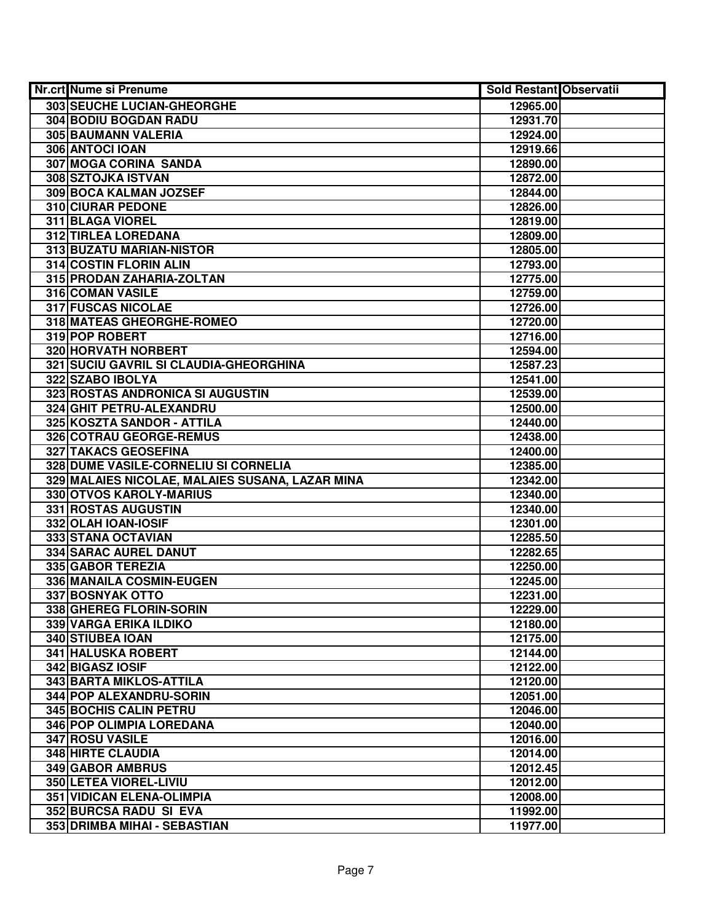| Nr.crt | Nume si Prenume | Sold Restant | Observatii |
|---|---|---|---|
| 303 | SEUCHE LUCIAN-GHEORGHE | 12965.00 | |
| 304 | BODIU BOGDAN RADU | 12931.70 | |
| 305 | BAUMANN VALERIA | 12924.00 | |
| 306 | ANTOCI IOAN | 12919.66 | |
| 307 | MOGA CORINA SANDA | 12890.00 | |
| 308 | SZTOJKA ISTVAN | 12872.00 | |
| 309 | BOCA KALMAN JOZSEF | 12844.00 | |
| 310 | CIURAR PEDONE | 12826.00 | |
| 311 | BLAGA VIOREL | 12819.00 | |
| 312 | TIRLEA LOREDANA | 12809.00 | |
| 313 | BUZATU MARIAN-NISTOR | 12805.00 | |
| 314 | COSTIN FLORIN ALIN | 12793.00 | |
| 315 | PRODAN ZAHARIA-ZOLTAN | 12775.00 | |
| 316 | COMAN VASILE | 12759.00 | |
| 317 | FUSCAS NICOLAE | 12726.00 | |
| 318 | MATEAS GHEORGHE-ROMEO | 12720.00 | |
| 319 | POP ROBERT | 12716.00 | |
| 320 | HORVATH NORBERT | 12594.00 | |
| 321 | SUCIU GAVRIL SI CLAUDIA-GHEORGHINA | 12587.23 | |
| 322 | SZABO IBOLYA | 12541.00 | |
| 323 | ROSTAS ANDRONICA SI AUGUSTIN | 12539.00 | |
| 324 | GHIT PETRU-ALEXANDRU | 12500.00 | |
| 325 | KOSZTA SANDOR - ATTILA | 12440.00 | |
| 326 | COTRAU GEORGE-REMUS | 12438.00 | |
| 327 | TAKACS GEOSEFINA | 12400.00 | |
| 328 | DUME VASILE-CORNELIU SI CORNELIA | 12385.00 | |
| 329 | MALAIES NICOLAE, MALAIES SUSANA, LAZAR MINA | 12342.00 | |
| 330 | OTVOS KAROLY-MARIUS | 12340.00 | |
| 331 | ROSTAS AUGUSTIN | 12340.00 | |
| 332 | OLAH IOAN-IOSIF | 12301.00 | |
| 333 | STANA OCTAVIAN | 12285.50 | |
| 334 | SARAC AUREL DANUT | 12282.65 | |
| 335 | GABOR TEREZIA | 12250.00 | |
| 336 | MANAILA COSMIN-EUGEN | 12245.00 | |
| 337 | BOSNYAK OTTO | 12231.00 | |
| 338 | GHEREG FLORIN-SORIN | 12229.00 | |
| 339 | VARGA ERIKA ILDIKO | 12180.00 | |
| 340 | STIUBEA IOAN | 12175.00 | |
| 341 | HALUSKA ROBERT | 12144.00 | |
| 342 | BIGASZ IOSIF | 12122.00 | |
| 343 | BARTA MIKLOS-ATTILA | 12120.00 | |
| 344 | POP ALEXANDRU-SORIN | 12051.00 | |
| 345 | BOCHIS CALIN PETRU | 12046.00 | |
| 346 | POP OLIMPIA LOREDANA | 12040.00 | |
| 347 | ROSU VASILE | 12016.00 | |
| 348 | HIRTE CLAUDIA | 12014.00 | |
| 349 | GABOR AMBRUS | 12012.45 | |
| 350 | LETEA VIOREL-LIVIU | 12012.00 | |
| 351 | VIDICAN ELENA-OLIMPIA | 12008.00 | |
| 352 | BURCSA RADU SI EVA | 11992.00 | |
| 353 | DRIMBA MIHAI - SEBASTIAN | 11977.00 | |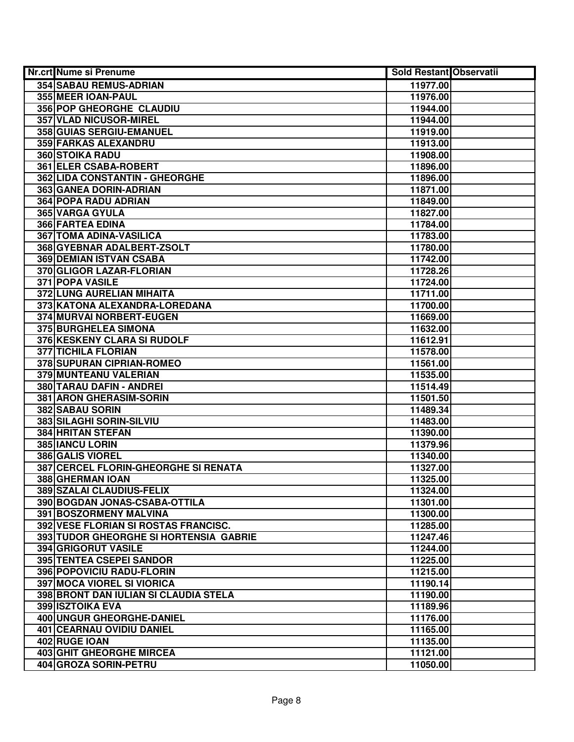| Nr.crt | Nume si Prenume | Sold Restant | Observatii |
|---|---|---|---|
| 354 | SABAU REMUS-ADRIAN | 11977.00 | |
| 355 | MEER IOAN-PAUL | 11976.00 | |
| 356 | POP GHEORGHE CLAUDIU | 11944.00 | |
| 357 | VLAD NICUSOR-MIREL | 11944.00 | |
| 358 | GUIAS SERGIU-EMANUEL | 11919.00 | |
| 359 | FARKAS ALEXANDRU | 11913.00 | |
| 360 | STOIKA RADU | 11908.00 | |
| 361 | ELER CSABA-ROBERT | 11896.00 | |
| 362 | LIDA CONSTANTIN - GHEORGHE | 11896.00 | |
| 363 | GANEA DORIN-ADRIAN | 11871.00 | |
| 364 | POPA RADU ADRIAN | 11849.00 | |
| 365 | VARGA GYULA | 11827.00 | |
| 366 | FARTEA EDINA | 11784.00 | |
| 367 | TOMA ADINA-VASILICA | 11783.00 | |
| 368 | GYEBNAR ADALBERT-ZSOLT | 11780.00 | |
| 369 | DEMIAN ISTVAN CSABA | 11742.00 | |
| 370 | GLIGOR LAZAR-FLORIAN | 11728.26 | |
| 371 | POPA VASILE | 11724.00 | |
| 372 | LUNG AURELIAN MIHAITA | 11711.00 | |
| 373 | KATONA ALEXANDRA-LOREDANA | 11700.00 | |
| 374 | MURVAI NORBERT-EUGEN | 11669.00 | |
| 375 | BURGHELEA SIMONA | 11632.00 | |
| 376 | KESKENY CLARA SI RUDOLF | 11612.91 | |
| 377 | TICHILA FLORIAN | 11578.00 | |
| 378 | SUPURAN CIPRIAN-ROMEO | 11561.00 | |
| 379 | MUNTEANU VALERIAN | 11535.00 | |
| 380 | TARAU DAFIN - ANDREI | 11514.49 | |
| 381 | ARON GHERASIM-SORIN | 11501.50 | |
| 382 | SABAU SORIN | 11489.34 | |
| 383 | SILAGHI SORIN-SILVIU | 11483.00 | |
| 384 | HRITAN STEFAN | 11390.00 | |
| 385 | IANCU LORIN | 11379.96 | |
| 386 | GALIS VIOREL | 11340.00 | |
| 387 | CERCEL FLORIN-GHEORGHE SI RENATA | 11327.00 | |
| 388 | GHERMAN IOAN | 11325.00 | |
| 389 | SZALAI CLAUDIUS-FELIX | 11324.00 | |
| 390 | BOGDAN JONAS-CSABA-OTTILA | 11301.00 | |
| 391 | BOSZORMENY MALVINA | 11300.00 | |
| 392 | VESE FLORIAN SI ROSTAS FRANCISC. | 11285.00 | |
| 393 | TUDOR GHEORGHE SI HORTENSIA GABRIE | 11247.46 | |
| 394 | GRIGORUT VASILE | 11244.00 | |
| 395 | TENTEA CSEPEI SANDOR | 11225.00 | |
| 396 | POPOVICIU RADU-FLORIN | 11215.00 | |
| 397 | MOCA VIOREL SI VIORICA | 11190.14 | |
| 398 | BRONT DAN IULIAN SI CLAUDIA STELA | 11190.00 | |
| 399 | ISZTOIKA EVA | 11189.96 | |
| 400 | UNGUR GHEORGHE-DANIEL | 11176.00 | |
| 401 | CEARNAU OVIDIU DANIEL | 11165.00 | |
| 402 | RUGE IOAN | 11135.00 | |
| 403 | GHIT GHEORGHE MIRCEA | 11121.00 | |
| 404 | GROZA SORIN-PETRU | 11050.00 | |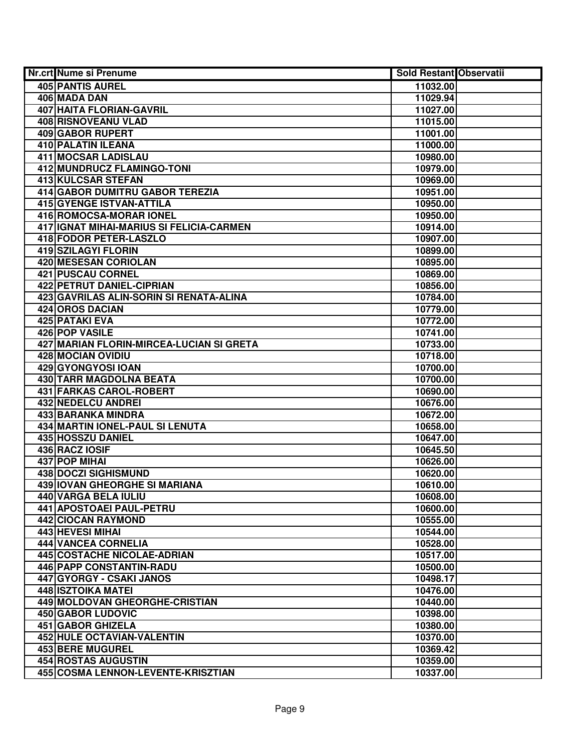| Nr.crt | Nume si Prenume | Sold Restant | Observatii |
|---|---|---|---|
| 405 | PANTIS AUREL | 11032.00 | |
| 406 | MADA DAN | 11029.94 | |
| 407 | HAITA FLORIAN-GAVRIL | 11027.00 | |
| 408 | RISNOVEANU VLAD | 11015.00 | |
| 409 | GABOR RUPERT | 11001.00 | |
| 410 | PALATIN ILEANA | 11000.00 | |
| 411 | MOCSAR LADISLAU | 10980.00 | |
| 412 | MUNDRUCZ FLAMINGO-TONI | 10979.00 | |
| 413 | KULCSAR STEFAN | 10969.00 | |
| 414 | GABOR DUMITRU GABOR TEREZIA | 10951.00 | |
| 415 | GYENGE ISTVAN-ATTILA | 10950.00 | |
| 416 | ROMOCSA-MORAR IONEL | 10950.00 | |
| 417 | IGNAT MIHAI-MARIUS SI FELICIA-CARMEN | 10914.00 | |
| 418 | FODOR PETER-LASZLO | 10907.00 | |
| 419 | SZILAGYI FLORIN | 10899.00 | |
| 420 | MESESAN CORIOLAN | 10895.00 | |
| 421 | PUSCAU CORNEL | 10869.00 | |
| 422 | PETRUT DANIEL-CIPRIAN | 10856.00 | |
| 423 | GAVRILAS ALIN-SORIN SI RENATA-ALINA | 10784.00 | |
| 424 | OROS DACIAN | 10779.00 | |
| 425 | PATAKI EVA | 10772.00 | |
| 426 | POP VASILE | 10741.00 | |
| 427 | MARIAN FLORIN-MIRCEA-LUCIAN SI GRETA | 10733.00 | |
| 428 | MOCIAN OVIDIU | 10718.00 | |
| 429 | GYONGYOSI IOAN | 10700.00 | |
| 430 | TARR MAGDOLNA BEATA | 10700.00 | |
| 431 | FARKAS CAROL-ROBERT | 10690.00 | |
| 432 | NEDELCU ANDREI | 10676.00 | |
| 433 | BARANKA MINDRA | 10672.00 | |
| 434 | MARTIN IONEL-PAUL SI LENUTA | 10658.00 | |
| 435 | HOSSZU DANIEL | 10647.00 | |
| 436 | RACZ IOSIF | 10645.50 | |
| 437 | POP MIHAI | 10626.00 | |
| 438 | DOCZI SIGHISMUND | 10620.00 | |
| 439 | IOVAN GHEORGHE SI MARIANA | 10610.00 | |
| 440 | VARGA BELA IULIU | 10608.00 | |
| 441 | APOSTOAEI PAUL-PETRU | 10600.00 | |
| 442 | CIOCAN RAYMOND | 10555.00 | |
| 443 | HEVESI MIHAI | 10544.00 | |
| 444 | VANCEA CORNELIA | 10528.00 | |
| 445 | COSTACHE NICOLAE-ADRIAN | 10517.00 | |
| 446 | PAPP CONSTANTIN-RADU | 10500.00 | |
| 447 | GYORGY - CSAKI JANOS | 10498.17 | |
| 448 | ISZTOIKA MATEI | 10476.00 | |
| 449 | MOLDOVAN GHEORGHE-CRISTIAN | 10440.00 | |
| 450 | GABOR LUDOVIC | 10398.00 | |
| 451 | GABOR GHIZELA | 10380.00 | |
| 452 | HULE OCTAVIAN-VALENTIN | 10370.00 | |
| 453 | BERE MUGUREL | 10369.42 | |
| 454 | ROSTAS AUGUSTIN | 10359.00 | |
| 455 | COSMA LENNON-LEVENTE-KRISZTIAN | 10337.00 | |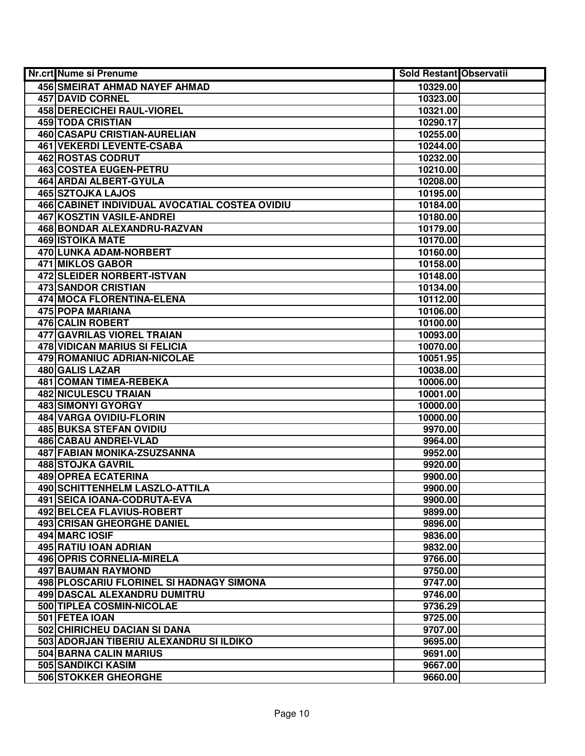| Nr.crt | Nume si Prenume | Sold Restant | Observatii |
|---|---|---|---|
| 456 | SMEIRAT AHMAD NAYEF AHMAD | 10329.00 | |
| 457 | DAVID CORNEL | 10323.00 | |
| 458 | DERECICHEI RAUL-VIOREL | 10321.00 | |
| 459 | TODA CRISTIAN | 10290.17 | |
| 460 | CASAPU CRISTIAN-AURELIAN | 10255.00 | |
| 461 | VEKERDI LEVENTE-CSABA | 10244.00 | |
| 462 | ROSTAS CODRUT | 10232.00 | |
| 463 | COSTEA EUGEN-PETRU | 10210.00 | |
| 464 | ARDAI ALBERT-GYULA | 10208.00 | |
| 465 | SZTOJKA LAJOS | 10195.00 | |
| 466 | CABINET INDIVIDUAL AVOCATIAL COSTEA OVIDIU | 10184.00 | |
| 467 | KOSZTIN VASILE-ANDREI | 10180.00 | |
| 468 | BONDAR ALEXANDRU-RAZVAN | 10179.00 | |
| 469 | ISTOIKA MATE | 10170.00 | |
| 470 | LUNKA ADAM-NORBERT | 10160.00 | |
| 471 | MIKLOS GABOR | 10158.00 | |
| 472 | SLEIDER NORBERT-ISTVAN | 10148.00 | |
| 473 | SANDOR CRISTIAN | 10134.00 | |
| 474 | MOCA FLORENTINA-ELENA | 10112.00 | |
| 475 | POPA MARIANA | 10106.00 | |
| 476 | CALIN ROBERT | 10100.00 | |
| 477 | GAVRILAS VIOREL TRAIAN | 10093.00 | |
| 478 | VIDICAN MARIUS SI FELICIA | 10070.00 | |
| 479 | ROMANIUC ADRIAN-NICOLAE | 10051.95 | |
| 480 | GALIS LAZAR | 10038.00 | |
| 481 | COMAN TIMEA-REBEKA | 10006.00 | |
| 482 | NICULESCU TRAIAN | 10001.00 | |
| 483 | SIMONYI GYORGY | 10000.00 | |
| 484 | VARGA OVIDIU-FLORIN | 10000.00 | |
| 485 | BUKSA STEFAN OVIDIU | 9970.00 | |
| 486 | CABAU ANDREI-VLAD | 9964.00 | |
| 487 | FABIAN MONIKA-ZSUZSANNA | 9952.00 | |
| 488 | STOJKA GAVRIL | 9920.00 | |
| 489 | OPREA ECATERINA | 9900.00 | |
| 490 | SCHITTENHELM LASZLO-ATTILA | 9900.00 | |
| 491 | SEICA IOANA-CODRUTA-EVA | 9900.00 | |
| 492 | BELCEA FLAVIUS-ROBERT | 9899.00 | |
| 493 | CRISAN GHEORGHE DANIEL | 9896.00 | |
| 494 | MARC IOSIF | 9836.00 | |
| 495 | RATIU IOAN ADRIAN | 9832.00 | |
| 496 | OPRIS CORNELIA-MIRELA | 9766.00 | |
| 497 | BAUMAN RAYMOND | 9750.00 | |
| 498 | PLOSCARIU FLORINEL SI HADNAGY SIMONA | 9747.00 | |
| 499 | DASCAL ALEXANDRU DUMITRU | 9746.00 | |
| 500 | TIPLEA COSMIN-NICOLAE | 9736.29 | |
| 501 | FETEA IOAN | 9725.00 | |
| 502 | CHIRICHEU DACIAN SI DANA | 9707.00 | |
| 503 | ADORJAN TIBERIU ALEXANDRU SI ILDIKO | 9695.00 | |
| 504 | BARNA CALIN MARIUS | 9691.00 | |
| 505 | SANDIKCI KASIM | 9667.00 | |
| 506 | STOKKER GHEORGHE | 9660.00 | |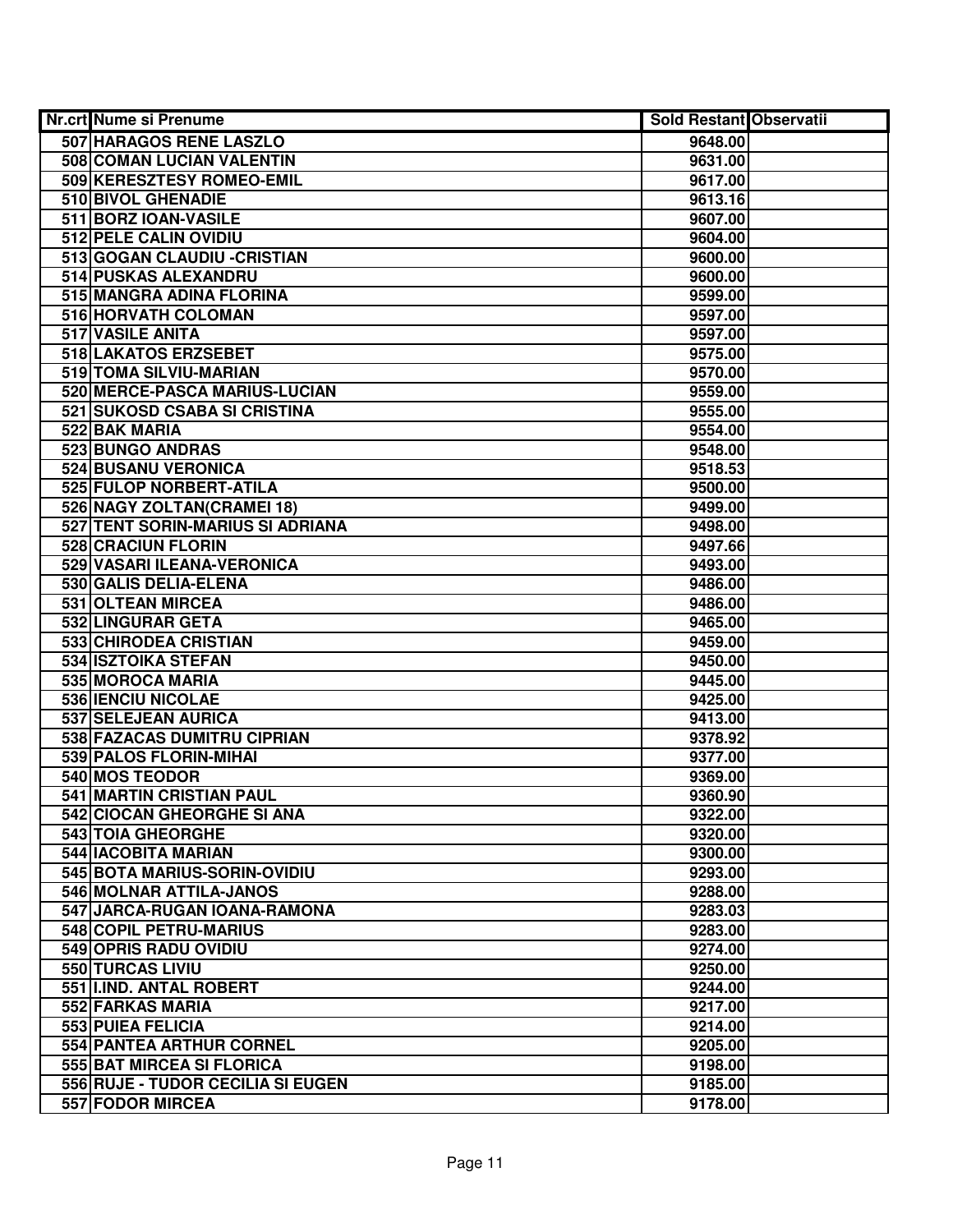| Nr.crt | Nume si Prenume | Sold Restant | Observatii |
|---|---|---|---|
| 507 | HARAGOS RENE LASZLO | 9648.00 | |
| 508 | COMAN LUCIAN VALENTIN | 9631.00 | |
| 509 | KERESZTESY ROMEO-EMIL | 9617.00 | |
| 510 | BIVOL GHENADIE | 9613.16 | |
| 511 | BORZ IOAN-VASILE | 9607.00 | |
| 512 | PELE CALIN OVIDIU | 9604.00 | |
| 513 | GOGAN CLAUDIU -CRISTIAN | 9600.00 | |
| 514 | PUSKAS ALEXANDRU | 9600.00 | |
| 515 | MANGRA ADINA FLORINA | 9599.00 | |
| 516 | HORVATH COLOMAN | 9597.00 | |
| 517 | VASILE ANITA | 9597.00 | |
| 518 | LAKATOS ERZSEBET | 9575.00 | |
| 519 | TOMA SILVIU-MARIAN | 9570.00 | |
| 520 | MERCE-PASCA MARIUS-LUCIAN | 9559.00 | |
| 521 | SUKOSD CSABA SI CRISTINA | 9555.00 | |
| 522 | BAK MARIA | 9554.00 | |
| 523 | BUNGO ANDRAS | 9548.00 | |
| 524 | BUSANU VERONICA | 9518.53 | |
| 525 | FULOP NORBERT-ATILA | 9500.00 | |
| 526 | NAGY ZOLTAN(CRAMEI 18) | 9499.00 | |
| 527 | TENT SORIN-MARIUS SI ADRIANA | 9498.00 | |
| 528 | CRACIUN FLORIN | 9497.66 | |
| 529 | VASARI ILEANA-VERONICA | 9493.00 | |
| 530 | GALIS DELIA-ELENA | 9486.00 | |
| 531 | OLTEAN MIRCEA | 9486.00 | |
| 532 | LINGURAR GETA | 9465.00 | |
| 533 | CHIRODEA CRISTIAN | 9459.00 | |
| 534 | ISZTOIKA STEFAN | 9450.00 | |
| 535 | MOROCA MARIA | 9445.00 | |
| 536 | IENCIU NICOLAE | 9425.00 | |
| 537 | SELEJEAN AURICA | 9413.00 | |
| 538 | FAZACAS DUMITRU CIPRIAN | 9378.92 | |
| 539 | PALOS FLORIN-MIHAI | 9377.00 | |
| 540 | MOS TEODOR | 9369.00 | |
| 541 | MARTIN CRISTIAN PAUL | 9360.90 | |
| 542 | CIOCAN GHEORGHE SI ANA | 9322.00 | |
| 543 | TOIA GHEORGHE | 9320.00 | |
| 544 | IACOBITA MARIAN | 9300.00 | |
| 545 | BOTA MARIUS-SORIN-OVIDIU | 9293.00 | |
| 546 | MOLNAR ATTILA-JANOS | 9288.00 | |
| 547 | JARCA-RUGAN IOANA-RAMONA | 9283.03 | |
| 548 | COPIL PETRU-MARIUS | 9283.00 | |
| 549 | OPRIS RADU OVIDIU | 9274.00 | |
| 550 | TURCAS LIVIU | 9250.00 | |
| 551 | I.IND. ANTAL ROBERT | 9244.00 | |
| 552 | FARKAS MARIA | 9217.00 | |
| 553 | PUIEA FELICIA | 9214.00 | |
| 554 | PANTEA ARTHUR CORNEL | 9205.00 | |
| 555 | BAT MIRCEA SI FLORICA | 9198.00 | |
| 556 | RUJE - TUDOR CECILIA SI EUGEN | 9185.00 | |
| 557 | FODOR MIRCEA | 9178.00 | |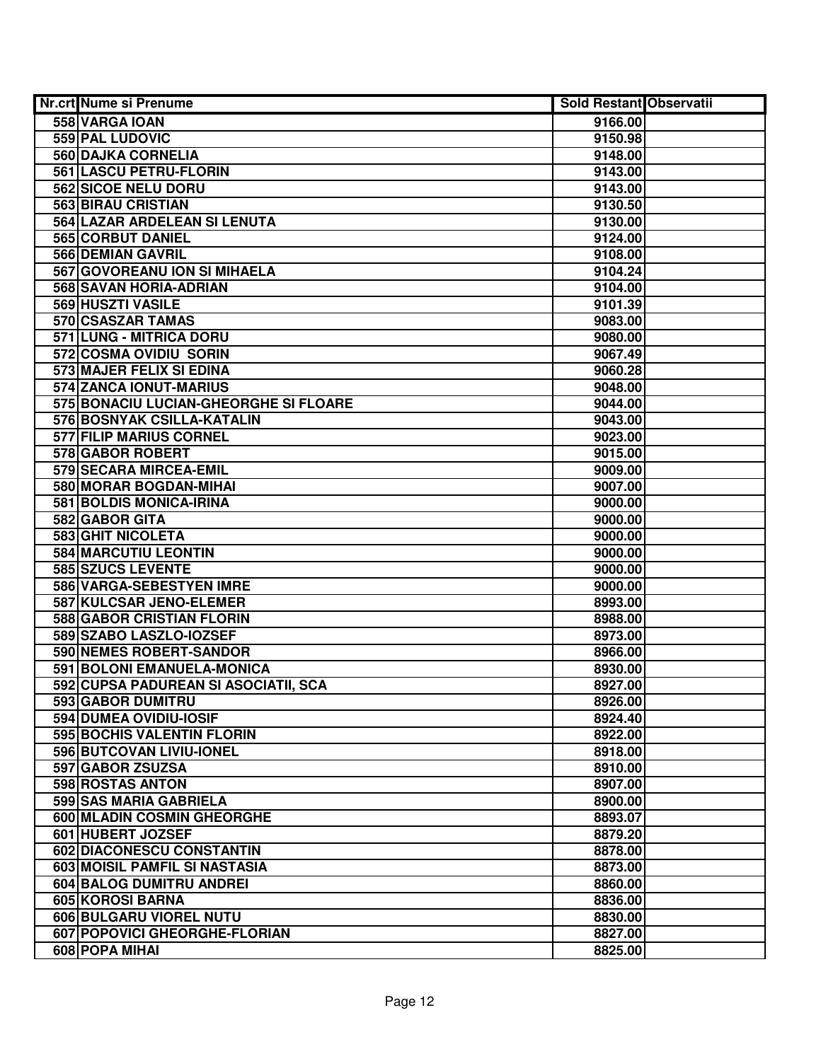| Nr.crt | Nume si Prenume | Sold Restant | Observatii |
|---|---|---|---|
| 558 | VARGA IOAN | 9166.00 | |
| 559 | PAL LUDOVIC | 9150.98 | |
| 560 | DAJKA CORNELIA | 9148.00 | |
| 561 | LASCU PETRU-FLORIN | 9143.00 | |
| 562 | SICOE NELU DORU | 9143.00 | |
| 563 | BIRAU CRISTIAN | 9130.50 | |
| 564 | LAZAR ARDELEAN SI LENUTA | 9130.00 | |
| 565 | CORBUT DANIEL | 9124.00 | |
| 566 | DEMIAN GAVRIL | 9108.00 | |
| 567 | GOVOREANU ION SI MIHAELA | 9104.24 | |
| 568 | SAVAN HORIA-ADRIAN | 9104.00 | |
| 569 | HUSZTI VASILE | 9101.39 | |
| 570 | CSASZAR TAMAS | 9083.00 | |
| 571 | LUNG - MITRICA DORU | 9080.00 | |
| 572 | COSMA OVIDIU SORIN | 9067.49 | |
| 573 | MAJER FELIX SI EDINA | 9060.28 | |
| 574 | ZANCA IONUT-MARIUS | 9048.00 | |
| 575 | BONACIU LUCIAN-GHEORGHE SI FLOARE | 9044.00 | |
| 576 | BOSNYAK CSILLA-KATALIN | 9043.00 | |
| 577 | FILIP MARIUS CORNEL | 9023.00 | |
| 578 | GABOR ROBERT | 9015.00 | |
| 579 | SECARA MIRCEA-EMIL | 9009.00 | |
| 580 | MORAR BOGDAN-MIHAI | 9007.00 | |
| 581 | BOLDIS MONICA-IRINA | 9000.00 | |
| 582 | GABOR GITA | 9000.00 | |
| 583 | GHIT NICOLETA | 9000.00 | |
| 584 | MARCUTIU LEONTIN | 9000.00 | |
| 585 | SZUCS LEVENTE | 9000.00 | |
| 586 | VARGA-SEBESTYEN IMRE | 9000.00 | |
| 587 | KULCSAR JENO-ELEMER | 8993.00 | |
| 588 | GABOR CRISTIAN FLORIN | 8988.00 | |
| 589 | SZABO LASZLO-IOZSEF | 8973.00 | |
| 590 | NEMES ROBERT-SANDOR | 8966.00 | |
| 591 | BOLONI EMANUELA-MONICA | 8930.00 | |
| 592 | CUPSA PADUREAN SI ASOCIATII, SCA | 8927.00 | |
| 593 | GABOR DUMITRU | 8926.00 | |
| 594 | DUMEA OVIDIU-IOSIF | 8924.40 | |
| 595 | BOCHIS VALENTIN FLORIN | 8922.00 | |
| 596 | BUTCOVAN LIVIU-IONEL | 8918.00 | |
| 597 | GABOR ZSUZSA | 8910.00 | |
| 598 | ROSTAS ANTON | 8907.00 | |
| 599 | SAS MARIA GABRIELA | 8900.00 | |
| 600 | MLADIN COSMIN GHEORGHE | 8893.07 | |
| 601 | HUBERT JOZSEF | 8879.20 | |
| 602 | DIACONESCU CONSTANTIN | 8878.00 | |
| 603 | MOISIL PAMFIL SI NASTASIA | 8873.00 | |
| 604 | BALOG DUMITRU ANDREI | 8860.00 | |
| 605 | KOROSI BARNA | 8836.00 | |
| 606 | BULGARU VIOREL NUTU | 8830.00 | |
| 607 | POPOVICI GHEORGHE-FLORIAN | 8827.00 | |
| 608 | POPA MIHAI | 8825.00 | |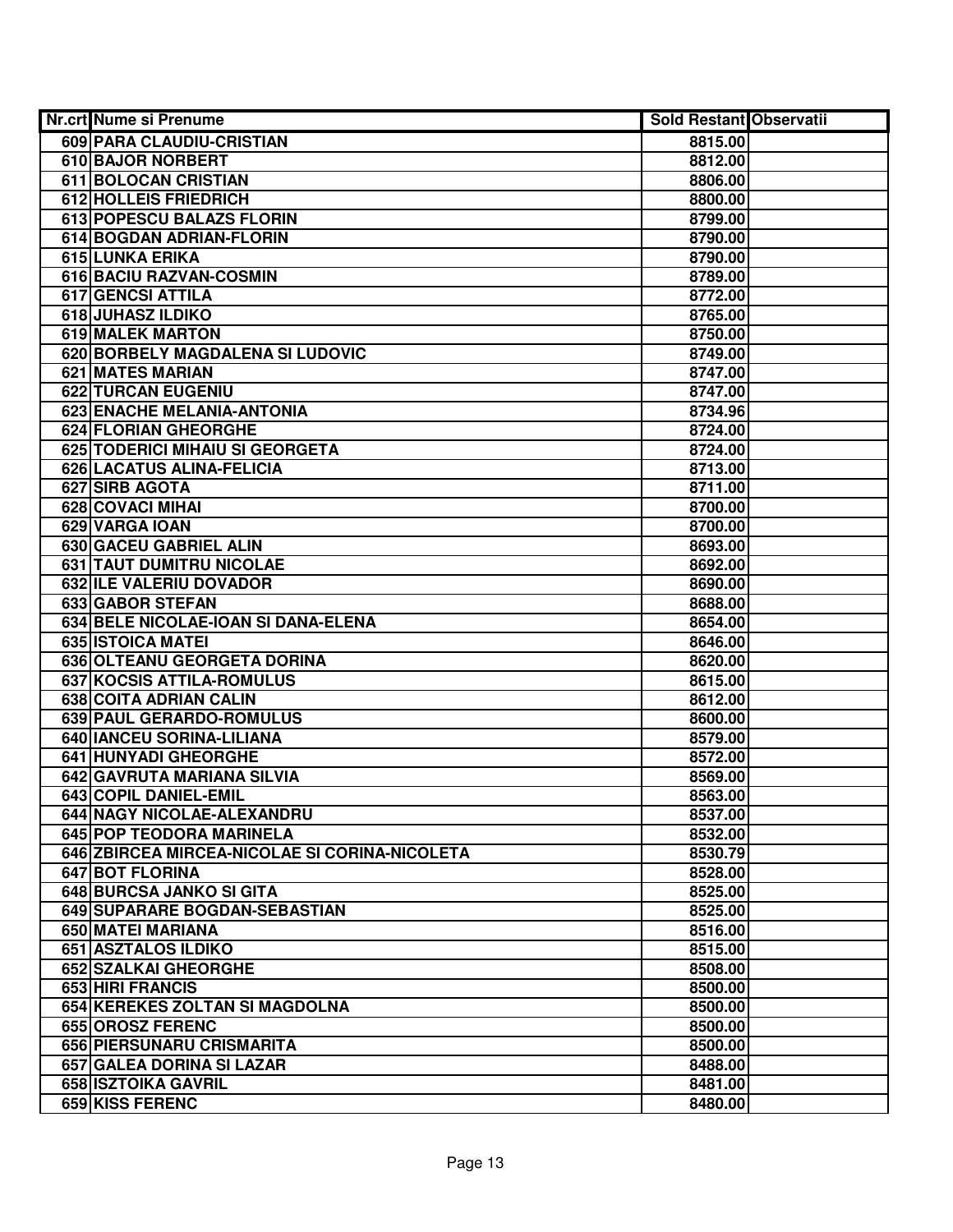| Nr.crt | Nume si Prenume | Sold Restant | Observatii |
|---|---|---|---|
| 609 | PARA CLAUDIU-CRISTIAN | 8815.00 | |
| 610 | BAJOR NORBERT | 8812.00 | |
| 611 | BOLOCAN CRISTIAN | 8806.00 | |
| 612 | HOLLEIS FRIEDRICH | 8800.00 | |
| 613 | POPESCU BALAZS FLORIN | 8799.00 | |
| 614 | BOGDAN ADRIAN-FLORIN | 8790.00 | |
| 615 | LUNKA ERIKA | 8790.00 | |
| 616 | BACIU RAZVAN-COSMIN | 8789.00 | |
| 617 | GENCSI ATTILA | 8772.00 | |
| 618 | JUHASZ ILDIKO | 8765.00 | |
| 619 | MALEK MARTON | 8750.00 | |
| 620 | BORBELY MAGDALENA SI LUDOVIC | 8749.00 | |
| 621 | MATES MARIAN | 8747.00 | |
| 622 | TURCAN EUGENIU | 8747.00 | |
| 623 | ENACHE MELANIA-ANTONIA | 8734.96 | |
| 624 | FLORIAN GHEORGHE | 8724.00 | |
| 625 | TODERICI MIHAIU SI GEORGETA | 8724.00 | |
| 626 | LACATUS ALINA-FELICIA | 8713.00 | |
| 627 | SIRB AGOTA | 8711.00 | |
| 628 | COVACI MIHAI | 8700.00 | |
| 629 | VARGA IOAN | 8700.00 | |
| 630 | GACEU GABRIEL ALIN | 8693.00 | |
| 631 | TAUT DUMITRU NICOLAE | 8692.00 | |
| 632 | ILE VALERIU DOVADOR | 8690.00 | |
| 633 | GABOR STEFAN | 8688.00 | |
| 634 | BELE NICOLAE-IOAN SI DANA-ELENA | 8654.00 | |
| 635 | ISTOICA MATEI | 8646.00 | |
| 636 | OLTEANU GEORGETA DORINA | 8620.00 | |
| 637 | KOCSIS ATTILA-ROMULUS | 8615.00 | |
| 638 | COITA ADRIAN CALIN | 8612.00 | |
| 639 | PAUL GERARDO-ROMULUS | 8600.00 | |
| 640 | IANCEU SORINA-LILIANA | 8579.00 | |
| 641 | HUNYADI GHEORGHE | 8572.00 | |
| 642 | GAVRUTA MARIANA SILVIA | 8569.00 | |
| 643 | COPIL DANIEL-EMIL | 8563.00 | |
| 644 | NAGY NICOLAE-ALEXANDRU | 8537.00 | |
| 645 | POP TEODORA MARINELA | 8532.00 | |
| 646 | ZBIRCEA MIRCEA-NICOLAE SI CORINA-NICOLETA | 8530.79 | |
| 647 | BOT FLORINA | 8528.00 | |
| 648 | BURCSA JANKO SI GITA | 8525.00 | |
| 649 | SUPARARE BOGDAN-SEBASTIAN | 8525.00 | |
| 650 | MATEI MARIANA | 8516.00 | |
| 651 | ASZTALOS ILDIKO | 8515.00 | |
| 652 | SZALKAI GHEORGHE | 8508.00 | |
| 653 | HIRI FRANCIS | 8500.00 | |
| 654 | KEREKES ZOLTAN SI MAGDOLNA | 8500.00 | |
| 655 | OROSZ FERENC | 8500.00 | |
| 656 | PIERSUNARU CRISMARITA | 8500.00 | |
| 657 | GALEA DORINA SI LAZAR | 8488.00 | |
| 658 | ISZTOIKA GAVRIL | 8481.00 | |
| 659 | KISS FERENC | 8480.00 | |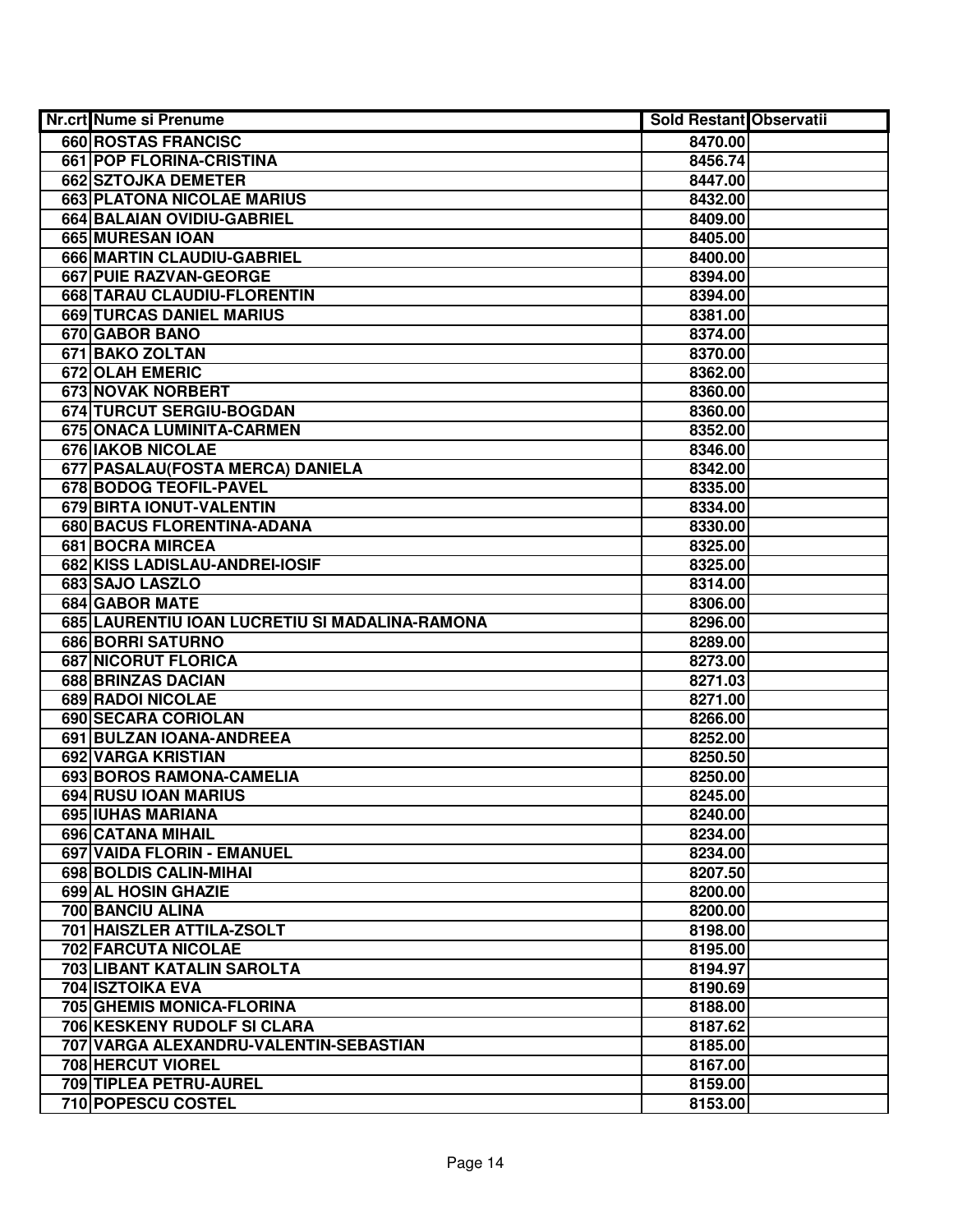| Nr.crt | Nume si Prenume | Sold Restant | Observatii |
|---|---|---|---|
| 660 | ROSTAS FRANCISC | 8470.00 | |
| 661 | POP FLORINA-CRISTINA | 8456.74 | |
| 662 | SZTOJKA DEMETER | 8447.00 | |
| 663 | PLATONA NICOLAE MARIUS | 8432.00 | |
| 664 | BALAIAN OVIDIU-GABRIEL | 8409.00 | |
| 665 | MURESAN IOAN | 8405.00 | |
| 666 | MARTIN CLAUDIU-GABRIEL | 8400.00 | |
| 667 | PUIE RAZVAN-GEORGE | 8394.00 | |
| 668 | TARAU CLAUDIU-FLORENTIN | 8394.00 | |
| 669 | TURCAS DANIEL MARIUS | 8381.00 | |
| 670 | GABOR BANO | 8374.00 | |
| 671 | BAKO ZOLTAN | 8370.00 | |
| 672 | OLAH EMERIC | 8362.00 | |
| 673 | NOVAK NORBERT | 8360.00 | |
| 674 | TURCUT SERGIU-BOGDAN | 8360.00 | |
| 675 | ONACA LUMINITA-CARMEN | 8352.00 | |
| 676 | IAKOB NICOLAE | 8346.00 | |
| 677 | PASALAU(FOSTA MERCA) DANIELA | 8342.00 | |
| 678 | BODOG TEOFIL-PAVEL | 8335.00 | |
| 679 | BIRTA IONUT-VALENTIN | 8334.00 | |
| 680 | BACUS FLORENTINA-ADANA | 8330.00 | |
| 681 | BOCRA MIRCEA | 8325.00 | |
| 682 | KISS LADISLAU-ANDREI-IOSIF | 8325.00 | |
| 683 | SAJO LASZLO | 8314.00 | |
| 684 | GABOR MATE | 8306.00 | |
| 685 | LAURENTIU IOAN LUCRETIU SI MADALINA-RAMONA | 8296.00 | |
| 686 | BORRI SATURNO | 8289.00 | |
| 687 | NICORUT FLORICA | 8273.00 | |
| 688 | BRINZAS DACIAN | 8271.03 | |
| 689 | RADOI NICOLAE | 8271.00 | |
| 690 | SECARA CORIOLAN | 8266.00 | |
| 691 | BULZAN IOANA-ANDREEA | 8252.00 | |
| 692 | VARGA KRISTIAN | 8250.50 | |
| 693 | BOROS RAMONA-CAMELIA | 8250.00 | |
| 694 | RUSU IOAN MARIUS | 8245.00 | |
| 695 | IUHAS MARIANA | 8240.00 | |
| 696 | CATANA MIHAIL | 8234.00 | |
| 697 | VAIDA FLORIN - EMANUEL | 8234.00 | |
| 698 | BOLDIS CALIN-MIHAI | 8207.50 | |
| 699 | AL HOSIN GHAZIE | 8200.00 | |
| 700 | BANCIU ALINA | 8200.00 | |
| 701 | HAISZLER ATTILA-ZSOLT | 8198.00 | |
| 702 | FARCUTA NICOLAE | 8195.00 | |
| 703 | LIBANT KATALIN SAROLTA | 8194.97 | |
| 704 | ISZTOIKA EVA | 8190.69 | |
| 705 | GHEMIS MONICA-FLORINA | 8188.00 | |
| 706 | KESKENY RUDOLF SI CLARA | 8187.62 | |
| 707 | VARGA ALEXANDRU-VALENTIN-SEBASTIAN | 8185.00 | |
| 708 | HERCUT VIOREL | 8167.00 | |
| 709 | TIPLEA PETRU-AUREL | 8159.00 | |
| 710 | POPESCU COSTEL | 8153.00 | |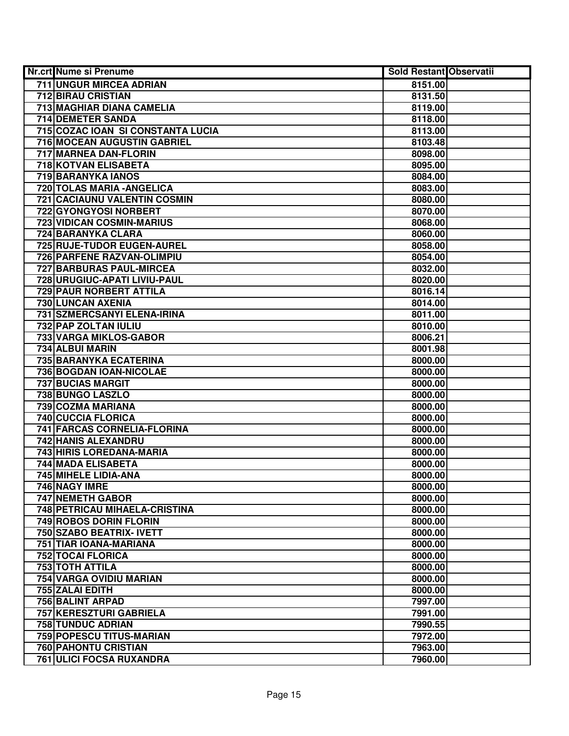| Nr.crt | Nume si Prenume | Sold Restant | Observatii |
|---|---|---|---|
| 711 | UNGUR MIRCEA ADRIAN | 8151.00 | |
| 712 | BIRAU CRISTIAN | 8131.50 | |
| 713 | MAGHIAR DIANA CAMELIA | 8119.00 | |
| 714 | DEMETER SANDA | 8118.00 | |
| 715 | COZAC IOAN  SI CONSTANTA LUCIA | 8113.00 | |
| 716 | MOCEAN AUGUSTIN GABRIEL | 8103.48 | |
| 717 | MARNEA DAN-FLORIN | 8098.00 | |
| 718 | KOTVAN ELISABETA | 8095.00 | |
| 719 | BARANYKA IANOS | 8084.00 | |
| 720 | TOLAS MARIA -ANGELICA | 8083.00 | |
| 721 | CACIAUNU VALENTIN COSMIN | 8080.00 | |
| 722 | GYONGYOSI NORBERT | 8070.00 | |
| 723 | VIDICAN COSMIN-MARIUS | 8068.00 | |
| 724 | BARANYKA CLARA | 8060.00 | |
| 725 | RUJE-TUDOR EUGEN-AUREL | 8058.00 | |
| 726 | PARFENE RAZVAN-OLIMPIU | 8054.00 | |
| 727 | BARBURAS PAUL-MIRCEA | 8032.00 | |
| 728 | URUGIUC-APATI LIVIU-PAUL | 8020.00 | |
| 729 | PAUR NORBERT ATTILA | 8016.14 | |
| 730 | LUNCAN AXENIA | 8014.00 | |
| 731 | SZMERCSANYI ELENA-IRINA | 8011.00 | |
| 732 | PAP ZOLTAN IULIU | 8010.00 | |
| 733 | VARGA MIKLOS-GABOR | 8006.21 | |
| 734 | ALBUI MARIN | 8001.98 | |
| 735 | BARANYKA ECATERINA | 8000.00 | |
| 736 | BOGDAN IOAN-NICOLAE | 8000.00 | |
| 737 | BUCIAS MARGIT | 8000.00 | |
| 738 | BUNGO LASZLO | 8000.00 | |
| 739 | COZMA MARIANA | 8000.00 | |
| 740 | CUCCIA FLORICA | 8000.00 | |
| 741 | FARCAS CORNELIA-FLORINA | 8000.00 | |
| 742 | HANIS ALEXANDRU | 8000.00 | |
| 743 | HIRIS LOREDANA-MARIA | 8000.00 | |
| 744 | MADA ELISABETA | 8000.00 | |
| 745 | MIHELE LIDIA-ANA | 8000.00 | |
| 746 | NAGY IMRE | 8000.00 | |
| 747 | NEMETH GABOR | 8000.00 | |
| 748 | PETRICAU MIHAELA-CRISTINA | 8000.00 | |
| 749 | ROBOS DORIN FLORIN | 8000.00 | |
| 750 | SZABO BEATRIX- IVETT | 8000.00 | |
| 751 | TIAR IOANA-MARIANA | 8000.00 | |
| 752 | TOCAI FLORICA | 8000.00 | |
| 753 | TOTH ATTILA | 8000.00 | |
| 754 | VARGA OVIDIU MARIAN | 8000.00 | |
| 755 | ZALAI EDITH | 8000.00 | |
| 756 | BALINT ARPAD | 7997.00 | |
| 757 | KERESZTURI GABRIELA | 7991.00 | |
| 758 | TUNDUC ADRIAN | 7990.55 | |
| 759 | POPESCU TITUS-MARIAN | 7972.00 | |
| 760 | PAHONTU CRISTIAN | 7963.00 | |
| 761 | ULICI FOCSA RUXANDRA | 7960.00 | |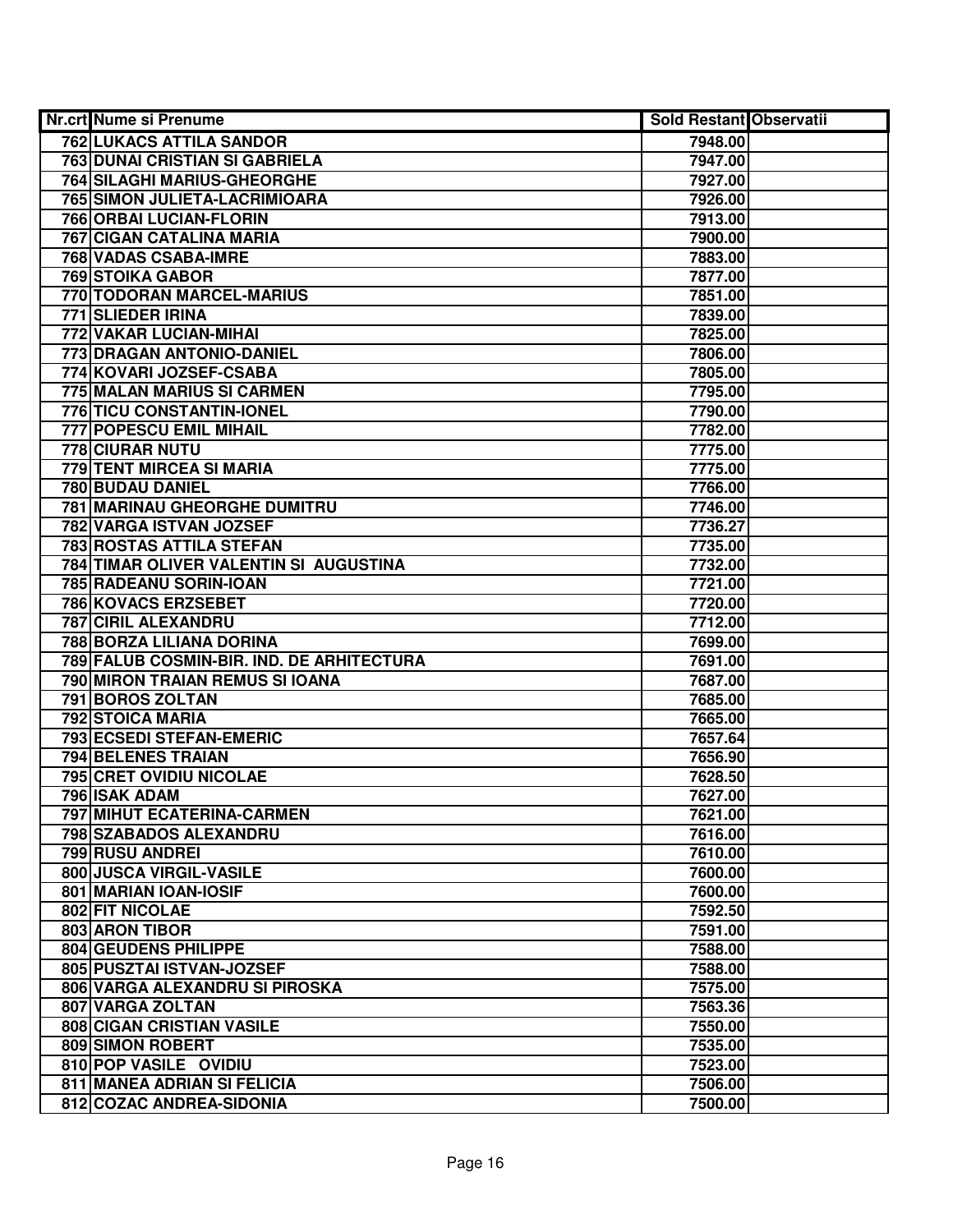| Nr.crt | Nume si Prenume | Sold Restant | Observatii |
|---|---|---|---|
| 762 | LUKACS ATTILA SANDOR | 7948.00 | |
| 763 | DUNAI CRISTIAN SI GABRIELA | 7947.00 | |
| 764 | SILAGHI MARIUS-GHEORGHE | 7927.00 | |
| 765 | SIMON JULIETA-LACRIMIOARA | 7926.00 | |
| 766 | ORBAI LUCIAN-FLORIN | 7913.00 | |
| 767 | CIGAN CATALINA MARIA | 7900.00 | |
| 768 | VADAS CSABA-IMRE | 7883.00 | |
| 769 | STOIKA GABOR | 7877.00 | |
| 770 | TODORAN MARCEL-MARIUS | 7851.00 | |
| 771 | SLIEDER IRINA | 7839.00 | |
| 772 | VAKAR LUCIAN-MIHAI | 7825.00 | |
| 773 | DRAGAN ANTONIO-DANIEL | 7806.00 | |
| 774 | KOVARI JOZSEF-CSABA | 7805.00 | |
| 775 | MALAN MARIUS SI CARMEN | 7795.00 | |
| 776 | TICU CONSTANTIN-IONEL | 7790.00 | |
| 777 | POPESCU EMIL MIHAIL | 7782.00 | |
| 778 | CIURAR NUTU | 7775.00 | |
| 779 | TENT MIRCEA SI MARIA | 7775.00 | |
| 780 | BUDAU DANIEL | 7766.00 | |
| 781 | MARINAU GHEORGHE DUMITRU | 7746.00 | |
| 782 | VARGA ISTVAN JOZSEF | 7736.27 | |
| 783 | ROSTAS ATTILA STEFAN | 7735.00 | |
| 784 | TIMAR OLIVER VALENTIN SI AUGUSTINA | 7732.00 | |
| 785 | RADEANU SORIN-IOAN | 7721.00 | |
| 786 | KOVACS ERZSEBET | 7720.00 | |
| 787 | CIRIL ALEXANDRU | 7712.00 | |
| 788 | BORZA LILIANA DORINA | 7699.00 | |
| 789 | FALUB COSMIN-BIR. IND. DE ARHITECTURA | 7691.00 | |
| 790 | MIRON TRAIAN REMUS SI IOANA | 7687.00 | |
| 791 | BOROS ZOLTAN | 7685.00 | |
| 792 | STOICA MARIA | 7665.00 | |
| 793 | ECSEDI STEFAN-EMERIC | 7657.64 | |
| 794 | BELENES TRAIAN | 7656.90 | |
| 795 | CRET OVIDIU NICOLAE | 7628.50 | |
| 796 | ISAK ADAM | 7627.00 | |
| 797 | MIHUT ECATERINA-CARMEN | 7621.00 | |
| 798 | SZABADOS ALEXANDRU | 7616.00 | |
| 799 | RUSU ANDREI | 7610.00 | |
| 800 | JUSCA VIRGIL-VASILE | 7600.00 | |
| 801 | MARIAN IOAN-IOSIF | 7600.00 | |
| 802 | FIT NICOLAE | 7592.50 | |
| 803 | ARON TIBOR | 7591.00 | |
| 804 | GEUDENS PHILIPPE | 7588.00 | |
| 805 | PUSZTAI ISTVAN-JOZSEF | 7588.00 | |
| 806 | VARGA ALEXANDRU SI PIROSKA | 7575.00 | |
| 807 | VARGA ZOLTAN | 7563.36 | |
| 808 | CIGAN CRISTIAN VASILE | 7550.00 | |
| 809 | SIMON ROBERT | 7535.00 | |
| 810 | POP VASILE OVIDIU | 7523.00 | |
| 811 | MANEA ADRIAN SI FELICIA | 7506.00 | |
| 812 | COZAC ANDREA-SIDONIA | 7500.00 | |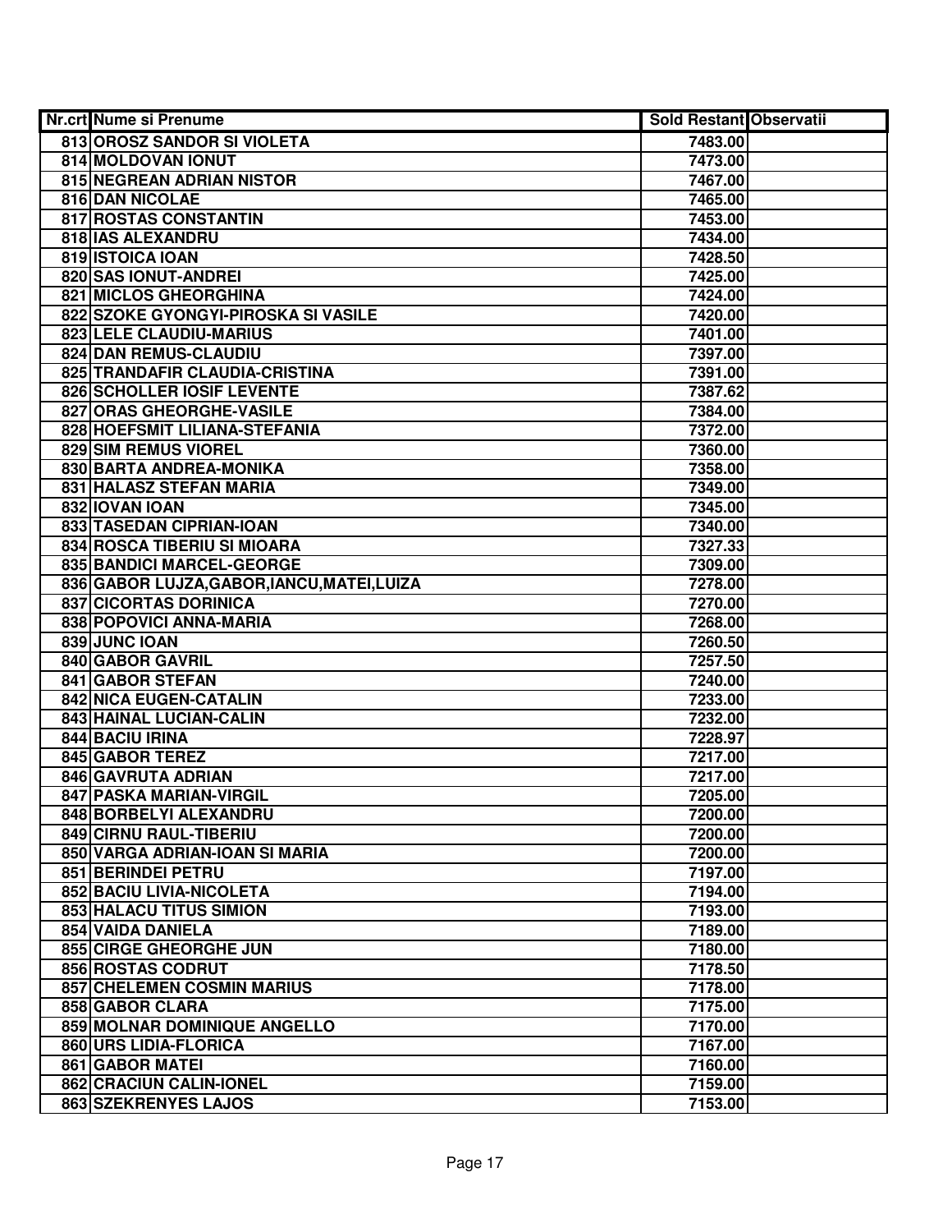| Nr.crt | Nume si Prenume | Sold Restant | Observatii |
| --- | --- | --- | --- |
| 813 | OROSZ SANDOR SI VIOLETA | 7483.00 | |
| 814 | MOLDOVAN IONUT | 7473.00 | |
| 815 | NEGREAN ADRIAN NISTOR | 7467.00 | |
| 816 | DAN NICOLAE | 7465.00 | |
| 817 | ROSTAS CONSTANTIN | 7453.00 | |
| 818 | IAS ALEXANDRU | 7434.00 | |
| 819 | ISTOICA IOAN | 7428.50 | |
| 820 | SAS IONUT-ANDREI | 7425.00 | |
| 821 | MICLOS GHEORGHINA | 7424.00 | |
| 822 | SZOKE GYONGYI-PIROSKA SI VASILE | 7420.00 | |
| 823 | LELE CLAUDIU-MARIUS | 7401.00 | |
| 824 | DAN REMUS-CLAUDIU | 7397.00 | |
| 825 | TRANDAFIR CLAUDIA-CRISTINA | 7391.00 | |
| 826 | SCHOLLER IOSIF LEVENTE | 7387.62 | |
| 827 | ORAS GHEORGHE-VASILE | 7384.00 | |
| 828 | HOEFSMIT LILIANA-STEFANIA | 7372.00 | |
| 829 | SIM REMUS VIOREL | 7360.00 | |
| 830 | BARTA ANDREA-MONIKA | 7358.00 | |
| 831 | HALASZ STEFAN MARIA | 7349.00 | |
| 832 | IOVAN IOAN | 7345.00 | |
| 833 | TASEDAN CIPRIAN-IOAN | 7340.00 | |
| 834 | ROSCA TIBERIU SI MIOARA | 7327.33 | |
| 835 | BANDICI MARCEL-GEORGE | 7309.00 | |
| 836 | GABOR LUJZA,GABOR,IANCU,MATEI,LUIZA | 7278.00 | |
| 837 | CICORTAS DORINICA | 7270.00 | |
| 838 | POPOVICI ANNA-MARIA | 7268.00 | |
| 839 | JUNC IOAN | 7260.50 | |
| 840 | GABOR GAVRIL | 7257.50 | |
| 841 | GABOR STEFAN | 7240.00 | |
| 842 | NICA EUGEN-CATALIN | 7233.00 | |
| 843 | HAINAL LUCIAN-CALIN | 7232.00 | |
| 844 | BACIU IRINA | 7228.97 | |
| 845 | GABOR TEREZ | 7217.00 | |
| 846 | GAVRUTA ADRIAN | 7217.00 | |
| 847 | PASKA MARIAN-VIRGIL | 7205.00 | |
| 848 | BORBELYI ALEXANDRU | 7200.00 | |
| 849 | CIRNU RAUL-TIBERIU | 7200.00 | |
| 850 | VARGA ADRIAN-IOAN SI MARIA | 7200.00 | |
| 851 | BERINDEI PETRU | 7197.00 | |
| 852 | BACIU LIVIA-NICOLETA | 7194.00 | |
| 853 | HALACU TITUS SIMION | 7193.00 | |
| 854 | VAIDA DANIELA | 7189.00 | |
| 855 | CIRGE GHEORGHE JUN | 7180.00 | |
| 856 | ROSTAS CODRUT | 7178.50 | |
| 857 | CHELEMEN COSMIN MARIUS | 7178.00 | |
| 858 | GABOR CLARA | 7175.00 | |
| 859 | MOLNAR DOMINIQUE ANGELLO | 7170.00 | |
| 860 | URS LIDIA-FLORICA | 7167.00 | |
| 861 | GABOR MATEI | 7160.00 | |
| 862 | CRACIUN CALIN-IONEL | 7159.00 | |
| 863 | SZEKRENYES LAJOS | 7153.00 | |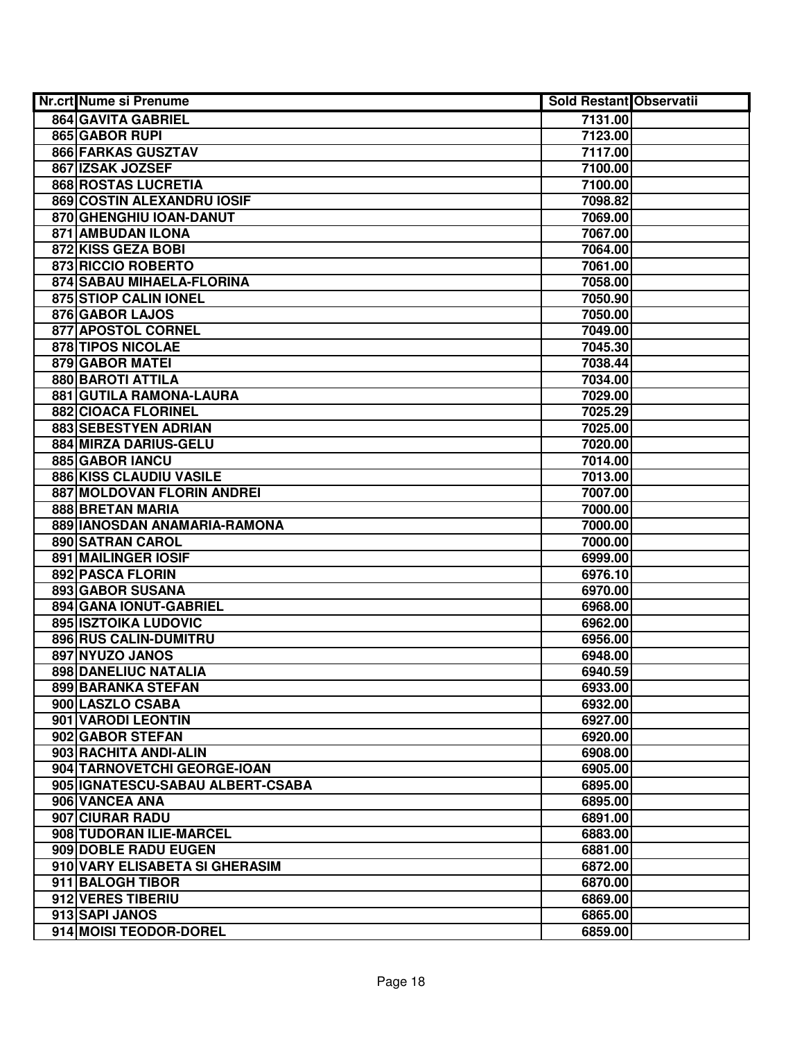| Nr.crt | Nume si Prenume | Sold Restant | Observatii |
|---|---|---|---|
| 864 | GAVITA GABRIEL | 7131.00 | |
| 865 | GABOR RUPI | 7123.00 | |
| 866 | FARKAS GUSZTAV | 7117.00 | |
| 867 | IZSAK JOZSEF | 7100.00 | |
| 868 | ROSTAS LUCRETIA | 7100.00 | |
| 869 | COSTIN ALEXANDRU IOSIF | 7098.82 | |
| 870 | GHENGHIU IOAN-DANUT | 7069.00 | |
| 871 | AMBUDAN ILONA | 7067.00 | |
| 872 | KISS GEZA BOBI | 7064.00 | |
| 873 | RICCIO ROBERTO | 7061.00 | |
| 874 | SABAU MIHAELA-FLORINA | 7058.00 | |
| 875 | STIOP CALIN IONEL | 7050.90 | |
| 876 | GABOR LAJOS | 7050.00 | |
| 877 | APOSTOL CORNEL | 7049.00 | |
| 878 | TIPOS NICOLAE | 7045.30 | |
| 879 | GABOR MATEI | 7038.44 | |
| 880 | BAROTI ATTILA | 7034.00 | |
| 881 | GUTILA RAMONA-LAURA | 7029.00 | |
| 882 | CIOACA FLORINEL | 7025.29 | |
| 883 | SEBESTYEN ADRIAN | 7025.00 | |
| 884 | MIRZA DARIUS-GELU | 7020.00 | |
| 885 | GABOR IANCU | 7014.00 | |
| 886 | KISS CLAUDIU VASILE | 7013.00 | |
| 887 | MOLDOVAN FLORIN ANDREI | 7007.00 | |
| 888 | BRETAN MARIA | 7000.00 | |
| 889 | IANOSDAN ANAMARIA-RAMONA | 7000.00 | |
| 890 | SATRAN CAROL | 7000.00 | |
| 891 | MAILINGER IOSIF | 6999.00 | |
| 892 | PASCA FLORIN | 6976.10 | |
| 893 | GABOR SUSANA | 6970.00 | |
| 894 | GANA IONUT-GABRIEL | 6968.00 | |
| 895 | ISZTOIKA LUDOVIC | 6962.00 | |
| 896 | RUS CALIN-DUMITRU | 6956.00 | |
| 897 | NYUZO JANOS | 6948.00 | |
| 898 | DANELIUC NATALIA | 6940.59 | |
| 899 | BARANKA STEFAN | 6933.00 | |
| 900 | LASZLO CSABA | 6932.00 | |
| 901 | VARODI LEONTIN | 6927.00 | |
| 902 | GABOR STEFAN | 6920.00 | |
| 903 | RACHITA ANDI-ALIN | 6908.00 | |
| 904 | TARNOVETCHI GEORGE-IOAN | 6905.00 | |
| 905 | IGNATESCU-SABAU ALBERT-CSABA | 6895.00 | |
| 906 | VANCEA ANA | 6895.00 | |
| 907 | CIURAR RADU | 6891.00 | |
| 908 | TUDORAN ILIE-MARCEL | 6883.00 | |
| 909 | DOBLE RADU EUGEN | 6881.00 | |
| 910 | VARY ELISABETA SI GHERASIM | 6872.00 | |
| 911 | BALOGH TIBOR | 6870.00 | |
| 912 | VERES TIBERIU | 6869.00 | |
| 913 | SAPI JANOS | 6865.00 | |
| 914 | MOISI TEODOR-DOREL | 6859.00 | |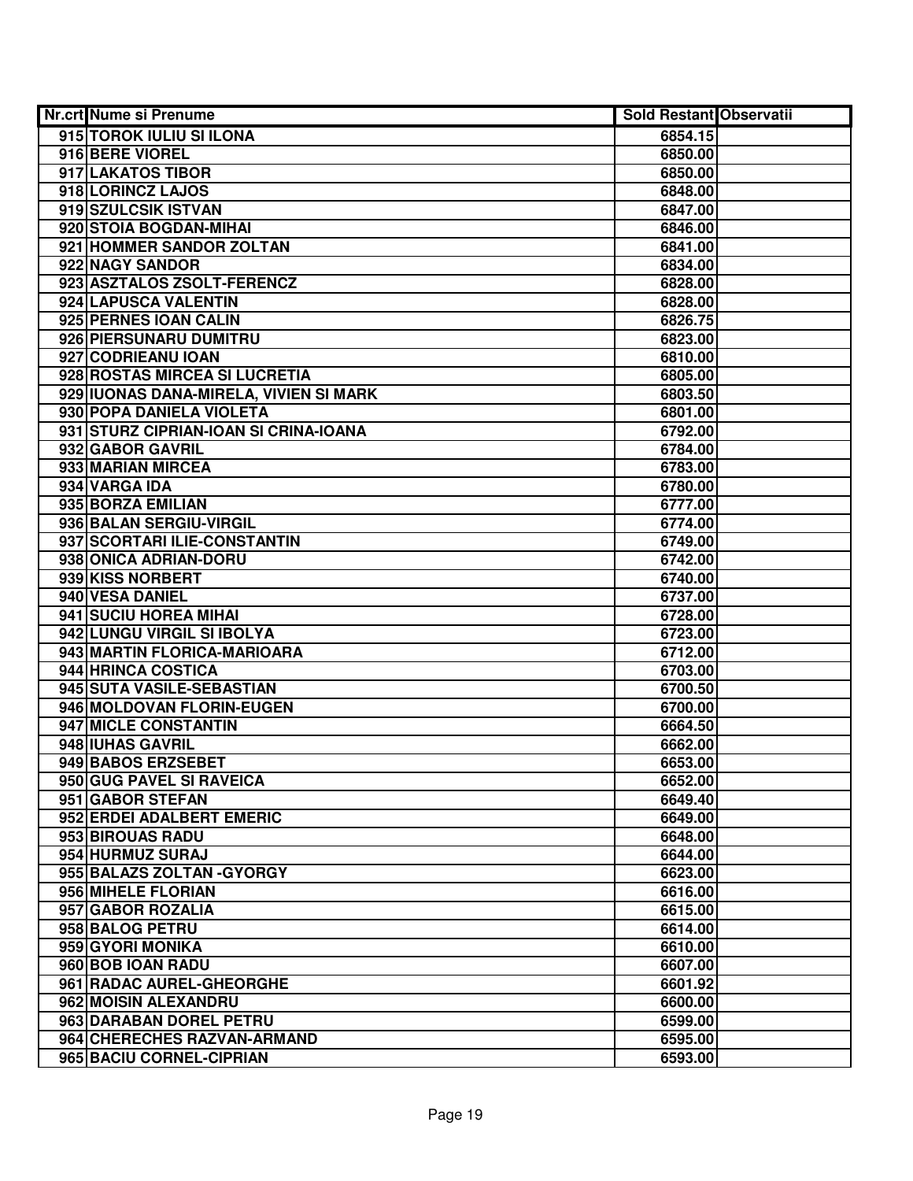| Nr.crt | Nume si Prenume | Sold Restant | Observatii |
|---|---|---|---|
| 915 | TOROK IULIU SI ILONA | 6854.15 | |
| 916 | BERE VIOREL | 6850.00 | |
| 917 | LAKATOS TIBOR | 6850.00 | |
| 918 | LORINCZ LAJOS | 6848.00 | |
| 919 | SZULCSIK ISTVAN | 6847.00 | |
| 920 | STOIA BOGDAN-MIHAI | 6846.00 | |
| 921 | HOMMER SANDOR ZOLTAN | 6841.00 | |
| 922 | NAGY SANDOR | 6834.00 | |
| 923 | ASZTALOS ZSOLT-FERENCZ | 6828.00 | |
| 924 | LAPUSCA VALENTIN | 6828.00 | |
| 925 | PERNES IOAN CALIN | 6826.75 | |
| 926 | PIERSUNARU DUMITRU | 6823.00 | |
| 927 | CODRIEANU IOAN | 6810.00 | |
| 928 | ROSTAS MIRCEA SI LUCRETIA | 6805.00 | |
| 929 | IUONAS DANA-MIRELA, VIVIEN SI MARK | 6803.50 | |
| 930 | POPA DANIELA VIOLETA | 6801.00 | |
| 931 | STURZ CIPRIAN-IOAN SI CRINA-IOANA | 6792.00 | |
| 932 | GABOR GAVRIL | 6784.00 | |
| 933 | MARIAN MIRCEA | 6783.00 | |
| 934 | VARGA IDA | 6780.00 | |
| 935 | BORZA EMILIAN | 6777.00 | |
| 936 | BALAN SERGIU-VIRGIL | 6774.00 | |
| 937 | SCORTARI ILIE-CONSTANTIN | 6749.00 | |
| 938 | ONICA ADRIAN-DORU | 6742.00 | |
| 939 | KISS NORBERT | 6740.00 | |
| 940 | VESA DANIEL | 6737.00 | |
| 941 | SUCIU HOREA MIHAI | 6728.00 | |
| 942 | LUNGU VIRGIL SI IBOLYA | 6723.00 | |
| 943 | MARTIN FLORICA-MARIOARA | 6712.00 | |
| 944 | HRINCA COSTICA | 6703.00 | |
| 945 | SUTA VASILE-SEBASTIAN | 6700.50 | |
| 946 | MOLDOVAN FLORIN-EUGEN | 6700.00 | |
| 947 | MICLE CONSTANTIN | 6664.50 | |
| 948 | IUHAS GAVRIL | 6662.00 | |
| 949 | BABOS ERZSEBET | 6653.00 | |
| 950 | GUG PAVEL SI RAVEICA | 6652.00 | |
| 951 | GABOR STEFAN | 6649.40 | |
| 952 | ERDEI ADALBERT EMERIC | 6649.00 | |
| 953 | BIROUAS RADU | 6648.00 | |
| 954 | HURMUZ SURAJ | 6644.00 | |
| 955 | BALAZS ZOLTAN -GYORGY | 6623.00 | |
| 956 | MIHELE FLORIAN | 6616.00 | |
| 957 | GABOR ROZALIA | 6615.00 | |
| 958 | BALOG PETRU | 6614.00 | |
| 959 | GYORI MONIKA | 6610.00 | |
| 960 | BOB IOAN RADU | 6607.00 | |
| 961 | RADAC AUREL-GHEORGHE | 6601.92 | |
| 962 | MOISIN ALEXANDRU | 6600.00 | |
| 963 | DARABAN DOREL PETRU | 6599.00 | |
| 964 | CHERECHES RAZVAN-ARMAND | 6595.00 | |
| 965 | BACIU CORNEL-CIPRIAN | 6593.00 | |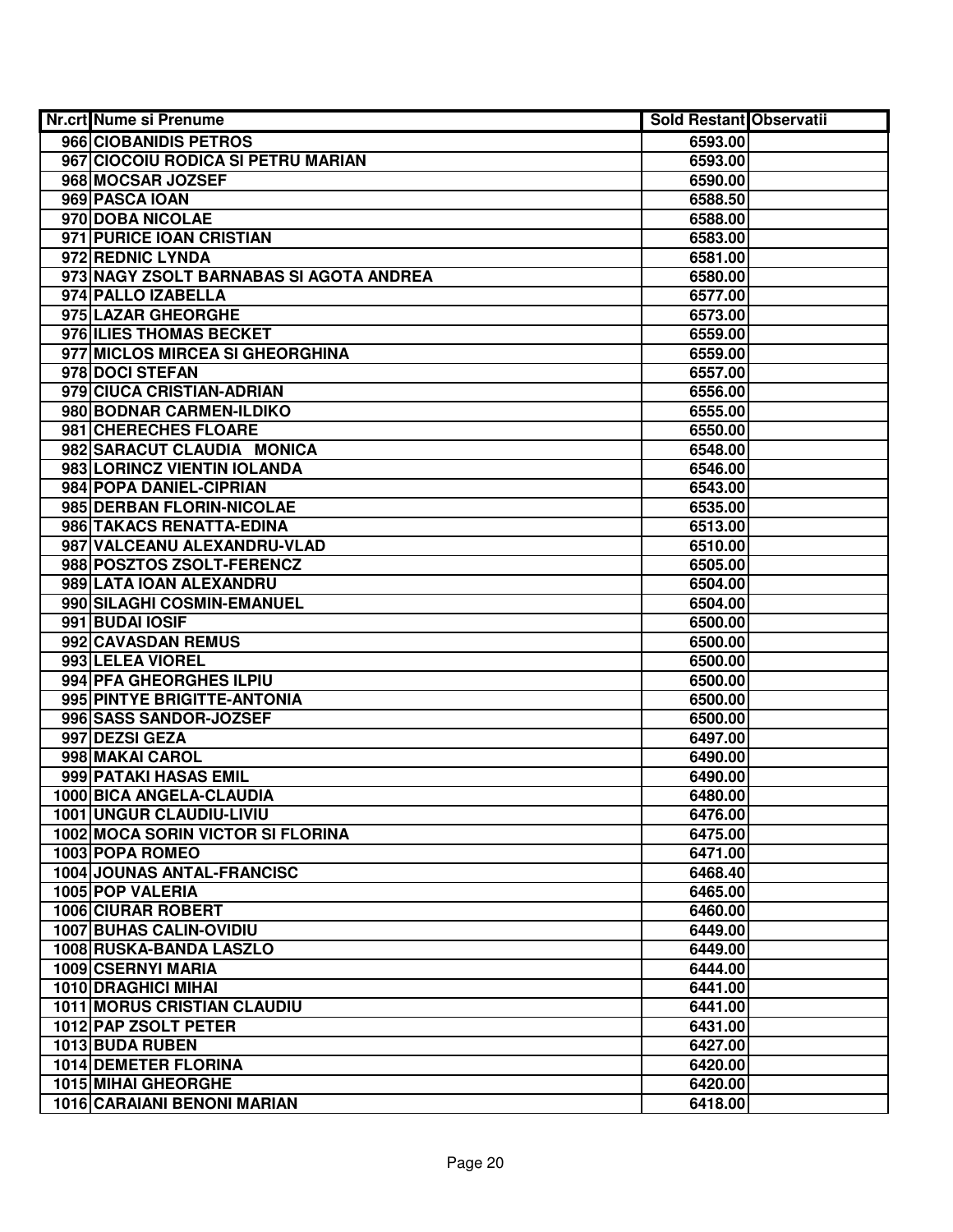| Nr.crt | Nume si Prenume | Sold Restant | Observatii |
| --- | --- | --- | --- |
| 966 | CIOBANIDIS PETROS | 6593.00 | |
| 967 | CIOCOIU RODICA SI PETRU MARIAN | 6593.00 | |
| 968 | MOCSAR JOZSEF | 6590.00 | |
| 969 | PASCA IOAN | 6588.50 | |
| 970 | DOBA NICOLAE | 6588.00 | |
| 971 | PURICE IOAN CRISTIAN | 6583.00 | |
| 972 | REDNIC LYNDA | 6581.00 | |
| 973 | NAGY ZSOLT BARNABAS SI AGOTA ANDREA | 6580.00 | |
| 974 | PALLO IZABELLA | 6577.00 | |
| 975 | LAZAR GHEORGHE | 6573.00 | |
| 976 | ILIES THOMAS BECKET | 6559.00 | |
| 977 | MICLOS MIRCEA SI GHEORGHINA | 6559.00 | |
| 978 | DOCI STEFAN | 6557.00 | |
| 979 | CIUCA CRISTIAN-ADRIAN | 6556.00 | |
| 980 | BODNAR CARMEN-ILDIKO | 6555.00 | |
| 981 | CHERECHES FLOARE | 6550.00 | |
| 982 | SARACUT CLAUDIA MONICA | 6548.00 | |
| 983 | LORINCZ VIENTIN IOLANDA | 6546.00 | |
| 984 | POPA DANIEL-CIPRIAN | 6543.00 | |
| 985 | DERBAN FLORIN-NICOLAE | 6535.00 | |
| 986 | TAKACS RENATTA-EDINA | 6513.00 | |
| 987 | VALCEANU ALEXANDRU-VLAD | 6510.00 | |
| 988 | POSZTOS ZSOLT-FERENCZ | 6505.00 | |
| 989 | LATA IOAN ALEXANDRU | 6504.00 | |
| 990 | SILAGHI COSMIN-EMANUEL | 6504.00 | |
| 991 | BUDAI IOSIF | 6500.00 | |
| 992 | CAVASDAN REMUS | 6500.00 | |
| 993 | LELEA VIOREL | 6500.00 | |
| 994 | PFA GHEORGHES ILPIU | 6500.00 | |
| 995 | PINTYE BRIGITTE-ANTONIA | 6500.00 | |
| 996 | SASS SANDOR-JOZSEF | 6500.00 | |
| 997 | DEZSI GEZA | 6497.00 | |
| 998 | MAKAI CAROL | 6490.00 | |
| 999 | PATAKI HASAS EMIL | 6490.00 | |
| 1000 | BICA ANGELA-CLAUDIA | 6480.00 | |
| 1001 | UNGUR CLAUDIU-LIVIU | 6476.00 | |
| 1002 | MOCA SORIN VICTOR SI FLORINA | 6475.00 | |
| 1003 | POPA ROMEO | 6471.00 | |
| 1004 | JOUNAS ANTAL-FRANCISC | 6468.40 | |
| 1005 | POP VALERIA | 6465.00 | |
| 1006 | CIURAR ROBERT | 6460.00 | |
| 1007 | BUHAS CALIN-OVIDIU | 6449.00 | |
| 1008 | RUSKA-BANDA LASZLO | 6449.00 | |
| 1009 | CSERNYI MARIA | 6444.00 | |
| 1010 | DRAGHICI MIHAI | 6441.00 | |
| 1011 | MORUS CRISTIAN CLAUDIU | 6441.00 | |
| 1012 | PAP ZSOLT PETER | 6431.00 | |
| 1013 | BUDA RUBEN | 6427.00 | |
| 1014 | DEMETER FLORINA | 6420.00 | |
| 1015 | MIHAI GHEORGHE | 6420.00 | |
| 1016 | CARAIANI BENONI MARIAN | 6418.00 | |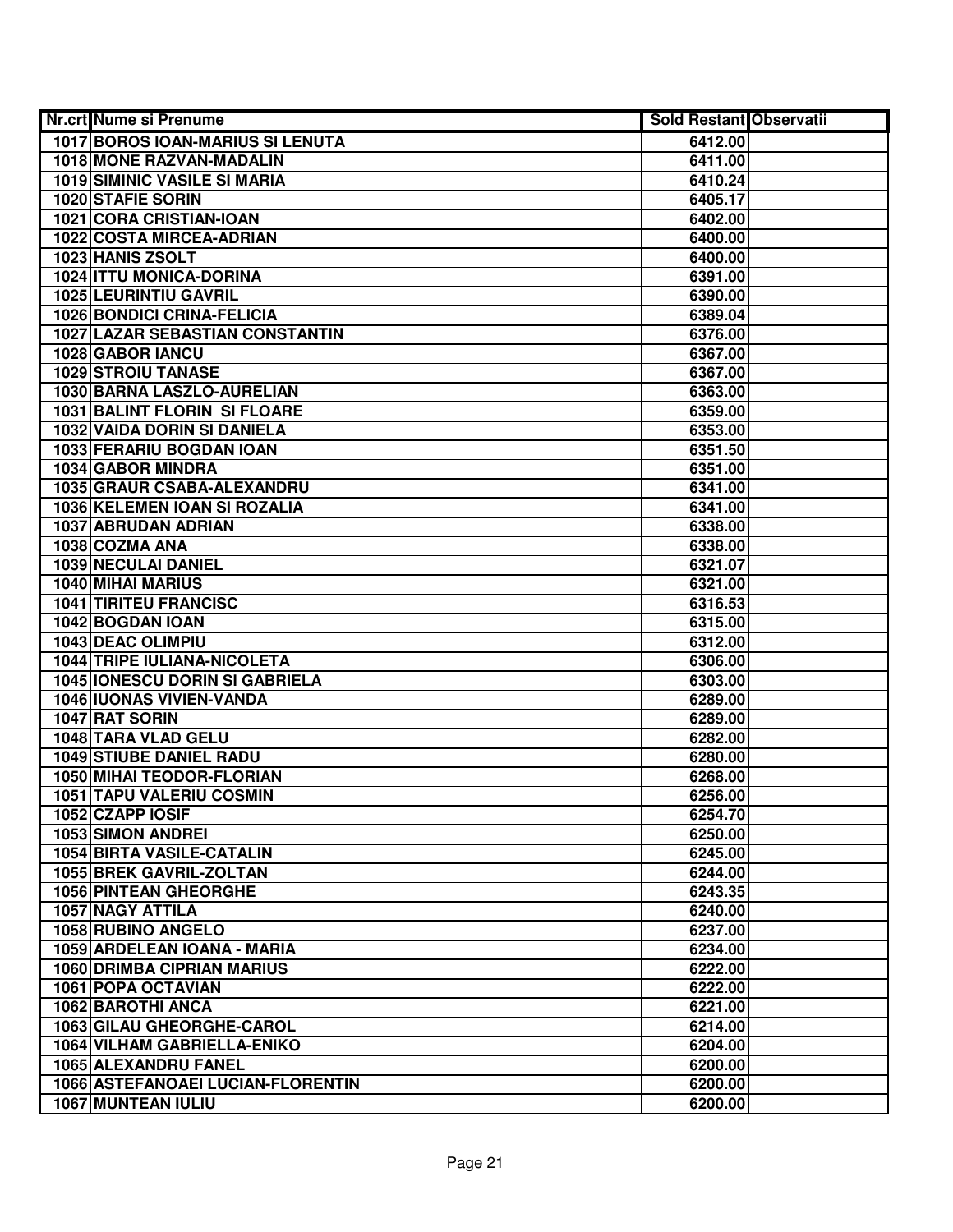| Nr.crt | Nume si Prenume | Sold Restant | Observatii |
| --- | --- | --- | --- |
| 1017 | BOROS IOAN-MARIUS SI LENUTA | 6412.00 | |
| 1018 | MONE RAZVAN-MADALIN | 6411.00 | |
| 1019 | SIMINIC VASILE SI MARIA | 6410.24 | |
| 1020 | STAFIE SORIN | 6405.17 | |
| 1021 | CORA CRISTIAN-IOAN | 6402.00 | |
| 1022 | COSTA MIRCEA-ADRIAN | 6400.00 | |
| 1023 | HANIS ZSOLT | 6400.00 | |
| 1024 | ITTU MONICA-DORINA | 6391.00 | |
| 1025 | LEURINTIU GAVRIL | 6390.00 | |
| 1026 | BONDICI CRINA-FELICIA | 6389.04 | |
| 1027 | LAZAR SEBASTIAN CONSTANTIN | 6376.00 | |
| 1028 | GABOR IANCU | 6367.00 | |
| 1029 | STROIU TANASE | 6367.00 | |
| 1030 | BARNA LASZLO-AURELIAN | 6363.00 | |
| 1031 | BALINT FLORIN SI FLOARE | 6359.00 | |
| 1032 | VAIDA DORIN SI DANIELA | 6353.00 | |
| 1033 | FERARIU BOGDAN IOAN | 6351.50 | |
| 1034 | GABOR MINDRA | 6351.00 | |
| 1035 | GRAUR CSABA-ALEXANDRU | 6341.00 | |
| 1036 | KELEMEN IOAN SI ROZALIA | 6341.00 | |
| 1037 | ABRUDAN ADRIAN | 6338.00 | |
| 1038 | COZMA ANA | 6338.00 | |
| 1039 | NECULAI DANIEL | 6321.07 | |
| 1040 | MIHAI MARIUS | 6321.00 | |
| 1041 | TIRITEU FRANCISC | 6316.53 | |
| 1042 | BOGDAN IOAN | 6315.00 | |
| 1043 | DEAC OLIMPIU | 6312.00 | |
| 1044 | TRIPE IULIANA-NICOLETA | 6306.00 | |
| 1045 | IONESCU DORIN SI GABRIELA | 6303.00 | |
| 1046 | IUONAS VIVIEN-VANDA | 6289.00 | |
| 1047 | RAT SORIN | 6289.00 | |
| 1048 | TARA VLAD GELU | 6282.00 | |
| 1049 | STIUBE DANIEL RADU | 6280.00 | |
| 1050 | MIHAI TEODOR-FLORIAN | 6268.00 | |
| 1051 | TAPU VALERIU COSMIN | 6256.00 | |
| 1052 | CZAPP IOSIF | 6254.70 | |
| 1053 | SIMON ANDREI | 6250.00 | |
| 1054 | BIRTA VASILE-CATALIN | 6245.00 | |
| 1055 | BREK GAVRIL-ZOLTAN | 6244.00 | |
| 1056 | PINTEAN GHEORGHE | 6243.35 | |
| 1057 | NAGY ATTILA | 6240.00 | |
| 1058 | RUBINO ANGELO | 6237.00 | |
| 1059 | ARDELEAN IOANA - MARIA | 6234.00 | |
| 1060 | DRIMBA CIPRIAN MARIUS | 6222.00 | |
| 1061 | POPA OCTAVIAN | 6222.00 | |
| 1062 | BAROTHI ANCA | 6221.00 | |
| 1063 | GILAU GHEORGHE-CAROL | 6214.00 | |
| 1064 | VILHAM GABRIELLA-ENIKO | 6204.00 | |
| 1065 | ALEXANDRU FANEL | 6200.00 | |
| 1066 | ASTEFANOAEI LUCIAN-FLORENTIN | 6200.00 | |
| 1067 | MUNTEAN IULIU | 6200.00 | |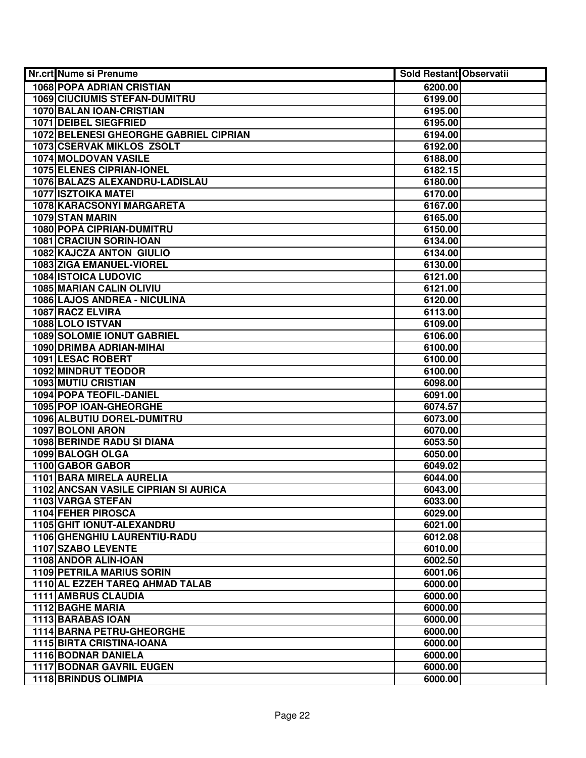| Nr.crt | Nume si Prenume | Sold Restant | Observatii |
|---|---|---|---|
| 1068 | POPA ADRIAN CRISTIAN | 6200.00 | |
| 1069 | CIUCIUMIS STEFAN-DUMITRU | 6199.00 | |
| 1070 | BALAN IOAN-CRISTIAN | 6195.00 | |
| 1071 | DEIBEL SIEGFRIED | 6195.00 | |
| 1072 | BELENESI GHEORGHE GABRIEL CIPRIAN | 6194.00 | |
| 1073 | CSERVAK MIKLOS ZSOLT | 6192.00 | |
| 1074 | MOLDOVAN VASILE | 6188.00 | |
| 1075 | ELENES CIPRIAN-IONEL | 6182.15 | |
| 1076 | BALAZS ALEXANDRU-LADISLAU | 6180.00 | |
| 1077 | ISZTOIKA MATEI | 6170.00 | |
| 1078 | KARACSONYI MARGARETA | 6167.00 | |
| 1079 | STAN MARIN | 6165.00 | |
| 1080 | POPA CIPRIAN-DUMITRU | 6150.00 | |
| 1081 | CRACIUN SORIN-IOAN | 6134.00 | |
| 1082 | KAJCZA ANTON GIULIO | 6134.00 | |
| 1083 | ZIGA EMANUEL-VIOREL | 6130.00 | |
| 1084 | ISTOICA LUDOVIC | 6121.00 | |
| 1085 | MARIAN CALIN OLIVIU | 6121.00 | |
| 1086 | LAJOS ANDREA - NICULINA | 6120.00 | |
| 1087 | RACZ ELVIRA | 6113.00 | |
| 1088 | LOLO ISTVAN | 6109.00 | |
| 1089 | SOLOMIE IONUT GABRIEL | 6106.00 | |
| 1090 | DRIMBA ADRIAN-MIHAI | 6100.00 | |
| 1091 | LESAC ROBERT | 6100.00 | |
| 1092 | MINDRUT TEODOR | 6100.00 | |
| 1093 | MUTIU CRISTIAN | 6098.00 | |
| 1094 | POPA TEOFIL-DANIEL | 6091.00 | |
| 1095 | POP IOAN-GHEORGHE | 6074.57 | |
| 1096 | ALBUTIU DOREL-DUMITRU | 6073.00 | |
| 1097 | BOLONI ARON | 6070.00 | |
| 1098 | BERINDE RADU SI DIANA | 6053.50 | |
| 1099 | BALOGH OLGA | 6050.00 | |
| 1100 | GABOR GABOR | 6049.02 | |
| 1101 | BARA MIRELA AURELIA | 6044.00 | |
| 1102 | ANCSAN VASILE CIPRIAN SI AURICA | 6043.00 | |
| 1103 | VARGA STEFAN | 6033.00 | |
| 1104 | FEHER PIROSCA | 6029.00 | |
| 1105 | GHIT IONUT-ALEXANDRU | 6021.00 | |
| 1106 | GHENGHIU LAURENTIU-RADU | 6012.08 | |
| 1107 | SZABO LEVENTE | 6010.00 | |
| 1108 | ANDOR ALIN-IOAN | 6002.50 | |
| 1109 | PETRILA MARIUS SORIN | 6001.06 | |
| 1110 | AL EZZEH TAREQ AHMAD TALAB | 6000.00 | |
| 1111 | AMBRUS CLAUDIA | 6000.00 | |
| 1112 | BAGHE MARIA | 6000.00 | |
| 1113 | BARABAS IOAN | 6000.00 | |
| 1114 | BARNA PETRU-GHEORGHE | 6000.00 | |
| 1115 | BIRTA CRISTINA-IOANA | 6000.00 | |
| 1116 | BODNAR DANIELA | 6000.00 | |
| 1117 | BODNAR GAVRIL EUGEN | 6000.00 | |
| 1118 | BRINDUS OLIMPIA | 6000.00 | |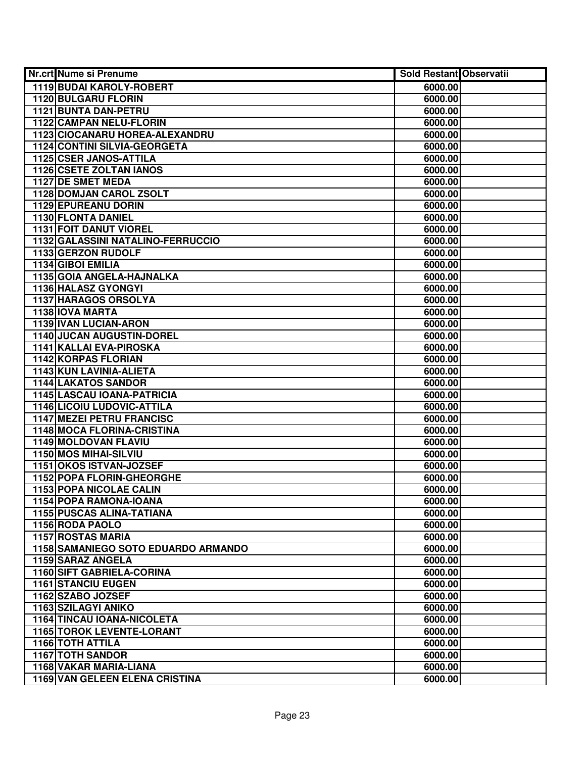| Nr.crt | Nume si Prenume | Sold Restant | Observatii |
|---|---|---|---|
| 1119 | BUDAI KAROLY-ROBERT | 6000.00 | |
| 1120 | BULGARU FLORIN | 6000.00 | |
| 1121 | BUNTA DAN-PETRU | 6000.00 | |
| 1122 | CAMPAN NELU-FLORIN | 6000.00 | |
| 1123 | CIOCANARU HOREA-ALEXANDRU | 6000.00 | |
| 1124 | CONTINI SILVIA-GEORGETA | 6000.00 | |
| 1125 | CSER JANOS-ATTILA | 6000.00 | |
| 1126 | CSETE ZOLTAN IANOS | 6000.00 | |
| 1127 | DE SMET MEDA | 6000.00 | |
| 1128 | DOMJAN CAROL ZSOLT | 6000.00 | |
| 1129 | EPUREANU DORIN | 6000.00 | |
| 1130 | FLONTA DANIEL | 6000.00 | |
| 1131 | FOIT DANUT VIOREL | 6000.00 | |
| 1132 | GALASSINI NATALINO-FERRUCCIO | 6000.00 | |
| 1133 | GERZON RUDOLF | 6000.00 | |
| 1134 | GIBOI EMILIA | 6000.00 | |
| 1135 | GOIA ANGELA-HAJNALKA | 6000.00 | |
| 1136 | HALASZ GYONGYI | 6000.00 | |
| 1137 | HARAGOS ORSOLYA | 6000.00 | |
| 1138 | IOVA MARTA | 6000.00 | |
| 1139 | IVAN LUCIAN-ARON | 6000.00 | |
| 1140 | JUCAN AUGUSTIN-DOREL | 6000.00 | |
| 1141 | KALLAI EVA-PIROSKA | 6000.00 | |
| 1142 | KORPAS FLORIAN | 6000.00 | |
| 1143 | KUN LAVINIA-ALIETA | 6000.00 | |
| 1144 | LAKATOS SANDOR | 6000.00 | |
| 1145 | LASCAU IOANA-PATRICIA | 6000.00 | |
| 1146 | LICOIU LUDOVIC-ATTILA | 6000.00 | |
| 1147 | MEZEI PETRU FRANCISC | 6000.00 | |
| 1148 | MOCA FLORINA-CRISTINA | 6000.00 | |
| 1149 | MOLDOVAN FLAVIU | 6000.00 | |
| 1150 | MOS MIHAI-SILVIU | 6000.00 | |
| 1151 | OKOS ISTVAN-JOZSEF | 6000.00 | |
| 1152 | POPA FLORIN-GHEORGHE | 6000.00 | |
| 1153 | POPA NICOLAE CALIN | 6000.00 | |
| 1154 | POPA RAMONA-IOANA | 6000.00 | |
| 1155 | PUSCAS ALINA-TATIANA | 6000.00 | |
| 1156 | RODA PAOLO | 6000.00 | |
| 1157 | ROSTAS MARIA | 6000.00 | |
| 1158 | SAMANIEGO SOTO EDUARDO ARMANDO | 6000.00 | |
| 1159 | SARAZ ANGELA | 6000.00 | |
| 1160 | SIFT GABRIELA-CORINA | 6000.00 | |
| 1161 | STANCIU EUGEN | 6000.00 | |
| 1162 | SZABO JOZSEF | 6000.00 | |
| 1163 | SZILAGYI ANIKO | 6000.00 | |
| 1164 | TINCAU IOANA-NICOLETA | 6000.00 | |
| 1165 | TOROK LEVENTE-LORANT | 6000.00 | |
| 1166 | TOTH ATTILA | 6000.00 | |
| 1167 | TOTH SANDOR | 6000.00 | |
| 1168 | VAKAR MARIA-LIANA | 6000.00 | |
| 1169 | VAN GELEEN ELENA CRISTINA | 6000.00 | |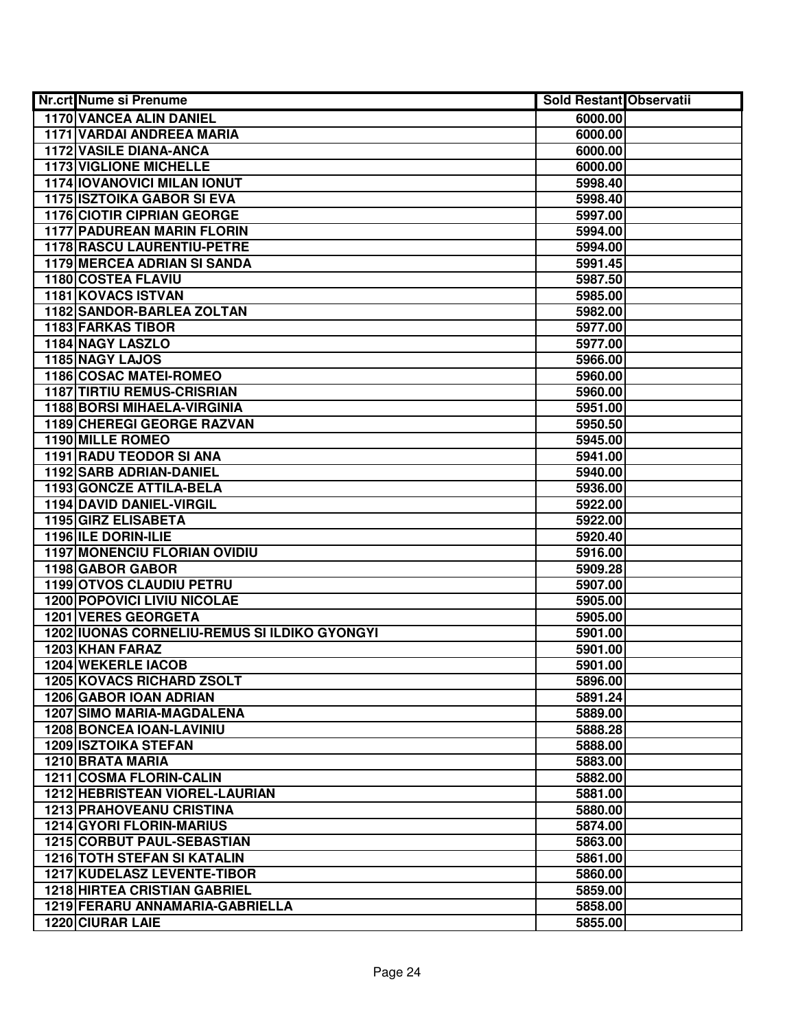| Nr.crt | Nume si Prenume | Sold Restant | Observatii |
|---|---|---|---|
| 1170 | VANCEA ALIN DANIEL | 6000.00 | |
| 1171 | VARDAI ANDREEA MARIA | 6000.00 | |
| 1172 | VASILE DIANA-ANCA | 6000.00 | |
| 1173 | VIGLIONE MICHELLE | 6000.00 | |
| 1174 | IOVANOVICI MILAN IONUT | 5998.40 | |
| 1175 | ISZTOIKA GABOR SI EVA | 5998.40 | |
| 1176 | CIOTIR CIPRIAN GEORGE | 5997.00 | |
| 1177 | PADUREAN MARIN FLORIN | 5994.00 | |
| 1178 | RASCU LAURENTIU-PETRE | 5994.00 | |
| 1179 | MERCEA ADRIAN SI SANDA | 5991.45 | |
| 1180 | COSTEA FLAVIU | 5987.50 | |
| 1181 | KOVACS ISTVAN | 5985.00 | |
| 1182 | SANDOR-BARLEA ZOLTAN | 5982.00 | |
| 1183 | FARKAS TIBOR | 5977.00 | |
| 1184 | NAGY LASZLO | 5977.00 | |
| 1185 | NAGY LAJOS | 5966.00 | |
| 1186 | COSAC MATEI-ROMEO | 5960.00 | |
| 1187 | TIRTIU REMUS-CRISRIAN | 5960.00 | |
| 1188 | BORSI MIHAELA-VIRGINIA | 5951.00 | |
| 1189 | CHEREGI GEORGE RAZVAN | 5950.50 | |
| 1190 | MILLE ROMEO | 5945.00 | |
| 1191 | RADU TEODOR SI ANA | 5941.00 | |
| 1192 | SARB ADRIAN-DANIEL | 5940.00 | |
| 1193 | GONCZE ATTILA-BELA | 5936.00 | |
| 1194 | DAVID DANIEL-VIRGIL | 5922.00 | |
| 1195 | GIRZ ELISABETA | 5922.00 | |
| 1196 | ILE DORIN-ILIE | 5920.40 | |
| 1197 | MONENCIU FLORIAN OVIDIU | 5916.00 | |
| 1198 | GABOR GABOR | 5909.28 | |
| 1199 | OTVOS CLAUDIU PETRU | 5907.00 | |
| 1200 | POPOVICI LIVIU NICOLAE | 5905.00 | |
| 1201 | VERES GEORGETA | 5905.00 | |
| 1202 | IUONAS CORNELIU-REMUS SI ILDIKO GYONGYI | 5901.00 | |
| 1203 | KHAN FARAZ | 5901.00 | |
| 1204 | WEKERLE IACOB | 5901.00 | |
| 1205 | KOVACS RICHARD ZSOLT | 5896.00 | |
| 1206 | GABOR IOAN ADRIAN | 5891.24 | |
| 1207 | SIMO MARIA-MAGDALENA | 5889.00 | |
| 1208 | BONCEA IOAN-LAVINIU | 5888.28 | |
| 1209 | ISZTOIKA STEFAN | 5888.00 | |
| 1210 | BRATA MARIA | 5883.00 | |
| 1211 | COSMA FLORIN-CALIN | 5882.00 | |
| 1212 | HEBRISTEAN VIOREL-LAURIAN | 5881.00 | |
| 1213 | PRAHOVEANU CRISTINA | 5880.00 | |
| 1214 | GYORI FLORIN-MARIUS | 5874.00 | |
| 1215 | CORBUT PAUL-SEBASTIAN | 5863.00 | |
| 1216 | TOTH STEFAN SI KATALIN | 5861.00 | |
| 1217 | KUDELASZ LEVENTE-TIBOR | 5860.00 | |
| 1218 | HIRTEA CRISTIAN GABRIEL | 5859.00 | |
| 1219 | FERARU ANNAMARIA-GABRIELLA | 5858.00 | |
| 1220 | CIURAR LAIE | 5855.00 | |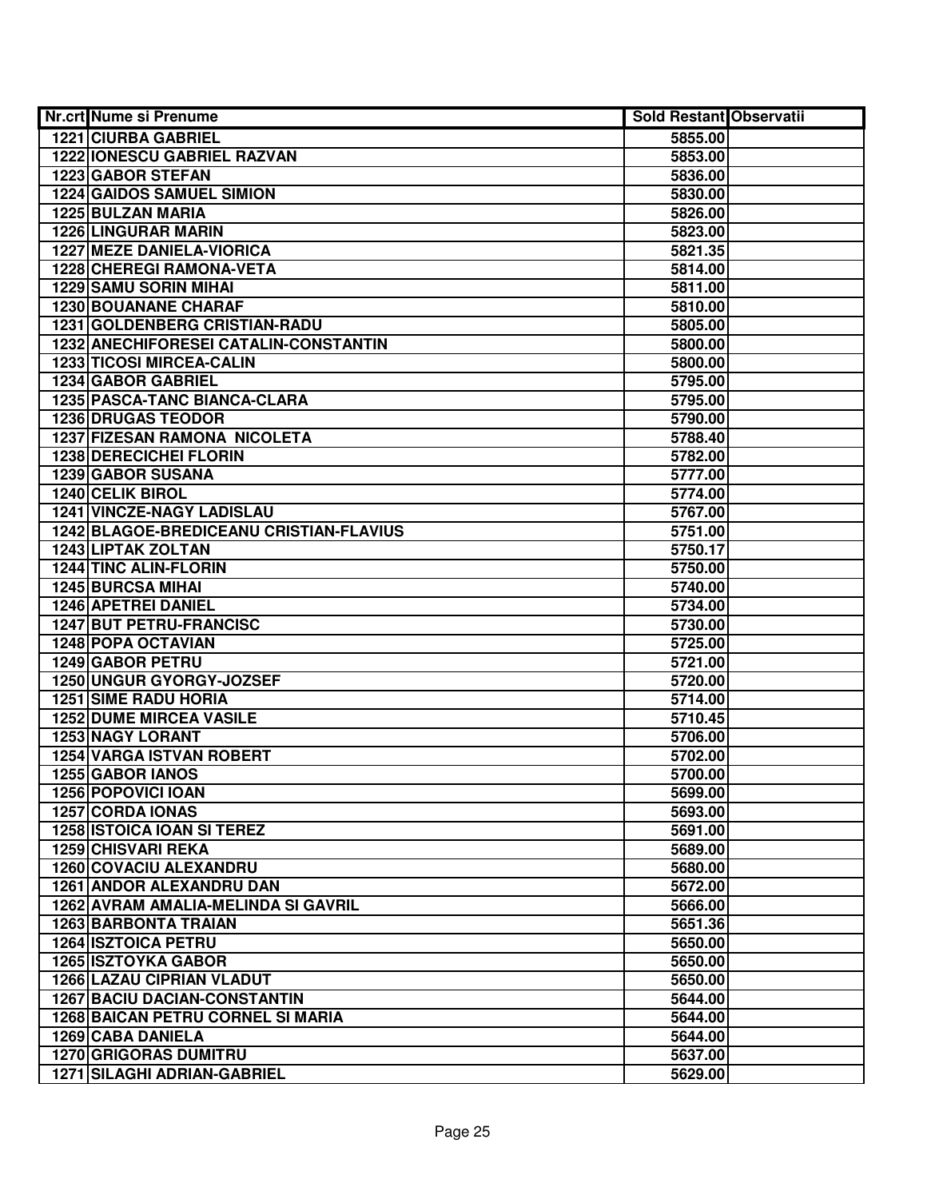| Nr.crt | Nume si Prenume | Sold Restant | Observatii |
|---|---|---|---|
| 1221 | CIURBA GABRIEL | 5855.00 | |
| 1222 | IONESCU GABRIEL RAZVAN | 5853.00 | |
| 1223 | GABOR STEFAN | 5836.00 | |
| 1224 | GAIDOS SAMUEL SIMION | 5830.00 | |
| 1225 | BULZAN MARIA | 5826.00 | |
| 1226 | LINGURAR MARIN | 5823.00 | |
| 1227 | MEZE DANIELA-VIORICA | 5821.35 | |
| 1228 | CHEREGI RAMONA-VETA | 5814.00 | |
| 1229 | SAMU SORIN MIHAI | 5811.00 | |
| 1230 | BOUANANE CHARAF | 5810.00 | |
| 1231 | GOLDENBERG CRISTIAN-RADU | 5805.00 | |
| 1232 | ANECHIFORESEI CATALIN-CONSTANTIN | 5800.00 | |
| 1233 | TICOSI MIRCEA-CALIN | 5800.00 | |
| 1234 | GABOR GABRIEL | 5795.00 | |
| 1235 | PASCA-TANC BIANCA-CLARA | 5795.00 | |
| 1236 | DRUGAS TEODOR | 5790.00 | |
| 1237 | FIZESAN RAMONA NICOLETA | 5788.40 | |
| 1238 | DERECICHEI FLORIN | 5782.00 | |
| 1239 | GABOR SUSANA | 5777.00 | |
| 1240 | CELIK BIROL | 5774.00 | |
| 1241 | VINCZE-NAGY LADISLAU | 5767.00 | |
| 1242 | BLAGOE-BREDICEANU CRISTIAN-FLAVIUS | 5751.00 | |
| 1243 | LIPTAK ZOLTAN | 5750.17 | |
| 1244 | TINC ALIN-FLORIN | 5750.00 | |
| 1245 | BURCSA MIHAI | 5740.00 | |
| 1246 | APETREI DANIEL | 5734.00 | |
| 1247 | BUT PETRU-FRANCISC | 5730.00 | |
| 1248 | POPA OCTAVIAN | 5725.00 | |
| 1249 | GABOR PETRU | 5721.00 | |
| 1250 | UNGUR GYORGY-JOZSEF | 5720.00 | |
| 1251 | SIME RADU HORIA | 5714.00 | |
| 1252 | DUME MIRCEA VASILE | 5710.45 | |
| 1253 | NAGY LORANT | 5706.00 | |
| 1254 | VARGA ISTVAN ROBERT | 5702.00 | |
| 1255 | GABOR IANOS | 5700.00 | |
| 1256 | POPOVICI IOAN | 5699.00 | |
| 1257 | CORDA IONAS | 5693.00 | |
| 1258 | ISTOICA IOAN SI TEREZ | 5691.00 | |
| 1259 | CHISVARI REKA | 5689.00 | |
| 1260 | COVACIU ALEXANDRU | 5680.00 | |
| 1261 | ANDOR ALEXANDRU DAN | 5672.00 | |
| 1262 | AVRAM AMALIA-MELINDA SI GAVRIL | 5666.00 | |
| 1263 | BARBONTA TRAIAN | 5651.36 | |
| 1264 | ISZTOICA PETRU | 5650.00 | |
| 1265 | ISZTOYKA GABOR | 5650.00 | |
| 1266 | LAZAU CIPRIAN VLADUT | 5650.00 | |
| 1267 | BACIU DACIAN-CONSTANTIN | 5644.00 | |
| 1268 | BAICAN PETRU CORNEL SI MARIA | 5644.00 | |
| 1269 | CABA DANIELA | 5644.00 | |
| 1270 | GRIGORAS DUMITRU | 5637.00 | |
| 1271 | SILAGHI ADRIAN-GABRIEL | 5629.00 | |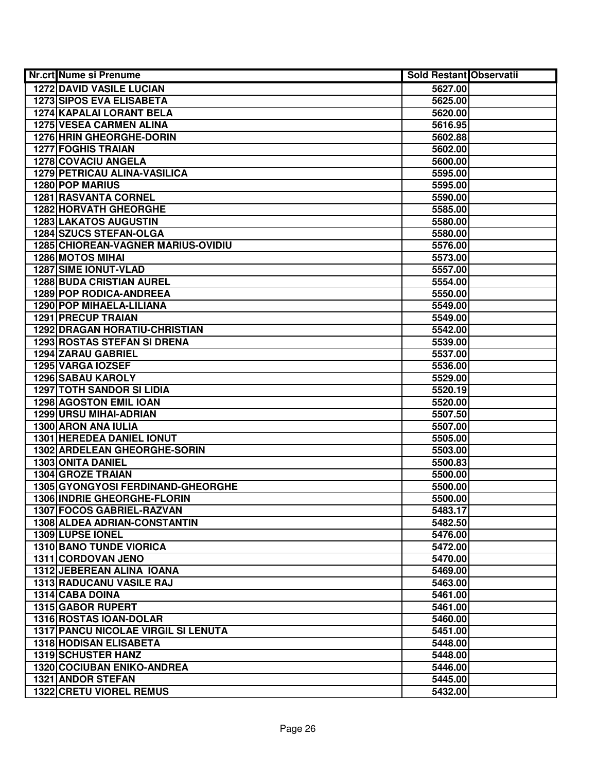| Nr.crt | Nume si Prenume | Sold Restant | Observatii |
|---|---|---|---|
| 1272 | DAVID VASILE LUCIAN | 5627.00 | |
| 1273 | SIPOS EVA ELISABETA | 5625.00 | |
| 1274 | KAPALAI LORANT BELA | 5620.00 | |
| 1275 | VESEA CARMEN ALINA | 5616.95 | |
| 1276 | HRIN GHEORGHE-DORIN | 5602.88 | |
| 1277 | FOGHIS TRAIAN | 5602.00 | |
| 1278 | COVACIU ANGELA | 5600.00 | |
| 1279 | PETRICAU ALINA-VASILICA | 5595.00 | |
| 1280 | POP MARIUS | 5595.00 | |
| 1281 | RASVANTA CORNEL | 5590.00 | |
| 1282 | HORVATH GHEORGHE | 5585.00 | |
| 1283 | LAKATOS AUGUSTIN | 5580.00 | |
| 1284 | SZUCS STEFAN-OLGA | 5580.00 | |
| 1285 | CHIOREAN-VAGNER MARIUS-OVIDIU | 5576.00 | |
| 1286 | MOTOS MIHAI | 5573.00 | |
| 1287 | SIME IONUT-VLAD | 5557.00 | |
| 1288 | BUDA CRISTIAN AUREL | 5554.00 | |
| 1289 | POP RODICA-ANDREEA | 5550.00 | |
| 1290 | POP MIHAELA-LILIANA | 5549.00 | |
| 1291 | PRECUP TRAIAN | 5549.00 | |
| 1292 | DRAGAN HORATIU-CHRISTIAN | 5542.00 | |
| 1293 | ROSTAS STEFAN SI DRENA | 5539.00 | |
| 1294 | ZARAU GABRIEL | 5537.00 | |
| 1295 | VARGA IOZSEF | 5536.00 | |
| 1296 | SABAU KAROLY | 5529.00 | |
| 1297 | TOTH SANDOR SI LIDIA | 5520.19 | |
| 1298 | AGOSTON EMIL IOAN | 5520.00 | |
| 1299 | URSU MIHAI-ADRIAN | 5507.50 | |
| 1300 | ARON ANA IULIA | 5507.00 | |
| 1301 | HEREDEA DANIEL IONUT | 5505.00 | |
| 1302 | ARDELEAN GHEORGHE-SORIN | 5503.00 | |
| 1303 | ONITA DANIEL | 5500.83 | |
| 1304 | GROZE TRAIAN | 5500.00 | |
| 1305 | GYONGYOSI FERDINAND-GHEORGHE | 5500.00 | |
| 1306 | INDRIE GHEORGHE-FLORIN | 5500.00 | |
| 1307 | FOCOS GABRIEL-RAZVAN | 5483.17 | |
| 1308 | ALDEA ADRIAN-CONSTANTIN | 5482.50 | |
| 1309 | LUPSE IONEL | 5476.00 | |
| 1310 | BANO TUNDE VIORICA | 5472.00 | |
| 1311 | CORDOVAN JENO | 5470.00 | |
| 1312 | JEBEREAN ALINA IOANA | 5469.00 | |
| 1313 | RADUCANU VASILE RAJ | 5463.00 | |
| 1314 | CABA DOINA | 5461.00 | |
| 1315 | GABOR RUPERT | 5461.00 | |
| 1316 | ROSTAS IOAN-DOLAR | 5460.00 | |
| 1317 | PANCU NICOLAE VIRGIL SI LENUTA | 5451.00 | |
| 1318 | HODISAN ELISABETA | 5448.00 | |
| 1319 | SCHUSTER HANZ | 5448.00 | |
| 1320 | COCIUBAN ENIKO-ANDREA | 5446.00 | |
| 1321 | ANDOR STEFAN | 5445.00 | |
| 1322 | CRETU VIOREL REMUS | 5432.00 | |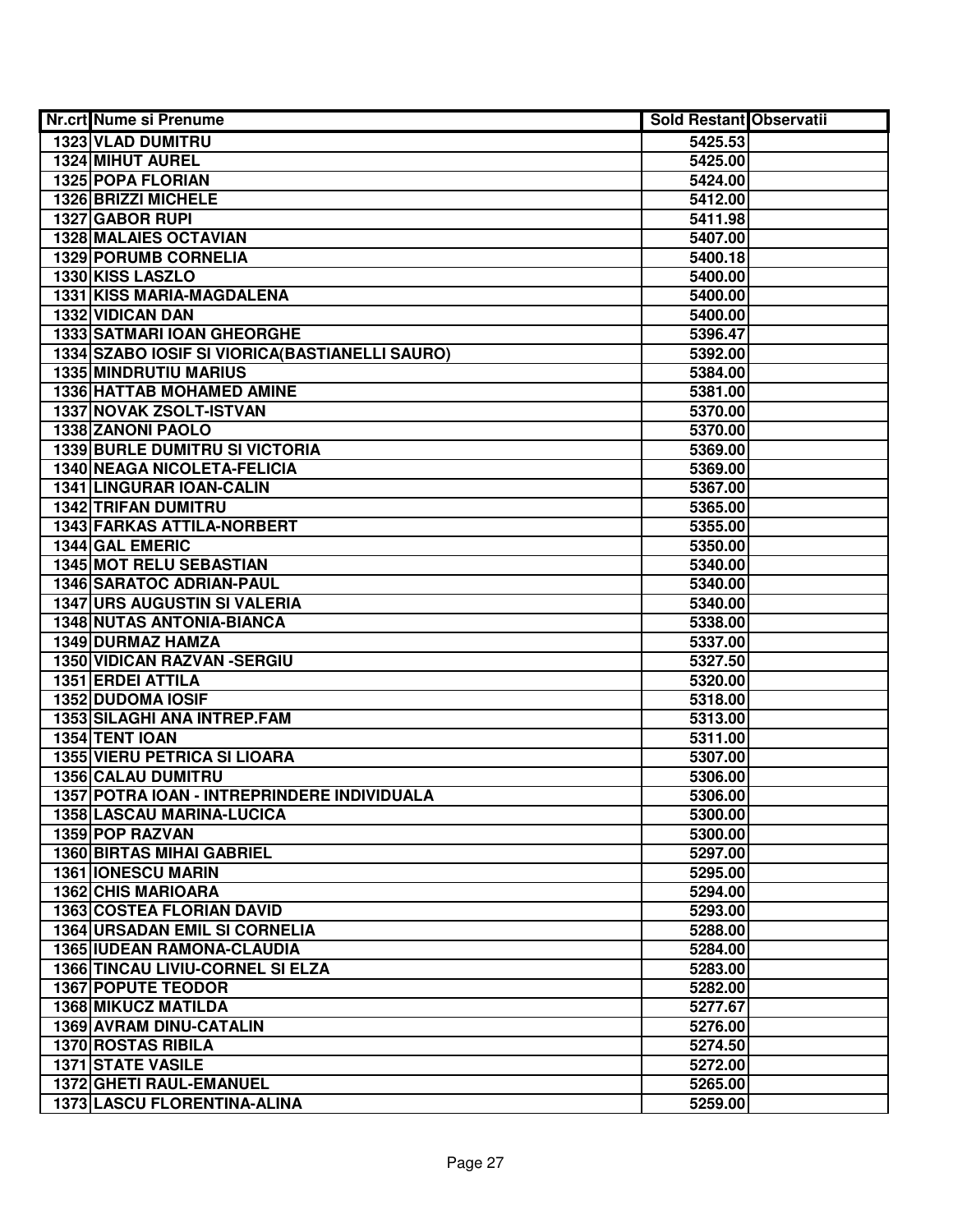| Nr.crt | Nume si Prenume | Sold Restant | Observatii |
|---|---|---|---|
| 1323 | VLAD DUMITRU | 5425.53 | |
| 1324 | MIHUT AUREL | 5425.00 | |
| 1325 | POPA FLORIAN | 5424.00 | |
| 1326 | BRIZZI MICHELE | 5412.00 | |
| 1327 | GABOR RUPI | 5411.98 | |
| 1328 | MALAIES OCTAVIAN | 5407.00 | |
| 1329 | PORUMB CORNELIA | 5400.18 | |
| 1330 | KISS LASZLO | 5400.00 | |
| 1331 | KISS MARIA-MAGDALENA | 5400.00 | |
| 1332 | VIDICAN DAN | 5400.00 | |
| 1333 | SATMARI IOAN GHEORGHE | 5396.47 | |
| 1334 | SZABO IOSIF SI VIORICA(BASTIANELLI SAURO) | 5392.00 | |
| 1335 | MINDRUTIU MARIUS | 5384.00 | |
| 1336 | HATTAB MOHAMED AMINE | 5381.00 | |
| 1337 | NOVAK ZSOLT-ISTVAN | 5370.00 | |
| 1338 | ZANONI PAOLO | 5370.00 | |
| 1339 | BURLE DUMITRU SI VICTORIA | 5369.00 | |
| 1340 | NEAGA NICOLETA-FELICIA | 5369.00 | |
| 1341 | LINGURAR IOAN-CALIN | 5367.00 | |
| 1342 | TRIFAN DUMITRU | 5365.00 | |
| 1343 | FARKAS ATTILA-NORBERT | 5355.00 | |
| 1344 | GAL EMERIC | 5350.00 | |
| 1345 | MOT RELU SEBASTIAN | 5340.00 | |
| 1346 | SARATOC ADRIAN-PAUL | 5340.00 | |
| 1347 | URS AUGUSTIN SI VALERIA | 5340.00 | |
| 1348 | NUTAS ANTONIA-BIANCA | 5338.00 | |
| 1349 | DURMAZ HAMZA | 5337.00 | |
| 1350 | VIDICAN RAZVAN -SERGIU | 5327.50 | |
| 1351 | ERDEI ATTILA | 5320.00 | |
| 1352 | DUDOMA IOSIF | 5318.00 | |
| 1353 | SILAGHI ANA INTREP.FAM | 5313.00 | |
| 1354 | TENT IOAN | 5311.00 | |
| 1355 | VIERU PETRICA SI LIOARA | 5307.00 | |
| 1356 | CALAU DUMITRU | 5306.00 | |
| 1357 | POTRA IOAN - INTREPRINDERE INDIVIDUALA | 5306.00 | |
| 1358 | LASCAU MARINA-LUCICA | 5300.00 | |
| 1359 | POP RAZVAN | 5300.00 | |
| 1360 | BIRTAS MIHAI GABRIEL | 5297.00 | |
| 1361 | IONESCU MARIN | 5295.00 | |
| 1362 | CHIS MARIOARA | 5294.00 | |
| 1363 | COSTEA FLORIAN DAVID | 5293.00 | |
| 1364 | URSADAN EMIL SI CORNELIA | 5288.00 | |
| 1365 | IUDEAN RAMONA-CLAUDIA | 5284.00 | |
| 1366 | TINCAU LIVIU-CORNEL SI ELZA | 5283.00 | |
| 1367 | POPUTE TEODOR | 5282.00 | |
| 1368 | MIKUCZ MATILDA | 5277.67 | |
| 1369 | AVRAM DINU-CATALIN | 5276.00 | |
| 1370 | ROSTAS RIBILA | 5274.50 | |
| 1371 | STATE VASILE | 5272.00 | |
| 1372 | GHETI RAUL-EMANUEL | 5265.00 | |
| 1373 | LASCU FLORENTINA-ALINA | 5259.00 | |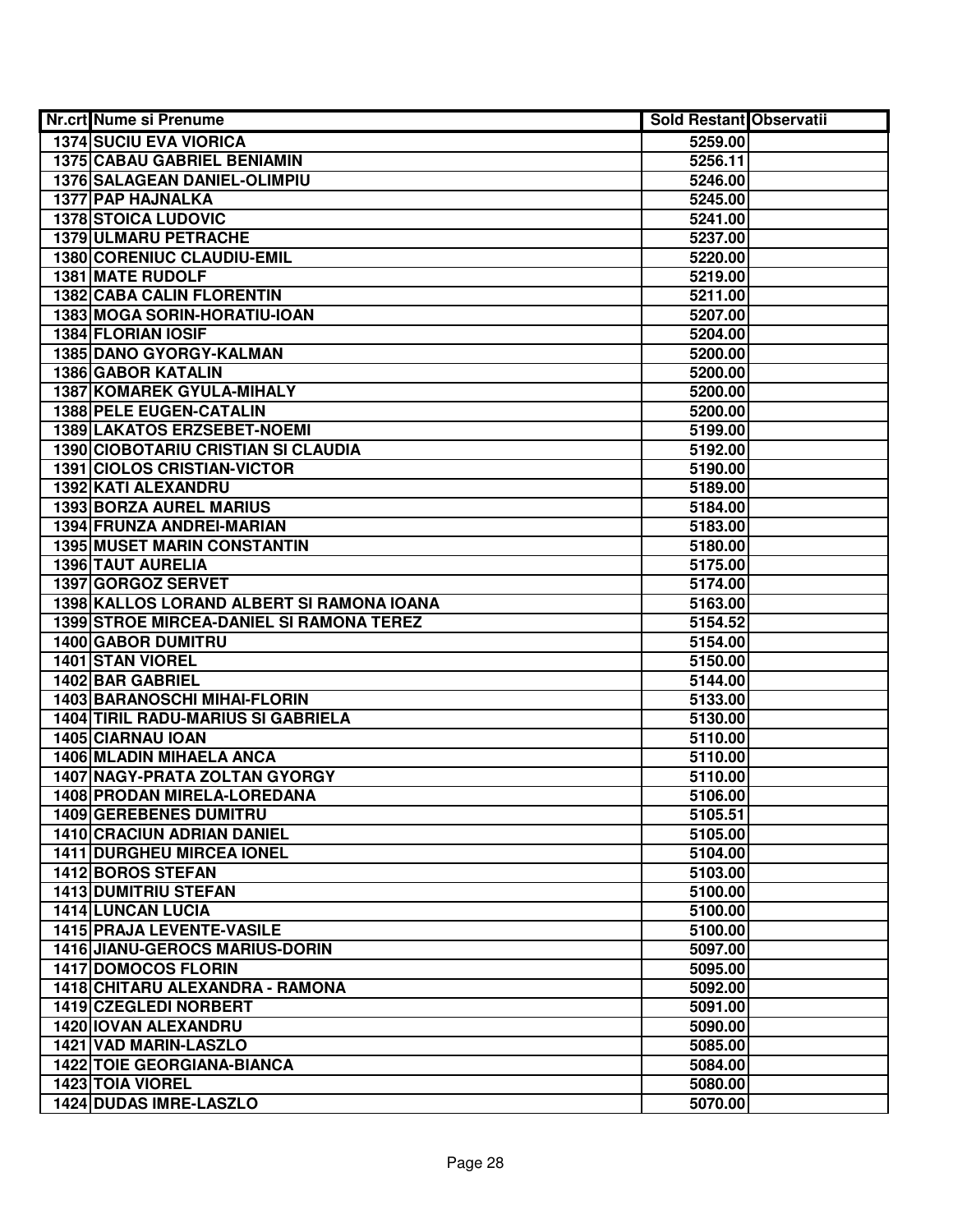| Nr.crt | Nume si Prenume | Sold Restant | Observatii |
|---|---|---|---|
| 1374 | SUCIU EVA VIORICA | 5259.00 | |
| 1375 | CABAU GABRIEL BENIAMIN | 5256.11 | |
| 1376 | SALAGEAN DANIEL-OLIMPIU | 5246.00 | |
| 1377 | PAP HAJNALKA | 5245.00 | |
| 1378 | STOICA LUDOVIC | 5241.00 | |
| 1379 | ULMARU PETRACHE | 5237.00 | |
| 1380 | CORENIUC CLAUDIU-EMIL | 5220.00 | |
| 1381 | MATE RUDOLF | 5219.00 | |
| 1382 | CABA CALIN FLORENTIN | 5211.00 | |
| 1383 | MOGA SORIN-HORATIU-IOAN | 5207.00 | |
| 1384 | FLORIAN IOSIF | 5204.00 | |
| 1385 | DANO GYORGY-KALMAN | 5200.00 | |
| 1386 | GABOR KATALIN | 5200.00 | |
| 1387 | KOMAREK GYULA-MIHALY | 5200.00 | |
| 1388 | PELE EUGEN-CATALIN | 5200.00 | |
| 1389 | LAKATOS ERZSEBET-NOEMI | 5199.00 | |
| 1390 | CIOBOTARIU CRISTIAN SI CLAUDIA | 5192.00 | |
| 1391 | CIOLOS CRISTIAN-VICTOR | 5190.00 | |
| 1392 | KATI ALEXANDRU | 5189.00 | |
| 1393 | BORZA AUREL MARIUS | 5184.00 | |
| 1394 | FRUNZA ANDREI-MARIAN | 5183.00 | |
| 1395 | MUSET MARIN CONSTANTIN | 5180.00 | |
| 1396 | TAUT AURELIA | 5175.00 | |
| 1397 | GORGOZ SERVET | 5174.00 | |
| 1398 | KALLOS LORAND ALBERT SI RAMONA IOANA | 5163.00 | |
| 1399 | STROE MIRCEA-DANIEL SI RAMONA TEREZ | 5154.52 | |
| 1400 | GABOR DUMITRU | 5154.00 | |
| 1401 | STAN VIOREL | 5150.00 | |
| 1402 | BAR GABRIEL | 5144.00 | |
| 1403 | BARANOSCHI MIHAI-FLORIN | 5133.00 | |
| 1404 | TIRIL RADU-MARIUS SI GABRIELA | 5130.00 | |
| 1405 | CIARNAU IOAN | 5110.00 | |
| 1406 | MLADIN MIHAELA ANCA | 5110.00 | |
| 1407 | NAGY-PRATA ZOLTAN GYORGY | 5110.00 | |
| 1408 | PRODAN MIRELA-LOREDANA | 5106.00 | |
| 1409 | GEREBENES DUMITRU | 5105.51 | |
| 1410 | CRACIUN ADRIAN DANIEL | 5105.00 | |
| 1411 | DURGHEU MIRCEA IONEL | 5104.00 | |
| 1412 | BOROS STEFAN | 5103.00 | |
| 1413 | DUMITRIU STEFAN | 5100.00 | |
| 1414 | LUNCAN LUCIA | 5100.00 | |
| 1415 | PRAJA LEVENTE-VASILE | 5100.00 | |
| 1416 | JIANU-GEROCS MARIUS-DORIN | 5097.00 | |
| 1417 | DOMOCOS FLORIN | 5095.00 | |
| 1418 | CHITARU ALEXANDRA - RAMONA | 5092.00 | |
| 1419 | CZEGLEDI NORBERT | 5091.00 | |
| 1420 | IOVAN ALEXANDRU | 5090.00 | |
| 1421 | VAD MARIN-LASZLO | 5085.00 | |
| 1422 | TOIE GEORGIANA-BIANCA | 5084.00 | |
| 1423 | TOIA VIOREL | 5080.00 | |
| 1424 | DUDAS IMRE-LASZLO | 5070.00 | |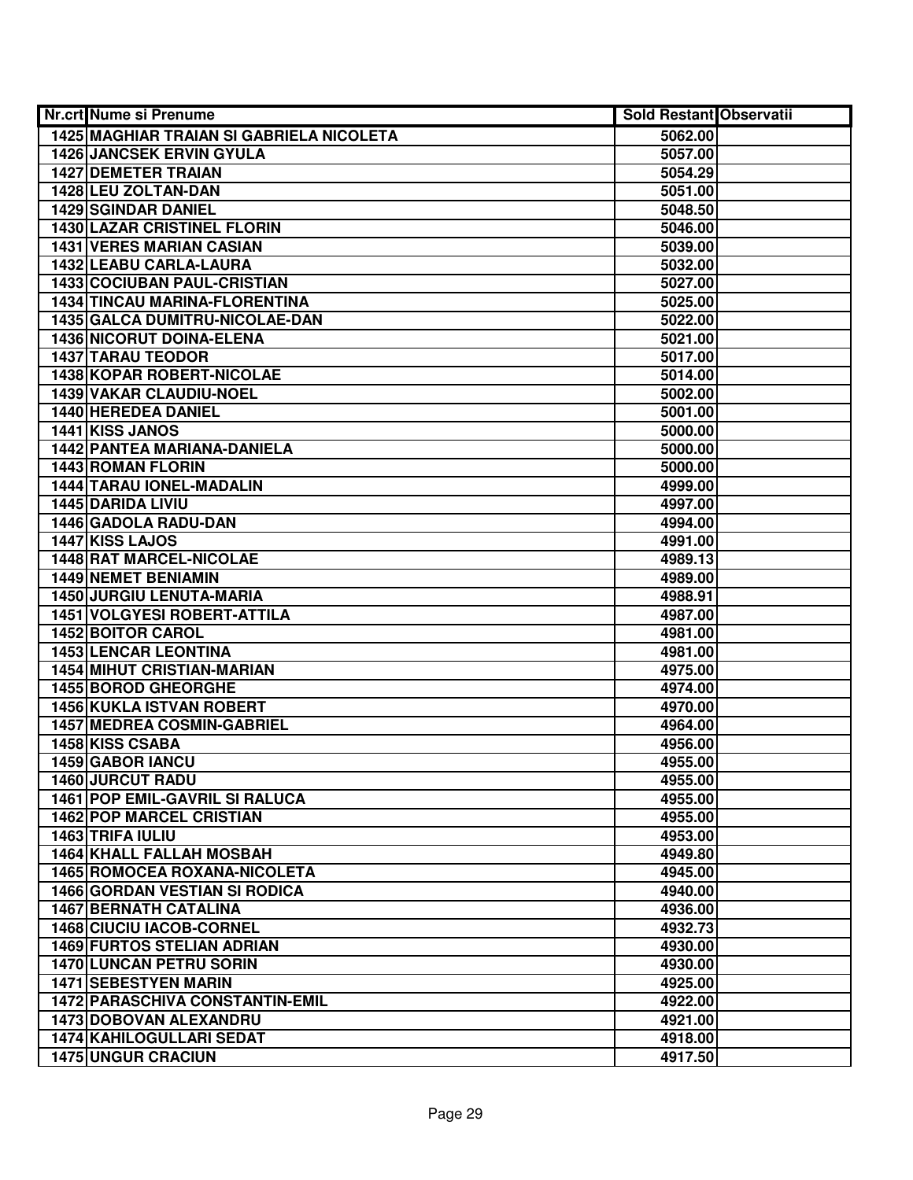| Nr.crt | Nume si Prenume | Sold Restant | Observatii |
|---|---|---|---|
| 1425 | MAGHIAR TRAIAN SI GABRIELA NICOLETA | 5062.00 | |
| 1426 | JANCSEK ERVIN GYULA | 5057.00 | |
| 1427 | DEMETER TRAIAN | 5054.29 | |
| 1428 | LEU ZOLTAN-DAN | 5051.00 | |
| 1429 | SGINDAR DANIEL | 5048.50 | |
| 1430 | LAZAR CRISTINEL FLORIN | 5046.00 | |
| 1431 | VERES MARIAN CASIAN | 5039.00 | |
| 1432 | LEABU CARLA-LAURA | 5032.00 | |
| 1433 | COCIUBAN PAUL-CRISTIAN | 5027.00 | |
| 1434 | TINCAU MARINA-FLORENTINA | 5025.00 | |
| 1435 | GALCA DUMITRU-NICOLAE-DAN | 5022.00 | |
| 1436 | NICORUT DOINA-ELENA | 5021.00 | |
| 1437 | TARAU TEODOR | 5017.00 | |
| 1438 | KOPAR ROBERT-NICOLAE | 5014.00 | |
| 1439 | VAKAR CLAUDIU-NOEL | 5002.00 | |
| 1440 | HEREDEA DANIEL | 5001.00 | |
| 1441 | KISS JANOS | 5000.00 | |
| 1442 | PANTEA MARIANA-DANIELA | 5000.00 | |
| 1443 | ROMAN FLORIN | 5000.00 | |
| 1444 | TARAU IONEL-MADALIN | 4999.00 | |
| 1445 | DARIDA LIVIU | 4997.00 | |
| 1446 | GADOLA RADU-DAN | 4994.00 | |
| 1447 | KISS LAJOS | 4991.00 | |
| 1448 | RAT MARCEL-NICOLAE | 4989.13 | |
| 1449 | NEMET BENIAMIN | 4989.00 | |
| 1450 | JURGIU LENUTA-MARIA | 4988.91 | |
| 1451 | VOLGYESI ROBERT-ATTILA | 4987.00 | |
| 1452 | BOITOR CAROL | 4981.00 | |
| 1453 | LENCAR LEONTINA | 4981.00 | |
| 1454 | MIHUT CRISTIAN-MARIAN | 4975.00 | |
| 1455 | BOROD GHEORGHE | 4974.00 | |
| 1456 | KUKLA ISTVAN ROBERT | 4970.00 | |
| 1457 | MEDREA COSMIN-GABRIEL | 4964.00 | |
| 1458 | KISS CSABA | 4956.00 | |
| 1459 | GABOR IANCU | 4955.00 | |
| 1460 | JURCUT RADU | 4955.00 | |
| 1461 | POP EMIL-GAVRIL SI RALUCA | 4955.00 | |
| 1462 | POP MARCEL CRISTIAN | 4955.00 | |
| 1463 | TRIFA IULIU | 4953.00 | |
| 1464 | KHALL FALLAH MOSBAH | 4949.80 | |
| 1465 | ROMOCEA ROXANA-NICOLETA | 4945.00 | |
| 1466 | GORDAN VESTIAN SI RODICA | 4940.00 | |
| 1467 | BERNATH CATALINA | 4936.00 | |
| 1468 | CIUCIU IACOB-CORNEL | 4932.73 | |
| 1469 | FURTOS STELIAN ADRIAN | 4930.00 | |
| 1470 | LUNCAN PETRU SORIN | 4930.00 | |
| 1471 | SEBESTYEN MARIN | 4925.00 | |
| 1472 | PARASCHIVA CONSTANTIN-EMIL | 4922.00 | |
| 1473 | DOBOVAN ALEXANDRU | 4921.00 | |
| 1474 | KAHILOGULLARI SEDAT | 4918.00 | |
| 1475 | UNGUR CRACIUN | 4917.50 | |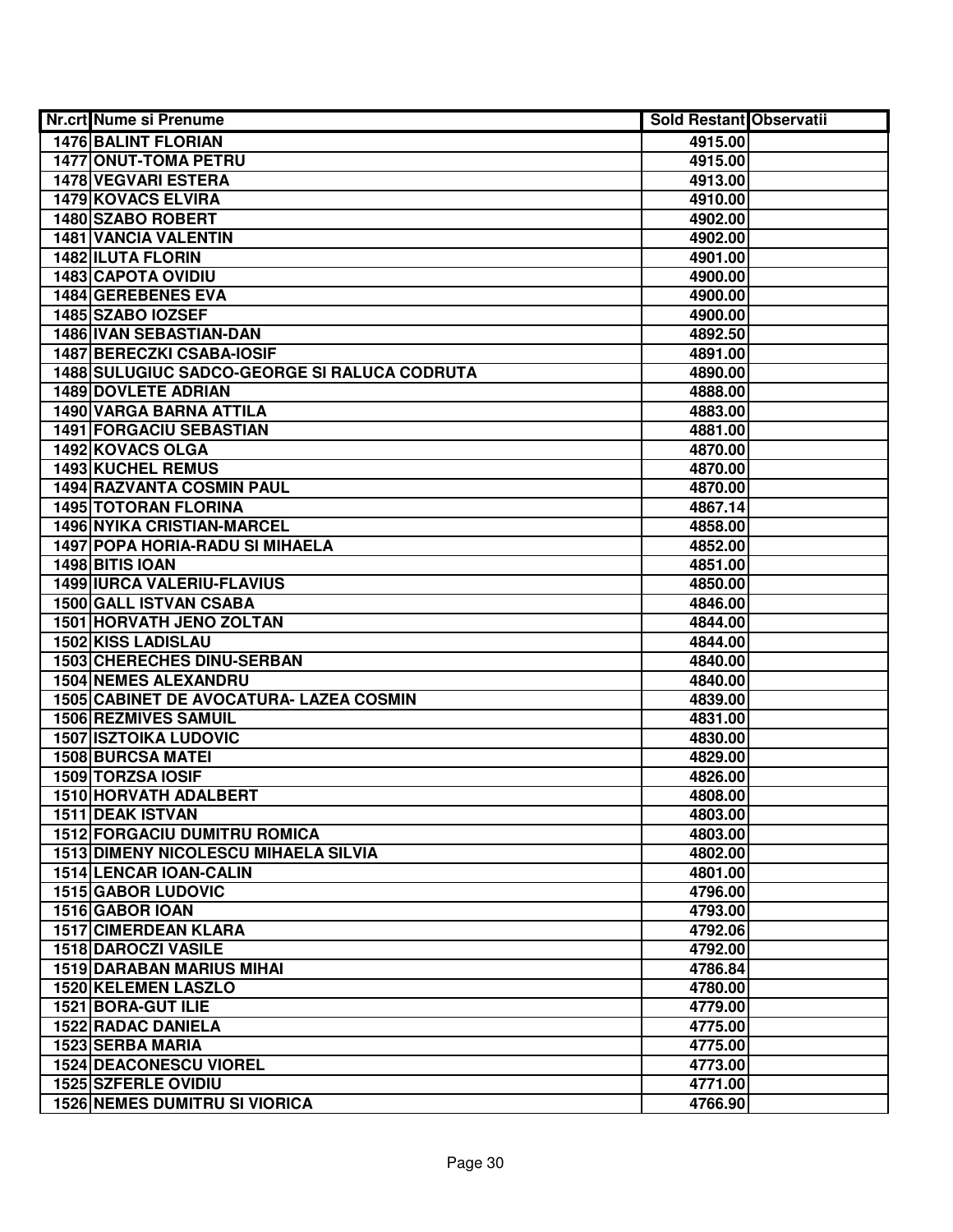| Nr.crt | Nume si Prenume | Sold Restant | Observatii |
|---|---|---|---|
| 1476 | BALINT FLORIAN | 4915.00 | |
| 1477 | ONUT-TOMA PETRU | 4915.00 | |
| 1478 | VEGVARI ESTERA | 4913.00 | |
| 1479 | KOVACS ELVIRA | 4910.00 | |
| 1480 | SZABO ROBERT | 4902.00 | |
| 1481 | VANCIA VALENTIN | 4902.00 | |
| 1482 | ILUTA FLORIN | 4901.00 | |
| 1483 | CAPOTA OVIDIU | 4900.00 | |
| 1484 | GEREBENES EVA | 4900.00 | |
| 1485 | SZABO IOZSEF | 4900.00 | |
| 1486 | IVAN SEBASTIAN-DAN | 4892.50 | |
| 1487 | BERECZKI CSABA-IOSIF | 4891.00 | |
| 1488 | SULUGIUC SADCO-GEORGE SI RALUCA CODRUTA | 4890.00 | |
| 1489 | DOVLETE ADRIAN | 4888.00 | |
| 1490 | VARGA BARNA ATTILA | 4883.00 | |
| 1491 | FORGACIU SEBASTIAN | 4881.00 | |
| 1492 | KOVACS OLGA | 4870.00 | |
| 1493 | KUCHEL REMUS | 4870.00 | |
| 1494 | RAZVANTA COSMIN PAUL | 4870.00 | |
| 1495 | TOTORAN FLORINA | 4867.14 | |
| 1496 | NYIKA CRISTIAN-MARCEL | 4858.00 | |
| 1497 | POPA HORIA-RADU SI MIHAELA | 4852.00 | |
| 1498 | BITIS IOAN | 4851.00 | |
| 1499 | IURCA VALERIU-FLAVIUS | 4850.00 | |
| 1500 | GALL ISTVAN CSABA | 4846.00 | |
| 1501 | HORVATH JENO ZOLTAN | 4844.00 | |
| 1502 | KISS LADISLAU | 4844.00 | |
| 1503 | CHERECHES DINU-SERBAN | 4840.00 | |
| 1504 | NEMES ALEXANDRU | 4840.00 | |
| 1505 | CABINET DE AVOCATURA- LAZEA COSMIN | 4839.00 | |
| 1506 | REZMIVES SAMUIL | 4831.00 | |
| 1507 | ISZTOIKA LUDOVIC | 4830.00 | |
| 1508 | BURCSA MATEI | 4829.00 | |
| 1509 | TORZSA IOSIF | 4826.00 | |
| 1510 | HORVATH ADALBERT | 4808.00 | |
| 1511 | DEAK ISTVAN | 4803.00 | |
| 1512 | FORGACIU DUMITRU ROMICA | 4803.00 | |
| 1513 | DIMENY NICOLESCU MIHAELA SILVIA | 4802.00 | |
| 1514 | LENCAR IOAN-CALIN | 4801.00 | |
| 1515 | GABOR LUDOVIC | 4796.00 | |
| 1516 | GABOR IOAN | 4793.00 | |
| 1517 | CIMERDEAN KLARA | 4792.06 | |
| 1518 | DAROCZI VASILE | 4792.00 | |
| 1519 | DARABAN MARIUS MIHAI | 4786.84 | |
| 1520 | KELEMEN LASZLO | 4780.00 | |
| 1521 | BORA-GUT ILIE | 4779.00 | |
| 1522 | RADAC DANIELA | 4775.00 | |
| 1523 | SERBA MARIA | 4775.00 | |
| 1524 | DEACONESCU VIOREL | 4773.00 | |
| 1525 | SZFERLE OVIDIU | 4771.00 | |
| 1526 | NEMES DUMITRU SI VIORICA | 4766.90 | |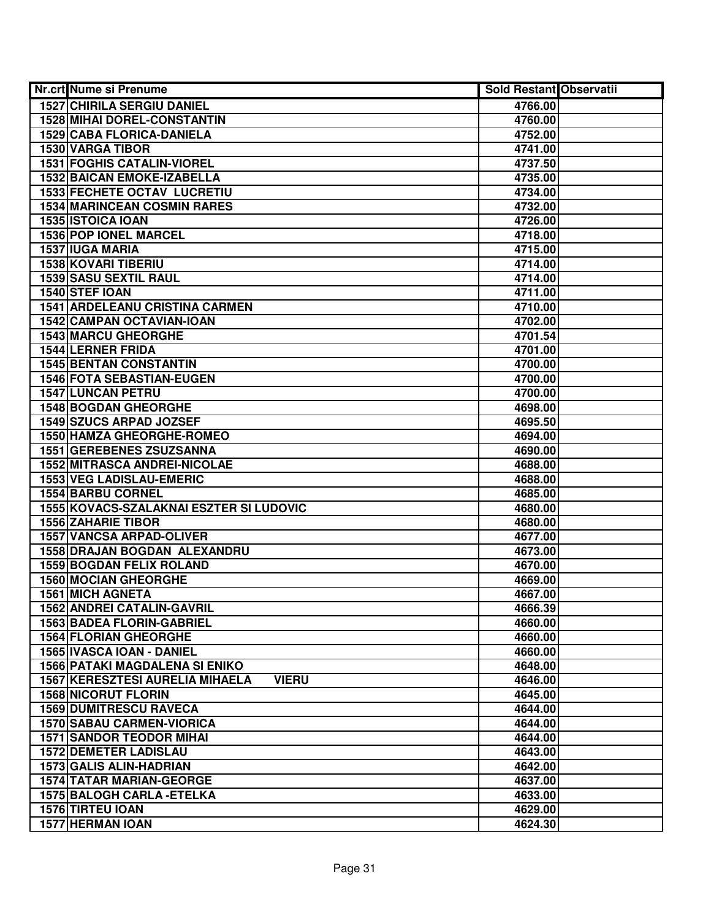| Nr.crt | Nume si Prenume | Sold Restant | Observatii |
|---|---|---|---|
| 1527 | CHIRILA SERGIU DANIEL | 4766.00 | |
| 1528 | MIHAI DOREL-CONSTANTIN | 4760.00 | |
| 1529 | CABA FLORICA-DANIELA | 4752.00 | |
| 1530 | VARGA TIBOR | 4741.00 | |
| 1531 | FOGHIS CATALIN-VIOREL | 4737.50 | |
| 1532 | BAICAN EMOKE-IZABELLA | 4735.00 | |
| 1533 | FECHETE OCTAV LUCRETIU | 4734.00 | |
| 1534 | MARINCEAN COSMIN RARES | 4732.00 | |
| 1535 | ISTOICA IOAN | 4726.00 | |
| 1536 | POP IONEL MARCEL | 4718.00 | |
| 1537 | IUGA MARIA | 4715.00 | |
| 1538 | KOVARI TIBERIU | 4714.00 | |
| 1539 | SASU SEXTIL RAUL | 4714.00 | |
| 1540 | STEF IOAN | 4711.00 | |
| 1541 | ARDELEANU CRISTINA CARMEN | 4710.00 | |
| 1542 | CAMPAN OCTAVIAN-IOAN | 4702.00 | |
| 1543 | MARCU GHEORGHE | 4701.54 | |
| 1544 | LERNER FRIDA | 4701.00 | |
| 1545 | BENTAN CONSTANTIN | 4700.00 | |
| 1546 | FOTA SEBASTIAN-EUGEN | 4700.00 | |
| 1547 | LUNCAN PETRU | 4700.00 | |
| 1548 | BOGDAN GHEORGHE | 4698.00 | |
| 1549 | SZUCS ARPAD JOZSEF | 4695.50 | |
| 1550 | HAMZA GHEORGHE-ROMEO | 4694.00 | |
| 1551 | GEREBENES ZSUZSANNA | 4690.00 | |
| 1552 | MITRASCA ANDREI-NICOLAE | 4688.00 | |
| 1553 | VEG LADISLAU-EMERIC | 4688.00 | |
| 1554 | BARBU CORNEL | 4685.00 | |
| 1555 | KOVACS-SZALAKNAI ESZTER SI LUDOVIC | 4680.00 | |
| 1556 | ZAHARIE TIBOR | 4680.00 | |
| 1557 | VANCSA ARPAD-OLIVER | 4677.00 | |
| 1558 | DRAJAN BOGDAN ALEXANDRU | 4673.00 | |
| 1559 | BOGDAN FELIX ROLAND | 4670.00 | |
| 1560 | MOCIAN GHEORGHE | 4669.00 | |
| 1561 | MICH AGNETA | 4667.00 | |
| 1562 | ANDREI CATALIN-GAVRIL | 4666.39 | |
| 1563 | BADEA FLORIN-GABRIEL | 4660.00 | |
| 1564 | FLORIAN GHEORGHE | 4660.00 | |
| 1565 | IVASCA IOAN - DANIEL | 4660.00 | |
| 1566 | PATAKI MAGDALENA SI ENIKO | 4648.00 | |
| 1567 | KERESZTESI AURELIA MIHAELA VIERU | 4646.00 | |
| 1568 | NICORUT FLORIN | 4645.00 | |
| 1569 | DUMITRESCU RAVECA | 4644.00 | |
| 1570 | SABAU CARMEN-VIORICA | 4644.00 | |
| 1571 | SANDOR TEODOR MIHAI | 4644.00 | |
| 1572 | DEMETER LADISLAU | 4643.00 | |
| 1573 | GALIS ALIN-HADRIAN | 4642.00 | |
| 1574 | TATAR MARIAN-GEORGE | 4637.00 | |
| 1575 | BALOGH CARLA -ETELKA | 4633.00 | |
| 1576 | TIRTEU IOAN | 4629.00 | |
| 1577 | HERMAN IOAN | 4624.30 | |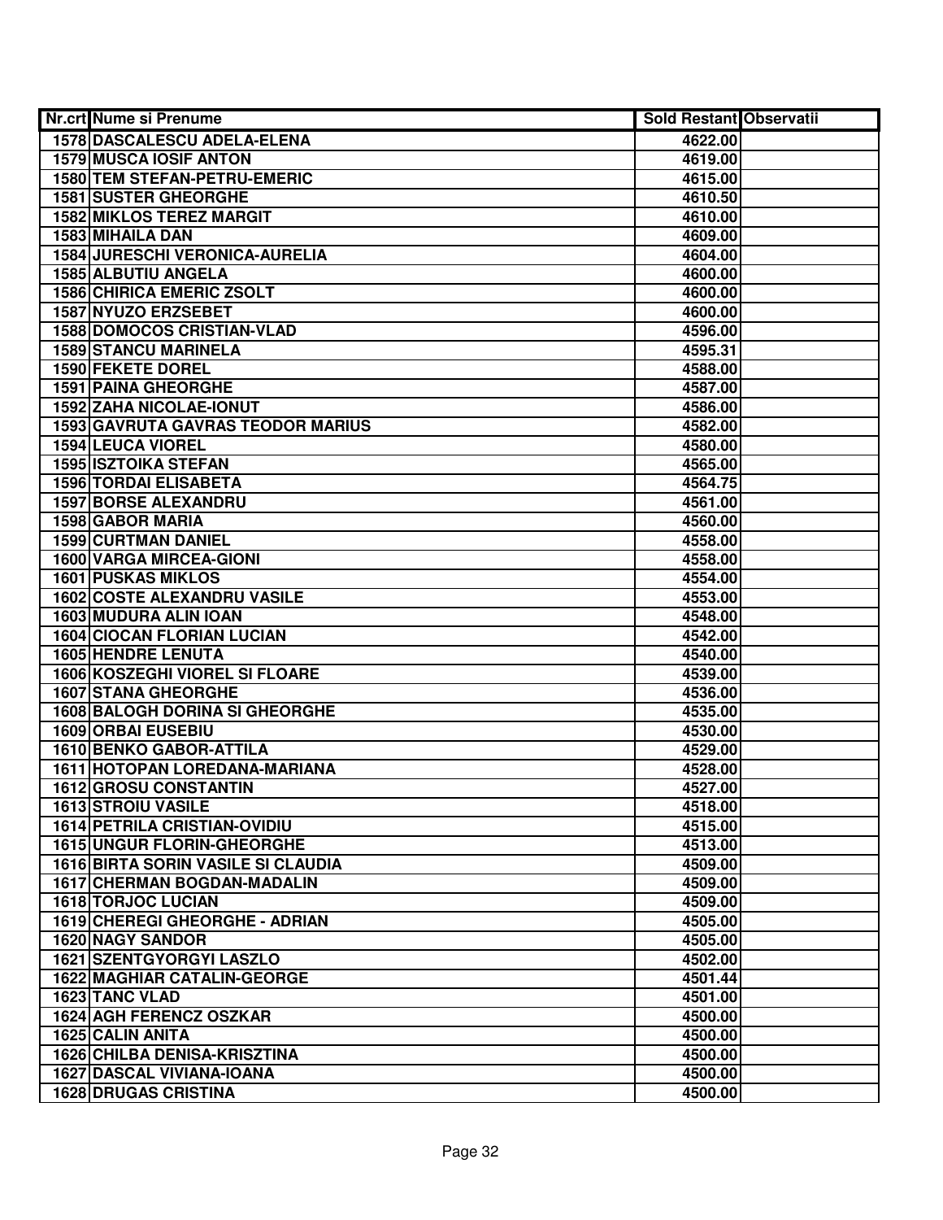| Nr.crt | Nume si Prenume | Sold Restant | Observatii |
|---|---|---|---|
| 1578 | DASCALESCU ADELA-ELENA | 4622.00 | |
| 1579 | MUSCA IOSIF ANTON | 4619.00 | |
| 1580 | TEM STEFAN-PETRU-EMERIC | 4615.00 | |
| 1581 | SUSTER GHEORGHE | 4610.50 | |
| 1582 | MIKLOS TEREZ MARGIT | 4610.00 | |
| 1583 | MIHAILA DAN | 4609.00 | |
| 1584 | JURESCHI VERONICA-AURELIA | 4604.00 | |
| 1585 | ALBUTIU ANGELA | 4600.00 | |
| 1586 | CHIRICA EMERIC ZSOLT | 4600.00 | |
| 1587 | NYUZO ERZSEBET | 4600.00 | |
| 1588 | DOMOCOS CRISTIAN-VLAD | 4596.00 | |
| 1589 | STANCU MARINELA | 4595.31 | |
| 1590 | FEKETE DOREL | 4588.00 | |
| 1591 | PAINA GHEORGHE | 4587.00 | |
| 1592 | ZAHA NICOLAE-IONUT | 4586.00 | |
| 1593 | GAVRUTA GAVRAS TEODOR MARIUS | 4582.00 | |
| 1594 | LEUCA VIOREL | 4580.00 | |
| 1595 | ISZTOIKA STEFAN | 4565.00 | |
| 1596 | TORDAI ELISABETA | 4564.75 | |
| 1597 | BORSE ALEXANDRU | 4561.00 | |
| 1598 | GABOR MARIA | 4560.00 | |
| 1599 | CURTMAN DANIEL | 4558.00 | |
| 1600 | VARGA MIRCEA-GIONI | 4558.00 | |
| 1601 | PUSKAS MIKLOS | 4554.00 | |
| 1602 | COSTE ALEXANDRU VASILE | 4553.00 | |
| 1603 | MUDURA ALIN IOAN | 4548.00 | |
| 1604 | CIOCAN FLORIAN LUCIAN | 4542.00 | |
| 1605 | HENDRE LENUTA | 4540.00 | |
| 1606 | KOSZEGHI VIOREL SI FLOARE | 4539.00 | |
| 1607 | STANA GHEORGHE | 4536.00 | |
| 1608 | BALOGH DORINA SI GHEORGHE | 4535.00 | |
| 1609 | ORBAI EUSEBIU | 4530.00 | |
| 1610 | BENKO GABOR-ATTILA | 4529.00 | |
| 1611 | HOTOPAN LOREDANA-MARIANA | 4528.00 | |
| 1612 | GROSU CONSTANTIN | 4527.00 | |
| 1613 | STROIU VASILE | 4518.00 | |
| 1614 | PETRILA CRISTIAN-OVIDIU | 4515.00 | |
| 1615 | UNGUR FLORIN-GHEORGHE | 4513.00 | |
| 1616 | BIRTA SORIN VASILE SI CLAUDIA | 4509.00 | |
| 1617 | CHERMAN BOGDAN-MADALIN | 4509.00 | |
| 1618 | TORJOC LUCIAN | 4509.00 | |
| 1619 | CHEREGI GHEORGHE - ADRIAN | 4505.00 | |
| 1620 | NAGY SANDOR | 4505.00 | |
| 1621 | SZENTGYORGYI LASZLO | 4502.00 | |
| 1622 | MAGHIAR CATALIN-GEORGE | 4501.44 | |
| 1623 | TANC VLAD | 4501.00 | |
| 1624 | AGH FERENCZ OSZKAR | 4500.00 | |
| 1625 | CALIN ANITA | 4500.00 | |
| 1626 | CHILBA DENISA-KRISZTINA | 4500.00 | |
| 1627 | DASCAL VIVIANA-IOANA | 4500.00 | |
| 1628 | DRUGAS CRISTINA | 4500.00 | |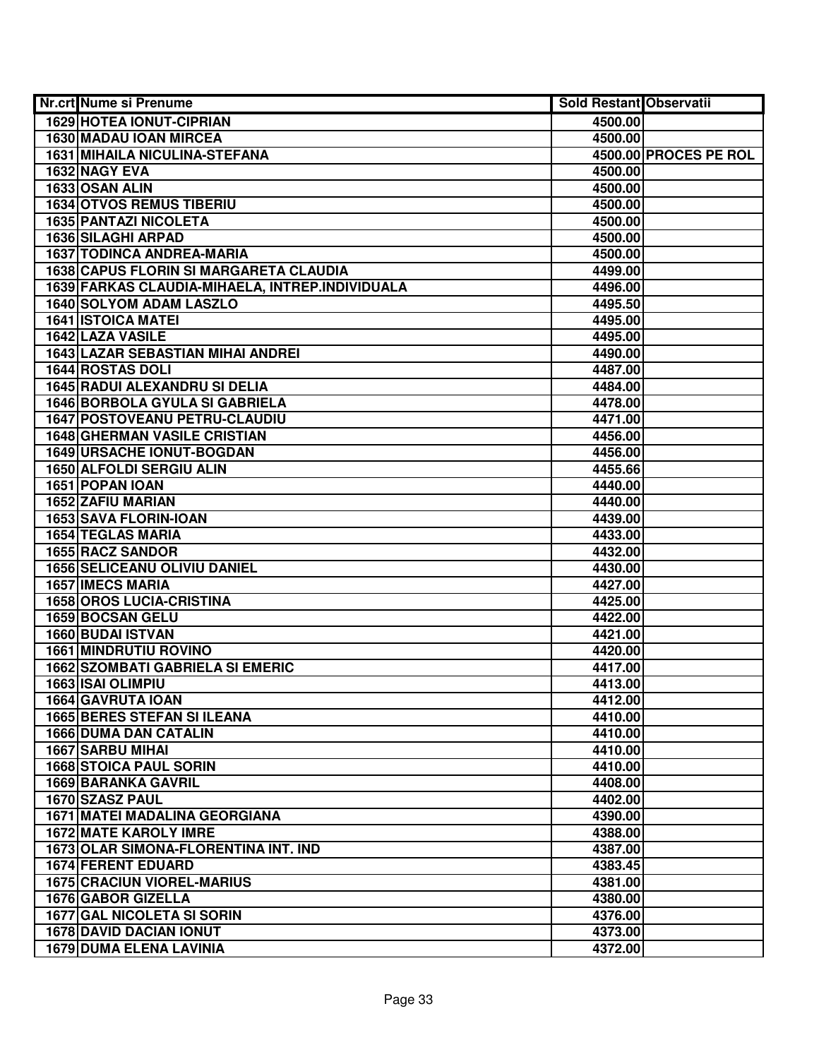| Nr.crt | Nume si Prenume | Sold Restant | Observatii |
|---|---|---|---|
| 1629 | HOTEA IONUT-CIPRIAN | 4500.00 | |
| 1630 | MADAU IOAN MIRCEA | 4500.00 | |
| 1631 | MIHAILA NICULINA-STEFANA | 4500.00 | PROCES PE ROL |
| 1632 | NAGY EVA | 4500.00 | |
| 1633 | OSAN ALIN | 4500.00 | |
| 1634 | OTVOS REMUS TIBERIU | 4500.00 | |
| 1635 | PANTAZI NICOLETA | 4500.00 | |
| 1636 | SILAGHI ARPAD | 4500.00 | |
| 1637 | TODINCA ANDREA-MARIA | 4500.00 | |
| 1638 | CAPUS FLORIN SI MARGARETA CLAUDIA | 4499.00 | |
| 1639 | FARKAS CLAUDIA-MIHAELA, INTREP.INDIVIDUALA | 4496.00 | |
| 1640 | SOLYOM ADAM LASZLO | 4495.50 | |
| 1641 | ISTOICA MATEI | 4495.00 | |
| 1642 | LAZA VASILE | 4495.00 | |
| 1643 | LAZAR SEBASTIAN MIHAI ANDREI | 4490.00 | |
| 1644 | ROSTAS DOLI | 4487.00 | |
| 1645 | RADUI ALEXANDRU SI DELIA | 4484.00 | |
| 1646 | BORBOLA GYULA SI GABRIELA | 4478.00 | |
| 1647 | POSTOVEANU PETRU-CLAUDIU | 4471.00 | |
| 1648 | GHERMAN VASILE CRISTIAN | 4456.00 | |
| 1649 | URSACHE IONUT-BOGDAN | 4456.00 | |
| 1650 | ALFOLDI SERGIU ALIN | 4455.66 | |
| 1651 | POPAN IOAN | 4440.00 | |
| 1652 | ZAFIU MARIAN | 4440.00 | |
| 1653 | SAVA FLORIN-IOAN | 4439.00 | |
| 1654 | TEGLAS MARIA | 4433.00 | |
| 1655 | RACZ SANDOR | 4432.00 | |
| 1656 | SELICEANU OLIVIU DANIEL | 4430.00 | |
| 1657 | IMECS MARIA | 4427.00 | |
| 1658 | OROS LUCIA-CRISTINA | 4425.00 | |
| 1659 | BOCSAN GELU | 4422.00 | |
| 1660 | BUDAI ISTVAN | 4421.00 | |
| 1661 | MINDRUTIU ROVINO | 4420.00 | |
| 1662 | SZOMBATI GABRIELA SI EMERIC | 4417.00 | |
| 1663 | ISAI OLIMPIU | 4413.00 | |
| 1664 | GAVRUTA IOAN | 4412.00 | |
| 1665 | BERES STEFAN SI ILEANA | 4410.00 | |
| 1666 | DUMA DAN CATALIN | 4410.00 | |
| 1667 | SARBU MIHAI | 4410.00 | |
| 1668 | STOICA PAUL SORIN | 4410.00 | |
| 1669 | BARANKA GAVRIL | 4408.00 | |
| 1670 | SZASZ PAUL | 4402.00 | |
| 1671 | MATEI MADALINA GEORGIANA | 4390.00 | |
| 1672 | MATE KAROLY IMRE | 4388.00 | |
| 1673 | OLAR SIMONA-FLORENTINA INT. IND | 4387.00 | |
| 1674 | FERENT EDUARD | 4383.45 | |
| 1675 | CRACIUN VIOREL-MARIUS | 4381.00 | |
| 1676 | GABOR GIZELLA | 4380.00 | |
| 1677 | GAL NICOLETA SI SORIN | 4376.00 | |
| 1678 | DAVID DACIAN IONUT | 4373.00 | |
| 1679 | DUMA ELENA LAVINIA | 4372.00 | |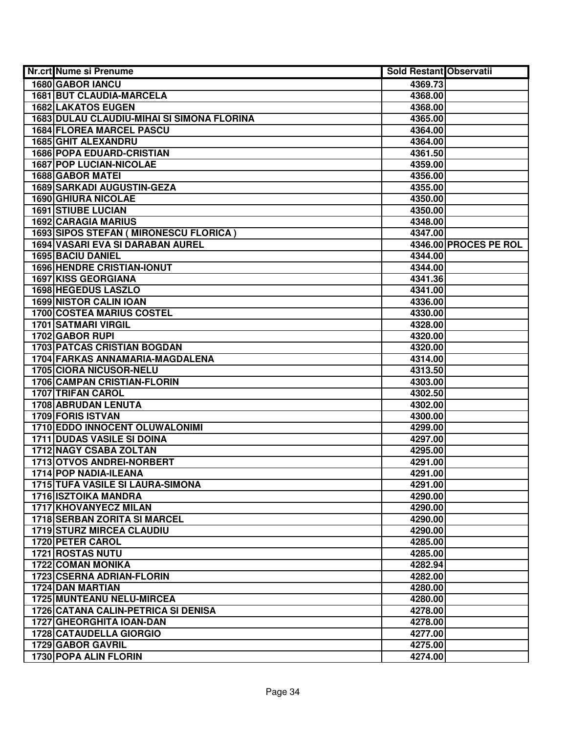| Nr.crt | Nume si Prenume | Sold Restant | Observatii |
|---|---|---|---|
| 1680 | GABOR IANCU | 4369.73 | |
| 1681 | BUT CLAUDIA-MARCELA | 4368.00 | |
| 1682 | LAKATOS EUGEN | 4368.00 | |
| 1683 | DULAU CLAUDIU-MIHAI SI SIMONA FLORINA | 4365.00 | |
| 1684 | FLOREA MARCEL PASCU | 4364.00 | |
| 1685 | GHIT ALEXANDRU | 4364.00 | |
| 1686 | POPA EDUARD-CRISTIAN | 4361.50 | |
| 1687 | POP LUCIAN-NICOLAE | 4359.00 | |
| 1688 | GABOR MATEI | 4356.00 | |
| 1689 | SARKADI AUGUSTIN-GEZA | 4355.00 | |
| 1690 | GHIURA NICOLAE | 4350.00 | |
| 1691 | STIUBE LUCIAN | 4350.00 | |
| 1692 | CARAGIA MARIUS | 4348.00 | |
| 1693 | SIPOS STEFAN ( MIRONESCU FLORICA ) | 4347.00 | |
| 1694 | VASARI EVA SI DARABAN AUREL | 4346.00 | PROCES PE ROL |
| 1695 | BACIU DANIEL | 4344.00 | |
| 1696 | HENDRE CRISTIAN-IONUT | 4344.00 | |
| 1697 | KISS GEORGIANA | 4341.36 | |
| 1698 | HEGEDUS LASZLO | 4341.00 | |
| 1699 | NISTOR CALIN IOAN | 4336.00 | |
| 1700 | COSTEA MARIUS COSTEL | 4330.00 | |
| 1701 | SATMARI VIRGIL | 4328.00 | |
| 1702 | GABOR RUPI | 4320.00 | |
| 1703 | PATCAS CRISTIAN BOGDAN | 4320.00 | |
| 1704 | FARKAS ANNAMARIA-MAGDALENA | 4314.00 | |
| 1705 | CIORA NICUSOR-NELU | 4313.50 | |
| 1706 | CAMPAN CRISTIAN-FLORIN | 4303.00 | |
| 1707 | TRIFAN CAROL | 4302.50 | |
| 1708 | ABRUDAN LENUTA | 4302.00 | |
| 1709 | FORIS ISTVAN | 4300.00 | |
| 1710 | EDDO INNOCENT OLUWALONIMI | 4299.00 | |
| 1711 | DUDAS VASILE SI DOINA | 4297.00 | |
| 1712 | NAGY CSABA ZOLTAN | 4295.00 | |
| 1713 | OTVOS ANDREI-NORBERT | 4291.00 | |
| 1714 | POP NADIA-ILEANA | 4291.00 | |
| 1715 | TUFA VASILE SI LAURA-SIMONA | 4291.00 | |
| 1716 | ISZTOIKA MANDRA | 4290.00 | |
| 1717 | KHOVANYECZ MILAN | 4290.00 | |
| 1718 | SERBAN ZORITA SI MARCEL | 4290.00 | |
| 1719 | STURZ MIRCEA CLAUDIU | 4290.00 | |
| 1720 | PETER CAROL | 4285.00 | |
| 1721 | ROSTAS NUTU | 4285.00 | |
| 1722 | COMAN MONIKA | 4282.94 | |
| 1723 | CSERNA ADRIAN-FLORIN | 4282.00 | |
| 1724 | DAN MARTIAN | 4280.00 | |
| 1725 | MUNTEANU NELU-MIRCEA | 4280.00 | |
| 1726 | CATANA CALIN-PETRICA SI DENISA | 4278.00 | |
| 1727 | GHEORGHITA IOAN-DAN | 4278.00 | |
| 1728 | CATAUDELLA GIORGIO | 4277.00 | |
| 1729 | GABOR GAVRIL | 4275.00 | |
| 1730 | POPA ALIN FLORIN | 4274.00 | |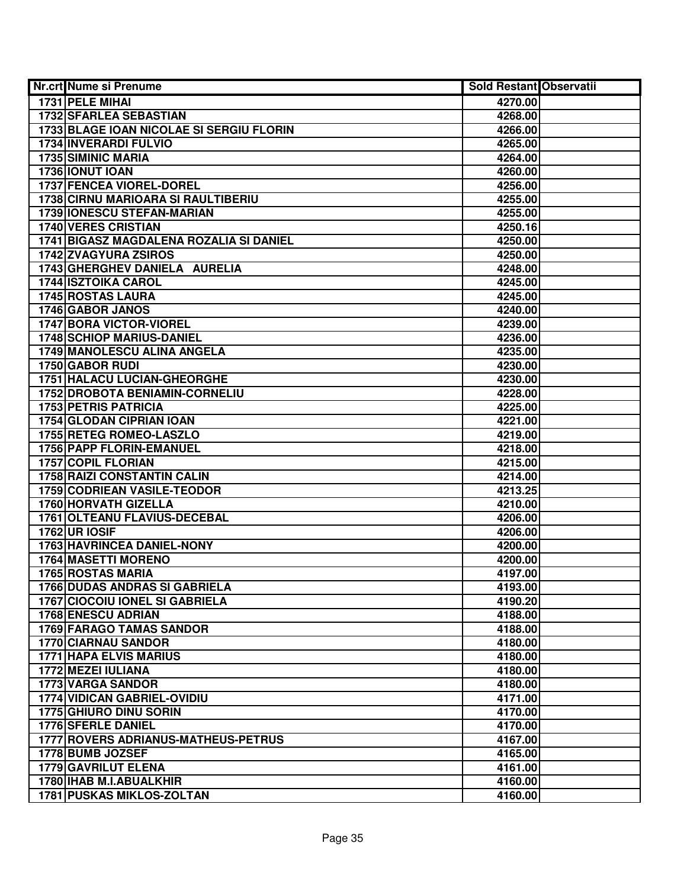| Nr.crt | Nume si Prenume | Sold Restant | Observatii |
|---|---|---|---|
| 1731 | PELE MIHAI | 4270.00 | |
| 1732 | SFARLEA SEBASTIAN | 4268.00 | |
| 1733 | BLAGE IOAN NICOLAE SI SERGIU FLORIN | 4266.00 | |
| 1734 | INVERARDI FULVIO | 4265.00 | |
| 1735 | SIMINIC MARIA | 4264.00 | |
| 1736 | IONUT IOAN | 4260.00 | |
| 1737 | FENCEA VIOREL-DOREL | 4256.00 | |
| 1738 | CIRNU MARIOARA SI RAULTIBERIU | 4255.00 | |
| 1739 | IONESCU STEFAN-MARIAN | 4255.00 | |
| 1740 | VERES CRISTIAN | 4250.16 | |
| 1741 | BIGASZ MAGDALENA ROZALIA SI DANIEL | 4250.00 | |
| 1742 | ZVAGYURA ZSIROS | 4250.00 | |
| 1743 | GHERGHEV DANIELA AURELIA | 4248.00 | |
| 1744 | ISZTOIKA CAROL | 4245.00 | |
| 1745 | ROSTAS LAURA | 4245.00 | |
| 1746 | GABOR JANOS | 4240.00 | |
| 1747 | BORA VICTOR-VIOREL | 4239.00 | |
| 1748 | SCHIOP MARIUS-DANIEL | 4236.00 | |
| 1749 | MANOLESCU ALINA ANGELA | 4235.00 | |
| 1750 | GABOR RUDI | 4230.00 | |
| 1751 | HALACU LUCIAN-GHEORGHE | 4230.00 | |
| 1752 | DROBOTA BENIAMIN-CORNELIU | 4228.00 | |
| 1753 | PETRIS PATRICIA | 4225.00 | |
| 1754 | GLODAN CIPRIAN IOAN | 4221.00 | |
| 1755 | RETEG ROMEO-LASZLO | 4219.00 | |
| 1756 | PAPP FLORIN-EMANUEL | 4218.00 | |
| 1757 | COPIL FLORIAN | 4215.00 | |
| 1758 | RAIZI CONSTANTIN CALIN | 4214.00 | |
| 1759 | CODRIEAN VASILE-TEODOR | 4213.25 | |
| 1760 | HORVATH GIZELLA | 4210.00 | |
| 1761 | OLTEANU FLAVIUS-DECEBAL | 4206.00 | |
| 1762 | UR IOSIF | 4206.00 | |
| 1763 | HAVRINCEA DANIEL-NONY | 4200.00 | |
| 1764 | MASETTI MORENO | 4200.00 | |
| 1765 | ROSTAS MARIA | 4197.00 | |
| 1766 | DUDAS ANDRAS SI GABRIELA | 4193.00 | |
| 1767 | CIOCOIU IONEL SI GABRIELA | 4190.20 | |
| 1768 | ENESCU ADRIAN | 4188.00 | |
| 1769 | FARAGO TAMAS SANDOR | 4188.00 | |
| 1770 | CIARNAU SANDOR | 4180.00 | |
| 1771 | HAPA ELVIS MARIUS | 4180.00 | |
| 1772 | MEZEI IULIANA | 4180.00 | |
| 1773 | VARGA SANDOR | 4180.00 | |
| 1774 | VIDICAN GABRIEL-OVIDIU | 4171.00 | |
| 1775 | GHIURO DINU SORIN | 4170.00 | |
| 1776 | SFERLE DANIEL | 4170.00 | |
| 1777 | ROVERS ADRIANUS-MATHEUS-PETRUS | 4167.00 | |
| 1778 | BUMB JOZSEF | 4165.00 | |
| 1779 | GAVRILUT ELENA | 4161.00 | |
| 1780 | IHAB M.I.ABUALKHIR | 4160.00 | |
| 1781 | PUSKAS MIKLOS-ZOLTAN | 4160.00 | |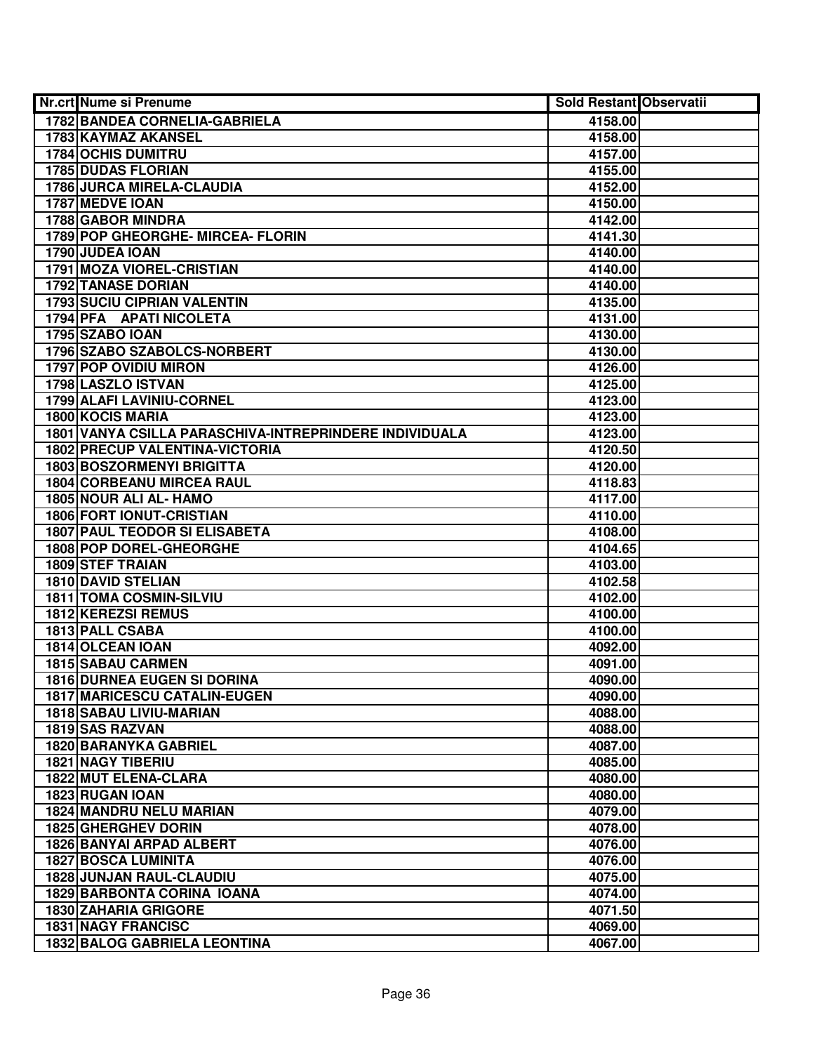| Nr.crt | Nume si Prenume | Sold Restant | Observatii |
|---|---|---|---|
| 1782 | BANDEA CORNELIA-GABRIELA | 4158.00 | |
| 1783 | KAYMAZ AKANSEL | 4158.00 | |
| 1784 | OCHIS DUMITRU | 4157.00 | |
| 1785 | DUDAS FLORIAN | 4155.00 | |
| 1786 | JURCA MIRELA-CLAUDIA | 4152.00 | |
| 1787 | MEDVE IOAN | 4150.00 | |
| 1788 | GABOR MINDRA | 4142.00 | |
| 1789 | POP GHEORGHE- MIRCEA- FLORIN | 4141.30 | |
| 1790 | JUDEA IOAN | 4140.00 | |
| 1791 | MOZA VIOREL-CRISTIAN | 4140.00 | |
| 1792 | TANASE DORIAN | 4140.00 | |
| 1793 | SUCIU CIPRIAN VALENTIN | 4135.00 | |
| 1794 | PFA APATI NICOLETA | 4131.00 | |
| 1795 | SZABO IOAN | 4130.00 | |
| 1796 | SZABO SZABOLCS-NORBERT | 4130.00 | |
| 1797 | POP OVIDIU MIRON | 4126.00 | |
| 1798 | LASZLO ISTVAN | 4125.00 | |
| 1799 | ALAFI LAVINIU-CORNEL | 4123.00 | |
| 1800 | KOCIS MARIA | 4123.00 | |
| 1801 | VANYA CSILLA PARASCHIVA-INTREPRINDERE INDIVIDUALA | 4123.00 | |
| 1802 | PRECUP VALENTINA-VICTORIA | 4120.50 | |
| 1803 | BOSZORMENYI BRIGITTA | 4120.00 | |
| 1804 | CORBEANU MIRCEA RAUL | 4118.83 | |
| 1805 | NOUR ALI AL- HAMO | 4117.00 | |
| 1806 | FORT IONUT-CRISTIAN | 4110.00 | |
| 1807 | PAUL TEODOR SI ELISABETA | 4108.00 | |
| 1808 | POP DOREL-GHEORGHE | 4104.65 | |
| 1809 | STEF TRAIAN | 4103.00 | |
| 1810 | DAVID STELIAN | 4102.58 | |
| 1811 | TOMA COSMIN-SILVIU | 4102.00 | |
| 1812 | KEREZSI REMUS | 4100.00 | |
| 1813 | PALL CSABA | 4100.00 | |
| 1814 | OLCEAN IOAN | 4092.00 | |
| 1815 | SABAU CARMEN | 4091.00 | |
| 1816 | DURNEA EUGEN SI DORINA | 4090.00 | |
| 1817 | MARICESCU CATALIN-EUGEN | 4090.00 | |
| 1818 | SABAU LIVIU-MARIAN | 4088.00 | |
| 1819 | SAS RAZVAN | 4088.00 | |
| 1820 | BARANYKA GABRIEL | 4087.00 | |
| 1821 | NAGY TIBERIU | 4085.00 | |
| 1822 | MUT ELENA-CLARA | 4080.00 | |
| 1823 | RUGAN IOAN | 4080.00 | |
| 1824 | MANDRU NELU MARIAN | 4079.00 | |
| 1825 | GHERGHEV DORIN | 4078.00 | |
| 1826 | BANYAI ARPAD ALBERT | 4076.00 | |
| 1827 | BOSCA LUMINITA | 4076.00 | |
| 1828 | JUNJAN RAUL-CLAUDIU | 4075.00 | |
| 1829 | BARBONTA CORINA IOANA | 4074.00 | |
| 1830 | ZAHARIA GRIGORE | 4071.50 | |
| 1831 | NAGY FRANCISC | 4069.00 | |
| 1832 | BALOG GABRIELA LEONTINA | 4067.00 | |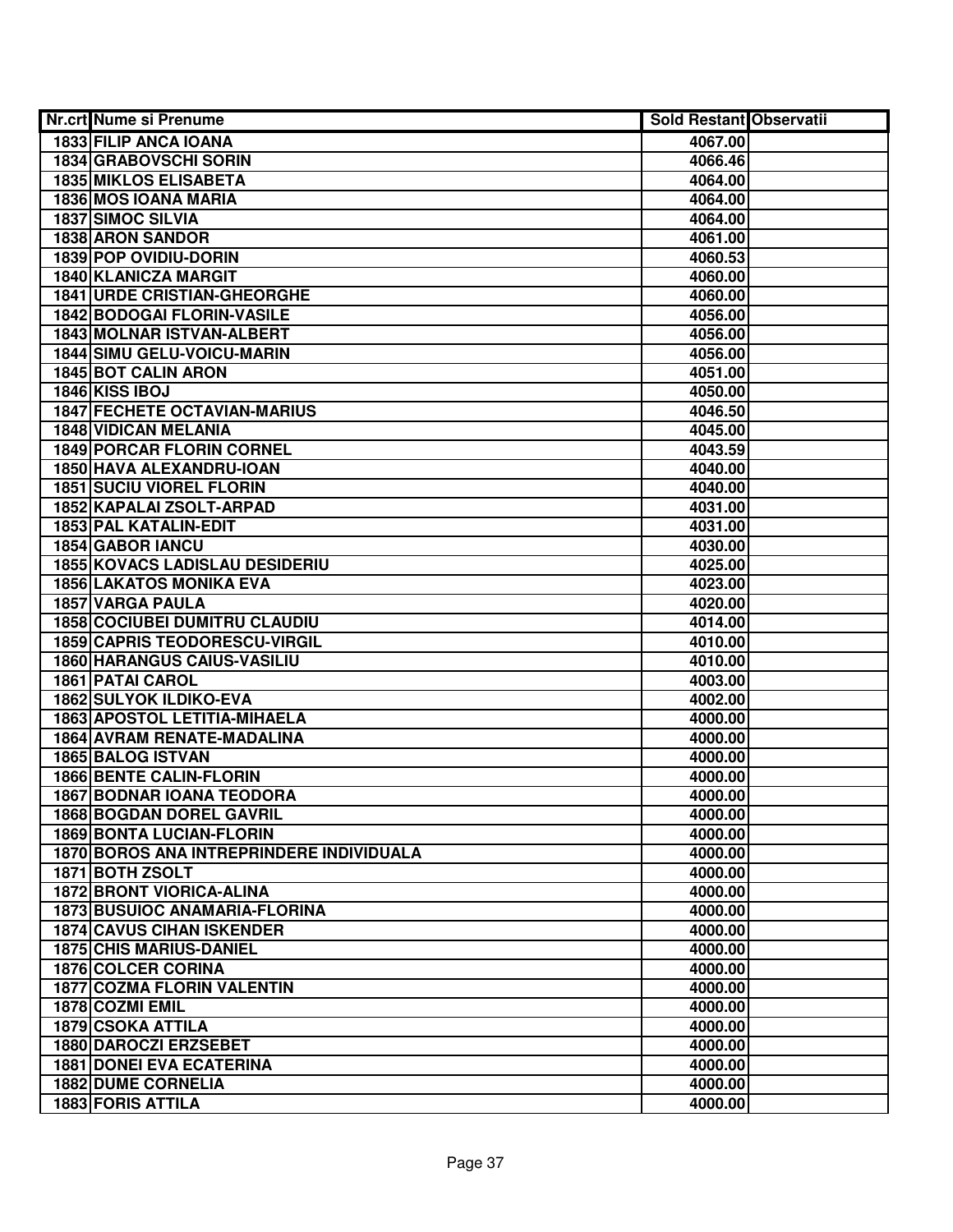| Nr.crt | Nume si Prenume | Sold Restant | Observatii |
|---|---|---|---|
| 1833 | FILIP ANCA IOANA | 4067.00 | |
| 1834 | GRABOVSCHI SORIN | 4066.46 | |
| 1835 | MIKLOS ELISABETA | 4064.00 | |
| 1836 | MOS IOANA MARIA | 4064.00 | |
| 1837 | SIMOC SILVIA | 4064.00 | |
| 1838 | ARON SANDOR | 4061.00 | |
| 1839 | POP OVIDIU-DORIN | 4060.53 | |
| 1840 | KLANICZA MARGIT | 4060.00 | |
| 1841 | URDE CRISTIAN-GHEORGHE | 4060.00 | |
| 1842 | BODOGAI FLORIN-VASILE | 4056.00 | |
| 1843 | MOLNAR ISTVAN-ALBERT | 4056.00 | |
| 1844 | SIMU GELU-VOICU-MARIN | 4056.00 | |
| 1845 | BOT CALIN ARON | 4051.00 | |
| 1846 | KISS IBOJ | 4050.00 | |
| 1847 | FECHETE OCTAVIAN-MARIUS | 4046.50 | |
| 1848 | VIDICAN MELANIA | 4045.00 | |
| 1849 | PORCAR FLORIN CORNEL | 4043.59 | |
| 1850 | HAVA ALEXANDRU-IOAN | 4040.00 | |
| 1851 | SUCIU VIOREL FLORIN | 4040.00 | |
| 1852 | KAPALAI ZSOLT-ARPAD | 4031.00 | |
| 1853 | PAL KATALIN-EDIT | 4031.00 | |
| 1854 | GABOR IANCU | 4030.00 | |
| 1855 | KOVACS LADISLAU DESIDERIU | 4025.00 | |
| 1856 | LAKATOS MONIKA EVA | 4023.00 | |
| 1857 | VARGA PAULA | 4020.00 | |
| 1858 | COCIUBEI DUMITRU CLAUDIU | 4014.00 | |
| 1859 | CAPRIS TEODORESCU-VIRGIL | 4010.00 | |
| 1860 | HARANGUS CAIUS-VASILIU | 4010.00 | |
| 1861 | PATAI CAROL | 4003.00 | |
| 1862 | SULYOK ILDIKO-EVA | 4002.00 | |
| 1863 | APOSTOL LETITIA-MIHAELA | 4000.00 | |
| 1864 | AVRAM RENATE-MADALINA | 4000.00 | |
| 1865 | BALOG ISTVAN | 4000.00 | |
| 1866 | BENTE CALIN-FLORIN | 4000.00 | |
| 1867 | BODNAR IOANA TEODORA | 4000.00 | |
| 1868 | BOGDAN DOREL GAVRIL | 4000.00 | |
| 1869 | BONTA LUCIAN-FLORIN | 4000.00 | |
| 1870 | BOROS ANA INTREPRINDERE INDIVIDUALA | 4000.00 | |
| 1871 | BOTH ZSOLT | 4000.00 | |
| 1872 | BRONT VIORICA-ALINA | 4000.00 | |
| 1873 | BUSUIOC ANAMARIA-FLORINA | 4000.00 | |
| 1874 | CAVUS CIHAN ISKENDER | 4000.00 | |
| 1875 | CHIS MARIUS-DANIEL | 4000.00 | |
| 1876 | COLCER CORINA | 4000.00 | |
| 1877 | COZMA FLORIN VALENTIN | 4000.00 | |
| 1878 | COZMI EMIL | 4000.00 | |
| 1879 | CSOKA ATTILA | 4000.00 | |
| 1880 | DAROCZI ERZSEBET | 4000.00 | |
| 1881 | DONEI EVA ECATERINA | 4000.00 | |
| 1882 | DUME CORNELIA | 4000.00 | |
| 1883 | FORIS ATTILA | 4000.00 | |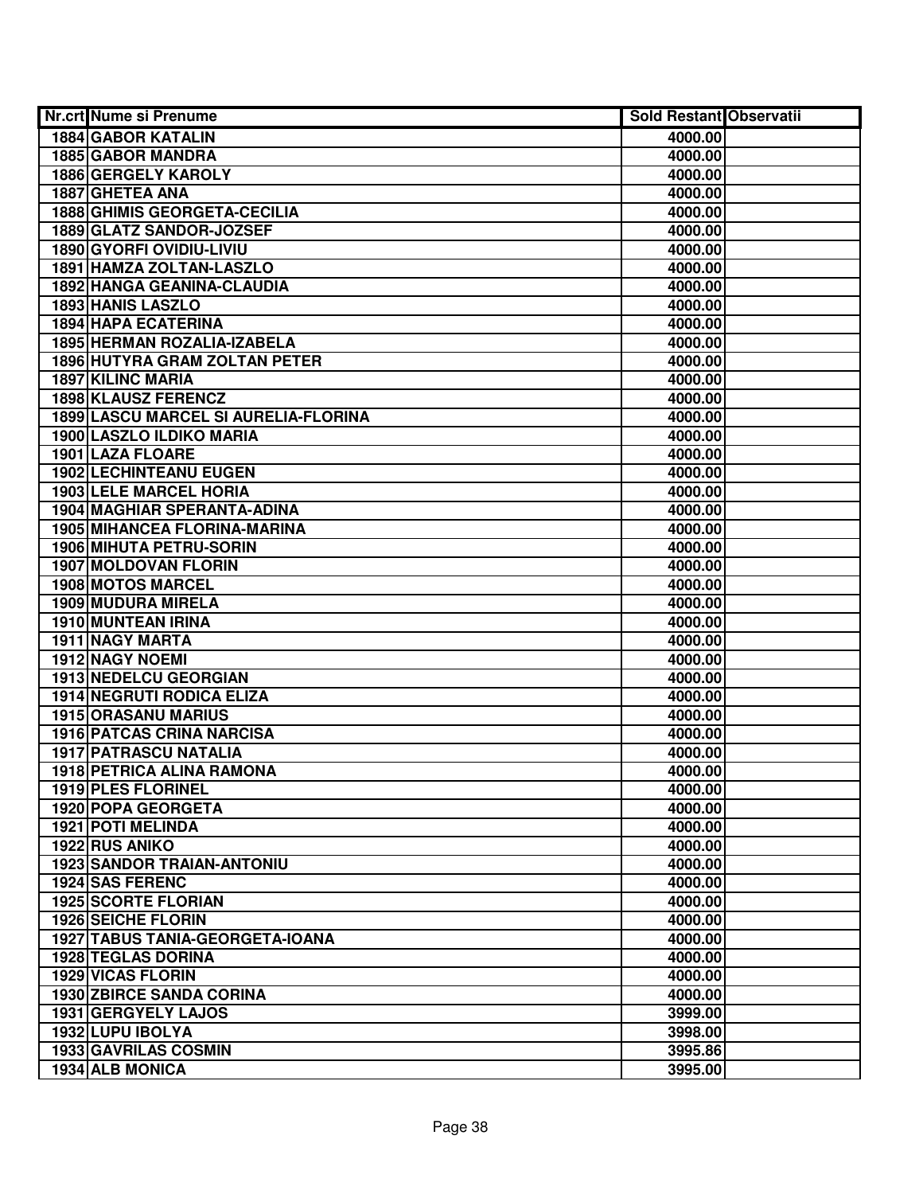| Nr.crt | Nume si Prenume | Sold Restant | Observatii |
|---|---|---|---|
| 1884 | GABOR KATALIN | 4000.00 | |
| 1885 | GABOR MANDRA | 4000.00 | |
| 1886 | GERGELY KAROLY | 4000.00 | |
| 1887 | GHETEA ANA | 4000.00 | |
| 1888 | GHIMIS GEORGETA-CECILIA | 4000.00 | |
| 1889 | GLATZ SANDOR-JOZSEF | 4000.00 | |
| 1890 | GYORFI OVIDIU-LIVIU | 4000.00 | |
| 1891 | HAMZA ZOLTAN-LASZLO | 4000.00 | |
| 1892 | HANGA GEANINA-CLAUDIA | 4000.00 | |
| 1893 | HANIS LASZLO | 4000.00 | |
| 1894 | HAPA ECATERINA | 4000.00 | |
| 1895 | HERMAN ROZALIA-IZABELA | 4000.00 | |
| 1896 | HUTYRA GRAM ZOLTAN PETER | 4000.00 | |
| 1897 | KILINC MARIA | 4000.00 | |
| 1898 | KLAUSZ FERENCZ | 4000.00 | |
| 1899 | LASCU MARCEL SI AURELIA-FLORINA | 4000.00 | |
| 1900 | LASZLO ILDIKO MARIA | 4000.00 | |
| 1901 | LAZA FLOARE | 4000.00 | |
| 1902 | LECHINTEANU EUGEN | 4000.00 | |
| 1903 | LELE MARCEL HORIA | 4000.00 | |
| 1904 | MAGHIAR SPERANTA-ADINA | 4000.00 | |
| 1905 | MIHANCEA FLORINA-MARINA | 4000.00 | |
| 1906 | MIHUTA PETRU-SORIN | 4000.00 | |
| 1907 | MOLDOVAN FLORIN | 4000.00 | |
| 1908 | MOTOS MARCEL | 4000.00 | |
| 1909 | MUDURA MIRELA | 4000.00 | |
| 1910 | MUNTEAN IRINA | 4000.00 | |
| 1911 | NAGY MARTA | 4000.00 | |
| 1912 | NAGY NOEMI | 4000.00 | |
| 1913 | NEDELCU GEORGIAN | 4000.00 | |
| 1914 | NEGRUTI RODICA ELIZA | 4000.00 | |
| 1915 | ORASANU MARIUS | 4000.00 | |
| 1916 | PATCAS CRINA NARCISA | 4000.00 | |
| 1917 | PATRASCU NATALIA | 4000.00 | |
| 1918 | PETRICA ALINA RAMONA | 4000.00 | |
| 1919 | PLES FLORINEL | 4000.00 | |
| 1920 | POPA GEORGETA | 4000.00 | |
| 1921 | POTI MELINDA | 4000.00 | |
| 1922 | RUS ANIKO | 4000.00 | |
| 1923 | SANDOR TRAIAN-ANTONIU | 4000.00 | |
| 1924 | SAS FERENC | 4000.00 | |
| 1925 | SCORTE FLORIAN | 4000.00 | |
| 1926 | SEICHE FLORIN | 4000.00 | |
| 1927 | TABUS TANIA-GEORGETA-IOANA | 4000.00 | |
| 1928 | TEGLAS DORINA | 4000.00 | |
| 1929 | VICAS FLORIN | 4000.00 | |
| 1930 | ZBIRCE SANDA CORINA | 4000.00 | |
| 1931 | GERGYELY LAJOS | 3999.00 | |
| 1932 | LUPU IBOLYA | 3998.00 | |
| 1933 | GAVRILAS COSMIN | 3995.86 | |
| 1934 | ALB MONICA | 3995.00 | |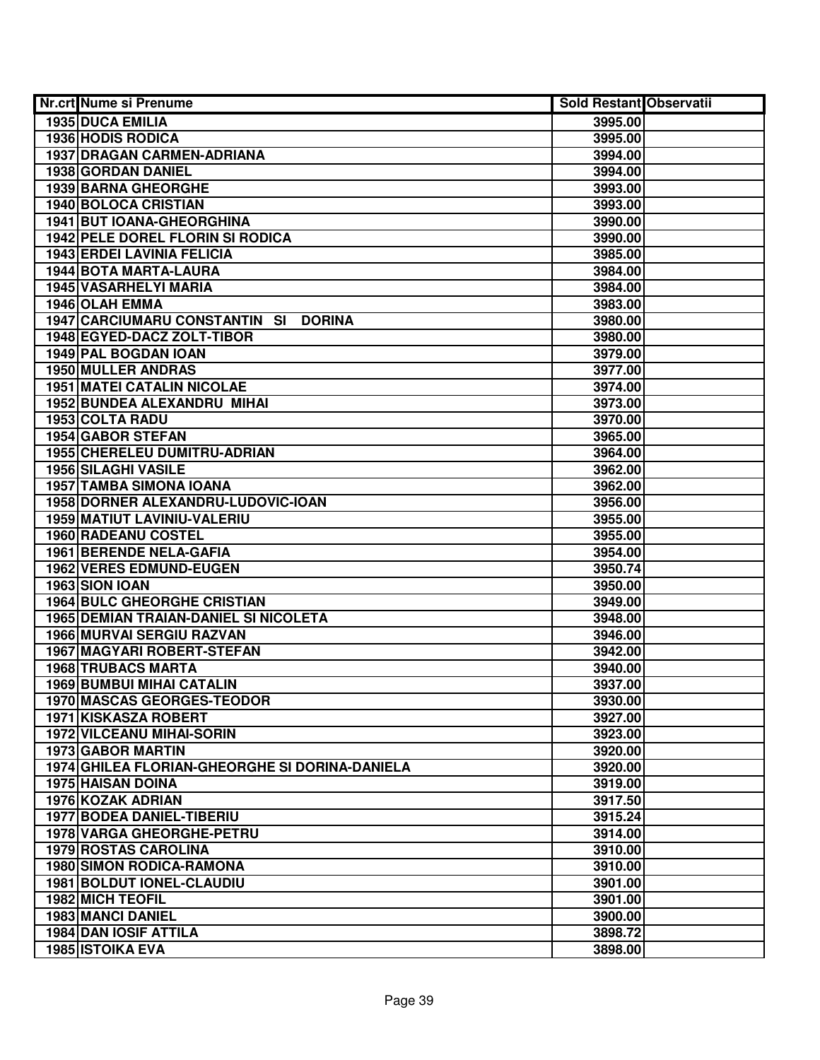| Nr.crt | Nume si Prenume | Sold Restant | Observatii |
|---|---|---|---|
| 1935 | DUCA EMILIA | 3995.00 | |
| 1936 | HODIS RODICA | 3995.00 | |
| 1937 | DRAGAN CARMEN-ADRIANA | 3994.00 | |
| 1938 | GORDAN DANIEL | 3994.00 | |
| 1939 | BARNA GHEORGHE | 3993.00 | |
| 1940 | BOLOCA CRISTIAN | 3993.00 | |
| 1941 | BUT IOANA-GHEORGHINA | 3990.00 | |
| 1942 | PELE DOREL FLORIN SI RODICA | 3990.00 | |
| 1943 | ERDEI LAVINIA FELICIA | 3985.00 | |
| 1944 | BOTA MARTA-LAURA | 3984.00 | |
| 1945 | VASARHELYI MARIA | 3984.00 | |
| 1946 | OLAH EMMA | 3983.00 | |
| 1947 | CARCIUMARU CONSTANTIN SI DORINA | 3980.00 | |
| 1948 | EGYED-DACZ ZOLT-TIBOR | 3980.00 | |
| 1949 | PAL BOGDAN IOAN | 3979.00 | |
| 1950 | MULLER ANDRAS | 3977.00 | |
| 1951 | MATEI CATALIN NICOLAE | 3974.00 | |
| 1952 | BUNDEA ALEXANDRU MIHAI | 3973.00 | |
| 1953 | COLTA RADU | 3970.00 | |
| 1954 | GABOR STEFAN | 3965.00 | |
| 1955 | CHERELEU DUMITRU-ADRIAN | 3964.00 | |
| 1956 | SILAGHI VASILE | 3962.00 | |
| 1957 | TAMBA SIMONA IOANA | 3962.00 | |
| 1958 | DORNER ALEXANDRU-LUDOVIC-IOAN | 3956.00 | |
| 1959 | MATIUT LAVINIU-VALERIU | 3955.00 | |
| 1960 | RADEANU COSTEL | 3955.00 | |
| 1961 | BERENDE NELA-GAFIA | 3954.00 | |
| 1962 | VERES EDMUND-EUGEN | 3950.74 | |
| 1963 | SION IOAN | 3950.00 | |
| 1964 | BULC GHEORGHE CRISTIAN | 3949.00 | |
| 1965 | DEMIAN TRAIAN-DANIEL SI NICOLETA | 3948.00 | |
| 1966 | MURVAI SERGIU RAZVAN | 3946.00 | |
| 1967 | MAGYARI ROBERT-STEFAN | 3942.00 | |
| 1968 | TRUBACS MARTA | 3940.00 | |
| 1969 | BUMBUI MIHAI CATALIN | 3937.00 | |
| 1970 | MASCAS GEORGES-TEODOR | 3930.00 | |
| 1971 | KISKASZA ROBERT | 3927.00 | |
| 1972 | VILCEANU MIHAI-SORIN | 3923.00 | |
| 1973 | GABOR MARTIN | 3920.00 | |
| 1974 | GHILEA FLORIAN-GHEORGHE SI DORINA-DANIELA | 3920.00 | |
| 1975 | HAISAN DOINA | 3919.00 | |
| 1976 | KOZAK ADRIAN | 3917.50 | |
| 1977 | BODEA DANIEL-TIBERIU | 3915.24 | |
| 1978 | VARGA GHEORGHE-PETRU | 3914.00 | |
| 1979 | ROSTAS CAROLINA | 3910.00 | |
| 1980 | SIMON RODICA-RAMONA | 3910.00 | |
| 1981 | BOLDUT IONEL-CLAUDIU | 3901.00 | |
| 1982 | MICH TEOFIL | 3901.00 | |
| 1983 | MANCI DANIEL | 3900.00 | |
| 1984 | DAN IOSIF ATTILA | 3898.72 | |
| 1985 | ISTOIKA EVA | 3898.00 | |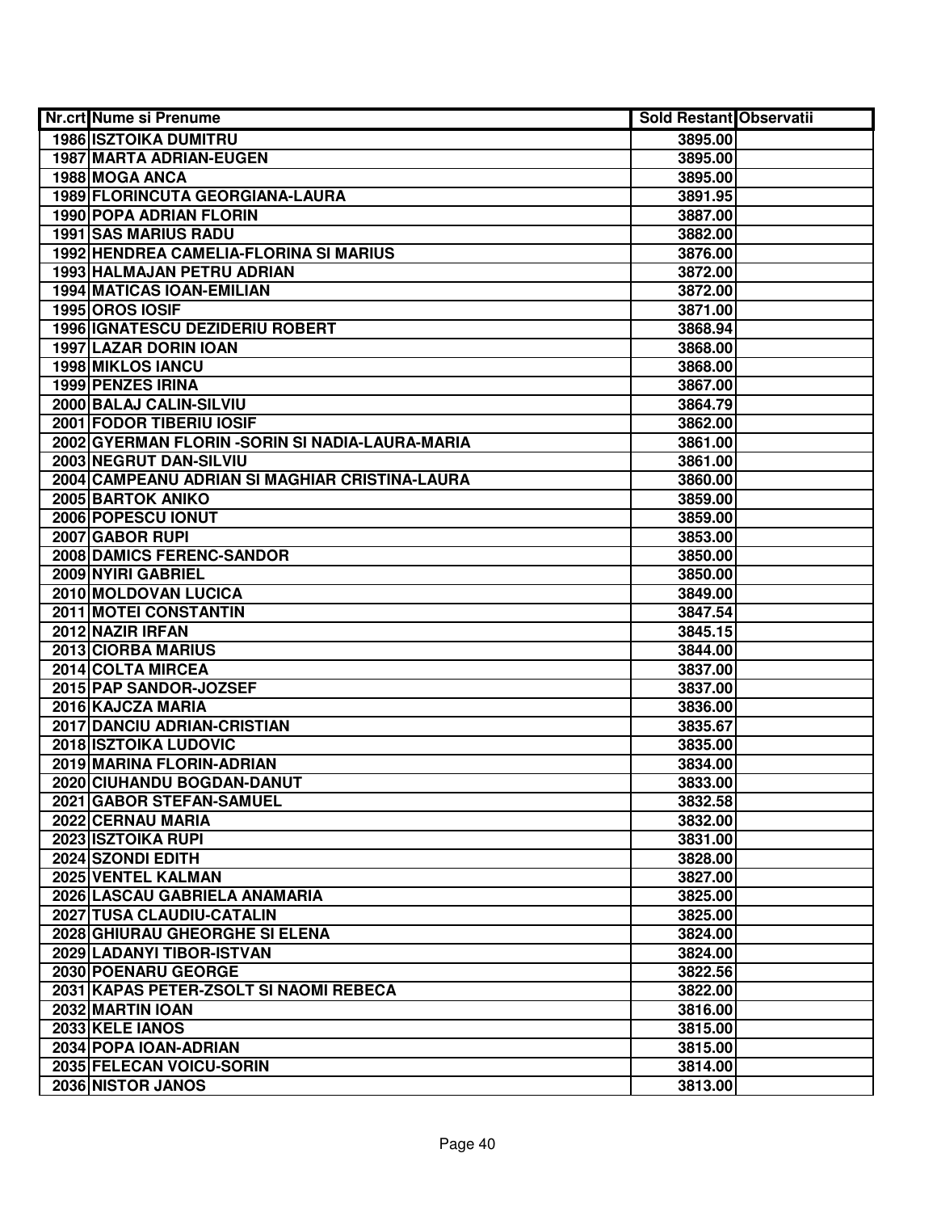| Nr.crt | Nume si Prenume | Sold Restant | Observatii |
|---|---|---|---|
| 1986 | ISZTOIKA DUMITRU | 3895.00 | |
| 1987 | MARTA ADRIAN-EUGEN | 3895.00 | |
| 1988 | MOGA ANCA | 3895.00 | |
| 1989 | FLORINCUTA GEORGIANA-LAURA | 3891.95 | |
| 1990 | POPA ADRIAN FLORIN | 3887.00 | |
| 1991 | SAS MARIUS RADU | 3882.00 | |
| 1992 | HENDREA CAMELIA-FLORINA SI MARIUS | 3876.00 | |
| 1993 | HALMAJAN PETRU ADRIAN | 3872.00 | |
| 1994 | MATICAS IOAN-EMILIAN | 3872.00 | |
| 1995 | OROS IOSIF | 3871.00 | |
| 1996 | IGNATESCU DEZIDERIU ROBERT | 3868.94 | |
| 1997 | LAZAR DORIN IOAN | 3868.00 | |
| 1998 | MIKLOS IANCU | 3868.00 | |
| 1999 | PENZES IRINA | 3867.00 | |
| 2000 | BALAJ CALIN-SILVIU | 3864.79 | |
| 2001 | FODOR TIBERIU IOSIF | 3862.00 | |
| 2002 | GYERMAN FLORIN -SORIN SI NADIA-LAURA-MARIA | 3861.00 | |
| 2003 | NEGRUT DAN-SILVIU | 3861.00 | |
| 2004 | CAMPEANU ADRIAN SI MAGHIAR CRISTINA-LAURA | 3860.00 | |
| 2005 | BARTOK ANIKO | 3859.00 | |
| 2006 | POPESCU IONUT | 3859.00 | |
| 2007 | GABOR RUPI | 3853.00 | |
| 2008 | DAMICS FERENC-SANDOR | 3850.00 | |
| 2009 | NYIRI GABRIEL | 3850.00 | |
| 2010 | MOLDOVAN LUCICA | 3849.00 | |
| 2011 | MOTEI CONSTANTIN | 3847.54 | |
| 2012 | NAZIR IRFAN | 3845.15 | |
| 2013 | CIORBA MARIUS | 3844.00 | |
| 2014 | COLTA MIRCEA | 3837.00 | |
| 2015 | PAP SANDOR-JOZSEF | 3837.00 | |
| 2016 | KAJCZA MARIA | 3836.00 | |
| 2017 | DANCIU ADRIAN-CRISTIAN | 3835.67 | |
| 2018 | ISZTOIKA LUDOVIC | 3835.00 | |
| 2019 | MARINA FLORIN-ADRIAN | 3834.00 | |
| 2020 | CIUHANDU BOGDAN-DANUT | 3833.00 | |
| 2021 | GABOR STEFAN-SAMUEL | 3832.58 | |
| 2022 | CERNAU MARIA | 3832.00 | |
| 2023 | ISZTOIKA RUPI | 3831.00 | |
| 2024 | SZONDI EDITH | 3828.00 | |
| 2025 | VENTEL KALMAN | 3827.00 | |
| 2026 | LASCAU GABRIELA ANAMARIA | 3825.00 | |
| 2027 | TUSA CLAUDIU-CATALIN | 3825.00 | |
| 2028 | GHIURAU GHEORGHE SI ELENA | 3824.00 | |
| 2029 | LADANYI TIBOR-ISTVAN | 3824.00 | |
| 2030 | POENARU GEORGE | 3822.56 | |
| 2031 | KAPAS PETER-ZSOLT SI NAOMI REBECA | 3822.00 | |
| 2032 | MARTIN IOAN | 3816.00 | |
| 2033 | KELE IANOS | 3815.00 | |
| 2034 | POPA IOAN-ADRIAN | 3815.00 | |
| 2035 | FELECAN VOICU-SORIN | 3814.00 | |
| 2036 | NISTOR JANOS | 3813.00 | |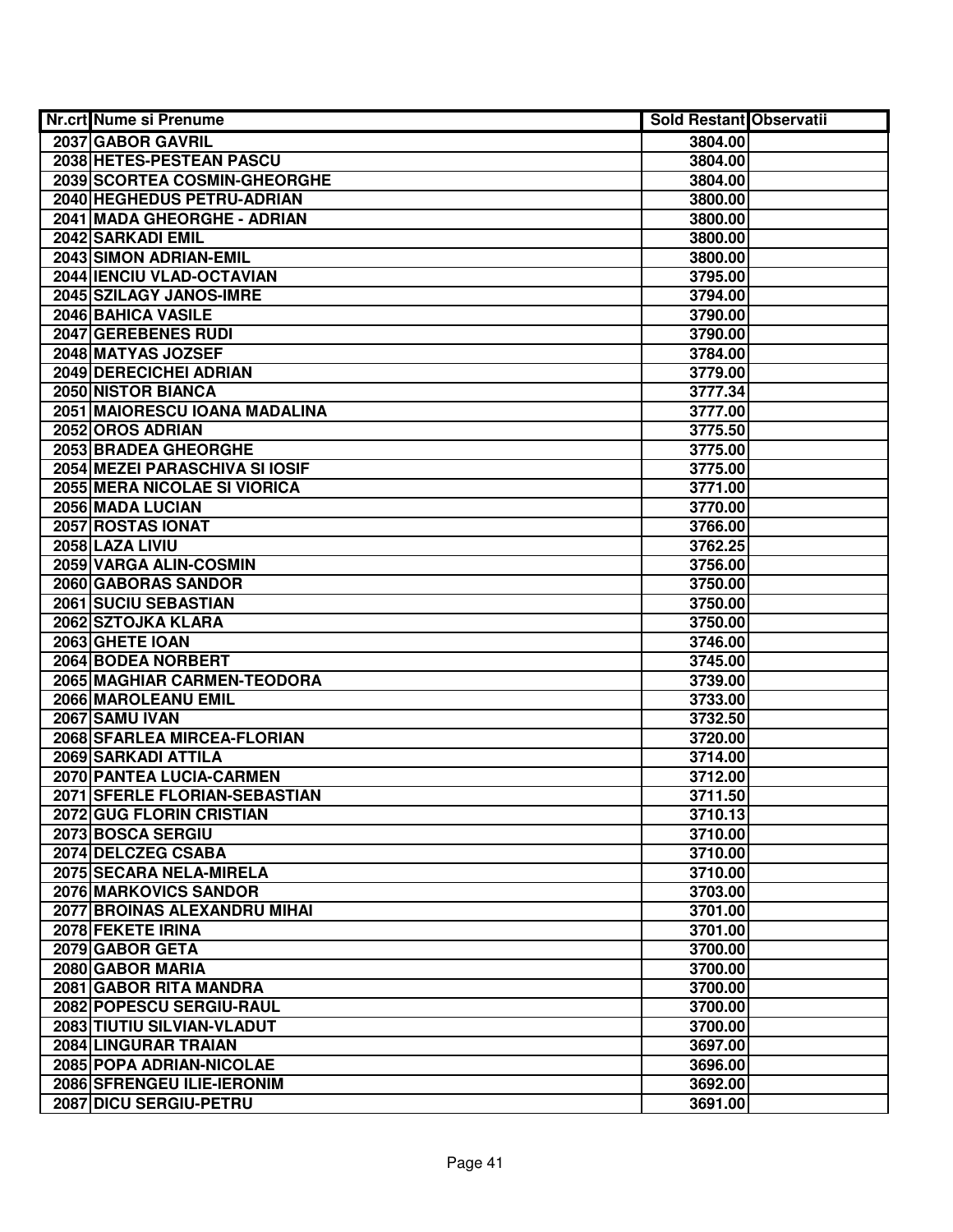| Nr.crt | Nume si Prenume | Sold Restant | Observatii |
|---|---|---|---|
| 2037 | GABOR GAVRIL | 3804.00 | |
| 2038 | HETES-PESTEAN PASCU | 3804.00 | |
| 2039 | SCORTEA COSMIN-GHEORGHE | 3804.00 | |
| 2040 | HEGHEDUS PETRU-ADRIAN | 3800.00 | |
| 2041 | MADA GHEORGHE - ADRIAN | 3800.00 | |
| 2042 | SARKADI EMIL | 3800.00 | |
| 2043 | SIMON ADRIAN-EMIL | 3800.00 | |
| 2044 | IENCIU VLAD-OCTAVIAN | 3795.00 | |
| 2045 | SZILAGY JANOS-IMRE | 3794.00 | |
| 2046 | BAHICA VASILE | 3790.00 | |
| 2047 | GEREBENES RUDI | 3790.00 | |
| 2048 | MATYAS JOZSEF | 3784.00 | |
| 2049 | DERECICHEI ADRIAN | 3779.00 | |
| 2050 | NISTOR BIANCA | 3777.34 | |
| 2051 | MAIORESCU IOANA MADALINA | 3777.00 | |
| 2052 | OROS ADRIAN | 3775.50 | |
| 2053 | BRADEA GHEORGHE | 3775.00 | |
| 2054 | MEZEI PARASCHIVA SI IOSIF | 3775.00 | |
| 2055 | MERA NICOLAE SI VIORICA | 3771.00 | |
| 2056 | MADA LUCIAN | 3770.00 | |
| 2057 | ROSTAS IONAT | 3766.00 | |
| 2058 | LAZA LIVIU | 3762.25 | |
| 2059 | VARGA ALIN-COSMIN | 3756.00 | |
| 2060 | GABORAS SANDOR | 3750.00 | |
| 2061 | SUCIU SEBASTIAN | 3750.00 | |
| 2062 | SZTOJKA KLARA | 3750.00 | |
| 2063 | GHETE IOAN | 3746.00 | |
| 2064 | BODEA NORBERT | 3745.00 | |
| 2065 | MAGHIAR CARMEN-TEODORA | 3739.00 | |
| 2066 | MAROLEANU EMIL | 3733.00 | |
| 2067 | SAMU IVAN | 3732.50 | |
| 2068 | SFARLEA MIRCEA-FLORIAN | 3720.00 | |
| 2069 | SARKADI ATTILA | 3714.00 | |
| 2070 | PANTEA LUCIA-CARMEN | 3712.00 | |
| 2071 | SFERLE FLORIAN-SEBASTIAN | 3711.50 | |
| 2072 | GUG FLORIN CRISTIAN | 3710.13 | |
| 2073 | BOSCA SERGIU | 3710.00 | |
| 2074 | DELCZEG CSABA | 3710.00 | |
| 2075 | SECARA NELA-MIRELA | 3710.00 | |
| 2076 | MARKOVICS SANDOR | 3703.00 | |
| 2077 | BROINAS ALEXANDRU MIHAI | 3701.00 | |
| 2078 | FEKETE IRINA | 3701.00 | |
| 2079 | GABOR GETA | 3700.00 | |
| 2080 | GABOR MARIA | 3700.00 | |
| 2081 | GABOR RITA MANDRA | 3700.00 | |
| 2082 | POPESCU SERGIU-RAUL | 3700.00 | |
| 2083 | TIUTIU SILVIAN-VLADUT | 3700.00 | |
| 2084 | LINGURAR TRAIAN | 3697.00 | |
| 2085 | POPA ADRIAN-NICOLAE | 3696.00 | |
| 2086 | SFRENGEU ILIE-IERONIM | 3692.00 | |
| 2087 | DICU SERGIU-PETRU | 3691.00 | |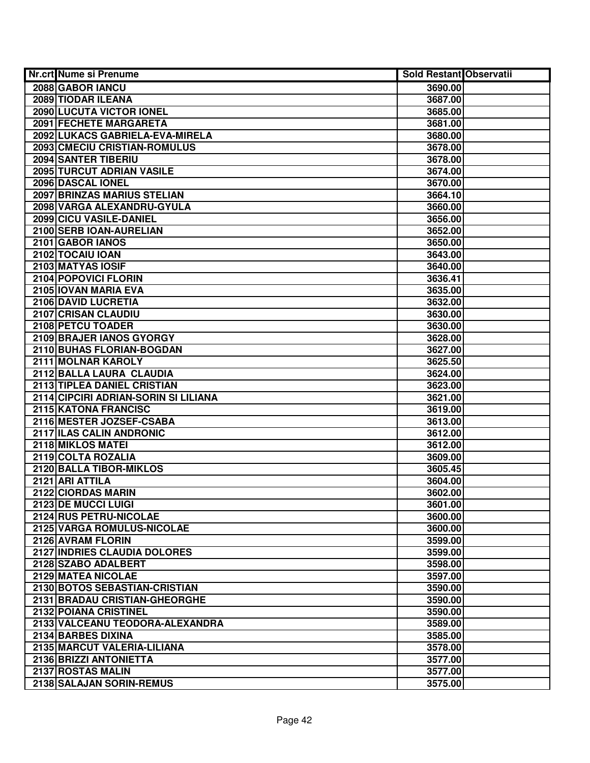| Nr.crt | Nume si Prenume | Sold Restant | Observatii |
|---|---|---|---|
| 2088 | GABOR IANCU | 3690.00 | |
| 2089 | TIODAR ILEANA | 3687.00 | |
| 2090 | LUCUTA VICTOR IONEL | 3685.00 | |
| 2091 | FECHETE MARGARETA | 3681.00 | |
| 2092 | LUKACS GABRIELA-EVA-MIRELA | 3680.00 | |
| 2093 | CMECIU CRISTIAN-ROMULUS | 3678.00 | |
| 2094 | SANTER TIBERIU | 3678.00 | |
| 2095 | TURCUT ADRIAN VASILE | 3674.00 | |
| 2096 | DASCAL IONEL | 3670.00 | |
| 2097 | BRINZAS MARIUS STELIAN | 3664.10 | |
| 2098 | VARGA ALEXANDRU-GYULA | 3660.00 | |
| 2099 | CICU VASILE-DANIEL | 3656.00 | |
| 2100 | SERB IOAN-AURELIAN | 3652.00 | |
| 2101 | GABOR IANOS | 3650.00 | |
| 2102 | TOCAIU IOAN | 3643.00 | |
| 2103 | MATYAS IOSIF | 3640.00 | |
| 2104 | POPOVICI FLORIN | 3636.41 | |
| 2105 | IOVAN MARIA EVA | 3635.00 | |
| 2106 | DAVID LUCRETIA | 3632.00 | |
| 2107 | CRISAN CLAUDIU | 3630.00 | |
| 2108 | PETCU TOADER | 3630.00 | |
| 2109 | BRAJER IANOS GYORGY | 3628.00 | |
| 2110 | BUHAS FLORIAN-BOGDAN | 3627.00 | |
| 2111 | MOLNAR KAROLY | 3625.50 | |
| 2112 | BALLA LAURA  CLAUDIA | 3624.00 | |
| 2113 | TIPLEA DANIEL CRISTIAN | 3623.00 | |
| 2114 | CIPCIRI ADRIAN-SORIN SI LILIANA | 3621.00 | |
| 2115 | KATONA FRANCISC | 3619.00 | |
| 2116 | MESTER JOZSEF-CSABA | 3613.00 | |
| 2117 | ILAS CALIN ANDRONIC | 3612.00 | |
| 2118 | MIKLOS MATEI | 3612.00 | |
| 2119 | COLTA ROZALIA | 3609.00 | |
| 2120 | BALLA TIBOR-MIKLOS | 3605.45 | |
| 2121 | ARI ATTILA | 3604.00 | |
| 2122 | CIORDAS MARIN | 3602.00 | |
| 2123 | DE MUCCI LUIGI | 3601.00 | |
| 2124 | RUS PETRU-NICOLAE | 3600.00 | |
| 2125 | VARGA ROMULUS-NICOLAE | 3600.00 | |
| 2126 | AVRAM FLORIN | 3599.00 | |
| 2127 | INDRIES CLAUDIA DOLORES | 3599.00 | |
| 2128 | SZABO ADALBERT | 3598.00 | |
| 2129 | MATEA NICOLAE | 3597.00 | |
| 2130 | BOTOS SEBASTIAN-CRISTIAN | 3590.00 | |
| 2131 | BRADAU CRISTIAN-GHEORGHE | 3590.00 | |
| 2132 | POIANA CRISTINEL | 3590.00 | |
| 2133 | VALCEANU TEODORA-ALEXANDRA | 3589.00 | |
| 2134 | BARBES DIXINA | 3585.00 | |
| 2135 | MARCUT VALERIA-LILIANA | 3578.00 | |
| 2136 | BRIZZI ANTONIETTA | 3577.00 | |
| 2137 | ROSTAS MALIN | 3577.00 | |
| 2138 | SALAJAN SORIN-REMUS | 3575.00 | |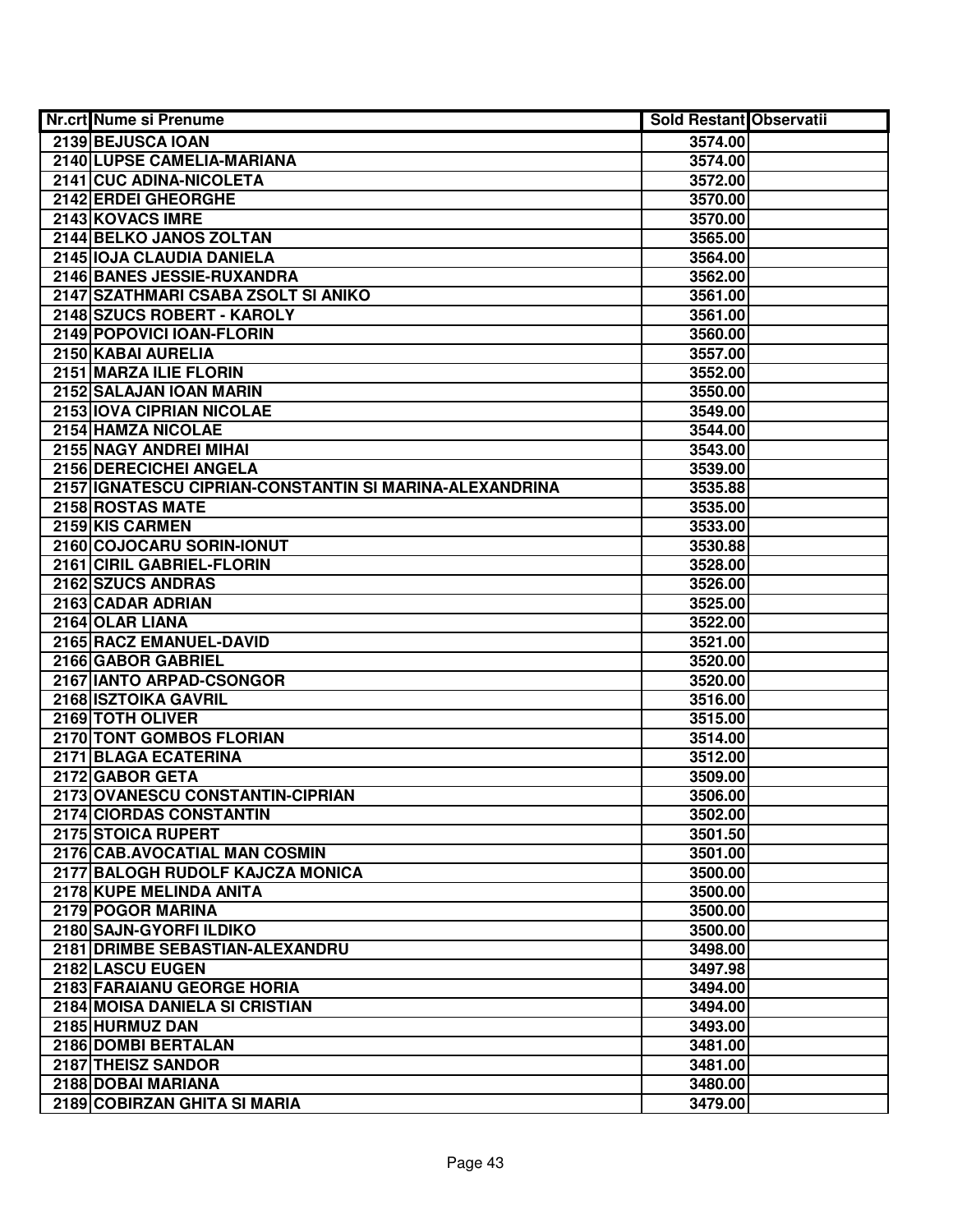| Nr.crt | Nume si Prenume | Sold Restant | Observatii |
|---|---|---|---|
| 2139 | BEJUSCA IOAN | 3574.00 | |
| 2140 | LUPSE CAMELIA-MARIANA | 3574.00 | |
| 2141 | CUC ADINA-NICOLETA | 3572.00 | |
| 2142 | ERDEI GHEORGHE | 3570.00 | |
| 2143 | KOVACS IMRE | 3570.00 | |
| 2144 | BELKO JANOS ZOLTAN | 3565.00 | |
| 2145 | IOJA CLAUDIA DANIELA | 3564.00 | |
| 2146 | BANES JESSIE-RUXANDRA | 3562.00 | |
| 2147 | SZATHMARI CSABA ZSOLT SI ANIKO | 3561.00 | |
| 2148 | SZUCS ROBERT - KAROLY | 3561.00 | |
| 2149 | POPOVICI IOAN-FLORIN | 3560.00 | |
| 2150 | KABAI AURELIA | 3557.00 | |
| 2151 | MARZA ILIE FLORIN | 3552.00 | |
| 2152 | SALAJAN IOAN MARIN | 3550.00 | |
| 2153 | IOVA CIPRIAN NICOLAE | 3549.00 | |
| 2154 | HAMZA NICOLAE | 3544.00 | |
| 2155 | NAGY ANDREI MIHAI | 3543.00 | |
| 2156 | DERECICHEI ANGELA | 3539.00 | |
| 2157 | IGNATESCU CIPRIAN-CONSTANTIN SI MARINA-ALEXANDRINA | 3535.88 | |
| 2158 | ROSTAS MATE | 3535.00 | |
| 2159 | KIS CARMEN | 3533.00 | |
| 2160 | COJOCARU SORIN-IONUT | 3530.88 | |
| 2161 | CIRIL GABRIEL-FLORIN | 3528.00 | |
| 2162 | SZUCS ANDRAS | 3526.00 | |
| 2163 | CADAR ADRIAN | 3525.00 | |
| 2164 | OLAR LIANA | 3522.00 | |
| 2165 | RACZ EMANUEL-DAVID | 3521.00 | |
| 2166 | GABOR GABRIEL | 3520.00 | |
| 2167 | IANTO ARPAD-CSONGOR | 3520.00 | |
| 2168 | ISZTOIKA GAVRIL | 3516.00 | |
| 2169 | TOTH OLIVER | 3515.00 | |
| 2170 | TONT GOMBOS FLORIAN | 3514.00 | |
| 2171 | BLAGA ECATERINA | 3512.00 | |
| 2172 | GABOR GETA | 3509.00 | |
| 2173 | OVANESCU CONSTANTIN-CIPRIAN | 3506.00 | |
| 2174 | CIORDAS CONSTANTIN | 3502.00 | |
| 2175 | STOICA RUPERT | 3501.50 | |
| 2176 | CAB.AVOCATIAL MAN COSMIN | 3501.00 | |
| 2177 | BALOGH RUDOLF KAJCZA MONICA | 3500.00 | |
| 2178 | KUPE MELINDA ANITA | 3500.00 | |
| 2179 | POGOR MARINA | 3500.00 | |
| 2180 | SAJN-GYORFI ILDIKO | 3500.00 | |
| 2181 | DRIMBE SEBASTIAN-ALEXANDRU | 3498.00 | |
| 2182 | LASCU EUGEN | 3497.98 | |
| 2183 | FARAIANU GEORGE HORIA | 3494.00 | |
| 2184 | MOISA DANIELA SI CRISTIAN | 3494.00 | |
| 2185 | HURMUZ DAN | 3493.00 | |
| 2186 | DOMBI BERTALAN | 3481.00 | |
| 2187 | THEISZ SANDOR | 3481.00 | |
| 2188 | DOBAI MARIANA | 3480.00 | |
| 2189 | COBIRZAN GHITA SI MARIA | 3479.00 | |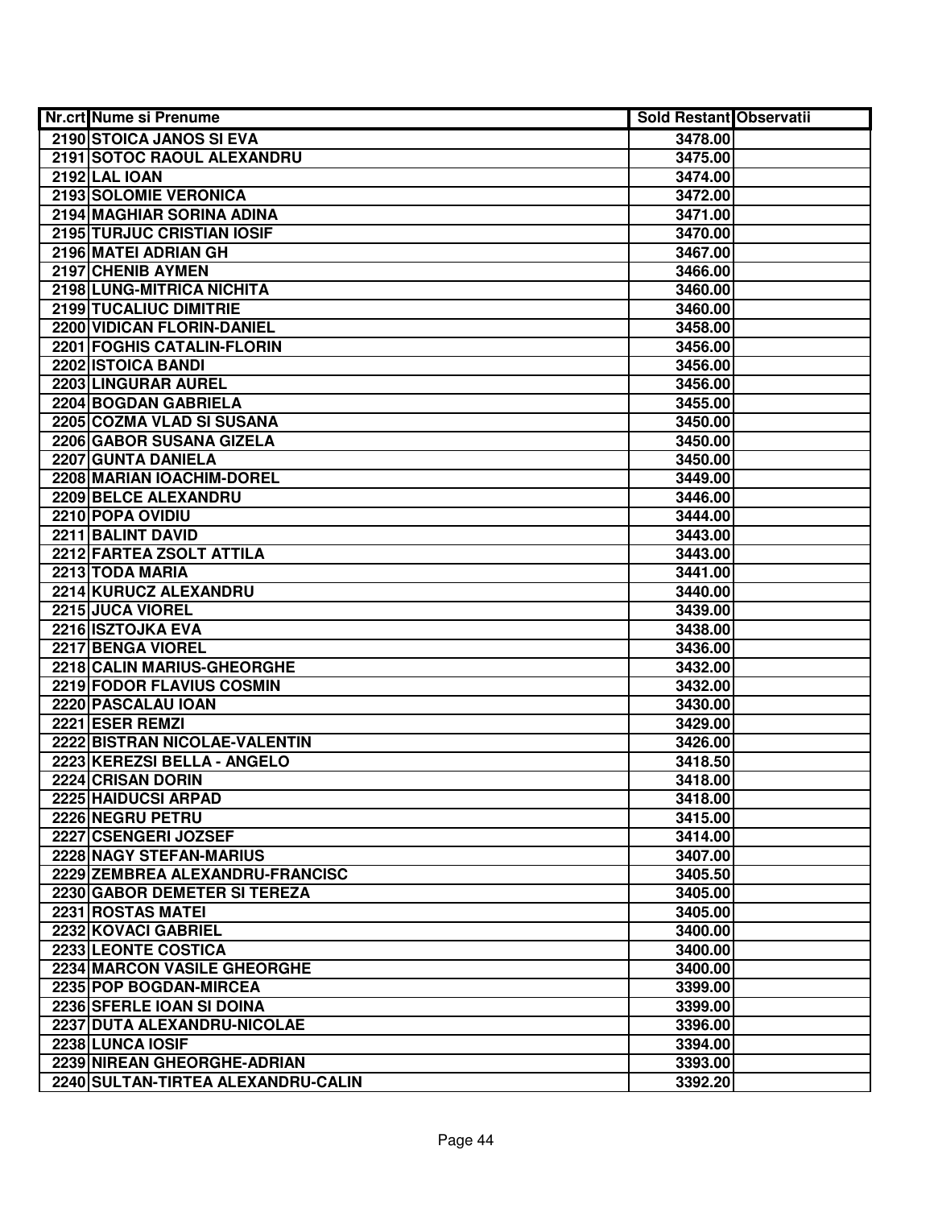| Nr.crt | Nume si Prenume | Sold Restant | Observatii |
|---|---|---|---|
| 2190 | STOICA JANOS SI EVA | 3478.00 | |
| 2191 | SOTOC RAOUL ALEXANDRU | 3475.00 | |
| 2192 | LAL IOAN | 3474.00 | |
| 2193 | SOLOMIE VERONICA | 3472.00 | |
| 2194 | MAGHIAR SORINA ADINA | 3471.00 | |
| 2195 | TURJUC CRISTIAN IOSIF | 3470.00 | |
| 2196 | MATEI ADRIAN GH | 3467.00 | |
| 2197 | CHENIB AYMEN | 3466.00 | |
| 2198 | LUNG-MITRICA NICHITA | 3460.00 | |
| 2199 | TUCALIUC DIMITRIE | 3460.00 | |
| 2200 | VIDICAN FLORIN-DANIEL | 3458.00 | |
| 2201 | FOGHIS CATALIN-FLORIN | 3456.00 | |
| 2202 | ISTOICA BANDI | 3456.00 | |
| 2203 | LINGURAR AUREL | 3456.00 | |
| 2204 | BOGDAN GABRIELA | 3455.00 | |
| 2205 | COZMA VLAD SI SUSANA | 3450.00 | |
| 2206 | GABOR SUSANA GIZELA | 3450.00 | |
| 2207 | GUNTA DANIELA | 3450.00 | |
| 2208 | MARIAN IOACHIM-DOREL | 3449.00 | |
| 2209 | BELCE ALEXANDRU | 3446.00 | |
| 2210 | POPA OVIDIU | 3444.00 | |
| 2211 | BALINT DAVID | 3443.00 | |
| 2212 | FARTEA ZSOLT ATTILA | 3443.00 | |
| 2213 | TODA MARIA | 3441.00 | |
| 2214 | KURUCZ ALEXANDRU | 3440.00 | |
| 2215 | JUCA VIOREL | 3439.00 | |
| 2216 | ISZTOJKA EVA | 3438.00 | |
| 2217 | BENGA VIOREL | 3436.00 | |
| 2218 | CALIN MARIUS-GHEORGHE | 3432.00 | |
| 2219 | FODOR FLAVIUS COSMIN | 3432.00 | |
| 2220 | PASCALAU IOAN | 3430.00 | |
| 2221 | ESER REMZI | 3429.00 | |
| 2222 | BISTRAN NICOLAE-VALENTIN | 3426.00 | |
| 2223 | KEREZSI BELLA - ANGELO | 3418.50 | |
| 2224 | CRISAN DORIN | 3418.00 | |
| 2225 | HAIDUCSI ARPAD | 3418.00 | |
| 2226 | NEGRU PETRU | 3415.00 | |
| 2227 | CSENGERI JOZSEF | 3414.00 | |
| 2228 | NAGY STEFAN-MARIUS | 3407.00 | |
| 2229 | ZEMBREA ALEXANDRU-FRANCISC | 3405.50 | |
| 2230 | GABOR DEMETER SI TEREZA | 3405.00 | |
| 2231 | ROSTAS MATEI | 3405.00 | |
| 2232 | KOVACI GABRIEL | 3400.00 | |
| 2233 | LEONTE COSTICA | 3400.00 | |
| 2234 | MARCON VASILE GHEORGHE | 3400.00 | |
| 2235 | POP BOGDAN-MIRCEA | 3399.00 | |
| 2236 | SFERLE IOAN SI DOINA | 3399.00 | |
| 2237 | DUTA ALEXANDRU-NICOLAE | 3396.00 | |
| 2238 | LUNCA IOSIF | 3394.00 | |
| 2239 | NIREAN GHEORGHE-ADRIAN | 3393.00 | |
| 2240 | SULTAN-TIRTEA ALEXANDRU-CALIN | 3392.20 | |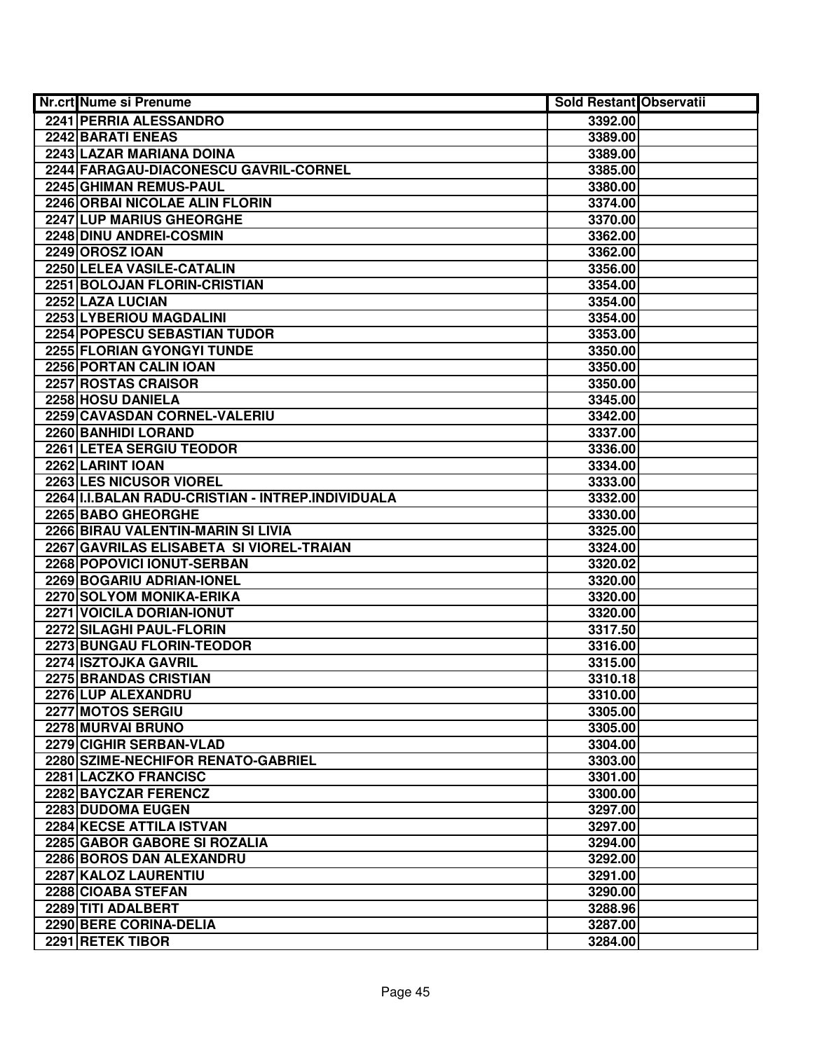| Nr.crt | Nume si Prenume | Sold Restant | Observatii |
|---|---|---|---|
| 2241 | PERRIA ALESSANDRO | 3392.00 | |
| 2242 | BARATI ENEAS | 3389.00 | |
| 2243 | LAZAR MARIANA DOINA | 3389.00 | |
| 2244 | FARAGAU-DIACONESCU GAVRIL-CORNEL | 3385.00 | |
| 2245 | GHIMAN REMUS-PAUL | 3380.00 | |
| 2246 | ORBAI NICOLAE ALIN FLORIN | 3374.00 | |
| 2247 | LUP MARIUS GHEORGHE | 3370.00 | |
| 2248 | DINU ANDREI-COSMIN | 3362.00 | |
| 2249 | OROSZ IOAN | 3362.00 | |
| 2250 | LELEA VASILE-CATALIN | 3356.00 | |
| 2251 | BOLOJAN FLORIN-CRISTIAN | 3354.00 | |
| 2252 | LAZA LUCIAN | 3354.00 | |
| 2253 | LYBERIOU MAGDALINI | 3354.00 | |
| 2254 | POPESCU SEBASTIAN TUDOR | 3353.00 | |
| 2255 | FLORIAN GYONGYI TUNDE | 3350.00 | |
| 2256 | PORTAN CALIN IOAN | 3350.00 | |
| 2257 | ROSTAS CRAISOR | 3350.00 | |
| 2258 | HOSU DANIELA | 3345.00 | |
| 2259 | CAVASDAN CORNEL-VALERIU | 3342.00 | |
| 2260 | BANHIDI LORAND | 3337.00 | |
| 2261 | LETEA SERGIU TEODOR | 3336.00 | |
| 2262 | LARINT IOAN | 3334.00 | |
| 2263 | LES NICUSOR VIOREL | 3333.00 | |
| 2264 | I.I.BALAN RADU-CRISTIAN - INTREP.INDIVIDUALA | 3332.00 | |
| 2265 | BABO GHEORGHE | 3330.00 | |
| 2266 | BIRAU VALENTIN-MARIN SI LIVIA | 3325.00 | |
| 2267 | GAVRILAS ELISABETA SI VIOREL-TRAIAN | 3324.00 | |
| 2268 | POPOVICI IONUT-SERBAN | 3320.02 | |
| 2269 | BOGARIU ADRIAN-IONEL | 3320.00 | |
| 2270 | SOLYOM MONIKA-ERIKA | 3320.00 | |
| 2271 | VOICILA DORIAN-IONUT | 3320.00 | |
| 2272 | SILAGHI PAUL-FLORIN | 3317.50 | |
| 2273 | BUNGAU FLORIN-TEODOR | 3316.00 | |
| 2274 | ISZTOJKA GAVRIL | 3315.00 | |
| 2275 | BRANDAS CRISTIAN | 3310.18 | |
| 2276 | LUP ALEXANDRU | 3310.00 | |
| 2277 | MOTOS SERGIU | 3305.00 | |
| 2278 | MURVAI BRUNO | 3305.00 | |
| 2279 | CIGHIR SERBAN-VLAD | 3304.00 | |
| 2280 | SZIME-NECHIFOR RENATO-GABRIEL | 3303.00 | |
| 2281 | LACZKO FRANCISC | 3301.00 | |
| 2282 | BAYCZAR FERENCZ | 3300.00 | |
| 2283 | DUDOMA EUGEN | 3297.00 | |
| 2284 | KECSE ATTILA ISTVAN | 3297.00 | |
| 2285 | GABOR GABORE SI ROZALIA | 3294.00 | |
| 2286 | BOROS DAN ALEXANDRU | 3292.00 | |
| 2287 | KALOZ LAURENTIU | 3291.00 | |
| 2288 | CIOABA STEFAN | 3290.00 | |
| 2289 | TITI ADALBERT | 3288.96 | |
| 2290 | BERE CORINA-DELIA | 3287.00 | |
| 2291 | RETEK TIBOR | 3284.00 | |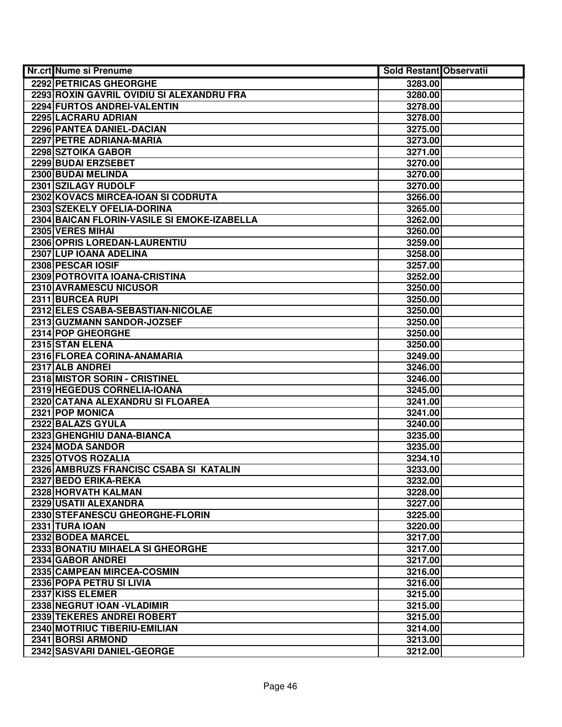| Nr.crt | Nume si Prenume | Sold Restant | Observatii |
|---|---|---|---|
| 2292 | PETRICAS GHEORGHE | 3283.00 | |
| 2293 | ROXIN GAVRIL OVIDIU SI ALEXANDRU FRA | 3280.00 | |
| 2294 | FURTOS ANDREI-VALENTIN | 3278.00 | |
| 2295 | LACRARU ADRIAN | 3278.00 | |
| 2296 | PANTEA DANIEL-DACIAN | 3275.00 | |
| 2297 | PETRE ADRIANA-MARIA | 3273.00 | |
| 2298 | SZTOIKA GABOR | 3271.00 | |
| 2299 | BUDAI ERZSEBET | 3270.00 | |
| 2300 | BUDAI MELINDA | 3270.00 | |
| 2301 | SZILAGY RUDOLF | 3270.00 | |
| 2302 | KOVACS MIRCEA-IOAN SI CODRUTA | 3266.00 | |
| 2303 | SZEKELY OFELIA-DORINA | 3265.00 | |
| 2304 | BAICAN FLORIN-VASILE SI EMOKE-IZABELLA | 3262.00 | |
| 2305 | VERES MIHAI | 3260.00 | |
| 2306 | OPRIS LOREDAN-LAURENTIU | 3259.00 | |
| 2307 | LUP IOANA ADELINA | 3258.00 | |
| 2308 | PESCAR IOSIF | 3257.00 | |
| 2309 | POTROVITA IOANA-CRISTINA | 3252.00 | |
| 2310 | AVRAMESCU NICUSOR | 3250.00 | |
| 2311 | BURCEA RUPI | 3250.00 | |
| 2312 | ELES CSABA-SEBASTIAN-NICOLAE | 3250.00 | |
| 2313 | GUZMANN SANDOR-JOZSEF | 3250.00 | |
| 2314 | POP GHEORGHE | 3250.00 | |
| 2315 | STAN ELENA | 3250.00 | |
| 2316 | FLOREA CORINA-ANAMARIA | 3249.00 | |
| 2317 | ALB ANDREI | 3246.00 | |
| 2318 | MISTOR SORIN - CRISTINEL | 3246.00 | |
| 2319 | HEGEDUS CORNELIA-IOANA | 3245.00 | |
| 2320 | CATANA ALEXANDRU SI FLOAREA | 3241.00 | |
| 2321 | POP MONICA | 3241.00 | |
| 2322 | BALAZS GYULA | 3240.00 | |
| 2323 | GHENGHIU DANA-BIANCA | 3235.00 | |
| 2324 | MODA SANDOR | 3235.00 | |
| 2325 | OTVOS ROZALIA | 3234.10 | |
| 2326 | AMBRUZS FRANCISC CSABA SI KATALIN | 3233.00 | |
| 2327 | BEDO ERIKA-REKA | 3232.00 | |
| 2328 | HORVATH KALMAN | 3228.00 | |
| 2329 | USATII ALEXANDRA | 3227.00 | |
| 2330 | STEFANESCU GHEORGHE-FLORIN | 3225.00 | |
| 2331 | TURA IOAN | 3220.00 | |
| 2332 | BODEA MARCEL | 3217.00 | |
| 2333 | BONATIU MIHAELA SI GHEORGHE | 3217.00 | |
| 2334 | GABOR ANDREI | 3217.00 | |
| 2335 | CAMPEAN MIRCEA-COSMIN | 3216.00 | |
| 2336 | POPA PETRU SI LIVIA | 3216.00 | |
| 2337 | KISS ELEMER | 3215.00 | |
| 2338 | NEGRUT IOAN -VLADIMIR | 3215.00 | |
| 2339 | TEKERES ANDREI ROBERT | 3215.00 | |
| 2340 | MOTRIUC TIBERIU-EMILIAN | 3214.00 | |
| 2341 | BORSI ARMOND | 3213.00 | |
| 2342 | SASVARI DANIEL-GEORGE | 3212.00 | |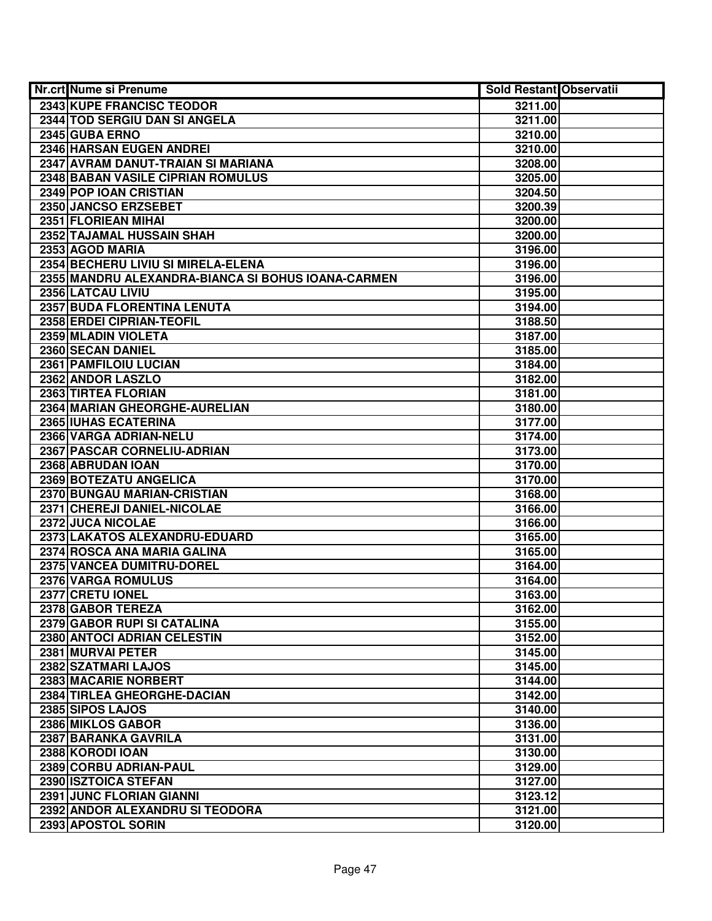| Nr.crt | Nume si Prenume | Sold Restant | Observatii |
| --- | --- | --- | --- |
| 2343 | KUPE FRANCISC TEODOR | 3211.00 | |
| 2344 | TOD SERGIU DAN SI ANGELA | 3211.00 | |
| 2345 | GUBA ERNO | 3210.00 | |
| 2346 | HARSAN EUGEN ANDREI | 3210.00 | |
| 2347 | AVRAM DANUT-TRAIAN SI MARIANA | 3208.00 | |
| 2348 | BABAN VASILE CIPRIAN ROMULUS | 3205.00 | |
| 2349 | POP IOAN CRISTIAN | 3204.50 | |
| 2350 | JANCSO ERZSEBET | 3200.39 | |
| 2351 | FLORIEAN MIHAI | 3200.00 | |
| 2352 | TAJAMAL HUSSAIN SHAH | 3200.00 | |
| 2353 | AGOD MARIA | 3196.00 | |
| 2354 | BECHERU LIVIU SI MIRELA-ELENA | 3196.00 | |
| 2355 | MANDRU ALEXANDRA-BIANCA SI BOHUS IOANA-CARMEN | 3196.00 | |
| 2356 | LATCAU LIVIU | 3195.00 | |
| 2357 | BUDA FLORENTINA LENUTA | 3194.00 | |
| 2358 | ERDEI CIPRIAN-TEOFIL | 3188.50 | |
| 2359 | MLADIN VIOLETA | 3187.00 | |
| 2360 | SECAN DANIEL | 3185.00 | |
| 2361 | PAMFILOIU LUCIAN | 3184.00 | |
| 2362 | ANDOR LASZLO | 3182.00 | |
| 2363 | TIRTEA FLORIAN | 3181.00 | |
| 2364 | MARIAN GHEORGHE-AURELIAN | 3180.00 | |
| 2365 | IUHAS ECATERINA | 3177.00 | |
| 2366 | VARGA ADRIAN-NELU | 3174.00 | |
| 2367 | PASCAR CORNELIU-ADRIAN | 3173.00 | |
| 2368 | ABRUDAN IOAN | 3170.00 | |
| 2369 | BOTEZATU ANGELICA | 3170.00 | |
| 2370 | BUNGAU MARIAN-CRISTIAN | 3168.00 | |
| 2371 | CHEREJI DANIEL-NICOLAE | 3166.00 | |
| 2372 | JUCA NICOLAE | 3166.00 | |
| 2373 | LAKATOS ALEXANDRU-EDUARD | 3165.00 | |
| 2374 | ROSCA ANA MARIA GALINA | 3165.00 | |
| 2375 | VANCEA DUMITRU-DOREL | 3164.00 | |
| 2376 | VARGA ROMULUS | 3164.00 | |
| 2377 | CRETU IONEL | 3163.00 | |
| 2378 | GABOR TEREZA | 3162.00 | |
| 2379 | GABOR RUPI SI CATALINA | 3155.00 | |
| 2380 | ANTOCI ADRIAN CELESTIN | 3152.00 | |
| 2381 | MURVAI PETER | 3145.00 | |
| 2382 | SZATMARI LAJOS | 3145.00 | |
| 2383 | MACARIE NORBERT | 3144.00 | |
| 2384 | TIRLEA GHEORGHE-DACIAN | 3142.00 | |
| 2385 | SIPOS LAJOS | 3140.00 | |
| 2386 | MIKLOS GABOR | 3136.00 | |
| 2387 | BARANKA GAVRILA | 3131.00 | |
| 2388 | KORODI IOAN | 3130.00 | |
| 2389 | CORBU ADRIAN-PAUL | 3129.00 | |
| 2390 | ISZTOICA STEFAN | 3127.00 | |
| 2391 | JUNC FLORIAN GIANNI | 3123.12 | |
| 2392 | ANDOR ALEXANDRU SI TEODORA | 3121.00 | |
| 2393 | APOSTOL SORIN | 3120.00 | |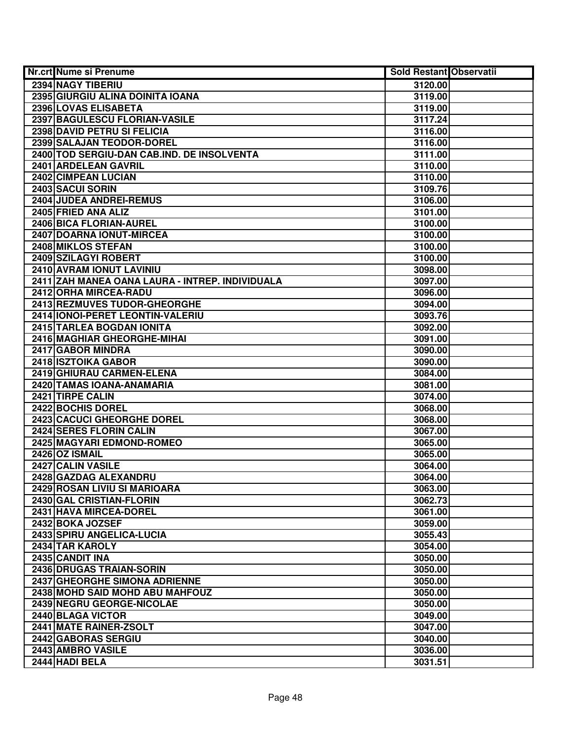| Nr.crt | Nume si Prenume | Sold Restant | Observatii |
|---|---|---|---|
| 2394 | NAGY TIBERIU | 3120.00 | |
| 2395 | GIURGIU ALINA DOINITA IOANA | 3119.00 | |
| 2396 | LOVAS ELISABETA | 3119.00 | |
| 2397 | BAGULESCU FLORIAN-VASILE | 3117.24 | |
| 2398 | DAVID PETRU SI FELICIA | 3116.00 | |
| 2399 | SALAJAN TEODOR-DOREL | 3116.00 | |
| 2400 | TOD SERGIU-DAN CAB.IND. DE INSOLVENTA | 3111.00 | |
| 2401 | ARDELEAN GAVRIL | 3110.00 | |
| 2402 | CIMPEAN LUCIAN | 3110.00 | |
| 2403 | SACUI SORIN | 3109.76 | |
| 2404 | JUDEA ANDREI-REMUS | 3106.00 | |
| 2405 | FRIED ANA ALIZ | 3101.00 | |
| 2406 | BICA FLORIAN-AUREL | 3100.00 | |
| 2407 | DOARNA IONUT-MIRCEA | 3100.00 | |
| 2408 | MIKLOS STEFAN | 3100.00 | |
| 2409 | SZILAGYI ROBERT | 3100.00 | |
| 2410 | AVRAM IONUT LAVINIU | 3098.00 | |
| 2411 | ZAH MANEA OANA LAURA - INTREP. INDIVIDUALA | 3097.00 | |
| 2412 | ORHA MIRCEA-RADU | 3096.00 | |
| 2413 | REZMUVES TUDOR-GHEORGHE | 3094.00 | |
| 2414 | IONOI-PERET LEONTIN-VALERIU | 3093.76 | |
| 2415 | TARLEA BOGDAN IONITA | 3092.00 | |
| 2416 | MAGHIAR GHEORGHE-MIHAI | 3091.00 | |
| 2417 | GABOR MINDRA | 3090.00 | |
| 2418 | ISZTOIKA GABOR | 3090.00 | |
| 2419 | GHIURAU CARMEN-ELENA | 3084.00 | |
| 2420 | TAMAS IOANA-ANAMARIA | 3081.00 | |
| 2421 | TIRPE CALIN | 3074.00 | |
| 2422 | BOCHIS DOREL | 3068.00 | |
| 2423 | CACUCI GHEORGHE DOREL | 3068.00 | |
| 2424 | SERES FLORIN CALIN | 3067.00 | |
| 2425 | MAGYARI EDMOND-ROMEO | 3065.00 | |
| 2426 | OZ ISMAIL | 3065.00 | |
| 2427 | CALIN VASILE | 3064.00 | |
| 2428 | GAZDAG ALEXANDRU | 3064.00 | |
| 2429 | ROSAN LIVIU SI MARIOARA | 3063.00 | |
| 2430 | GAL CRISTIAN-FLORIN | 3062.73 | |
| 2431 | HAVA MIRCEA-DOREL | 3061.00 | |
| 2432 | BOKA JOZSEF | 3059.00 | |
| 2433 | SPIRU ANGELICA-LUCIA | 3055.43 | |
| 2434 | TAR KAROLY | 3054.00 | |
| 2435 | CANDIT INA | 3050.00 | |
| 2436 | DRUGAS TRAIAN-SORIN | 3050.00 | |
| 2437 | GHEORGHE SIMONA ADRIENNE | 3050.00 | |
| 2438 | MOHD SAID MOHD ABU MAHFOUZ | 3050.00 | |
| 2439 | NEGRU GEORGE-NICOLAE | 3050.00 | |
| 2440 | BLAGA VICTOR | 3049.00 | |
| 2441 | MATE RAINER-ZSOLT | 3047.00 | |
| 2442 | GABORAS SERGIU | 3040.00 | |
| 2443 | AMBRO VASILE | 3036.00 | |
| 2444 | HADI BELA | 3031.51 | |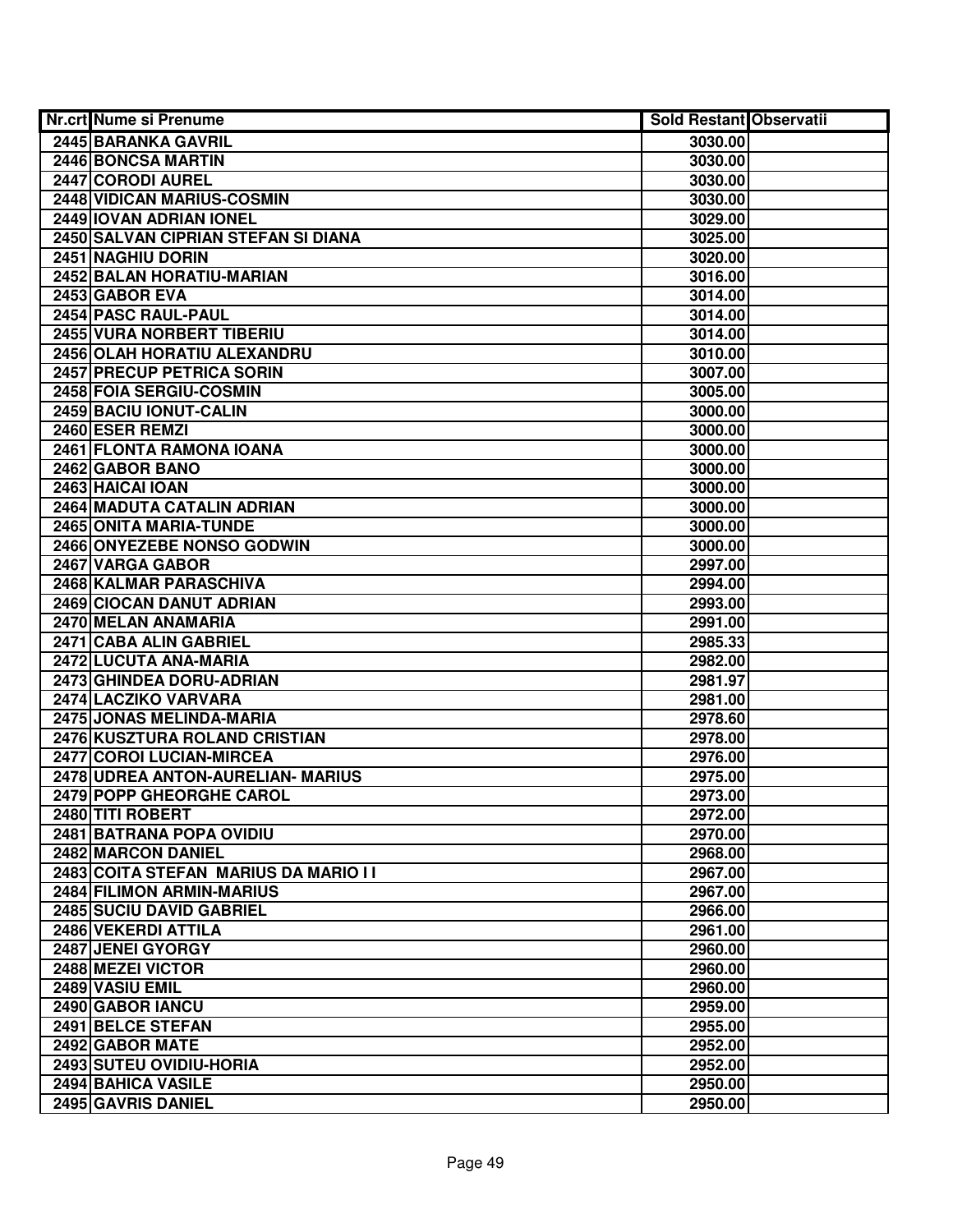| Nr.crt | Nume si Prenume | Sold Restant | Observatii |
|---|---|---|---|
| 2445 | BARANKA GAVRIL | 3030.00 | |
| 2446 | BONCSA MARTIN | 3030.00 | |
| 2447 | CORODI AUREL | 3030.00 | |
| 2448 | VIDICAN MARIUS-COSMIN | 3030.00 | |
| 2449 | IOVAN ADRIAN IONEL | 3029.00 | |
| 2450 | SALVAN CIPRIAN STEFAN SI DIANA | 3025.00 | |
| 2451 | NAGHIU DORIN | 3020.00 | |
| 2452 | BALAN HORATIU-MARIAN | 3016.00 | |
| 2453 | GABOR EVA | 3014.00 | |
| 2454 | PASC RAUL-PAUL | 3014.00 | |
| 2455 | VURA NORBERT TIBERIU | 3014.00 | |
| 2456 | OLAH HORATIU ALEXANDRU | 3010.00 | |
| 2457 | PRECUP PETRICA SORIN | 3007.00 | |
| 2458 | FOIA SERGIU-COSMIN | 3005.00 | |
| 2459 | BACIU IONUT-CALIN | 3000.00 | |
| 2460 | ESER REMZI | 3000.00 | |
| 2461 | FLONTA RAMONA IOANA | 3000.00 | |
| 2462 | GABOR BANO | 3000.00 | |
| 2463 | HAICAI IOAN | 3000.00 | |
| 2464 | MADUTA CATALIN ADRIAN | 3000.00 | |
| 2465 | ONITA MARIA-TUNDE | 3000.00 | |
| 2466 | ONYEZEBE NONSO GODWIN | 3000.00 | |
| 2467 | VARGA GABOR | 2997.00 | |
| 2468 | KALMAR PARASCHIVA | 2994.00 | |
| 2469 | CIOCAN DANUT ADRIAN | 2993.00 | |
| 2470 | MELAN ANAMARIA | 2991.00 | |
| 2471 | CABA ALIN GABRIEL | 2985.33 | |
| 2472 | LUCUTA ANA-MARIA | 2982.00 | |
| 2473 | GHINDEA DORU-ADRIAN | 2981.97 | |
| 2474 | LACZIKO VARVARA | 2981.00 | |
| 2475 | JONAS MELINDA-MARIA | 2978.60 | |
| 2476 | KUSZTURA ROLAND CRISTIAN | 2978.00 | |
| 2477 | COROI LUCIAN-MIRCEA | 2976.00 | |
| 2478 | UDREA ANTON-AURELIAN- MARIUS | 2975.00 | |
| 2479 | POPP GHEORGHE CAROL | 2973.00 | |
| 2480 | TITI ROBERT | 2972.00 | |
| 2481 | BATRANA POPA OVIDIU | 2970.00 | |
| 2482 | MARCON DANIEL | 2968.00 | |
| 2483 | COITA STEFAN MARIUS DA MARIO I I | 2967.00 | |
| 2484 | FILIMON ARMIN-MARIUS | 2967.00 | |
| 2485 | SUCIU DAVID GABRIEL | 2966.00 | |
| 2486 | VEKERDI ATTILA | 2961.00 | |
| 2487 | JENEI GYORGY | 2960.00 | |
| 2488 | MEZEI VICTOR | 2960.00 | |
| 2489 | VASIU EMIL | 2960.00 | |
| 2490 | GABOR IANCU | 2959.00 | |
| 2491 | BELCE STEFAN | 2955.00 | |
| 2492 | GABOR MATE | 2952.00 | |
| 2493 | SUTEU OVIDIU-HORIA | 2952.00 | |
| 2494 | BAHICA VASILE | 2950.00 | |
| 2495 | GAVRIS DANIEL | 2950.00 | |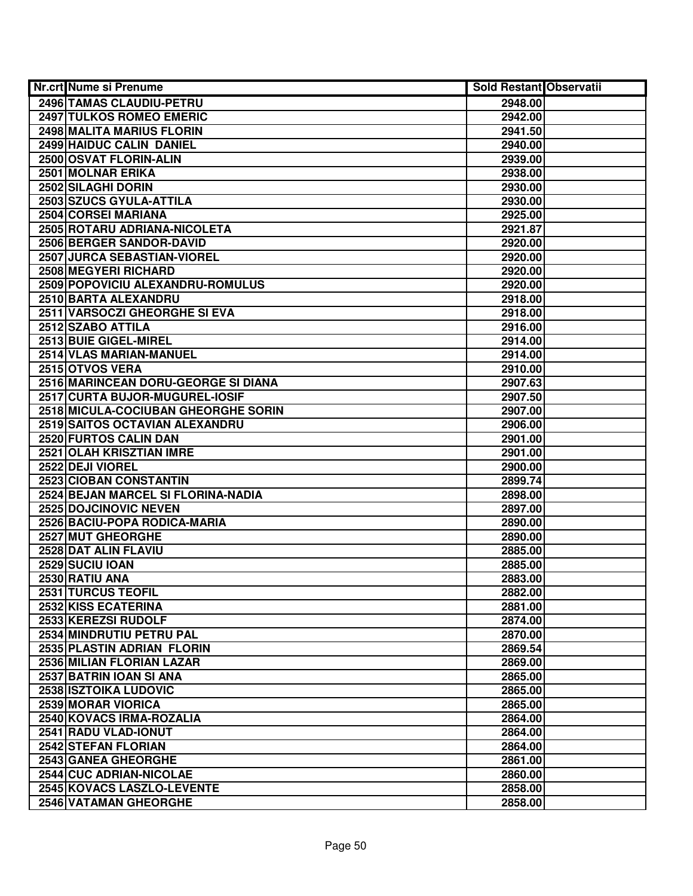| Nr.crt | Nume si Prenume | Sold Restant | Observatii |
|---|---|---|---|
| 2496 | TAMAS CLAUDIU-PETRU | 2948.00 | |
| 2497 | TULKOS ROMEO EMERIC | 2942.00 | |
| 2498 | MALITA MARIUS FLORIN | 2941.50 | |
| 2499 | HAIDUC CALIN  DANIEL | 2940.00 | |
| 2500 | OSVAT FLORIN-ALIN | 2939.00 | |
| 2501 | MOLNAR ERIKA | 2938.00 | |
| 2502 | SILAGHI DORIN | 2930.00 | |
| 2503 | SZUCS GYULA-ATTILA | 2930.00 | |
| 2504 | CORSEI MARIANA | 2925.00 | |
| 2505 | ROTARU ADRIANA-NICOLETA | 2921.87 | |
| 2506 | BERGER SANDOR-DAVID | 2920.00 | |
| 2507 | JURCA SEBASTIAN-VIOREL | 2920.00 | |
| 2508 | MEGYERI RICHARD | 2920.00 | |
| 2509 | POPOVICIU ALEXANDRU-ROMULUS | 2920.00 | |
| 2510 | BARTA ALEXANDRU | 2918.00 | |
| 2511 | VARSOCZI GHEORGHE SI EVA | 2918.00 | |
| 2512 | SZABO ATTILA | 2916.00 | |
| 2513 | BUIE GIGEL-MIREL | 2914.00 | |
| 2514 | VLAS MARIAN-MANUEL | 2914.00 | |
| 2515 | OTVOS VERA | 2910.00 | |
| 2516 | MARINCEAN DORU-GEORGE SI DIANA | 2907.63 | |
| 2517 | CURTA BUJOR-MUGUREL-IOSIF | 2907.50 | |
| 2518 | MICULA-COCIUBAN GHEORGHE SORIN | 2907.00 | |
| 2519 | SAITOS OCTAVIAN ALEXANDRU | 2906.00 | |
| 2520 | FURTOS CALIN DAN | 2901.00 | |
| 2521 | OLAH KRISZTIAN IMRE | 2901.00 | |
| 2522 | DEJI VIOREL | 2900.00 | |
| 2523 | CIOBAN CONSTANTIN | 2899.74 | |
| 2524 | BEJAN MARCEL SI FLORINA-NADIA | 2898.00 | |
| 2525 | DOJCINOVIC NEVEN | 2897.00 | |
| 2526 | BACIU-POPA RODICA-MARIA | 2890.00 | |
| 2527 | MUT GHEORGHE | 2890.00 | |
| 2528 | DAT ALIN FLAVIU | 2885.00 | |
| 2529 | SUCIU IOAN | 2885.00 | |
| 2530 | RATIU ANA | 2883.00 | |
| 2531 | TURCUS TEOFIL | 2882.00 | |
| 2532 | KISS ECATERINA | 2881.00 | |
| 2533 | KEREZSI RUDOLF | 2874.00 | |
| 2534 | MINDRUTIU PETRU PAL | 2870.00 | |
| 2535 | PLASTIN ADRIAN  FLORIN | 2869.54 | |
| 2536 | MILIAN FLORIAN LAZAR | 2869.00 | |
| 2537 | BATRIN IOAN SI ANA | 2865.00 | |
| 2538 | ISZTOIKA LUDOVIC | 2865.00 | |
| 2539 | MORAR VIORICA | 2865.00 | |
| 2540 | KOVACS IRMA-ROZALIA | 2864.00 | |
| 2541 | RADU VLAD-IONUT | 2864.00 | |
| 2542 | STEFAN FLORIAN | 2864.00 | |
| 2543 | GANEA GHEORGHE | 2861.00 | |
| 2544 | CUC ADRIAN-NICOLAE | 2860.00 | |
| 2545 | KOVACS LASZLO-LEVENTE | 2858.00 | |
| 2546 | VATAMAN GHEORGHE | 2858.00 | |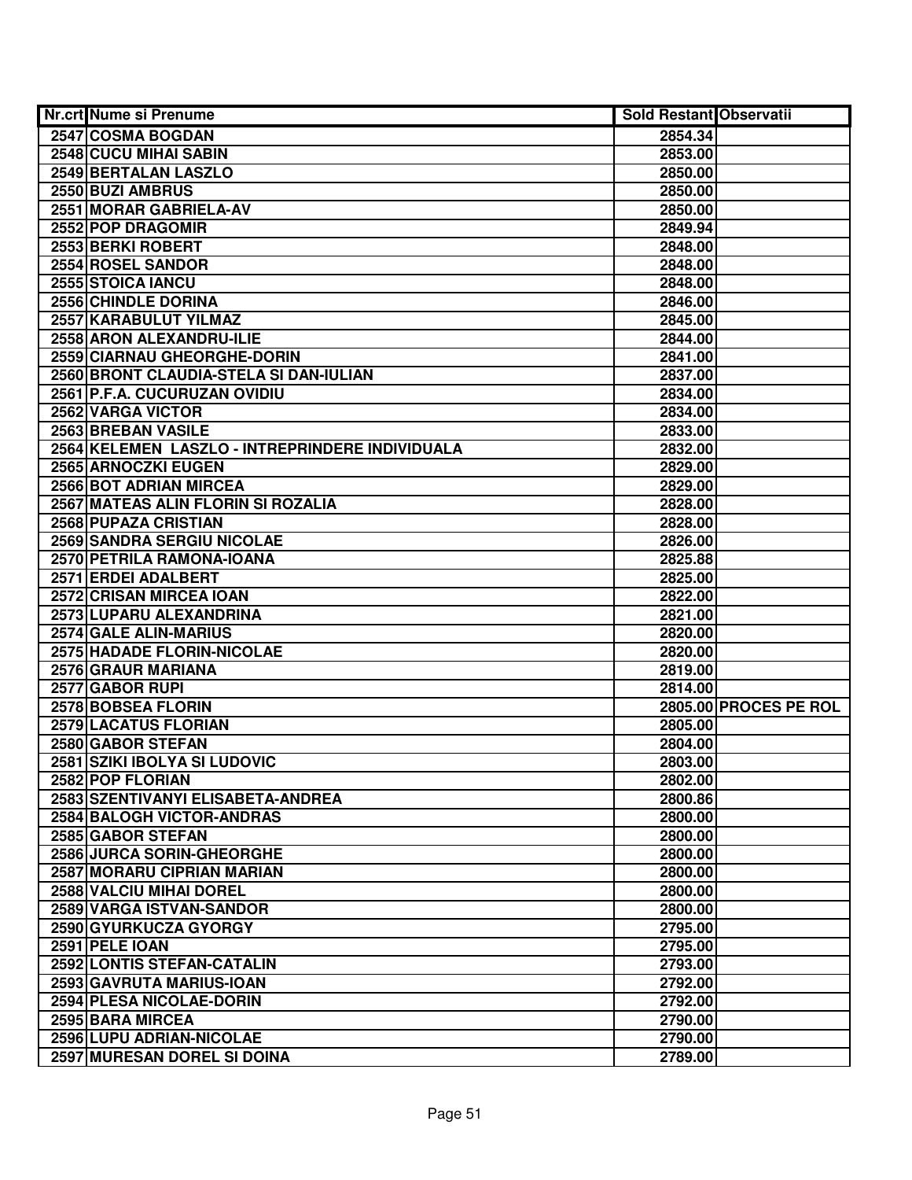| Nr.crt | Nume si Prenume | Sold Restant | Observatii |
|---|---|---|---|
| 2547 | COSMA BOGDAN | 2854.34 | |
| 2548 | CUCU MIHAI SABIN | 2853.00 | |
| 2549 | BERTALAN LASZLO | 2850.00 | |
| 2550 | BUZI AMBRUS | 2850.00 | |
| 2551 | MORAR GABRIELA-AV | 2850.00 | |
| 2552 | POP DRAGOMIR | 2849.94 | |
| 2553 | BERKI ROBERT | 2848.00 | |
| 2554 | ROSEL SANDOR | 2848.00 | |
| 2555 | STOICA IANCU | 2848.00 | |
| 2556 | CHINDLE DORINA | 2846.00 | |
| 2557 | KARABULUT YILMAZ | 2845.00 | |
| 2558 | ARON ALEXANDRU-ILIE | 2844.00 | |
| 2559 | CIARNAU GHEORGHE-DORIN | 2841.00 | |
| 2560 | BRONT CLAUDIA-STELA SI DAN-IULIAN | 2837.00 | |
| 2561 | P.F.A. CUCURUZAN OVIDIU | 2834.00 | |
| 2562 | VARGA VICTOR | 2834.00 | |
| 2563 | BREBAN VASILE | 2833.00 | |
| 2564 | KELEMEN LASZLO - INTREPRINDERE INDIVIDUALA | 2832.00 | |
| 2565 | ARNOCZKI EUGEN | 2829.00 | |
| 2566 | BOT ADRIAN MIRCEA | 2829.00 | |
| 2567 | MATEAS ALIN FLORIN SI ROZALIA | 2828.00 | |
| 2568 | PUPAZA CRISTIAN | 2828.00 | |
| 2569 | SANDRA SERGIU NICOLAE | 2826.00 | |
| 2570 | PETRILA RAMONA-IOANA | 2825.88 | |
| 2571 | ERDEI ADALBERT | 2825.00 | |
| 2572 | CRISAN MIRCEA IOAN | 2822.00 | |
| 2573 | LUPARU ALEXANDRINA | 2821.00 | |
| 2574 | GALE ALIN-MARIUS | 2820.00 | |
| 2575 | HADADE FLORIN-NICOLAE | 2820.00 | |
| 2576 | GRAUR MARIANA | 2819.00 | |
| 2577 | GABOR RUPI | 2814.00 | |
| 2578 | BOBSEA FLORIN | 2805.00 | PROCES PE ROL |
| 2579 | LACATUS FLORIAN | 2805.00 | |
| 2580 | GABOR STEFAN | 2804.00 | |
| 2581 | SZIKI IBOLYA SI LUDOVIC | 2803.00 | |
| 2582 | POP FLORIAN | 2802.00 | |
| 2583 | SZENTIVANYI ELISABETA-ANDREA | 2800.86 | |
| 2584 | BALOGH VICTOR-ANDRAS | 2800.00 | |
| 2585 | GABOR STEFAN | 2800.00 | |
| 2586 | JURCA SORIN-GHEORGHE | 2800.00 | |
| 2587 | MORARU CIPRIAN MARIAN | 2800.00 | |
| 2588 | VALCIU MIHAI DOREL | 2800.00 | |
| 2589 | VARGA ISTVAN-SANDOR | 2800.00 | |
| 2590 | GYURKUCZA GYORGY | 2795.00 | |
| 2591 | PELE IOAN | 2795.00 | |
| 2592 | LONTIS STEFAN-CATALIN | 2793.00 | |
| 2593 | GAVRUTA MARIUS-IOAN | 2792.00 | |
| 2594 | PLESA NICOLAE-DORIN | 2792.00 | |
| 2595 | BARA MIRCEA | 2790.00 | |
| 2596 | LUPU ADRIAN-NICOLAE | 2790.00 | |
| 2597 | MURESAN DOREL SI DOINA | 2789.00 | |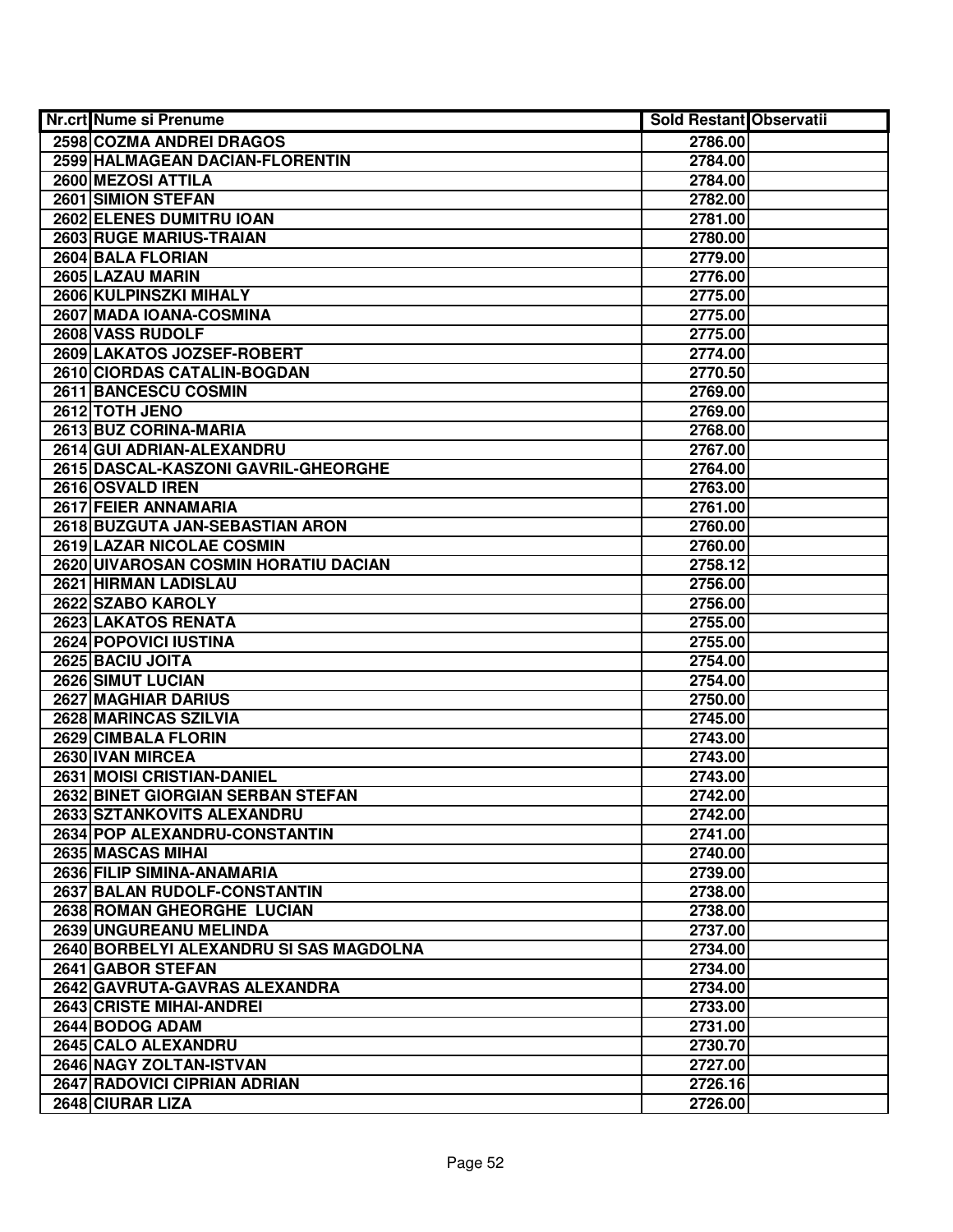| Nr.crt | Nume si Prenume | Sold Restant | Observatii |
|---|---|---|---|
| 2598 | COZMA ANDREI DRAGOS | 2786.00 | |
| 2599 | HALMAGEAN DACIAN-FLORENTIN | 2784.00 | |
| 2600 | MEZOSI ATTILA | 2784.00 | |
| 2601 | SIMION STEFAN | 2782.00 | |
| 2602 | ELENES DUMITRU IOAN | 2781.00 | |
| 2603 | RUGE MARIUS-TRAIAN | 2780.00 | |
| 2604 | BALA FLORIAN | 2779.00 | |
| 2605 | LAZAU MARIN | 2776.00 | |
| 2606 | KULPINSZKI MIHALY | 2775.00 | |
| 2607 | MADA IOANA-COSMINA | 2775.00 | |
| 2608 | VASS RUDOLF | 2775.00 | |
| 2609 | LAKATOS JOZSEF-ROBERT | 2774.00 | |
| 2610 | CIORDAS CATALIN-BOGDAN | 2770.50 | |
| 2611 | BANCESCU COSMIN | 2769.00 | |
| 2612 | TOTH JENO | 2769.00 | |
| 2613 | BUZ CORINA-MARIA | 2768.00 | |
| 2614 | GUI ADRIAN-ALEXANDRU | 2767.00 | |
| 2615 | DASCAL-KASZONI GAVRIL-GHEORGHE | 2764.00 | |
| 2616 | OSVALD IREN | 2763.00 | |
| 2617 | FEIER ANNAMARIA | 2761.00 | |
| 2618 | BUZGUTA JAN-SEBASTIAN ARON | 2760.00 | |
| 2619 | LAZAR NICOLAE COSMIN | 2760.00 | |
| 2620 | UIVAROSAN COSMIN HORATIU DACIAN | 2758.12 | |
| 2621 | HIRMAN LADISLAU | 2756.00 | |
| 2622 | SZABO KAROLY | 2756.00 | |
| 2623 | LAKATOS RENATA | 2755.00 | |
| 2624 | POPOVICI IUSTINA | 2755.00 | |
| 2625 | BACIU JOITA | 2754.00 | |
| 2626 | SIMUT LUCIAN | 2754.00 | |
| 2627 | MAGHIAR DARIUS | 2750.00 | |
| 2628 | MARINCAS SZILVIA | 2745.00 | |
| 2629 | CIMBALA FLORIN | 2743.00 | |
| 2630 | IVAN MIRCEA | 2743.00 | |
| 2631 | MOISI CRISTIAN-DANIEL | 2743.00 | |
| 2632 | BINET GIORGIAN SERBAN STEFAN | 2742.00 | |
| 2633 | SZTANKOVITS ALEXANDRU | 2742.00 | |
| 2634 | POP ALEXANDRU-CONSTANTIN | 2741.00 | |
| 2635 | MASCAS MIHAI | 2740.00 | |
| 2636 | FILIP SIMINA-ANAMARIA | 2739.00 | |
| 2637 | BALAN RUDOLF-CONSTANTIN | 2738.00 | |
| 2638 | ROMAN GHEORGHE LUCIAN | 2738.00 | |
| 2639 | UNGUREANU MELINDA | 2737.00 | |
| 2640 | BORBELYI ALEXANDRU SI SAS MAGDOLNA | 2734.00 | |
| 2641 | GABOR STEFAN | 2734.00 | |
| 2642 | GAVRUTA-GAVRAS ALEXANDRA | 2734.00 | |
| 2643 | CRISTE MIHAI-ANDREI | 2733.00 | |
| 2644 | BODOG ADAM | 2731.00 | |
| 2645 | CALO ALEXANDRU | 2730.70 | |
| 2646 | NAGY ZOLTAN-ISTVAN | 2727.00 | |
| 2647 | RADOVICI CIPRIAN ADRIAN | 2726.16 | |
| 2648 | CIURAR LIZA | 2726.00 | |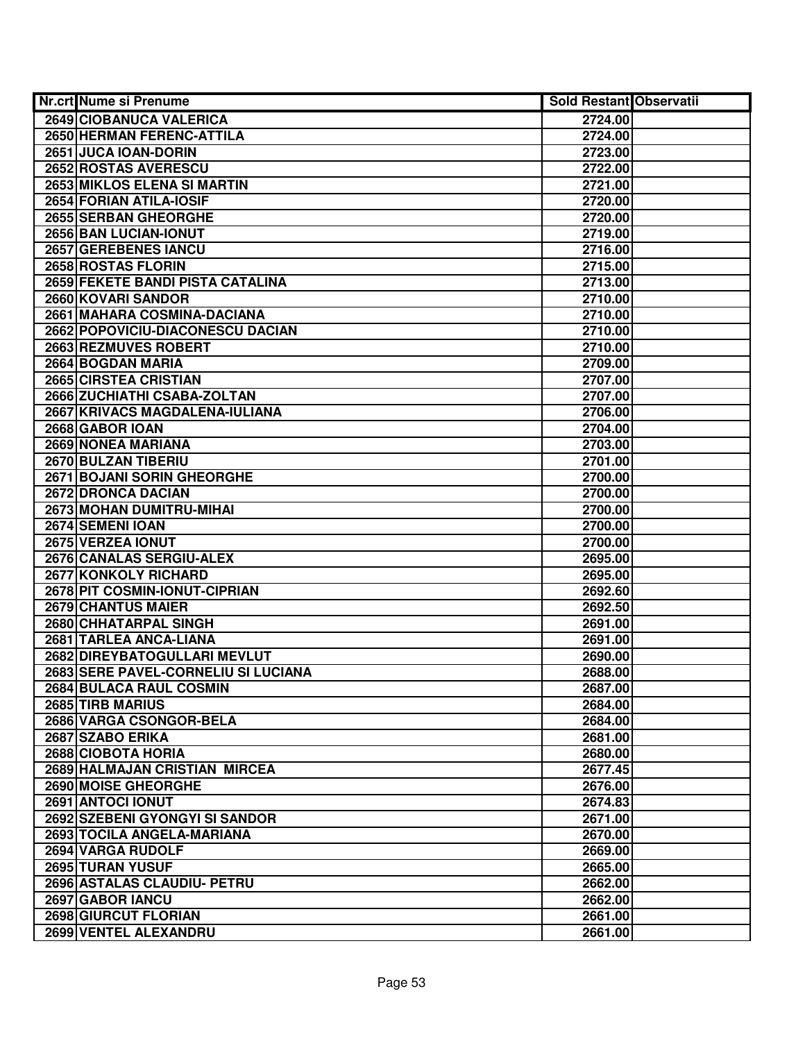| Nr.crt | Nume si Prenume | Sold Restant | Observatii |
|---|---|---|---|
| 2649 | CIOBANUCA VALERICA | 2724.00 | |
| 2650 | HERMAN FERENC-ATTILA | 2724.00 | |
| 2651 | JUCA IOAN-DORIN | 2723.00 | |
| 2652 | ROSTAS AVERESCU | 2722.00 | |
| 2653 | MIKLOS ELENA SI MARTIN | 2721.00 | |
| 2654 | FORIAN ATILA-IOSIF | 2720.00 | |
| 2655 | SERBAN GHEORGHE | 2720.00 | |
| 2656 | BAN LUCIAN-IONUT | 2719.00 | |
| 2657 | GEREBENES IANCU | 2716.00 | |
| 2658 | ROSTAS FLORIN | 2715.00 | |
| 2659 | FEKETE BANDI PISTA CATALINA | 2713.00 | |
| 2660 | KOVARI SANDOR | 2710.00 | |
| 2661 | MAHARA COSMINA-DACIANA | 2710.00 | |
| 2662 | POPOVICIU-DIACONESCU DACIAN | 2710.00 | |
| 2663 | REZMUVES ROBERT | 2710.00 | |
| 2664 | BOGDAN MARIA | 2709.00 | |
| 2665 | CIRSTEA CRISTIAN | 2707.00 | |
| 2666 | ZUCHIATHI CSABA-ZOLTAN | 2707.00 | |
| 2667 | KRIVACS MAGDALENA-IULIANA | 2706.00 | |
| 2668 | GABOR IOAN | 2704.00 | |
| 2669 | NONEA MARIANA | 2703.00 | |
| 2670 | BULZAN TIBERIU | 2701.00 | |
| 2671 | BOJANI SORIN GHEORGHE | 2700.00 | |
| 2672 | DRONCA DACIAN | 2700.00 | |
| 2673 | MOHAN DUMITRU-MIHAI | 2700.00 | |
| 2674 | SEMENI IOAN | 2700.00 | |
| 2675 | VERZEA IONUT | 2700.00 | |
| 2676 | CANALAS SERGIU-ALEX | 2695.00 | |
| 2677 | KONKOLY RICHARD | 2695.00 | |
| 2678 | PIT COSMIN-IONUT-CIPRIAN | 2692.60 | |
| 2679 | CHANTUS MAIER | 2692.50 | |
| 2680 | CHHATARPAL SINGH | 2691.00 | |
| 2681 | TARLEA ANCA-LIANA | 2691.00 | |
| 2682 | DIREYBATOGULLARI MEVLUT | 2690.00 | |
| 2683 | SERE PAVEL-CORNELIU SI LUCIANA | 2688.00 | |
| 2684 | BULACA RAUL COSMIN | 2687.00 | |
| 2685 | TIRB MARIUS | 2684.00 | |
| 2686 | VARGA CSONGOR-BELA | 2684.00 | |
| 2687 | SZABO ERIKA | 2681.00 | |
| 2688 | CIOBOTA HORIA | 2680.00 | |
| 2689 | HALMAJAN CRISTIAN MIRCEA | 2677.45 | |
| 2690 | MOISE GHEORGHE | 2676.00 | |
| 2691 | ANTOCI IONUT | 2674.83 | |
| 2692 | SZEBENI GYONGYI SI SANDOR | 2671.00 | |
| 2693 | TOCILA ANGELA-MARIANA | 2670.00 | |
| 2694 | VARGA RUDOLF | 2669.00 | |
| 2695 | TURAN YUSUF | 2665.00 | |
| 2696 | ASTALAS CLAUDIU- PETRU | 2662.00 | |
| 2697 | GABOR IANCU | 2662.00 | |
| 2698 | GIURCUT FLORIAN | 2661.00 | |
| 2699 | VENTEL ALEXANDRU | 2661.00 | |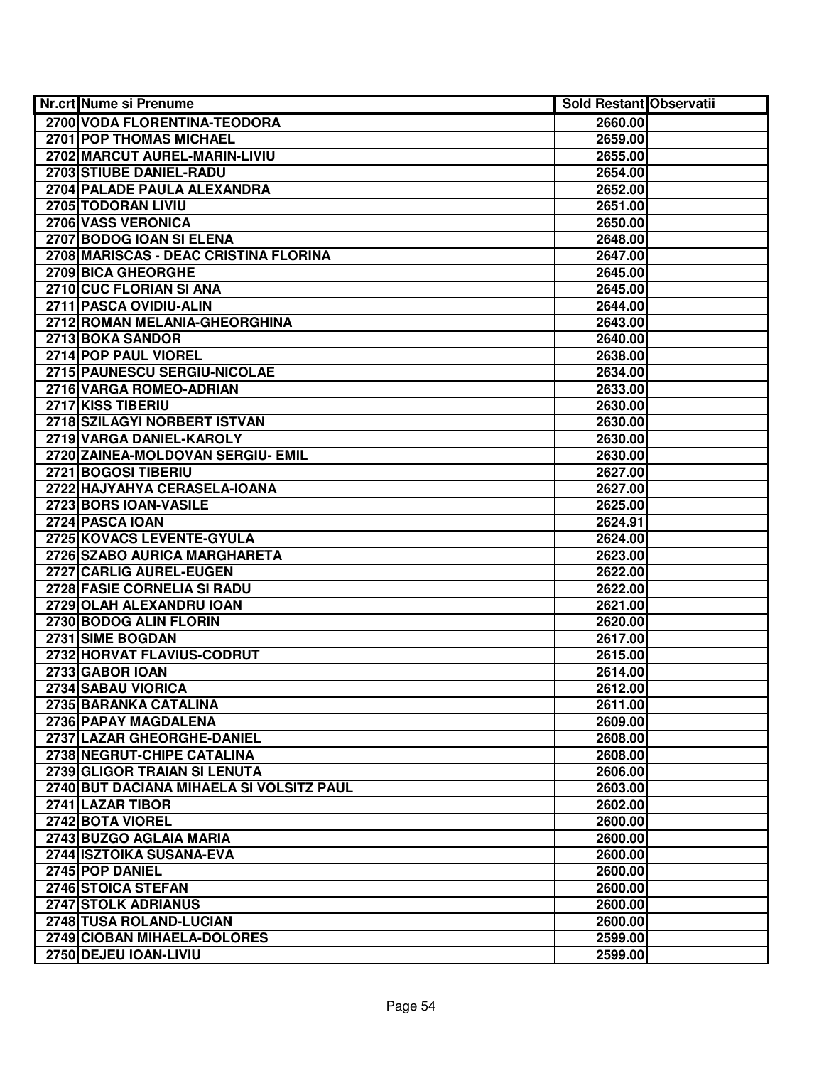| Nr.crt | Nume si Prenume | Sold Restant | Observatii |
|---|---|---|---|
| 2700 | VODA FLORENTINA-TEODORA | 2660.00 | |
| 2701 | POP THOMAS MICHAEL | 2659.00 | |
| 2702 | MARCUT AUREL-MARIN-LIVIU | 2655.00 | |
| 2703 | STIUBE DANIEL-RADU | 2654.00 | |
| 2704 | PALADE PAULA ALEXANDRA | 2652.00 | |
| 2705 | TODORAN LIVIU | 2651.00 | |
| 2706 | VASS VERONICA | 2650.00 | |
| 2707 | BODOG IOAN SI ELENA | 2648.00 | |
| 2708 | MARISCAS - DEAC CRISTINA FLORINA | 2647.00 | |
| 2709 | BICA GHEORGHE | 2645.00 | |
| 2710 | CUC FLORIAN SI ANA | 2645.00 | |
| 2711 | PASCA OVIDIU-ALIN | 2644.00 | |
| 2712 | ROMAN MELANIA-GHEORGHINA | 2643.00 | |
| 2713 | BOKA SANDOR | 2640.00 | |
| 2714 | POP PAUL VIOREL | 2638.00 | |
| 2715 | PAUNESCU SERGIU-NICOLAE | 2634.00 | |
| 2716 | VARGA ROMEO-ADRIAN | 2633.00 | |
| 2717 | KISS TIBERIU | 2630.00 | |
| 2718 | SZILAGYI NORBERT ISTVAN | 2630.00 | |
| 2719 | VARGA DANIEL-KAROLY | 2630.00 | |
| 2720 | ZAINEA-MOLDOVAN SERGIU- EMIL | 2630.00 | |
| 2721 | BOGOSI TIBERIU | 2627.00 | |
| 2722 | HAJYAHYA CERASELA-IOANA | 2627.00 | |
| 2723 | BORS IOAN-VASILE | 2625.00 | |
| 2724 | PASCA IOAN | 2624.91 | |
| 2725 | KOVACS LEVENTE-GYULA | 2624.00 | |
| 2726 | SZABO AURICA MARGHARETA | 2623.00 | |
| 2727 | CARLIG AUREL-EUGEN | 2622.00 | |
| 2728 | FASIE CORNELIA SI RADU | 2622.00 | |
| 2729 | OLAH ALEXANDRU IOAN | 2621.00 | |
| 2730 | BODOG ALIN FLORIN | 2620.00 | |
| 2731 | SIME BOGDAN | 2617.00 | |
| 2732 | HORVAT FLAVIUS-CODRUT | 2615.00 | |
| 2733 | GABOR IOAN | 2614.00 | |
| 2734 | SABAU VIORICA | 2612.00 | |
| 2735 | BARANKA CATALINA | 2611.00 | |
| 2736 | PAPAY MAGDALENA | 2609.00 | |
| 2737 | LAZAR GHEORGHE-DANIEL | 2608.00 | |
| 2738 | NEGRUT-CHIPE CATALINA | 2608.00 | |
| 2739 | GLIGOR TRAIAN SI LENUTA | 2606.00 | |
| 2740 | BUT DACIANA MIHAELA SI VOLSITZ PAUL | 2603.00 | |
| 2741 | LAZAR TIBOR | 2602.00 | |
| 2742 | BOTA VIOREL | 2600.00 | |
| 2743 | BUZGO AGLAIA MARIA | 2600.00 | |
| 2744 | ISZTOIKA SUSANA-EVA | 2600.00 | |
| 2745 | POP DANIEL | 2600.00 | |
| 2746 | STOICA STEFAN | 2600.00 | |
| 2747 | STOLK ADRIANUS | 2600.00 | |
| 2748 | TUSA ROLAND-LUCIAN | 2600.00 | |
| 2749 | CIOBAN MIHAELA-DOLORES | 2599.00 | |
| 2750 | DEJEU IOAN-LIVIU | 2599.00 | |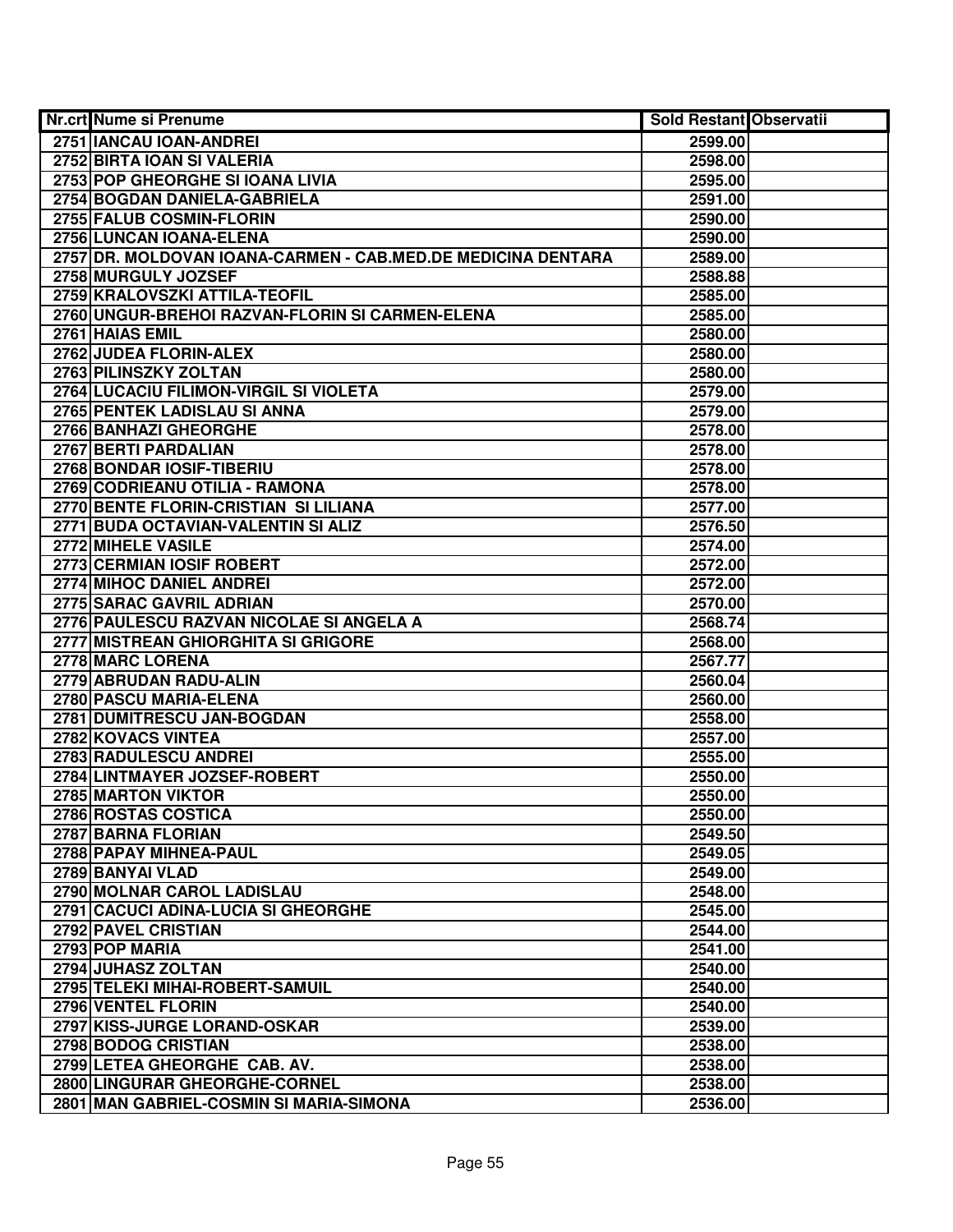| Nr.crt | Nume si Prenume | Sold Restant | Observatii |
|---|---|---|---|
| 2751 | IANCAU IOAN-ANDREI | 2599.00 | |
| 2752 | BIRTA IOAN SI VALERIA | 2598.00 | |
| 2753 | POP GHEORGHE SI IOANA LIVIA | 2595.00 | |
| 2754 | BOGDAN DANIELA-GABRIELA | 2591.00 | |
| 2755 | FALUB COSMIN-FLORIN | 2590.00 | |
| 2756 | LUNCAN IOANA-ELENA | 2590.00 | |
| 2757 | DR. MOLDOVAN IOANA-CARMEN - CAB.MED.DE MEDICINA DENTARA | 2589.00 | |
| 2758 | MURGULY JOZSEF | 2588.88 | |
| 2759 | KRALOVSZKI ATTILA-TEOFIL | 2585.00 | |
| 2760 | UNGUR-BREHOI RAZVAN-FLORIN SI CARMEN-ELENA | 2585.00 | |
| 2761 | HAIAS EMIL | 2580.00 | |
| 2762 | JUDEA FLORIN-ALEX | 2580.00 | |
| 2763 | PILINSZKY ZOLTAN | 2580.00 | |
| 2764 | LUCACIU FILIMON-VIRGIL SI VIOLETA | 2579.00 | |
| 2765 | PENTEK LADISLAU SI ANNA | 2579.00 | |
| 2766 | BANHAZI GHEORGHE | 2578.00 | |
| 2767 | BERTI PARDALIAN | 2578.00 | |
| 2768 | BONDAR IOSIF-TIBERIU | 2578.00 | |
| 2769 | CODRIEANU OTILIA - RAMONA | 2578.00 | |
| 2770 | BENTE FLORIN-CRISTIAN SI LILIANA | 2577.00 | |
| 2771 | BUDA OCTAVIAN-VALENTIN SI ALIZ | 2576.50 | |
| 2772 | MIHELE VASILE | 2574.00 | |
| 2773 | CERMIAN IOSIF ROBERT | 2572.00 | |
| 2774 | MIHOC DANIEL ANDREI | 2572.00 | |
| 2775 | SARAC GAVRIL ADRIAN | 2570.00 | |
| 2776 | PAULESCU RAZVAN NICOLAE SI ANGELA A | 2568.74 | |
| 2777 | MISTREAN GHIORGHITA SI GRIGORE | 2568.00 | |
| 2778 | MARC LORENA | 2567.77 | |
| 2779 | ABRUDAN RADU-ALIN | 2560.04 | |
| 2780 | PASCU MARIA-ELENA | 2560.00 | |
| 2781 | DUMITRESCU JAN-BOGDAN | 2558.00 | |
| 2782 | KOVACS VINTEA | 2557.00 | |
| 2783 | RADULESCU ANDREI | 2555.00 | |
| 2784 | LINTMAYER JOZSEF-ROBERT | 2550.00 | |
| 2785 | MARTON VIKTOR | 2550.00 | |
| 2786 | ROSTAS COSTICA | 2550.00 | |
| 2787 | BARNA FLORIAN | 2549.50 | |
| 2788 | PAPAY MIHNEA-PAUL | 2549.05 | |
| 2789 | BANYAI VLAD | 2549.00 | |
| 2790 | MOLNAR CAROL LADISLAU | 2548.00 | |
| 2791 | CACUCI ADINA-LUCIA SI GHEORGHE | 2545.00 | |
| 2792 | PAVEL CRISTIAN | 2544.00 | |
| 2793 | POP MARIA | 2541.00 | |
| 2794 | JUHASZ ZOLTAN | 2540.00 | |
| 2795 | TELEKI MIHAI-ROBERT-SAMUIL | 2540.00 | |
| 2796 | VENTEL FLORIN | 2540.00 | |
| 2797 | KISS-JURGE LORAND-OSKAR | 2539.00 | |
| 2798 | BODOG CRISTIAN | 2538.00 | |
| 2799 | LETEA GHEORGHE CAB. AV. | 2538.00 | |
| 2800 | LINGURAR GHEORGHE-CORNEL | 2538.00 | |
| 2801 | MAN GABRIEL-COSMIN SI MARIA-SIMONA | 2536.00 | |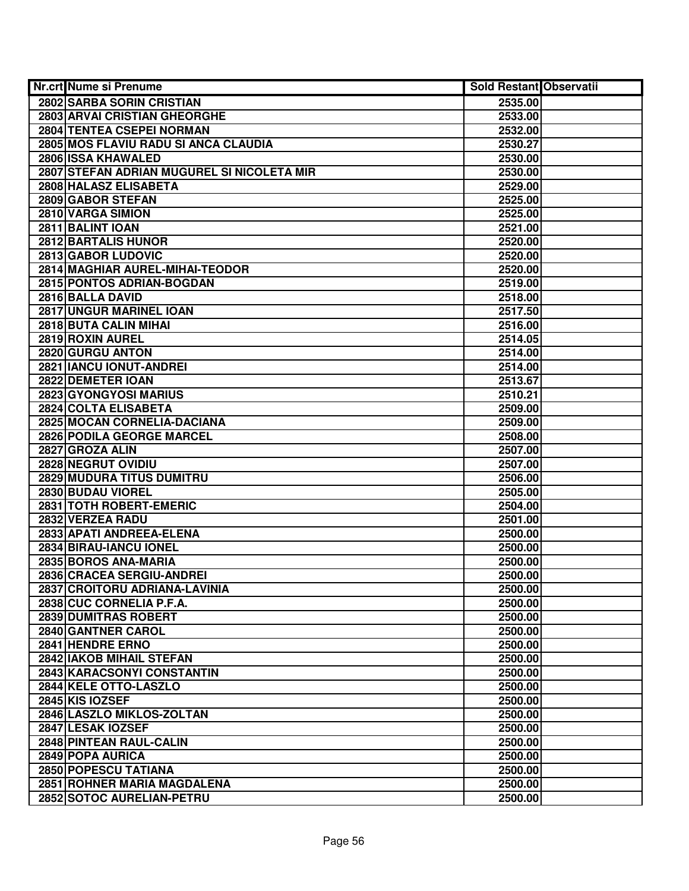| Nr.crt | Nume si Prenume | Sold Restant | Observatii |
|---|---|---|---|
| 2802 | SARBA SORIN CRISTIAN | 2535.00 | |
| 2803 | ARVAI CRISTIAN GHEORGHE | 2533.00 | |
| 2804 | TENTEA CSEPEI NORMAN | 2532.00 | |
| 2805 | MOS FLAVIU RADU SI ANCA CLAUDIA | 2530.27 | |
| 2806 | ISSA KHAWALED | 2530.00 | |
| 2807 | STEFAN ADRIAN MUGUREL SI NICOLETA MIR | 2530.00 | |
| 2808 | HALASZ ELISABETA | 2529.00 | |
| 2809 | GABOR STEFAN | 2525.00 | |
| 2810 | VARGA SIMION | 2525.00 | |
| 2811 | BALINT IOAN | 2521.00 | |
| 2812 | BARTALIS HUNOR | 2520.00 | |
| 2813 | GABOR LUDOVIC | 2520.00 | |
| 2814 | MAGHIAR AUREL-MIHAI-TEODOR | 2520.00 | |
| 2815 | PONTOS ADRIAN-BOGDAN | 2519.00 | |
| 2816 | BALLA DAVID | 2518.00 | |
| 2817 | UNGUR MARINEL IOAN | 2517.50 | |
| 2818 | BUTA CALIN MIHAI | 2516.00 | |
| 2819 | ROXIN AUREL | 2514.05 | |
| 2820 | GURGU ANTON | 2514.00 | |
| 2821 | IANCU IONUT-ANDREI | 2514.00 | |
| 2822 | DEMETER IOAN | 2513.67 | |
| 2823 | GYONGYOSI MARIUS | 2510.21 | |
| 2824 | COLTA ELISABETA | 2509.00 | |
| 2825 | MOCAN CORNELIA-DACIANA | 2509.00 | |
| 2826 | PODILA GEORGE MARCEL | 2508.00 | |
| 2827 | GROZA ALIN | 2507.00 | |
| 2828 | NEGRUT OVIDIU | 2507.00 | |
| 2829 | MUDURA TITUS DUMITRU | 2506.00 | |
| 2830 | BUDAU VIOREL | 2505.00 | |
| 2831 | TOTH ROBERT-EMERIC | 2504.00 | |
| 2832 | VERZEA RADU | 2501.00 | |
| 2833 | APATI ANDREEA-ELENA | 2500.00 | |
| 2834 | BIRAU-IANCU IONEL | 2500.00 | |
| 2835 | BOROS ANA-MARIA | 2500.00 | |
| 2836 | CRACEA SERGIU-ANDREI | 2500.00 | |
| 2837 | CROITORU ADRIANA-LAVINIA | 2500.00 | |
| 2838 | CUC CORNELIA P.F.A. | 2500.00 | |
| 2839 | DUMITRAS ROBERT | 2500.00 | |
| 2840 | GANTNER CAROL | 2500.00 | |
| 2841 | HENDRE ERNO | 2500.00 | |
| 2842 | IAKOB MIHAIL STEFAN | 2500.00 | |
| 2843 | KARACSONYI CONSTANTIN | 2500.00 | |
| 2844 | KELE OTTO-LASZLO | 2500.00 | |
| 2845 | KIS IOZSEF | 2500.00 | |
| 2846 | LASZLO MIKLOS-ZOLTAN | 2500.00 | |
| 2847 | LESAK IOZSEF | 2500.00 | |
| 2848 | PINTEAN RAUL-CALIN | 2500.00 | |
| 2849 | POPA AURICA | 2500.00 | |
| 2850 | POPESCU TATIANA | 2500.00 | |
| 2851 | ROHNER MARIA MAGDALENA | 2500.00 | |
| 2852 | SOTOC AURELIAN-PETRU | 2500.00 | |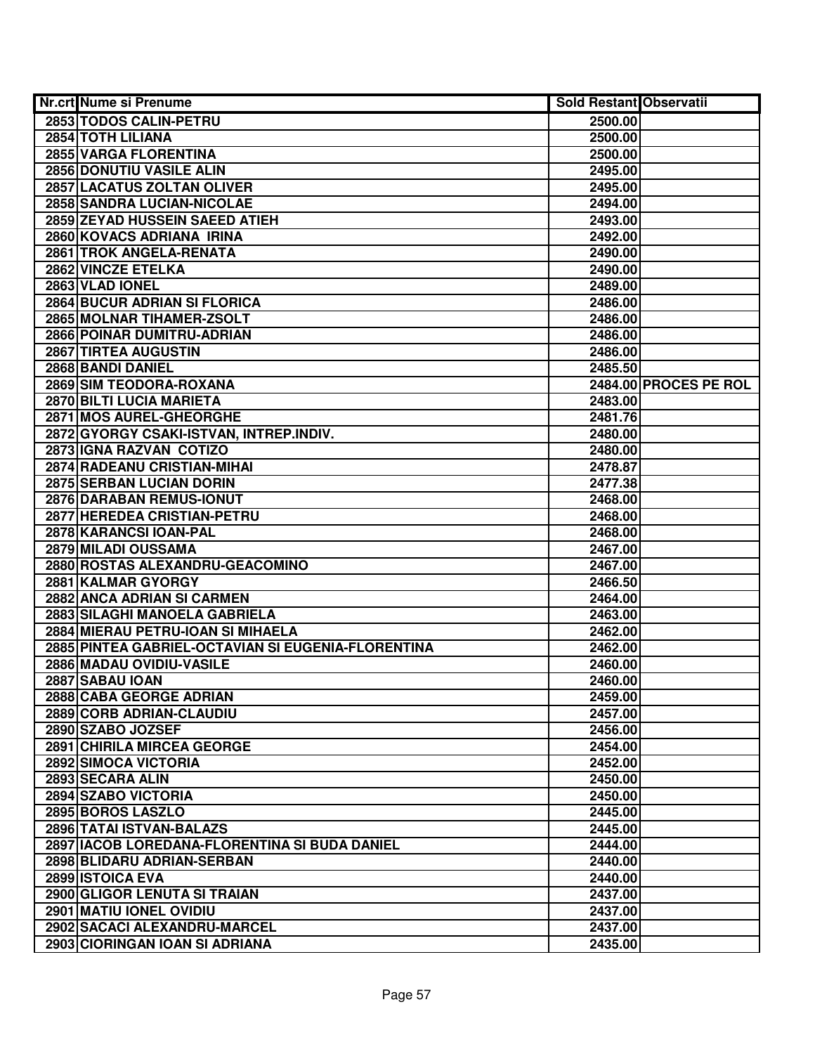| Nr.crt | Nume si Prenume | Sold Restant | Observatii |
|---|---|---|---|
| 2853 | TODOS CALIN-PETRU | 2500.00 | |
| 2854 | TOTH LILIANA | 2500.00 | |
| 2855 | VARGA FLORENTINA | 2500.00 | |
| 2856 | DONUTIU VASILE ALIN | 2495.00 | |
| 2857 | LACATUS ZOLTAN OLIVER | 2495.00 | |
| 2858 | SANDRA LUCIAN-NICOLAE | 2494.00 | |
| 2859 | ZEYAD HUSSEIN SAEED ATIEH | 2493.00 | |
| 2860 | KOVACS ADRIANA IRINA | 2492.00 | |
| 2861 | TROK ANGELA-RENATA | 2490.00 | |
| 2862 | VINCZE ETELKA | 2490.00 | |
| 2863 | VLAD IONEL | 2489.00 | |
| 2864 | BUCUR ADRIAN SI FLORICA | 2486.00 | |
| 2865 | MOLNAR TIHAMER-ZSOLT | 2486.00 | |
| 2866 | POINAR DUMITRU-ADRIAN | 2486.00 | |
| 2867 | TIRTEA AUGUSTIN | 2486.00 | |
| 2868 | BANDI DANIEL | 2485.50 | |
| 2869 | SIM TEODORA-ROXANA | 2484.00 | PROCES PE ROL |
| 2870 | BILTI LUCIA MARIETA | 2483.00 | |
| 2871 | MOS AUREL-GHEORGHE | 2481.76 | |
| 2872 | GYORGY CSAKI-ISTVAN, INTREP.INDIV. | 2480.00 | |
| 2873 | IGNA RAZVAN COTIZO | 2480.00 | |
| 2874 | RADEANU CRISTIAN-MIHAI | 2478.87 | |
| 2875 | SERBAN LUCIAN DORIN | 2477.38 | |
| 2876 | DARABAN REMUS-IONUT | 2468.00 | |
| 2877 | HEREDEA CRISTIAN-PETRU | 2468.00 | |
| 2878 | KARANCSI IOAN-PAL | 2468.00 | |
| 2879 | MILADI OUSSAMA | 2467.00 | |
| 2880 | ROSTAS ALEXANDRU-GEACOMINO | 2467.00 | |
| 2881 | KALMAR GYORGY | 2466.50 | |
| 2882 | ANCA ADRIAN SI CARMEN | 2464.00 | |
| 2883 | SILAGHI MANOELA GABRIELA | 2463.00 | |
| 2884 | MIERAU PETRU-IOAN SI MIHAELA | 2462.00 | |
| 2885 | PINTEA GABRIEL-OCTAVIAN SI EUGENIA-FLORENTINA | 2462.00 | |
| 2886 | MADAU OVIDIU-VASILE | 2460.00 | |
| 2887 | SABAU IOAN | 2460.00 | |
| 2888 | CABA GEORGE ADRIAN | 2459.00 | |
| 2889 | CORB ADRIAN-CLAUDIU | 2457.00 | |
| 2890 | SZABO JOZSEF | 2456.00 | |
| 2891 | CHIRILA MIRCEA GEORGE | 2454.00 | |
| 2892 | SIMOCA VICTORIA | 2452.00 | |
| 2893 | SECARA ALIN | 2450.00 | |
| 2894 | SZABO VICTORIA | 2450.00 | |
| 2895 | BOROS LASZLO | 2445.00 | |
| 2896 | TATAI ISTVAN-BALAZS | 2445.00 | |
| 2897 | IACOB LOREDANA-FLORENTINA SI BUDA DANIEL | 2444.00 | |
| 2898 | BLIDARU ADRIAN-SERBAN | 2440.00 | |
| 2899 | ISTOICA EVA | 2440.00 | |
| 2900 | GLIGOR LENUTA SI TRAIAN | 2437.00 | |
| 2901 | MATIU IONEL OVIDIU | 2437.00 | |
| 2902 | SACACI ALEXANDRU-MARCEL | 2437.00 | |
| 2903 | CIORINGAN IOAN SI ADRIANA | 2435.00 | |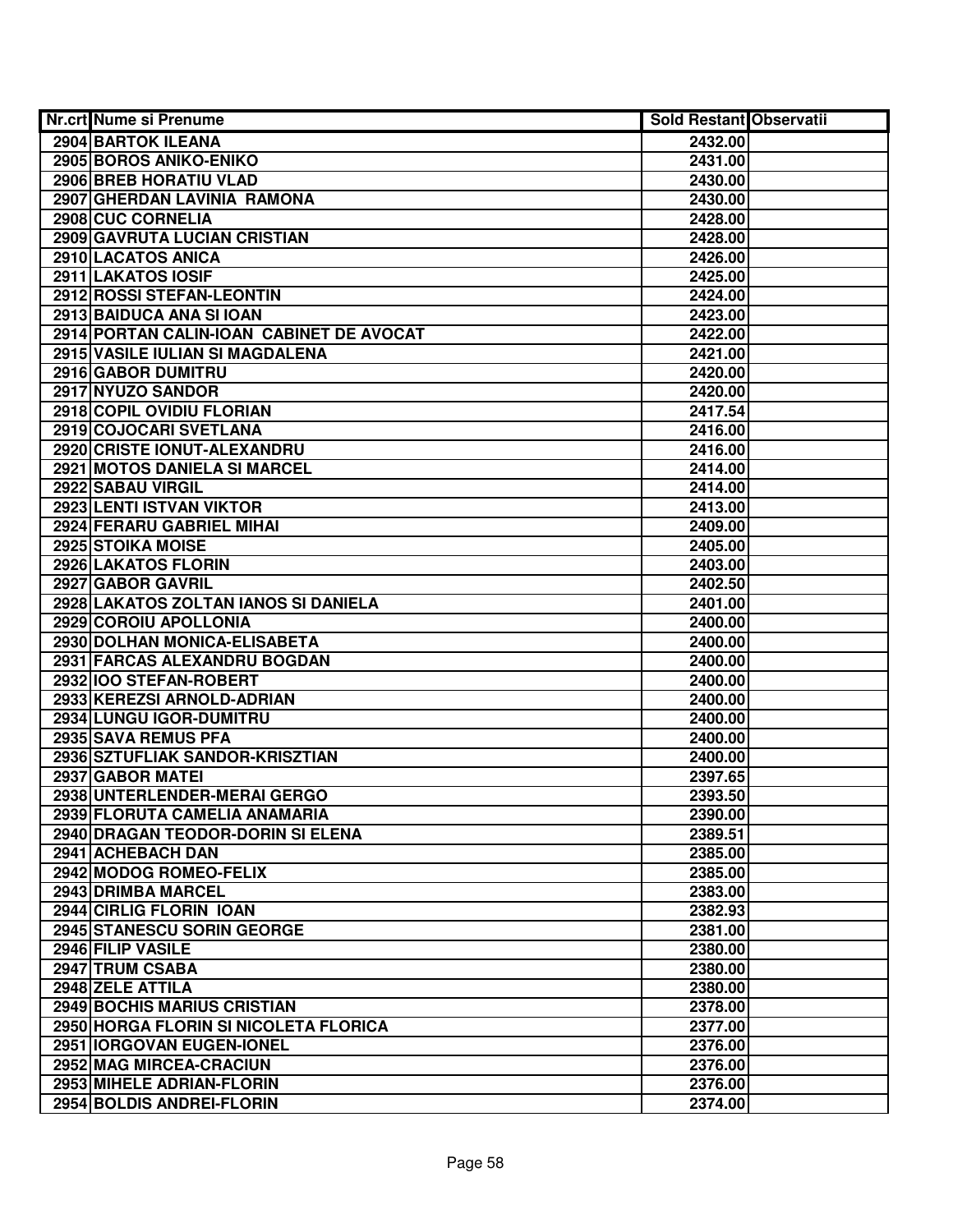| Nr.crt | Nume si Prenume | Sold Restant | Observatii |
|---|---|---|---|
| 2904 | BARTOK ILEANA | 2432.00 | |
| 2905 | BOROS ANIKO-ENIKO | 2431.00 | |
| 2906 | BREB HORATIU VLAD | 2430.00 | |
| 2907 | GHERDAN LAVINIA RAMONA | 2430.00 | |
| 2908 | CUC CORNELIA | 2428.00 | |
| 2909 | GAVRUTA LUCIAN CRISTIAN | 2428.00 | |
| 2910 | LACATOS ANICA | 2426.00 | |
| 2911 | LAKATOS IOSIF | 2425.00 | |
| 2912 | ROSSI STEFAN-LEONTIN | 2424.00 | |
| 2913 | BAIDUCA ANA SI IOAN | 2423.00 | |
| 2914 | PORTAN CALIN-IOAN CABINET DE AVOCAT | 2422.00 | |
| 2915 | VASILE IULIAN SI MAGDALENA | 2421.00 | |
| 2916 | GABOR DUMITRU | 2420.00 | |
| 2917 | NYUZO SANDOR | 2420.00 | |
| 2918 | COPIL OVIDIU FLORIAN | 2417.54 | |
| 2919 | COJOCARI SVETLANA | 2416.00 | |
| 2920 | CRISTE IONUT-ALEXANDRU | 2416.00 | |
| 2921 | MOTOS DANIELA SI MARCEL | 2414.00 | |
| 2922 | SABAU VIRGIL | 2414.00 | |
| 2923 | LENTI ISTVAN VIKTOR | 2413.00 | |
| 2924 | FERARU GABRIEL MIHAI | 2409.00 | |
| 2925 | STOIKA MOISE | 2405.00 | |
| 2926 | LAKATOS FLORIN | 2403.00 | |
| 2927 | GABOR GAVRIL | 2402.50 | |
| 2928 | LAKATOS ZOLTAN IANOS SI DANIELA | 2401.00 | |
| 2929 | COROIU APOLLONIA | 2400.00 | |
| 2930 | DOLHAN MONICA-ELISABETA | 2400.00 | |
| 2931 | FARCAS ALEXANDRU BOGDAN | 2400.00 | |
| 2932 | IOO STEFAN-ROBERT | 2400.00 | |
| 2933 | KEREZSI ARNOLD-ADRIAN | 2400.00 | |
| 2934 | LUNGU IGOR-DUMITRU | 2400.00 | |
| 2935 | SAVA REMUS PFA | 2400.00 | |
| 2936 | SZTUFLIAK SANDOR-KRISZTIAN | 2400.00 | |
| 2937 | GABOR MATEI | 2397.65 | |
| 2938 | UNTERLENDER-MERAI GERGO | 2393.50 | |
| 2939 | FLORUTA CAMELIA ANAMARIA | 2390.00 | |
| 2940 | DRAGAN TEODOR-DORIN SI ELENA | 2389.51 | |
| 2941 | ACHEBACH DAN | 2385.00 | |
| 2942 | MODOG ROMEO-FELIX | 2385.00 | |
| 2943 | DRIMBA MARCEL | 2383.00 | |
| 2944 | CIRLIG FLORIN IOAN | 2382.93 | |
| 2945 | STANESCU SORIN GEORGE | 2381.00 | |
| 2946 | FILIP VASILE | 2380.00 | |
| 2947 | TRUM CSABA | 2380.00 | |
| 2948 | ZELE ATTILA | 2380.00 | |
| 2949 | BOCHIS MARIUS CRISTIAN | 2378.00 | |
| 2950 | HORGA FLORIN SI NICOLETA FLORICA | 2377.00 | |
| 2951 | IORGOVAN EUGEN-IONEL | 2376.00 | |
| 2952 | MAG MIRCEA-CRACIUN | 2376.00 | |
| 2953 | MIHELE ADRIAN-FLORIN | 2376.00 | |
| 2954 | BOLDIS ANDREI-FLORIN | 2374.00 | |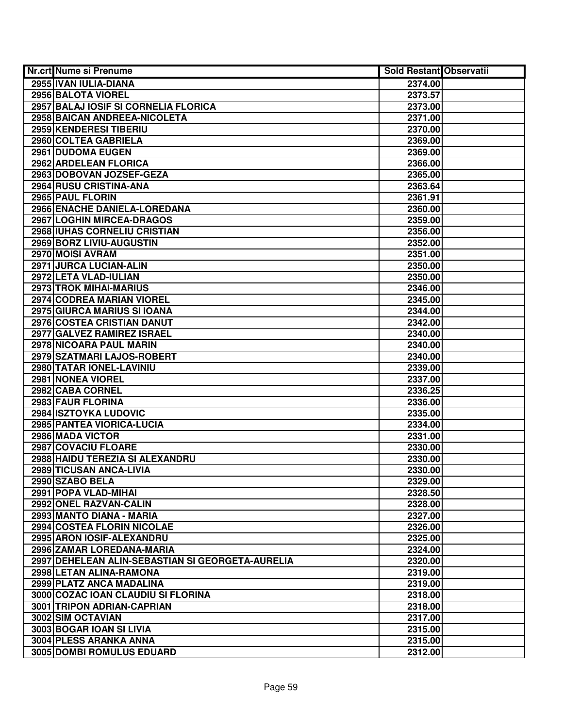| Nr.crt | Nume si Prenume | Sold Restant | Observatii |
|---|---|---|---|
| 2955 | IVAN IULIA-DIANA | 2374.00 | |
| 2956 | BALOTA VIOREL | 2373.57 | |
| 2957 | BALAJ IOSIF SI CORNELIA FLORICA | 2373.00 | |
| 2958 | BAICAN ANDREEA-NICOLETA | 2371.00 | |
| 2959 | KENDERESI TIBERIU | 2370.00 | |
| 2960 | COLTEA GABRIELA | 2369.00 | |
| 2961 | DUDOMA EUGEN | 2369.00 | |
| 2962 | ARDELEAN FLORICA | 2366.00 | |
| 2963 | DOBOVAN JOZSEF-GEZA | 2365.00 | |
| 2964 | RUSU CRISTINA-ANA | 2363.64 | |
| 2965 | PAUL FLORIN | 2361.91 | |
| 2966 | ENACHE DANIELA-LOREDANA | 2360.00 | |
| 2967 | LOGHIN MIRCEA-DRAGOS | 2359.00 | |
| 2968 | IUHAS CORNELIU CRISTIAN | 2356.00 | |
| 2969 | BORZ LIVIU-AUGUSTIN | 2352.00 | |
| 2970 | MOISI AVRAM | 2351.00 | |
| 2971 | JURCA LUCIAN-ALIN | 2350.00 | |
| 2972 | LETA VLAD-IULIAN | 2350.00 | |
| 2973 | TROK MIHAI-MARIUS | 2346.00 | |
| 2974 | CODREA MARIAN VIOREL | 2345.00 | |
| 2975 | GIURCA MARIUS SI IOANA | 2344.00 | |
| 2976 | COSTEA CRISTIAN DANUT | 2342.00 | |
| 2977 | GALVEZ RAMIREZ ISRAEL | 2340.00 | |
| 2978 | NICOARA PAUL MARIN | 2340.00 | |
| 2979 | SZATMARI LAJOS-ROBERT | 2340.00 | |
| 2980 | TATAR IONEL-LAVINIU | 2339.00 | |
| 2981 | NONEA VIOREL | 2337.00 | |
| 2982 | CABA CORNEL | 2336.25 | |
| 2983 | FAUR FLORINA | 2336.00 | |
| 2984 | ISZTOYKA LUDOVIC | 2335.00 | |
| 2985 | PANTEA VIORICA-LUCIA | 2334.00 | |
| 2986 | MADA VICTOR | 2331.00 | |
| 2987 | COVACIU FLOARE | 2330.00 | |
| 2988 | HAIDU TEREZIA SI ALEXANDRU | 2330.00 | |
| 2989 | TICUSAN ANCA-LIVIA | 2330.00 | |
| 2990 | SZABO BELA | 2329.00 | |
| 2991 | POPA VLAD-MIHAI | 2328.50 | |
| 2992 | ONEL RAZVAN-CALIN | 2328.00 | |
| 2993 | MANTO DIANA - MARIA | 2327.00 | |
| 2994 | COSTEA FLORIN NICOLAE | 2326.00 | |
| 2995 | ARON IOSIF-ALEXANDRU | 2325.00 | |
| 2996 | ZAMAR LOREDANA-MARIA | 2324.00 | |
| 2997 | DEHELEAN ALIN-SEBASTIAN SI GEORGETA-AURELIA | 2320.00 | |
| 2998 | LETAN ALINA-RAMONA | 2319.00 | |
| 2999 | PLATZ ANCA MADALINA | 2319.00 | |
| 3000 | COZAC IOAN CLAUDIU SI FLORINA | 2318.00 | |
| 3001 | TRIPON ADRIAN-CAPRIAN | 2318.00 | |
| 3002 | SIM OCTAVIAN | 2317.00 | |
| 3003 | BOGAR IOAN SI LIVIA | 2315.00 | |
| 3004 | PLESS ARANKA ANNA | 2315.00 | |
| 3005 | DOMBI ROMULUS EDUARD | 2312.00 | |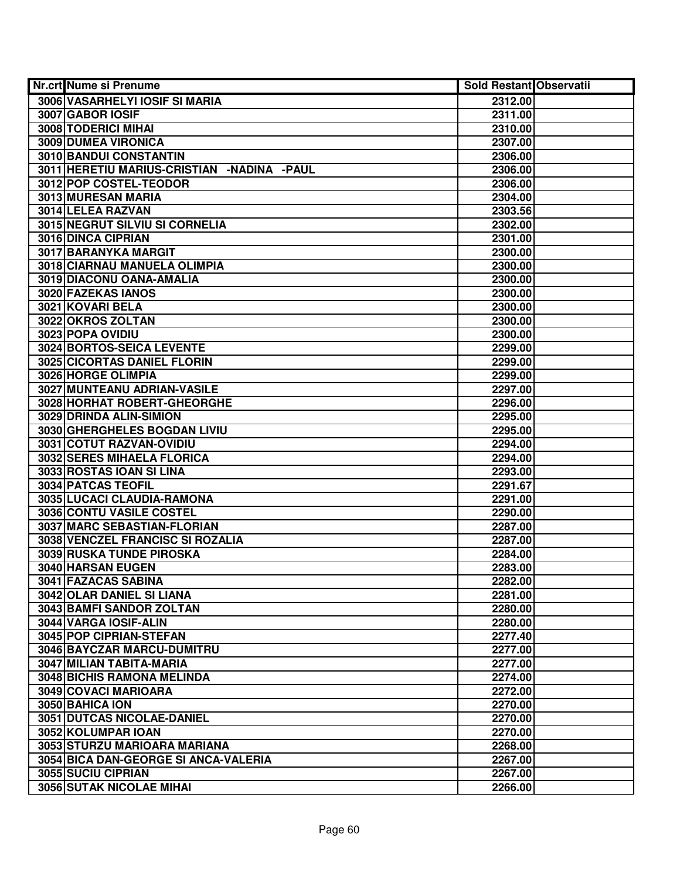| Nr.crt | Nume si Prenume | Sold Restant | Observatii |
|---|---|---|---|
| 3006 | VASARHELYI IOSIF SI MARIA | 2312.00 | |
| 3007 | GABOR IOSIF | 2311.00 | |
| 3008 | TODERICI MIHAI | 2310.00 | |
| 3009 | DUMEA VIRONICA | 2307.00 | |
| 3010 | BANDUI CONSTANTIN | 2306.00 | |
| 3011 | HERETIU MARIUS-CRISTIAN -NADINA -PAUL | 2306.00 | |
| 3012 | POP COSTEL-TEODOR | 2306.00 | |
| 3013 | MURESAN MARIA | 2304.00 | |
| 3014 | LELEA RAZVAN | 2303.56 | |
| 3015 | NEGRUT SILVIU SI CORNELIA | 2302.00 | |
| 3016 | DINCA CIPRIAN | 2301.00 | |
| 3017 | BARANYKA MARGIT | 2300.00 | |
| 3018 | CIARNAU MANUELA OLIMPIA | 2300.00 | |
| 3019 | DIACONU OANA-AMALIA | 2300.00 | |
| 3020 | FAZEKAS IANOS | 2300.00 | |
| 3021 | KOVARI BELA | 2300.00 | |
| 3022 | OKROS ZOLTAN | 2300.00 | |
| 3023 | POPA OVIDIU | 2300.00 | |
| 3024 | BORTOS-SEICA LEVENTE | 2299.00 | |
| 3025 | CICORTAS DANIEL FLORIN | 2299.00 | |
| 3026 | HORGE OLIMPIA | 2299.00 | |
| 3027 | MUNTEANU ADRIAN-VASILE | 2297.00 | |
| 3028 | HORHAT ROBERT-GHEORGHE | 2296.00 | |
| 3029 | DRINDA ALIN-SIMION | 2295.00 | |
| 3030 | GHERGHELES BOGDAN LIVIU | 2295.00 | |
| 3031 | COTUT RAZVAN-OVIDIU | 2294.00 | |
| 3032 | SERES MIHAELA FLORICA | 2294.00 | |
| 3033 | ROSTAS IOAN SI LINA | 2293.00 | |
| 3034 | PATCAS TEOFIL | 2291.67 | |
| 3035 | LUCACI CLAUDIA-RAMONA | 2291.00 | |
| 3036 | CONTU VASILE COSTEL | 2290.00 | |
| 3037 | MARC SEBASTIAN-FLORIAN | 2287.00 | |
| 3038 | VENCZEL FRANCISC SI ROZALIA | 2287.00 | |
| 3039 | RUSKA TUNDE PIROSKA | 2284.00 | |
| 3040 | HARSAN EUGEN | 2283.00 | |
| 3041 | FAZACAS SABINA | 2282.00 | |
| 3042 | OLAR DANIEL SI LIANA | 2281.00 | |
| 3043 | BAMFI SANDOR ZOLTAN | 2280.00 | |
| 3044 | VARGA IOSIF-ALIN | 2280.00 | |
| 3045 | POP CIPRIAN-STEFAN | 2277.40 | |
| 3046 | BAYCZAR MARCU-DUMITRU | 2277.00 | |
| 3047 | MILIAN TABITA-MARIA | 2277.00 | |
| 3048 | BICHIS RAMONA MELINDA | 2274.00 | |
| 3049 | COVACI MARIOARA | 2272.00 | |
| 3050 | BAHICA ION | 2270.00 | |
| 3051 | DUTCAS NICOLAE-DANIEL | 2270.00 | |
| 3052 | KOLUMPAR IOAN | 2270.00 | |
| 3053 | STURZU MARIOARA MARIANA | 2268.00 | |
| 3054 | BICA DAN-GEORGE SI ANCA-VALERIA | 2267.00 | |
| 3055 | SUCIU CIPRIAN | 2267.00 | |
| 3056 | SUTAK NICOLAE MIHAI | 2266.00 | |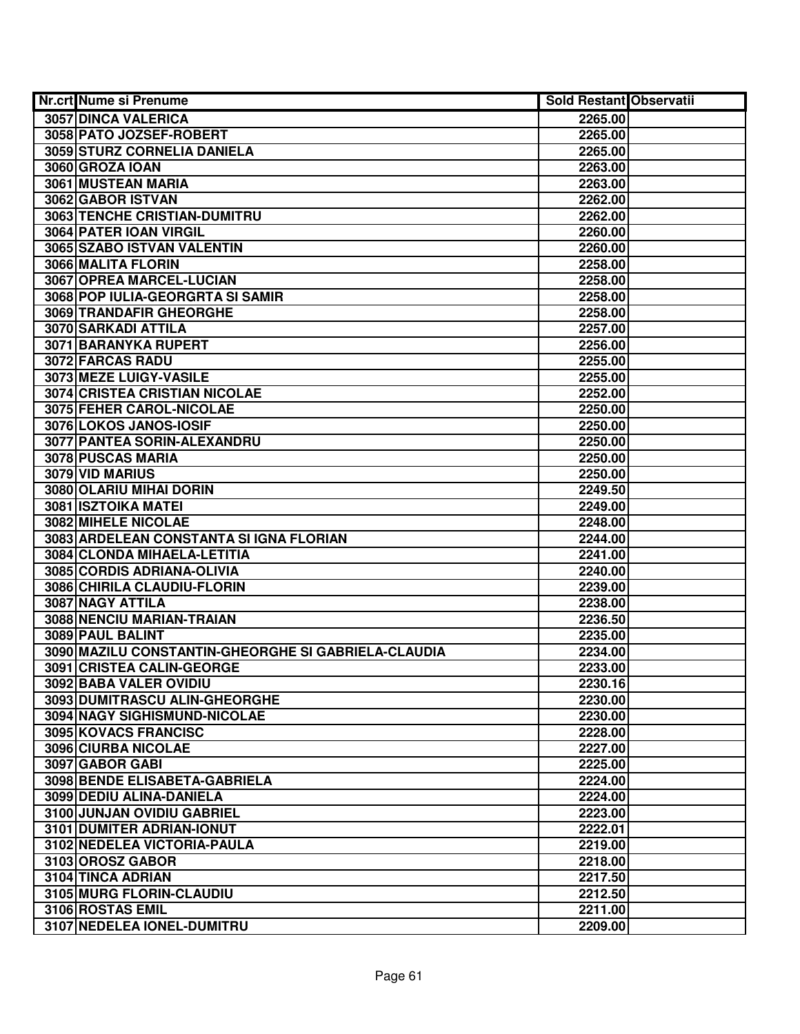| Nr.crt | Nume si Prenume | Sold Restant | Observatii |
|---|---|---|---|
| 3057 | DINCA VALERICA | 2265.00 | |
| 3058 | PATO JOZSEF-ROBERT | 2265.00 | |
| 3059 | STURZ CORNELIA DANIELA | 2265.00 | |
| 3060 | GROZA IOAN | 2263.00 | |
| 3061 | MUSTEAN MARIA | 2263.00 | |
| 3062 | GABOR ISTVAN | 2262.00 | |
| 3063 | TENCHE CRISTIAN-DUMITRU | 2262.00 | |
| 3064 | PATER IOAN VIRGIL | 2260.00 | |
| 3065 | SZABO ISTVAN VALENTIN | 2260.00 | |
| 3066 | MALITA FLORIN | 2258.00 | |
| 3067 | OPREA MARCEL-LUCIAN | 2258.00 | |
| 3068 | POP IULIA-GEORGRTA SI SAMIR | 2258.00 | |
| 3069 | TRANDAFIR GHEORGHE | 2258.00 | |
| 3070 | SARKADI ATTILA | 2257.00 | |
| 3071 | BARANYKA RUPERT | 2256.00 | |
| 3072 | FARCAS RADU | 2255.00 | |
| 3073 | MEZE LUIGY-VASILE | 2255.00 | |
| 3074 | CRISTEA CRISTIAN NICOLAE | 2252.00 | |
| 3075 | FEHER CAROL-NICOLAE | 2250.00 | |
| 3076 | LOKOS JANOS-IOSIF | 2250.00 | |
| 3077 | PANTEA SORIN-ALEXANDRU | 2250.00 | |
| 3078 | PUSCAS MARIA | 2250.00 | |
| 3079 | VID MARIUS | 2250.00 | |
| 3080 | OLARIU MIHAI DORIN | 2249.50 | |
| 3081 | ISZTOIKA MATEI | 2249.00 | |
| 3082 | MIHELE NICOLAE | 2248.00 | |
| 3083 | ARDELEAN CONSTANTA SI IGNA FLORIAN | 2244.00 | |
| 3084 | CLONDA MIHAELA-LETITIA | 2241.00 | |
| 3085 | CORDIS ADRIANA-OLIVIA | 2240.00 | |
| 3086 | CHIRILA CLAUDIU-FLORIN | 2239.00 | |
| 3087 | NAGY ATTILA | 2238.00 | |
| 3088 | NENCIU MARIAN-TRAIAN | 2236.50 | |
| 3089 | PAUL BALINT | 2235.00 | |
| 3090 | MAZILU CONSTANTIN-GHEORGHE SI GABRIELA-CLAUDIA | 2234.00 | |
| 3091 | CRISTEA CALIN-GEORGE | 2233.00 | |
| 3092 | BABA VALER OVIDIU | 2230.16 | |
| 3093 | DUMITRASCU ALIN-GHEORGHE | 2230.00 | |
| 3094 | NAGY SIGHISMUND-NICOLAE | 2230.00 | |
| 3095 | KOVACS FRANCISC | 2228.00 | |
| 3096 | CIURBA NICOLAE | 2227.00 | |
| 3097 | GABOR GABI | 2225.00 | |
| 3098 | BENDE ELISABETA-GABRIELA | 2224.00 | |
| 3099 | DEDIU ALINA-DANIELA | 2224.00 | |
| 3100 | JUNJAN OVIDIU GABRIEL | 2223.00 | |
| 3101 | DUMITER ADRIAN-IONUT | 2222.01 | |
| 3102 | NEDELEA VICTORIA-PAULA | 2219.00 | |
| 3103 | OROSZ GABOR | 2218.00 | |
| 3104 | TINCA ADRIAN | 2217.50 | |
| 3105 | MURG FLORIN-CLAUDIU | 2212.50 | |
| 3106 | ROSTAS EMIL | 2211.00 | |
| 3107 | NEDELEA IONEL-DUMITRU | 2209.00 | |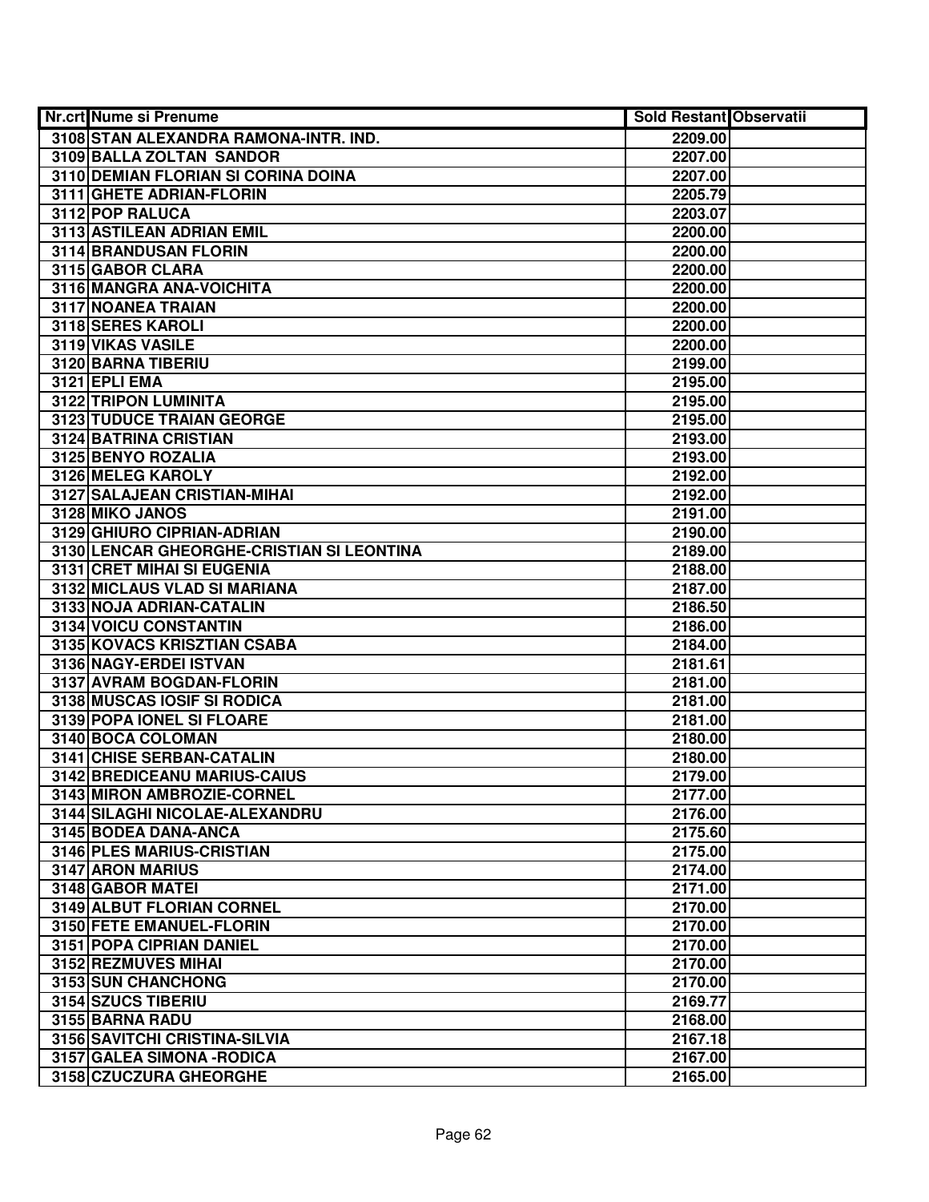| Nr.crt | Nume si Prenume | Sold Restant | Observatii |
|---|---|---|---|
| 3108 | STAN ALEXANDRA RAMONA-INTR. IND. | 2209.00 | |
| 3109 | BALLA ZOLTAN SANDOR | 2207.00 | |
| 3110 | DEMIAN FLORIAN SI CORINA DOINA | 2207.00 | |
| 3111 | GHETE ADRIAN-FLORIN | 2205.79 | |
| 3112 | POP RALUCA | 2203.07 | |
| 3113 | ASTILEAN ADRIAN EMIL | 2200.00 | |
| 3114 | BRANDUSAN FLORIN | 2200.00 | |
| 3115 | GABOR CLARA | 2200.00 | |
| 3116 | MANGRA ANA-VOICHITA | 2200.00 | |
| 3117 | NOANEA TRAIAN | 2200.00 | |
| 3118 | SERES KAROLI | 2200.00 | |
| 3119 | VIKAS VASILE | 2200.00 | |
| 3120 | BARNA TIBERIU | 2199.00 | |
| 3121 | EPLI EMA | 2195.00 | |
| 3122 | TRIPON LUMINITA | 2195.00 | |
| 3123 | TUDUCE TRAIAN GEORGE | 2195.00 | |
| 3124 | BATRINA CRISTIAN | 2193.00 | |
| 3125 | BENYO ROZALIA | 2193.00 | |
| 3126 | MELEG KAROLY | 2192.00 | |
| 3127 | SALAJEAN CRISTIAN-MIHAI | 2192.00 | |
| 3128 | MIKO JANOS | 2191.00 | |
| 3129 | GHIURO CIPRIAN-ADRIAN | 2190.00 | |
| 3130 | LENCAR GHEORGHE-CRISTIAN SI LEONTINA | 2189.00 | |
| 3131 | CRET MIHAI SI EUGENIA | 2188.00 | |
| 3132 | MICLAUS VLAD SI MARIANA | 2187.00 | |
| 3133 | NOJA ADRIAN-CATALIN | 2186.50 | |
| 3134 | VOICU CONSTANTIN | 2186.00 | |
| 3135 | KOVACS KRISZTIAN CSABA | 2184.00 | |
| 3136 | NAGY-ERDEI ISTVAN | 2181.61 | |
| 3137 | AVRAM BOGDAN-FLORIN | 2181.00 | |
| 3138 | MUSCAS IOSIF SI RODICA | 2181.00 | |
| 3139 | POPA IONEL SI FLOARE | 2181.00 | |
| 3140 | BOCA COLOMAN | 2180.00 | |
| 3141 | CHISE SERBAN-CATALIN | 2180.00 | |
| 3142 | BREDICEANU MARIUS-CAIUS | 2179.00 | |
| 3143 | MIRON AMBROZIE-CORNEL | 2177.00 | |
| 3144 | SILAGHI NICOLAE-ALEXANDRU | 2176.00 | |
| 3145 | BODEA DANA-ANCA | 2175.60 | |
| 3146 | PLES MARIUS-CRISTIAN | 2175.00 | |
| 3147 | ARON MARIUS | 2174.00 | |
| 3148 | GABOR MATEI | 2171.00 | |
| 3149 | ALBUT FLORIAN CORNEL | 2170.00 | |
| 3150 | FETE EMANUEL-FLORIN | 2170.00 | |
| 3151 | POPA CIPRIAN DANIEL | 2170.00 | |
| 3152 | REZMUVES MIHAI | 2170.00 | |
| 3153 | SUN CHANCHONG | 2170.00 | |
| 3154 | SZUCS TIBERIU | 2169.77 | |
| 3155 | BARNA RADU | 2168.00 | |
| 3156 | SAVITCHI CRISTINA-SILVIA | 2167.18 | |
| 3157 | GALEA SIMONA -RODICA | 2167.00 | |
| 3158 | CZUCZURA GHEORGHE | 2165.00 | |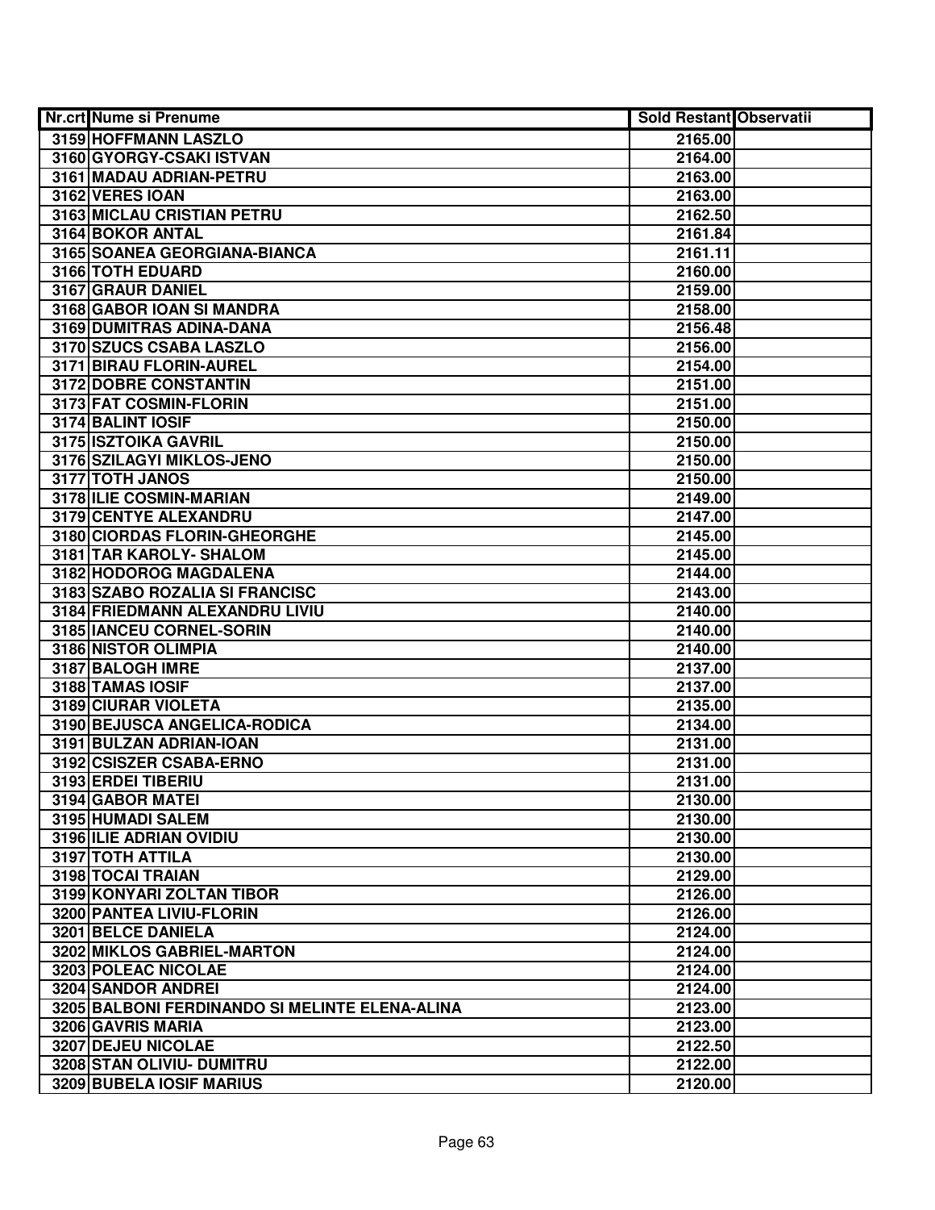| Nr.crt | Nume si Prenume | Sold Restant | Observatii |
|---|---|---|---|
| 3159 | HOFFMANN LASZLO | 2165.00 | |
| 3160 | GYORGY-CSAKI ISTVAN | 2164.00 | |
| 3161 | MADAU ADRIAN-PETRU | 2163.00 | |
| 3162 | VERES IOAN | 2163.00 | |
| 3163 | MICLAU CRISTIAN PETRU | 2162.50 | |
| 3164 | BOKOR ANTAL | 2161.84 | |
| 3165 | SOANEA GEORGIANA-BIANCA | 2161.11 | |
| 3166 | TOTH EDUARD | 2160.00 | |
| 3167 | GRAUR DANIEL | 2159.00 | |
| 3168 | GABOR IOAN SI MANDRA | 2158.00 | |
| 3169 | DUMITRAS ADINA-DANA | 2156.48 | |
| 3170 | SZUCS CSABA LASZLO | 2156.00 | |
| 3171 | BIRAU FLORIN-AUREL | 2154.00 | |
| 3172 | DOBRE CONSTANTIN | 2151.00 | |
| 3173 | FAT COSMIN-FLORIN | 2151.00 | |
| 3174 | BALINT IOSIF | 2150.00 | |
| 3175 | ISZTOIKA GAVRIL | 2150.00 | |
| 3176 | SZILAGYI MIKLOS-JENO | 2150.00 | |
| 3177 | TOTH JANOS | 2150.00 | |
| 3178 | ILIE COSMIN-MARIAN | 2149.00 | |
| 3179 | CENTYE ALEXANDRU | 2147.00 | |
| 3180 | CIORDAS FLORIN-GHEORGHE | 2145.00 | |
| 3181 | TAR KAROLY- SHALOM | 2145.00 | |
| 3182 | HODOROG MAGDALENA | 2144.00 | |
| 3183 | SZABO ROZALIA SI FRANCISC | 2143.00 | |
| 3184 | FRIEDMANN ALEXANDRU LIVIU | 2140.00 | |
| 3185 | IANCEU CORNEL-SORIN | 2140.00 | |
| 3186 | NISTOR OLIMPIA | 2140.00 | |
| 3187 | BALOGH IMRE | 2137.00 | |
| 3188 | TAMAS IOSIF | 2137.00 | |
| 3189 | CIURAR VIOLETA | 2135.00 | |
| 3190 | BEJUSCA ANGELICA-RODICA | 2134.00 | |
| 3191 | BULZAN ADRIAN-IOAN | 2131.00 | |
| 3192 | CSISZER CSABA-ERNO | 2131.00 | |
| 3193 | ERDEI TIBERIU | 2131.00 | |
| 3194 | GABOR MATEI | 2130.00 | |
| 3195 | HUMADI SALEM | 2130.00 | |
| 3196 | ILIE ADRIAN OVIDIU | 2130.00 | |
| 3197 | TOTH ATTILA | 2130.00 | |
| 3198 | TOCAI TRAIAN | 2129.00 | |
| 3199 | KONYARI ZOLTAN TIBOR | 2126.00 | |
| 3200 | PANTEA LIVIU-FLORIN | 2126.00 | |
| 3201 | BELCE DANIELA | 2124.00 | |
| 3202 | MIKLOS GABRIEL-MARTON | 2124.00 | |
| 3203 | POLEAC NICOLAE | 2124.00 | |
| 3204 | SANDOR ANDREI | 2124.00 | |
| 3205 | BALBONI FERDINANDO SI MELINTE ELENA-ALINA | 2123.00 | |
| 3206 | GAVRIS MARIA | 2123.00 | |
| 3207 | DEJEU NICOLAE | 2122.50 | |
| 3208 | STAN OLIVIU- DUMITRU | 2122.00 | |
| 3209 | BUBELA IOSIF MARIUS | 2120.00 | |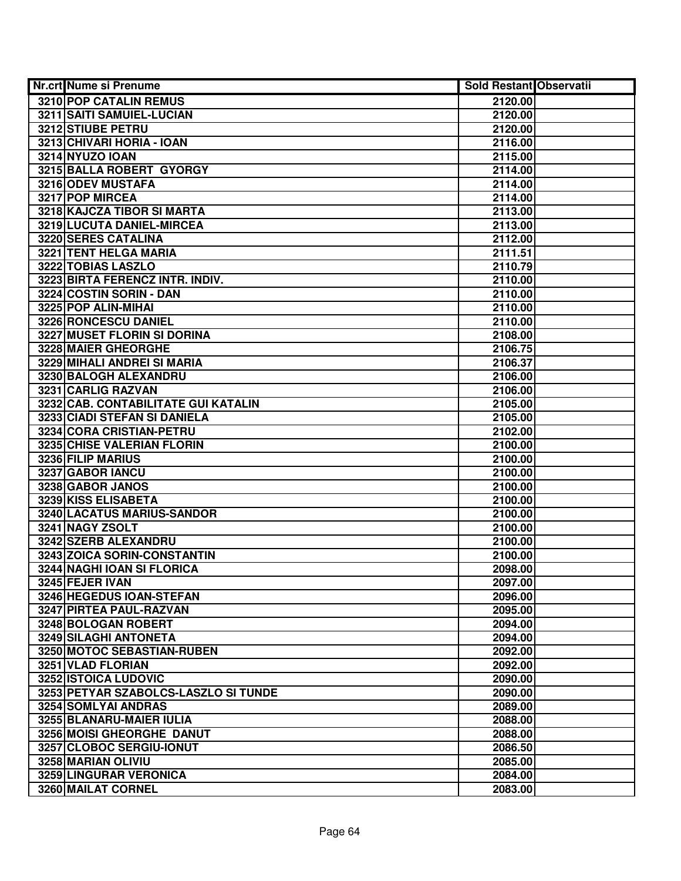| Nr.crt | Nume si Prenume | Sold Restant | Observatii |
|---|---|---|---|
| 3210 | POP CATALIN REMUS | 2120.00 | |
| 3211 | SAITI SAMUIEL-LUCIAN | 2120.00 | |
| 3212 | STIUBE PETRU | 2120.00 | |
| 3213 | CHIVARI HORIA - IOAN | 2116.00 | |
| 3214 | NYUZO IOAN | 2115.00 | |
| 3215 | BALLA ROBERT GYORGY | 2114.00 | |
| 3216 | ODEV MUSTAFA | 2114.00 | |
| 3217 | POP MIRCEA | 2114.00 | |
| 3218 | KAJCZA TIBOR SI MARTA | 2113.00 | |
| 3219 | LUCUTA DANIEL-MIRCEA | 2113.00 | |
| 3220 | SERES CATALINA | 2112.00 | |
| 3221 | TENT HELGA MARIA | 2111.51 | |
| 3222 | TOBIAS LASZLO | 2110.79 | |
| 3223 | BIRTA FERENCZ INTR. INDIV. | 2110.00 | |
| 3224 | COSTIN SORIN - DAN | 2110.00 | |
| 3225 | POP ALIN-MIHAI | 2110.00 | |
| 3226 | RONCESCU DANIEL | 2110.00 | |
| 3227 | MUSET FLORIN SI DORINA | 2108.00 | |
| 3228 | MAIER GHEORGHE | 2106.75 | |
| 3229 | MIHALI ANDREI SI MARIA | 2106.37 | |
| 3230 | BALOGH ALEXANDRU | 2106.00 | |
| 3231 | CARLIG RAZVAN | 2106.00 | |
| 3232 | CAB. CONTABILITATE GUI KATALIN | 2105.00 | |
| 3233 | CIADI STEFAN SI DANIELA | 2105.00 | |
| 3234 | CORA CRISTIAN-PETRU | 2102.00 | |
| 3235 | CHISE VALERIAN FLORIN | 2100.00 | |
| 3236 | FILIP MARIUS | 2100.00 | |
| 3237 | GABOR IANCU | 2100.00 | |
| 3238 | GABOR JANOS | 2100.00 | |
| 3239 | KISS ELISABETA | 2100.00 | |
| 3240 | LACATUS MARIUS-SANDOR | 2100.00 | |
| 3241 | NAGY ZSOLT | 2100.00 | |
| 3242 | SZERB ALEXANDRU | 2100.00 | |
| 3243 | ZOICA SORIN-CONSTANTIN | 2100.00 | |
| 3244 | NAGHI IOAN SI FLORICA | 2098.00 | |
| 3245 | FEJER IVAN | 2097.00 | |
| 3246 | HEGEDUS IOAN-STEFAN | 2096.00 | |
| 3247 | PIRTEA PAUL-RAZVAN | 2095.00 | |
| 3248 | BOLOGAN ROBERT | 2094.00 | |
| 3249 | SILAGHI ANTONETA | 2094.00 | |
| 3250 | MOTOC SEBASTIAN-RUBEN | 2092.00 | |
| 3251 | VLAD FLORIAN | 2092.00 | |
| 3252 | ISTOICA LUDOVIC | 2090.00 | |
| 3253 | PETYAR SZABOLCS-LASZLO SI TUNDE | 2090.00 | |
| 3254 | SOMLYAI ANDRAS | 2089.00 | |
| 3255 | BLANARU-MAIER IULIA | 2088.00 | |
| 3256 | MOISI GHEORGHE DANUT | 2088.00 | |
| 3257 | CLOBOC SERGIU-IONUT | 2086.50 | |
| 3258 | MARIAN OLIVIU | 2085.00 | |
| 3259 | LINGURAR VERONICA | 2084.00 | |
| 3260 | MAILAT CORNEL | 2083.00 | |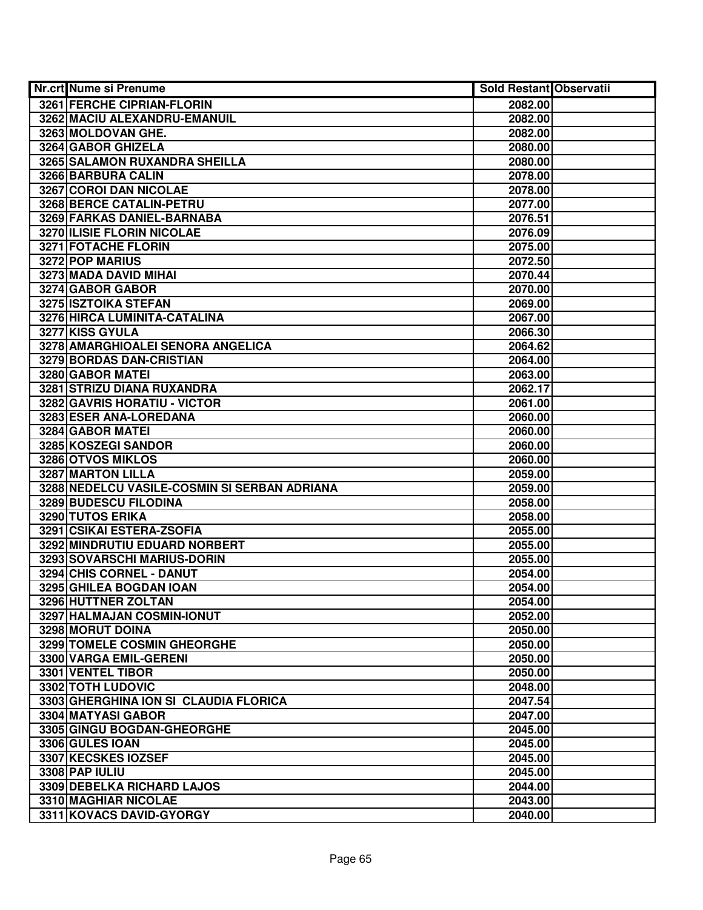| Nr.crt | Nume si Prenume | Sold Restant | Observatii |
|---|---|---|---|
| 3261 | FERCHE CIPRIAN-FLORIN | 2082.00 | |
| 3262 | MACIU ALEXANDRU-EMANUIL | 2082.00 | |
| 3263 | MOLDOVAN GHE. | 2082.00 | |
| 3264 | GABOR GHIZELA | 2080.00 | |
| 3265 | SALAMON RUXANDRA SHEILLA | 2080.00 | |
| 3266 | BARBURA CALIN | 2078.00 | |
| 3267 | COROI DAN NICOLAE | 2078.00 | |
| 3268 | BERCE CATALIN-PETRU | 2077.00 | |
| 3269 | FARKAS DANIEL-BARNABA | 2076.51 | |
| 3270 | ILISIE FLORIN NICOLAE | 2076.09 | |
| 3271 | FOTACHE FLORIN | 2075.00 | |
| 3272 | POP MARIUS | 2072.50 | |
| 3273 | MADA DAVID MIHAI | 2070.44 | |
| 3274 | GABOR GABOR | 2070.00 | |
| 3275 | ISZTOIKA STEFAN | 2069.00 | |
| 3276 | HIRCA LUMINITA-CATALINA | 2067.00 | |
| 3277 | KISS GYULA | 2066.30 | |
| 3278 | AMARGHIOALEI SENORA ANGELICA | 2064.62 | |
| 3279 | BORDAS DAN-CRISTIAN | 2064.00 | |
| 3280 | GABOR MATEI | 2063.00 | |
| 3281 | STRIZU DIANA RUXANDRA | 2062.17 | |
| 3282 | GAVRIS HORATIU - VICTOR | 2061.00 | |
| 3283 | ESER ANA-LOREDANA | 2060.00 | |
| 3284 | GABOR MATEI | 2060.00 | |
| 3285 | KOSZEGI SANDOR | 2060.00 | |
| 3286 | OTVOS MIKLOS | 2060.00 | |
| 3287 | MARTON LILLA | 2059.00 | |
| 3288 | NEDELCU VASILE-COSMIN SI SERBAN ADRIANA | 2059.00 | |
| 3289 | BUDESCU FILODINA | 2058.00 | |
| 3290 | TUTOS ERIKA | 2058.00 | |
| 3291 | CSIKAI ESTERA-ZSOFIA | 2055.00 | |
| 3292 | MINDRUTIU EDUARD NORBERT | 2055.00 | |
| 3293 | SOVARSCHI MARIUS-DORIN | 2055.00 | |
| 3294 | CHIS CORNEL - DANUT | 2054.00 | |
| 3295 | GHILEA BOGDAN IOAN | 2054.00 | |
| 3296 | HUTTNER ZOLTAN | 2054.00 | |
| 3297 | HALMAJAN COSMIN-IONUT | 2052.00 | |
| 3298 | MORUT DOINA | 2050.00 | |
| 3299 | TOMELE COSMIN GHEORGHE | 2050.00 | |
| 3300 | VARGA EMIL-GERENI | 2050.00 | |
| 3301 | VENTEL TIBOR | 2050.00 | |
| 3302 | TOTH LUDOVIC | 2048.00 | |
| 3303 | GHERGHINA ION SI CLAUDIA FLORICA | 2047.54 | |
| 3304 | MATYASI GABOR | 2047.00 | |
| 3305 | GINGU BOGDAN-GHEORGHE | 2045.00 | |
| 3306 | GULES IOAN | 2045.00 | |
| 3307 | KECSKES IOZSEF | 2045.00 | |
| 3308 | PAP IULIU | 2045.00 | |
| 3309 | DEBELKA RICHARD LAJOS | 2044.00 | |
| 3310 | MAGHIAR NICOLAE | 2043.00 | |
| 3311 | KOVACS DAVID-GYORGY | 2040.00 | |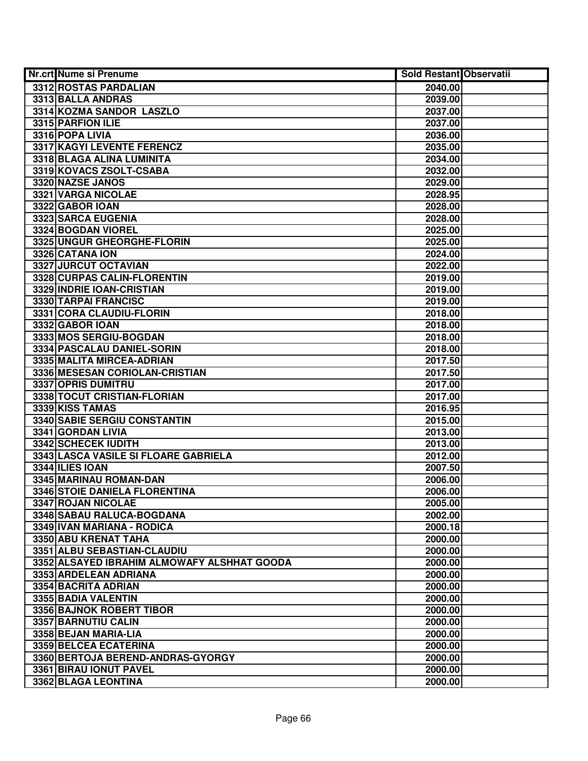| Nr.crt | Nume si Prenume | Sold Restant | Observatii |
|---|---|---|---|
| 3312 | ROSTAS PARDALIAN | 2040.00 | |
| 3313 | BALLA ANDRAS | 2039.00 | |
| 3314 | KOZMA SANDOR LASZLO | 2037.00 | |
| 3315 | PARFION ILIE | 2037.00 | |
| 3316 | POPA LIVIA | 2036.00 | |
| 3317 | KAGYI LEVENTE FERENCZ | 2035.00 | |
| 3318 | BLAGA ALINA LUMINITA | 2034.00 | |
| 3319 | KOVACS ZSOLT-CSABA | 2032.00 | |
| 3320 | NAZSE JANOS | 2029.00 | |
| 3321 | VARGA NICOLAE | 2028.95 | |
| 3322 | GABOR IOAN | 2028.00 | |
| 3323 | SARCA EUGENIA | 2028.00 | |
| 3324 | BOGDAN VIOREL | 2025.00 | |
| 3325 | UNGUR GHEORGHE-FLORIN | 2025.00 | |
| 3326 | CATANA ION | 2024.00 | |
| 3327 | JURCUT OCTAVIAN | 2022.00 | |
| 3328 | CURPAS CALIN-FLORENTIN | 2019.00 | |
| 3329 | INDRIE IOAN-CRISTIAN | 2019.00 | |
| 3330 | TARPAI FRANCISC | 2019.00 | |
| 3331 | CORA CLAUDIU-FLORIN | 2018.00 | |
| 3332 | GABOR IOAN | 2018.00 | |
| 3333 | MOS SERGIU-BOGDAN | 2018.00 | |
| 3334 | PASCALAU DANIEL-SORIN | 2018.00 | |
| 3335 | MALITA MIRCEA-ADRIAN | 2017.50 | |
| 3336 | MESESAN CORIOLAN-CRISTIAN | 2017.50 | |
| 3337 | OPRIS DUMITRU | 2017.00 | |
| 3338 | TOCUT CRISTIAN-FLORIAN | 2017.00 | |
| 3339 | KISS TAMAS | 2016.95 | |
| 3340 | SABIE SERGIU CONSTANTIN | 2015.00 | |
| 3341 | GORDAN LIVIA | 2013.00 | |
| 3342 | SCHECEK IUDITH | 2013.00 | |
| 3343 | LASCA VASILE SI FLOARE GABRIELA | 2012.00 | |
| 3344 | ILIES IOAN | 2007.50 | |
| 3345 | MARINAU ROMAN-DAN | 2006.00 | |
| 3346 | STOIE DANIELA FLORENTINA | 2006.00 | |
| 3347 | ROJAN NICOLAE | 2005.00 | |
| 3348 | SABAU RALUCA-BOGDANA | 2002.00 | |
| 3349 | IVAN MARIANA - RODICA | 2000.18 | |
| 3350 | ABU KRENAT TAHA | 2000.00 | |
| 3351 | ALBU SEBASTIAN-CLAUDIU | 2000.00 | |
| 3352 | ALSAYED IBRAHIM ALMOWAFY ALSHHAT GOODA | 2000.00 | |
| 3353 | ARDELEAN ADRIANA | 2000.00 | |
| 3354 | BACRITA ADRIAN | 2000.00 | |
| 3355 | BADIA VALENTIN | 2000.00 | |
| 3356 | BAJNOK ROBERT TIBOR | 2000.00 | |
| 3357 | BARNUTIU CALIN | 2000.00 | |
| 3358 | BEJAN MARIA-LIA | 2000.00 | |
| 3359 | BELCEA ECATERINA | 2000.00 | |
| 3360 | BERTOJA BEREND-ANDRAS-GYORGY | 2000.00 | |
| 3361 | BIRAU IONUT PAVEL | 2000.00 | |
| 3362 | BLAGA LEONTINA | 2000.00 | |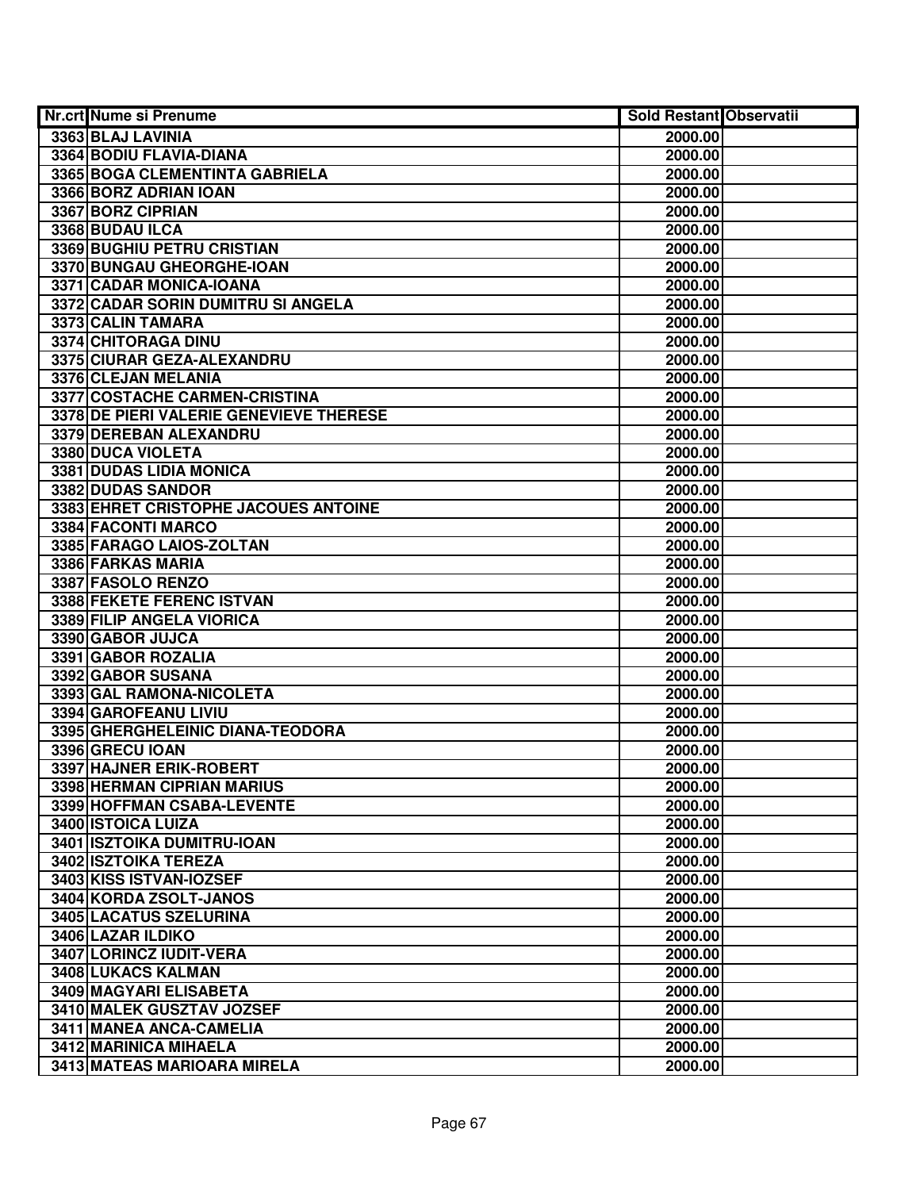| Nr.crt | Nume si Prenume | Sold Restant | Observatii |
|---|---|---|---|
| 3363 | BLAJ LAVINIA | 2000.00 | |
| 3364 | BODIU FLAVIA-DIANA | 2000.00 | |
| 3365 | BOGA CLEMENTINTA GABRIELA | 2000.00 | |
| 3366 | BORZ ADRIAN IOAN | 2000.00 | |
| 3367 | BORZ CIPRIAN | 2000.00 | |
| 3368 | BUDAU ILCA | 2000.00 | |
| 3369 | BUGHIU PETRU CRISTIAN | 2000.00 | |
| 3370 | BUNGAU GHEORGHE-IOAN | 2000.00 | |
| 3371 | CADAR MONICA-IOANA | 2000.00 | |
| 3372 | CADAR SORIN DUMITRU SI ANGELA | 2000.00 | |
| 3373 | CALIN TAMARA | 2000.00 | |
| 3374 | CHITORAGA DINU | 2000.00 | |
| 3375 | CIURAR GEZA-ALEXANDRU | 2000.00 | |
| 3376 | CLEJAN MELANIA | 2000.00 | |
| 3377 | COSTACHE CARMEN-CRISTINA | 2000.00 | |
| 3378 | DE PIERI VALERIE GENEVIEVE THERESE | 2000.00 | |
| 3379 | DEREBAN ALEXANDRU | 2000.00 | |
| 3380 | DUCA VIOLETA | 2000.00 | |
| 3381 | DUDAS LIDIA MONICA | 2000.00 | |
| 3382 | DUDAS SANDOR | 2000.00 | |
| 3383 | EHRET CRISTOPHE JACOUES ANTOINE | 2000.00 | |
| 3384 | FACONTI MARCO | 2000.00 | |
| 3385 | FARAGO LAIOS-ZOLTAN | 2000.00 | |
| 3386 | FARKAS MARIA | 2000.00 | |
| 3387 | FASOLO RENZO | 2000.00 | |
| 3388 | FEKETE FERENC ISTVAN | 2000.00 | |
| 3389 | FILIP ANGELA VIORICA | 2000.00 | |
| 3390 | GABOR JUJCA | 2000.00 | |
| 3391 | GABOR ROZALIA | 2000.00 | |
| 3392 | GABOR SUSANA | 2000.00 | |
| 3393 | GAL RAMONA-NICOLETA | 2000.00 | |
| 3394 | GAROFEANU LIVIU | 2000.00 | |
| 3395 | GHERGHELEINIC DIANA-TEODORA | 2000.00 | |
| 3396 | GRECU IOAN | 2000.00 | |
| 3397 | HAJNER ERIK-ROBERT | 2000.00 | |
| 3398 | HERMAN CIPRIAN MARIUS | 2000.00 | |
| 3399 | HOFFMAN CSABA-LEVENTE | 2000.00 | |
| 3400 | ISTOICA LUIZA | 2000.00 | |
| 3401 | ISZTOIKA DUMITRU-IOAN | 2000.00 | |
| 3402 | ISZTOIKA TEREZA | 2000.00 | |
| 3403 | KISS ISTVAN-IOZSEF | 2000.00 | |
| 3404 | KORDA ZSOLT-JANOS | 2000.00 | |
| 3405 | LACATUS SZELURINA | 2000.00 | |
| 3406 | LAZAR ILDIKO | 2000.00 | |
| 3407 | LORINCZ IUDIT-VERA | 2000.00 | |
| 3408 | LUKACS KALMAN | 2000.00 | |
| 3409 | MAGYARI ELISABETA | 2000.00 | |
| 3410 | MALEK GUSZTAV JOZSEF | 2000.00 | |
| 3411 | MANEA ANCA-CAMELIA | 2000.00 | |
| 3412 | MARINICA MIHAELA | 2000.00 | |
| 3413 | MATEAS MARIOARA MIRELA | 2000.00 | |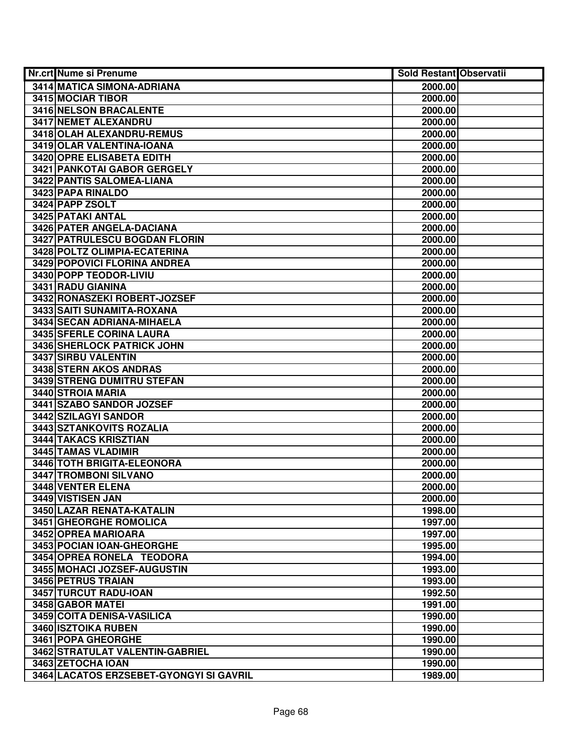| Nr.crt | Nume si Prenume | Sold Restant | Observatii |
|---|---|---|---|
| 3414 | MATICA SIMONA-ADRIANA | 2000.00 | |
| 3415 | MOCIAR TIBOR | 2000.00 | |
| 3416 | NELSON BRACALENTE | 2000.00 | |
| 3417 | NEMET ALEXANDRU | 2000.00 | |
| 3418 | OLAH ALEXANDRU-REMUS | 2000.00 | |
| 3419 | OLAR VALENTINA-IOANA | 2000.00 | |
| 3420 | OPRE ELISABETA EDITH | 2000.00 | |
| 3421 | PANKOTAI GABOR GERGELY | 2000.00 | |
| 3422 | PANTIS SALOMEA-LIANA | 2000.00 | |
| 3423 | PAPA RINALDO | 2000.00 | |
| 3424 | PAPP ZSOLT | 2000.00 | |
| 3425 | PATAKI ANTAL | 2000.00 | |
| 3426 | PATER ANGELA-DACIANA | 2000.00 | |
| 3427 | PATRULESCU BOGDAN FLORIN | 2000.00 | |
| 3428 | POLTZ OLIMPIA-ECATERINA | 2000.00 | |
| 3429 | POPOVICI FLORINA ANDREA | 2000.00 | |
| 3430 | POPP TEODOR-LIVIU | 2000.00 | |
| 3431 | RADU GIANINA | 2000.00 | |
| 3432 | RONASZEKI ROBERT-JOZSEF | 2000.00 | |
| 3433 | SAITI SUNAMITA-ROXANA | 2000.00 | |
| 3434 | SECAN ADRIANA-MIHAELA | 2000.00 | |
| 3435 | SFERLE CORINA LAURA | 2000.00 | |
| 3436 | SHERLOCK PATRICK JOHN | 2000.00 | |
| 3437 | SIRBU VALENTIN | 2000.00 | |
| 3438 | STERN AKOS ANDRAS | 2000.00 | |
| 3439 | STRENG DUMITRU STEFAN | 2000.00 | |
| 3440 | STROIA MARIA | 2000.00 | |
| 3441 | SZABO SANDOR JOZSEF | 2000.00 | |
| 3442 | SZILAGYI SANDOR | 2000.00 | |
| 3443 | SZTANKOVITS ROZALIA | 2000.00 | |
| 3444 | TAKACS KRISZTIAN | 2000.00 | |
| 3445 | TAMAS VLADIMIR | 2000.00 | |
| 3446 | TOTH BRIGITA-ELEONORA | 2000.00 | |
| 3447 | TROMBONI SILVANO | 2000.00 | |
| 3448 | VENTER ELENA | 2000.00 | |
| 3449 | VISTISEN JAN | 2000.00 | |
| 3450 | LAZAR RENATA-KATALIN | 1998.00 | |
| 3451 | GHEORGHE ROMOLICA | 1997.00 | |
| 3452 | OPREA MARIOARA | 1997.00 | |
| 3453 | POCIAN IOAN-GHEORGHE | 1995.00 | |
| 3454 | OPREA RONELA TEODORA | 1994.00 | |
| 3455 | MOHACI JOZSEF-AUGUSTIN | 1993.00 | |
| 3456 | PETRUS TRAIAN | 1993.00 | |
| 3457 | TURCUT RADU-IOAN | 1992.50 | |
| 3458 | GABOR MATEI | 1991.00 | |
| 3459 | COITA DENISA-VASILICA | 1990.00 | |
| 3460 | ISZTOIKA RUBEN | 1990.00 | |
| 3461 | POPA GHEORGHE | 1990.00 | |
| 3462 | STRATULAT VALENTIN-GABRIEL | 1990.00 | |
| 3463 | ZETOCHA IOAN | 1990.00 | |
| 3464 | LACATOS ERZSEBET-GYONGYI SI GAVRIL | 1989.00 | |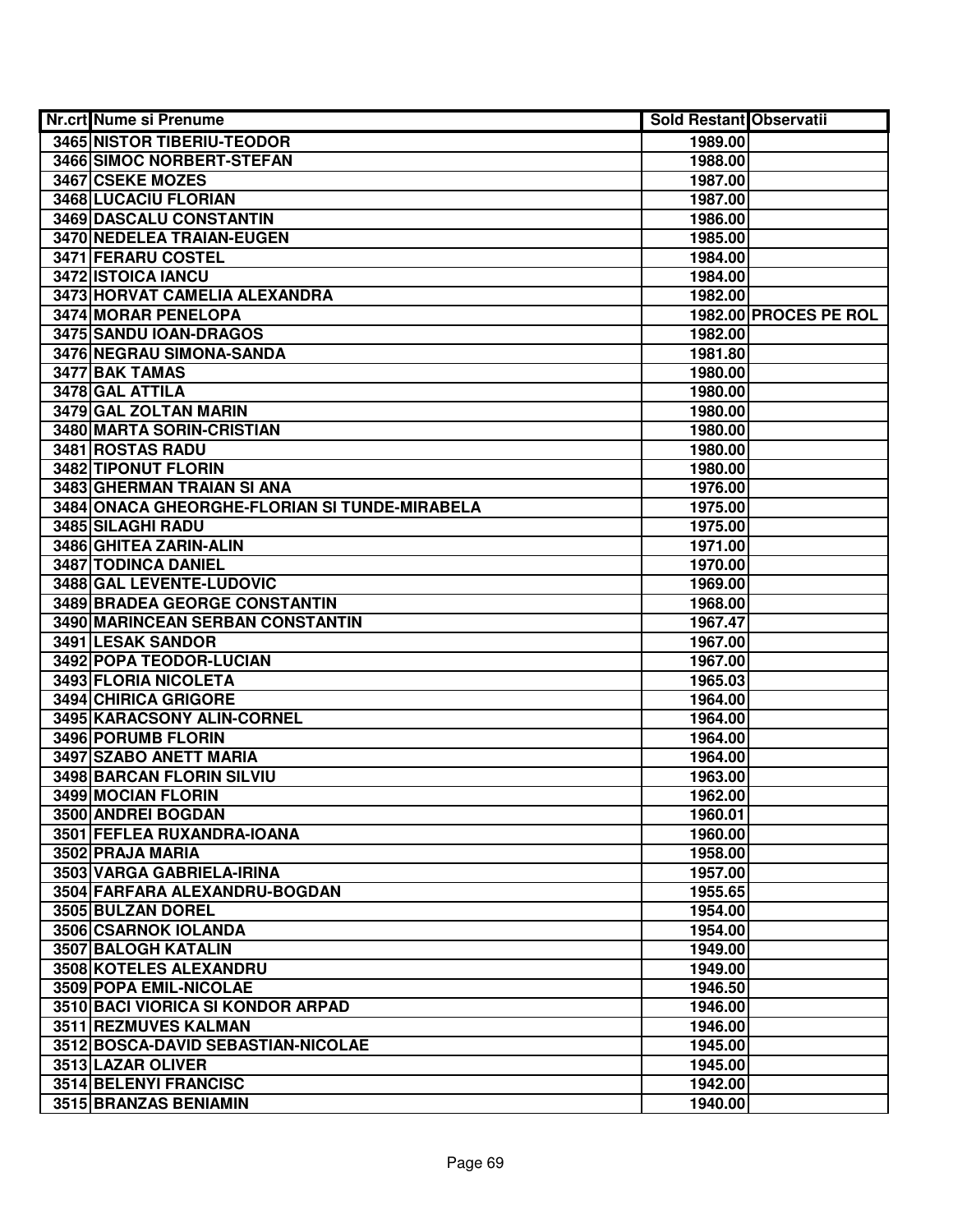| Nr.crt | Nume si Prenume | Sold Restant | Observatii |
| --- | --- | --- | --- |
| 3465 | NISTOR TIBERIU-TEODOR | 1989.00 | |
| 3466 | SIMOC NORBERT-STEFAN | 1988.00 | |
| 3467 | CSEKE MOZES | 1987.00 | |
| 3468 | LUCACIU FLORIAN | 1987.00 | |
| 3469 | DASCALU CONSTANTIN | 1986.00 | |
| 3470 | NEDELEA TRAIAN-EUGEN | 1985.00 | |
| 3471 | FERARU COSTEL | 1984.00 | |
| 3472 | ISTOICA IANCU | 1984.00 | |
| 3473 | HORVAT CAMELIA ALEXANDRA | 1982.00 | |
| 3474 | MORAR PENELOPA | 1982.00 | PROCES PE ROL |
| 3475 | SANDU IOAN-DRAGOS | 1982.00 | |
| 3476 | NEGRAU SIMONA-SANDA | 1981.80 | |
| 3477 | BAK TAMAS | 1980.00 | |
| 3478 | GAL ATTILA | 1980.00 | |
| 3479 | GAL ZOLTAN MARIN | 1980.00 | |
| 3480 | MARTA SORIN-CRISTIAN | 1980.00 | |
| 3481 | ROSTAS RADU | 1980.00 | |
| 3482 | TIPONUT FLORIN | 1980.00 | |
| 3483 | GHERMAN TRAIAN SI ANA | 1976.00 | |
| 3484 | ONACA GHEORGHE-FLORIAN SI TUNDE-MIRABELA | 1975.00 | |
| 3485 | SILAGHI RADU | 1975.00 | |
| 3486 | GHITEA ZARIN-ALIN | 1971.00 | |
| 3487 | TODINCA DANIEL | 1970.00 | |
| 3488 | GAL LEVENTE-LUDOVIC | 1969.00 | |
| 3489 | BRADEA GEORGE CONSTANTIN | 1968.00 | |
| 3490 | MARINCEAN SERBAN CONSTANTIN | 1967.47 | |
| 3491 | LESAK SANDOR | 1967.00 | |
| 3492 | POPA TEODOR-LUCIAN | 1967.00 | |
| 3493 | FLORIA NICOLETA | 1965.03 | |
| 3494 | CHIRICA GRIGORE | 1964.00 | |
| 3495 | KARACSONY ALIN-CORNEL | 1964.00 | |
| 3496 | PORUMB FLORIN | 1964.00 | |
| 3497 | SZABO ANETT MARIA | 1964.00 | |
| 3498 | BARCAN FLORIN SILVIU | 1963.00 | |
| 3499 | MOCIAN FLORIN | 1962.00 | |
| 3500 | ANDREI BOGDAN | 1960.01 | |
| 3501 | FEFLEA RUXANDRA-IOANA | 1960.00 | |
| 3502 | PRAJA MARIA | 1958.00 | |
| 3503 | VARGA GABRIELA-IRINA | 1957.00 | |
| 3504 | FARFARA ALEXANDRU-BOGDAN | 1955.65 | |
| 3505 | BULZAN DOREL | 1954.00 | |
| 3506 | CSARNOK IOLANDA | 1954.00 | |
| 3507 | BALOGH KATALIN | 1949.00 | |
| 3508 | KOTELES ALEXANDRU | 1949.00 | |
| 3509 | POPA EMIL-NICOLAE | 1946.50 | |
| 3510 | BACI VIORICA SI KONDOR ARPAD | 1946.00 | |
| 3511 | REZMUVES KALMAN | 1946.00 | |
| 3512 | BOSCA-DAVID SEBASTIAN-NICOLAE | 1945.00 | |
| 3513 | LAZAR OLIVER | 1945.00 | |
| 3514 | BELENYI FRANCISC | 1942.00 | |
| 3515 | BRANZAS BENIAMIN | 1940.00 | |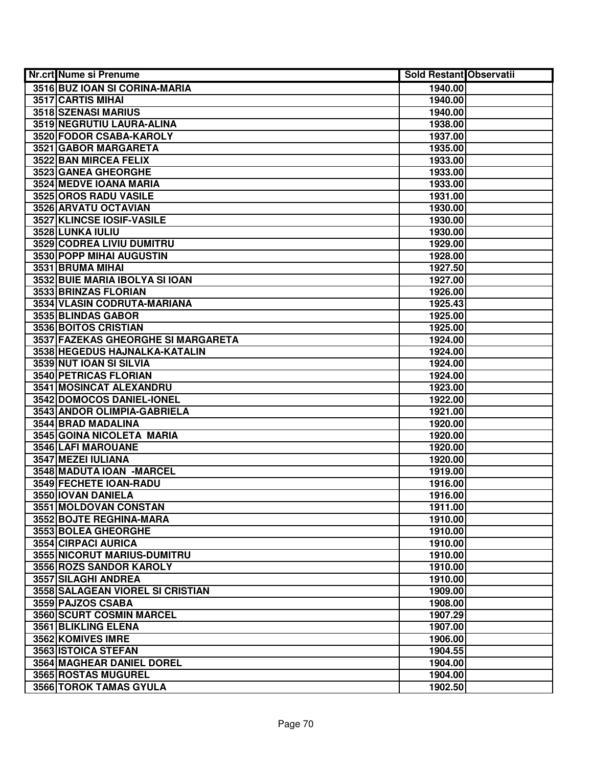| Nr.crt | Nume si Prenume | Sold Restant | Observatii |
|---|---|---|---|
| 3516 | BUZ IOAN SI CORINA-MARIA | 1940.00 | |
| 3517 | CARTIS MIHAI | 1940.00 | |
| 3518 | SZENASI MARIUS | 1940.00 | |
| 3519 | NEGRUTIU LAURA-ALINA | 1938.00 | |
| 3520 | FODOR CSABA-KAROLY | 1937.00 | |
| 3521 | GABOR MARGARETA | 1935.00 | |
| 3522 | BAN MIRCEA FELIX | 1933.00 | |
| 3523 | GANEA GHEORGHE | 1933.00 | |
| 3524 | MEDVE IOANA MARIA | 1933.00 | |
| 3525 | OROS RADU VASILE | 1931.00 | |
| 3526 | ARVATU OCTAVIAN | 1930.00 | |
| 3527 | KLINCSE IOSIF-VASILE | 1930.00 | |
| 3528 | LUNKA IULIU | 1930.00 | |
| 3529 | CODREA LIVIU DUMITRU | 1929.00 | |
| 3530 | POPP MIHAI AUGUSTIN | 1928.00 | |
| 3531 | BRUMA MIHAI | 1927.50 | |
| 3532 | BUIE MARIA IBOLYA SI IOAN | 1927.00 | |
| 3533 | BRINZAS FLORIAN | 1926.00 | |
| 3534 | VLASIN CODRUTA-MARIANA | 1925.43 | |
| 3535 | BLINDAS GABOR | 1925.00 | |
| 3536 | BOITOS CRISTIAN | 1925.00 | |
| 3537 | FAZEKAS GHEORGHE SI MARGARETA | 1924.00 | |
| 3538 | HEGEDUS HAJNALKA-KATALIN | 1924.00 | |
| 3539 | NUT IOAN SI SILVIA | 1924.00 | |
| 3540 | PETRICAS FLORIAN | 1924.00 | |
| 3541 | MOSINCAT ALEXANDRU | 1923.00 | |
| 3542 | DOMOCOS DANIEL-IONEL | 1922.00 | |
| 3543 | ANDOR OLIMPIA-GABRIELA | 1921.00 | |
| 3544 | BRAD MADALINA | 1920.00 | |
| 3545 | GOINA NICOLETA MARIA | 1920.00 | |
| 3546 | LAFI MAROUANE | 1920.00 | |
| 3547 | MEZEI IULIANA | 1920.00 | |
| 3548 | MADUTA IOAN -MARCEL | 1919.00 | |
| 3549 | FECHETE IOAN-RADU | 1916.00 | |
| 3550 | IOVAN DANIELA | 1916.00 | |
| 3551 | MOLDOVAN CONSTAN | 1911.00 | |
| 3552 | BOJTE REGHINA-MARA | 1910.00 | |
| 3553 | BOLEA GHEORGHE | 1910.00 | |
| 3554 | CIRPACI AURICA | 1910.00 | |
| 3555 | NICORUT MARIUS-DUMITRU | 1910.00 | |
| 3556 | ROZS SANDOR KAROLY | 1910.00 | |
| 3557 | SILAGHI ANDREA | 1910.00 | |
| 3558 | SALAGEAN VIOREL SI CRISTIAN | 1909.00 | |
| 3559 | PAJZOS CSABA | 1908.00 | |
| 3560 | SCURT COSMIN MARCEL | 1907.29 | |
| 3561 | BLIKLING ELENA | 1907.00 | |
| 3562 | KOMIVES IMRE | 1906.00 | |
| 3563 | ISTOICA STEFAN | 1904.55 | |
| 3564 | MAGHEAR DANIEL DOREL | 1904.00 | |
| 3565 | ROSTAS MUGUREL | 1904.00 | |
| 3566 | TOROK TAMAS GYULA | 1902.50 | |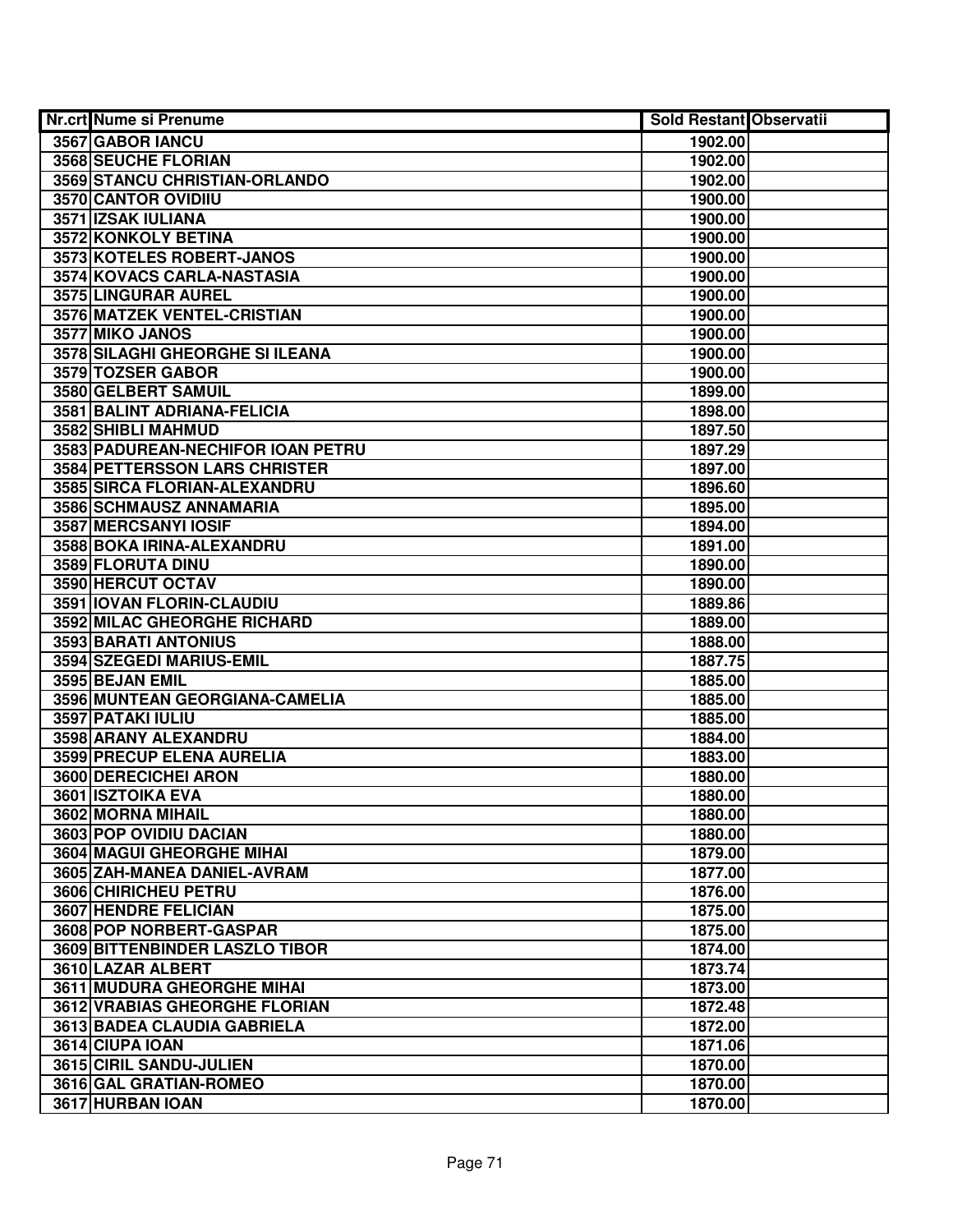| Nr.crt | Nume si Prenume | Sold Restant | Observatii |
|---|---|---|---|
| 3567 | GABOR IANCU | 1902.00 | |
| 3568 | SEUCHE FLORIAN | 1902.00 | |
| 3569 | STANCU CHRISTIAN-ORLANDO | 1902.00 | |
| 3570 | CANTOR OVIDIIU | 1900.00 | |
| 3571 | IZSAK IULIANA | 1900.00 | |
| 3572 | KONKOLY BETINA | 1900.00 | |
| 3573 | KOTELES ROBERT-JANOS | 1900.00 | |
| 3574 | KOVACS CARLA-NASTASIA | 1900.00 | |
| 3575 | LINGURAR AUREL | 1900.00 | |
| 3576 | MATZEK VENTEL-CRISTIAN | 1900.00 | |
| 3577 | MIKO JANOS | 1900.00 | |
| 3578 | SILAGHI GHEORGHE SI ILEANA | 1900.00 | |
| 3579 | TOZSER GABOR | 1900.00 | |
| 3580 | GELBERT SAMUIL | 1899.00 | |
| 3581 | BALINT ADRIANA-FELICIA | 1898.00 | |
| 3582 | SHIBLI MAHMUD | 1897.50 | |
| 3583 | PADUREAN-NECHIFOR IOAN PETRU | 1897.29 | |
| 3584 | PETTERSSON LARS CHRISTER | 1897.00 | |
| 3585 | SIRCA FLORIAN-ALEXANDRU | 1896.60 | |
| 3586 | SCHMAUSZ ANNAMARIA | 1895.00 | |
| 3587 | MERCSANYI IOSIF | 1894.00 | |
| 3588 | BOKA IRINA-ALEXANDRU | 1891.00 | |
| 3589 | FLORUTA DINU | 1890.00 | |
| 3590 | HERCUT OCTAV | 1890.00 | |
| 3591 | IOVAN FLORIN-CLAUDIU | 1889.86 | |
| 3592 | MILAC GHEORGHE RICHARD | 1889.00 | |
| 3593 | BARATI ANTONIUS | 1888.00 | |
| 3594 | SZEGEDI MARIUS-EMIL | 1887.75 | |
| 3595 | BEJAN EMIL | 1885.00 | |
| 3596 | MUNTEAN GEORGIANA-CAMELIA | 1885.00 | |
| 3597 | PATAKI IULIU | 1885.00 | |
| 3598 | ARANY ALEXANDRU | 1884.00 | |
| 3599 | PRECUP ELENA AURELIA | 1883.00 | |
| 3600 | DERECICHEI ARON | 1880.00 | |
| 3601 | ISZTOIKA EVA | 1880.00 | |
| 3602 | MORNA MIHAIL | 1880.00 | |
| 3603 | POP OVIDIU DACIAN | 1880.00 | |
| 3604 | MAGUI GHEORGHE MIHAI | 1879.00 | |
| 3605 | ZAH-MANEA DANIEL-AVRAM | 1877.00 | |
| 3606 | CHIRICHEU PETRU | 1876.00 | |
| 3607 | HENDRE FELICIAN | 1875.00 | |
| 3608 | POP NORBERT-GASPAR | 1875.00 | |
| 3609 | BITTENBINDER LASZLO TIBOR | 1874.00 | |
| 3610 | LAZAR ALBERT | 1873.74 | |
| 3611 | MUDURA GHEORGHE MIHAI | 1873.00 | |
| 3612 | VRABIAS GHEORGHE FLORIAN | 1872.48 | |
| 3613 | BADEA CLAUDIA GABRIELA | 1872.00 | |
| 3614 | CIUPA IOAN | 1871.06 | |
| 3615 | CIRIL SANDU-JULIEN | 1870.00 | |
| 3616 | GAL GRATIAN-ROMEO | 1870.00 | |
| 3617 | HURBAN IOAN | 1870.00 | |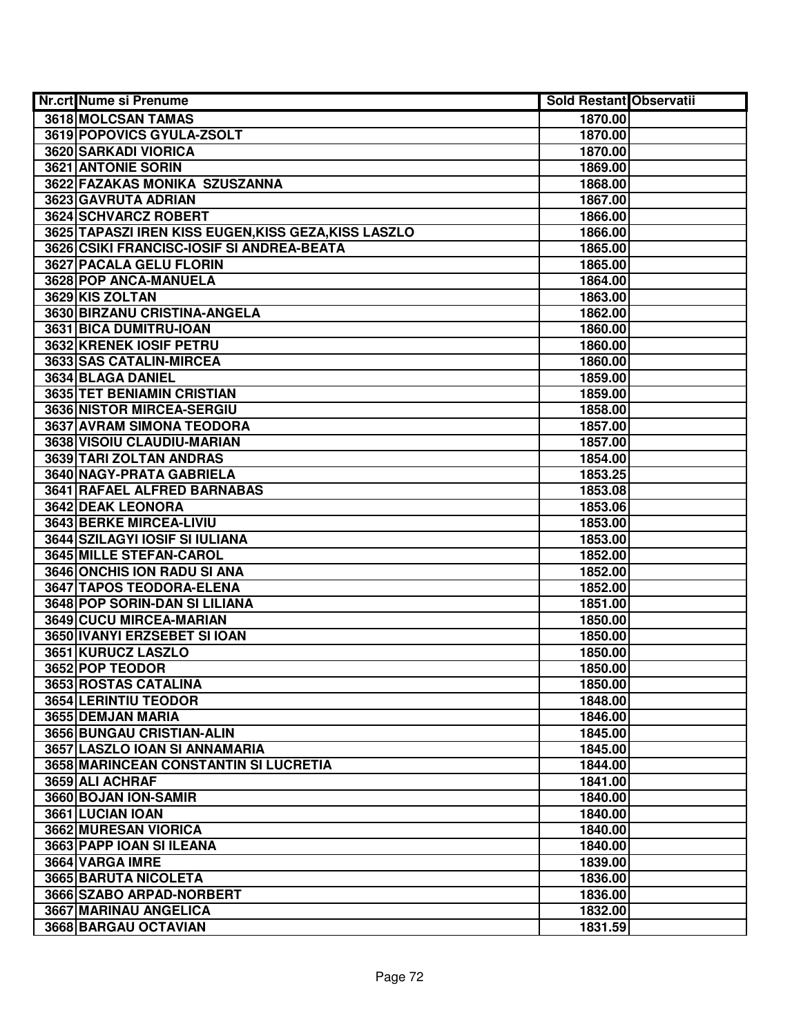| Nr.crt | Nume si Prenume | Sold Restant | Observatii |
|---|---|---|---|
| 3618 | MOLCSAN TAMAS | 1870.00 | |
| 3619 | POPOVICS GYULA-ZSOLT | 1870.00 | |
| 3620 | SARKADI VIORICA | 1870.00 | |
| 3621 | ANTONIE SORIN | 1869.00 | |
| 3622 | FAZAKAS MONIKA SZUSZANNA | 1868.00 | |
| 3623 | GAVRUTA ADRIAN | 1867.00 | |
| 3624 | SCHVARCZ ROBERT | 1866.00 | |
| 3625 | TAPASZI IREN KISS EUGEN,KISS GEZA,KISS LASZLO | 1866.00 | |
| 3626 | CSIKI FRANCISC-IOSIF SI ANDREA-BEATA | 1865.00 | |
| 3627 | PACALA GELU FLORIN | 1865.00 | |
| 3628 | POP ANCA-MANUELA | 1864.00 | |
| 3629 | KIS ZOLTAN | 1863.00 | |
| 3630 | BIRZANU CRISTINA-ANGELA | 1862.00 | |
| 3631 | BICA DUMITRU-IOAN | 1860.00 | |
| 3632 | KRENEK IOSIF PETRU | 1860.00 | |
| 3633 | SAS CATALIN-MIRCEA | 1860.00 | |
| 3634 | BLAGA DANIEL | 1859.00 | |
| 3635 | TET BENIAMIN CRISTIAN | 1859.00 | |
| 3636 | NISTOR MIRCEA-SERGIU | 1858.00 | |
| 3637 | AVRAM SIMONA TEODORA | 1857.00 | |
| 3638 | VISOIU CLAUDIU-MARIAN | 1857.00 | |
| 3639 | TARI ZOLTAN ANDRAS | 1854.00 | |
| 3640 | NAGY-PRATA GABRIELA | 1853.25 | |
| 3641 | RAFAEL ALFRED BARNABAS | 1853.08 | |
| 3642 | DEAK LEONORA | 1853.06 | |
| 3643 | BERKE MIRCEA-LIVIU | 1853.00 | |
| 3644 | SZILAGYI IOSIF SI IULIANA | 1853.00 | |
| 3645 | MILLE STEFAN-CAROL | 1852.00 | |
| 3646 | ONCHIS ION RADU SI ANA | 1852.00 | |
| 3647 | TAPOS TEODORA-ELENA | 1852.00 | |
| 3648 | POP SORIN-DAN SI LILIANA | 1851.00 | |
| 3649 | CUCU MIRCEA-MARIAN | 1850.00 | |
| 3650 | IVANYI ERZSEBET SI IOAN | 1850.00 | |
| 3651 | KURUCZ LASZLO | 1850.00 | |
| 3652 | POP TEODOR | 1850.00 | |
| 3653 | ROSTAS CATALINA | 1850.00 | |
| 3654 | LERINTIU TEODOR | 1848.00 | |
| 3655 | DEMJAN MARIA | 1846.00 | |
| 3656 | BUNGAU CRISTIAN-ALIN | 1845.00 | |
| 3657 | LASZLO IOAN SI ANNAMARIA | 1845.00 | |
| 3658 | MARINCEAN CONSTANTIN SI LUCRETIA | 1844.00 | |
| 3659 | ALI ACHRAF | 1841.00 | |
| 3660 | BOJAN ION-SAMIR | 1840.00 | |
| 3661 | LUCIAN IOAN | 1840.00 | |
| 3662 | MURESAN VIORICA | 1840.00 | |
| 3663 | PAPP IOAN SI ILEANA | 1840.00 | |
| 3664 | VARGA IMRE | 1839.00 | |
| 3665 | BARUTA NICOLETA | 1836.00 | |
| 3666 | SZABO ARPAD-NORBERT | 1836.00 | |
| 3667 | MARINAU ANGELICA | 1832.00 | |
| 3668 | BARGAU OCTAVIAN | 1831.59 | |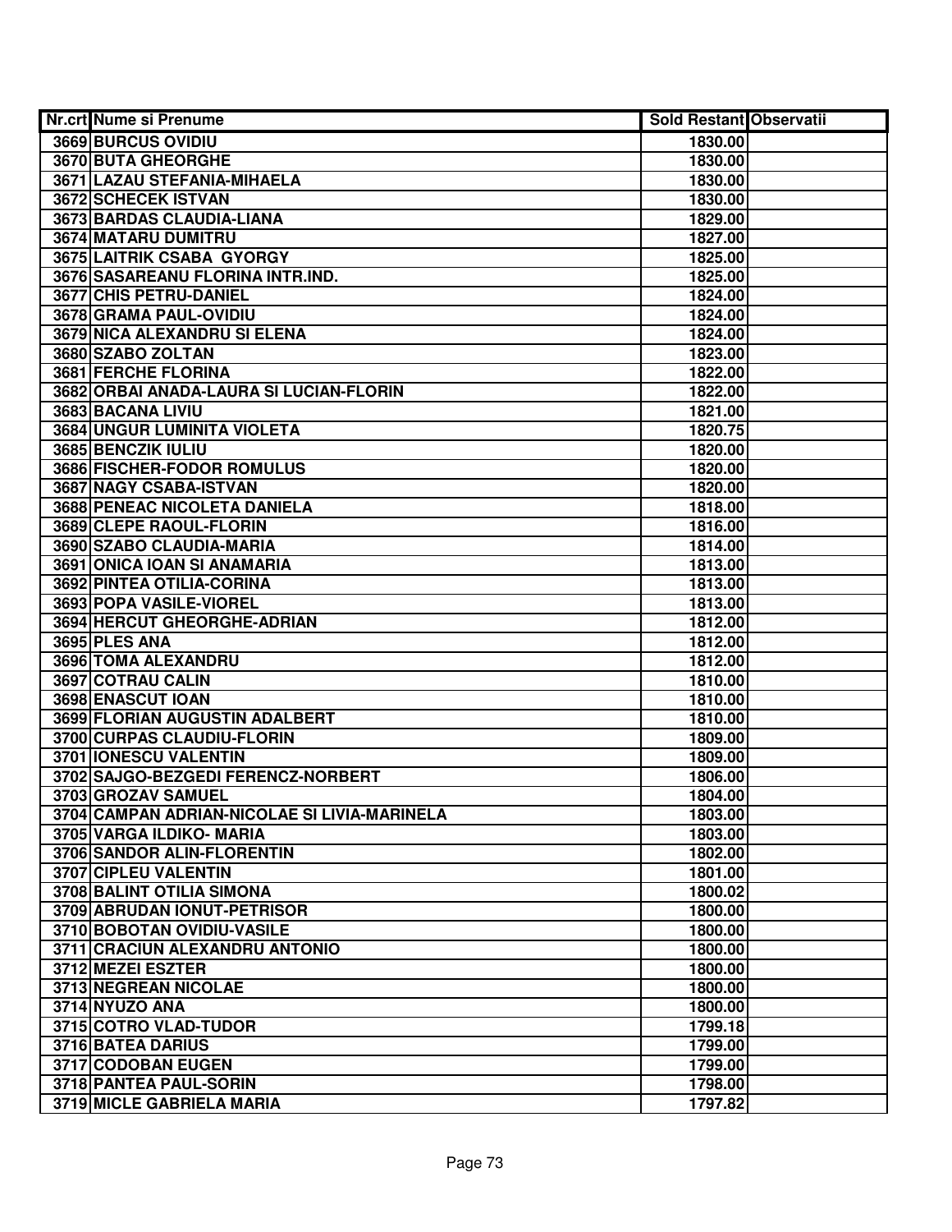| Nr.crt | Nume si Prenume | Sold Restant | Observatii |
|---|---|---|---|
| 3669 | BURCUS OVIDIU | 1830.00 | |
| 3670 | BUTA GHEORGHE | 1830.00 | |
| 3671 | LAZAU STEFANIA-MIHAELA | 1830.00 | |
| 3672 | SCHECEK ISTVAN | 1830.00 | |
| 3673 | BARDAS CLAUDIA-LIANA | 1829.00 | |
| 3674 | MATARU DUMITRU | 1827.00 | |
| 3675 | LAITRIK CSABA GYORGY | 1825.00 | |
| 3676 | SASAREANU FLORINA INTR.IND. | 1825.00 | |
| 3677 | CHIS PETRU-DANIEL | 1824.00 | |
| 3678 | GRAMA PAUL-OVIDIU | 1824.00 | |
| 3679 | NICA ALEXANDRU SI ELENA | 1824.00 | |
| 3680 | SZABO ZOLTAN | 1823.00 | |
| 3681 | FERCHE FLORINA | 1822.00 | |
| 3682 | ORBAI ANADA-LAURA SI LUCIAN-FLORIN | 1822.00 | |
| 3683 | BACANA LIVIU | 1821.00 | |
| 3684 | UNGUR LUMINITA VIOLETA | 1820.75 | |
| 3685 | BENCZIK IULIU | 1820.00 | |
| 3686 | FISCHER-FODOR ROMULUS | 1820.00 | |
| 3687 | NAGY CSABA-ISTVAN | 1820.00 | |
| 3688 | PENEAC NICOLETA DANIELA | 1818.00 | |
| 3689 | CLEPE RAOUL-FLORIN | 1816.00 | |
| 3690 | SZABO CLAUDIA-MARIA | 1814.00 | |
| 3691 | ONICA IOAN SI ANAMARIA | 1813.00 | |
| 3692 | PINTEA OTILIA-CORINA | 1813.00 | |
| 3693 | POPA VASILE-VIOREL | 1813.00 | |
| 3694 | HERCUT GHEORGHE-ADRIAN | 1812.00 | |
| 3695 | PLES ANA | 1812.00 | |
| 3696 | TOMA ALEXANDRU | 1812.00 | |
| 3697 | COTRAU CALIN | 1810.00 | |
| 3698 | ENASCUT IOAN | 1810.00 | |
| 3699 | FLORIAN AUGUSTIN ADALBERT | 1810.00 | |
| 3700 | CURPAS CLAUDIU-FLORIN | 1809.00 | |
| 3701 | IONESCU VALENTIN | 1809.00 | |
| 3702 | SAJGO-BEZGEDI FERENCZ-NORBERT | 1806.00 | |
| 3703 | GROZAV SAMUEL | 1804.00 | |
| 3704 | CAMPAN ADRIAN-NICOLAE SI LIVIA-MARINELA | 1803.00 | |
| 3705 | VARGA ILDIKO- MARIA | 1803.00 | |
| 3706 | SANDOR ALIN-FLORENTIN | 1802.00 | |
| 3707 | CIPLEU VALENTIN | 1801.00 | |
| 3708 | BALINT OTILIA SIMONA | 1800.02 | |
| 3709 | ABRUDAN IONUT-PETRISOR | 1800.00 | |
| 3710 | BOBOTAN OVIDIU-VASILE | 1800.00 | |
| 3711 | CRACIUN ALEXANDRU ANTONIO | 1800.00 | |
| 3712 | MEZEI ESZTER | 1800.00 | |
| 3713 | NEGREAN NICOLAE | 1800.00 | |
| 3714 | NYUZO ANA | 1800.00 | |
| 3715 | COTRO VLAD-TUDOR | 1799.18 | |
| 3716 | BATEA DARIUS | 1799.00 | |
| 3717 | CODOBAN EUGEN | 1799.00 | |
| 3718 | PANTEA PAUL-SORIN | 1798.00 | |
| 3719 | MICLE GABRIELA MARIA | 1797.82 | |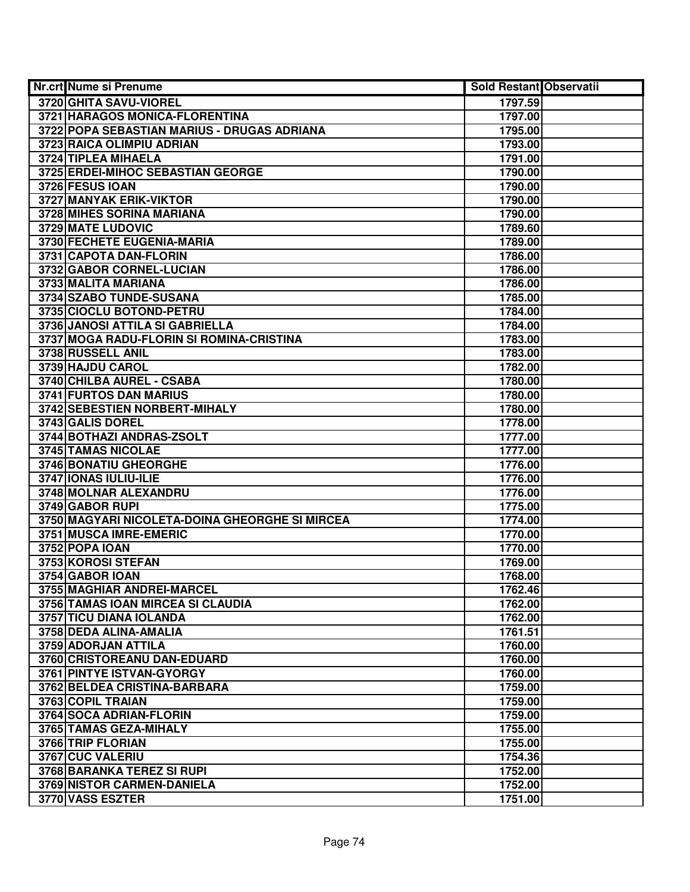| Nr.crt | Nume si Prenume | Sold Restant | Observatii |
|---|---|---|---|
| 3720 | GHITA SAVU-VIOREL | 1797.59 | |
| 3721 | HARAGOS MONICA-FLORENTINA | 1797.00 | |
| 3722 | POPA SEBASTIAN MARIUS - DRUGAS ADRIANA | 1795.00 | |
| 3723 | RAICA OLIMPIU ADRIAN | 1793.00 | |
| 3724 | TIPLEA MIHAELA | 1791.00 | |
| 3725 | ERDEI-MIHOC SEBASTIAN GEORGE | 1790.00 | |
| 3726 | FESUS IOAN | 1790.00 | |
| 3727 | MANYAK ERIK-VIKTOR | 1790.00 | |
| 3728 | MIHES SORINA MARIANA | 1790.00 | |
| 3729 | MATE LUDOVIC | 1789.60 | |
| 3730 | FECHETE EUGENIA-MARIA | 1789.00 | |
| 3731 | CAPOTA DAN-FLORIN | 1786.00 | |
| 3732 | GABOR CORNEL-LUCIAN | 1786.00 | |
| 3733 | MALITA MARIANA | 1786.00 | |
| 3734 | SZABO TUNDE-SUSANA | 1785.00 | |
| 3735 | CIOCLU BOTOND-PETRU | 1784.00 | |
| 3736 | JANOSI ATTILA SI GABRIELLA | 1784.00 | |
| 3737 | MOGA RADU-FLORIN SI ROMINA-CRISTINA | 1783.00 | |
| 3738 | RUSSELL ANIL | 1783.00 | |
| 3739 | HAJDU CAROL | 1782.00 | |
| 3740 | CHILBA AUREL - CSABA | 1780.00 | |
| 3741 | FURTOS DAN MARIUS | 1780.00 | |
| 3742 | SEBESTIEN NORBERT-MIHALY | 1780.00 | |
| 3743 | GALIS DOREL | 1778.00 | |
| 3744 | BOTHAZI ANDRAS-ZSOLT | 1777.00 | |
| 3745 | TAMAS NICOLAE | 1777.00 | |
| 3746 | BONATIU GHEORGHE | 1776.00 | |
| 3747 | IONAS IULIU-ILIE | 1776.00 | |
| 3748 | MOLNAR ALEXANDRU | 1776.00 | |
| 3749 | GABOR RUPI | 1775.00 | |
| 3750 | MAGYARI NICOLETA-DOINA GHEORGHE SI MIRCEA | 1774.00 | |
| 3751 | MUSCA IMRE-EMERIC | 1770.00 | |
| 3752 | POPA IOAN | 1770.00 | |
| 3753 | KOROSI STEFAN | 1769.00 | |
| 3754 | GABOR IOAN | 1768.00 | |
| 3755 | MAGHIAR ANDREI-MARCEL | 1762.46 | |
| 3756 | TAMAS IOAN MIRCEA SI CLAUDIA | 1762.00 | |
| 3757 | TICU DIANA IOLANDA | 1762.00 | |
| 3758 | DEDA ALINA-AMALIA | 1761.51 | |
| 3759 | ADORJAN ATTILA | 1760.00 | |
| 3760 | CRISTOREANU DAN-EDUARD | 1760.00 | |
| 3761 | PINTYE ISTVAN-GYORGY | 1760.00 | |
| 3762 | BELDEA CRISTINA-BARBARA | 1759.00 | |
| 3763 | COPIL TRAIAN | 1759.00 | |
| 3764 | SOCA ADRIAN-FLORIN | 1759.00 | |
| 3765 | TAMAS GEZA-MIHALY | 1755.00 | |
| 3766 | TRIP FLORIAN | 1755.00 | |
| 3767 | CUC VALERIU | 1754.36 | |
| 3768 | BARANKA TEREZ SI RUPI | 1752.00 | |
| 3769 | NISTOR CARMEN-DANIELA | 1752.00 | |
| 3770 | VASS ESZTER | 1751.00 | |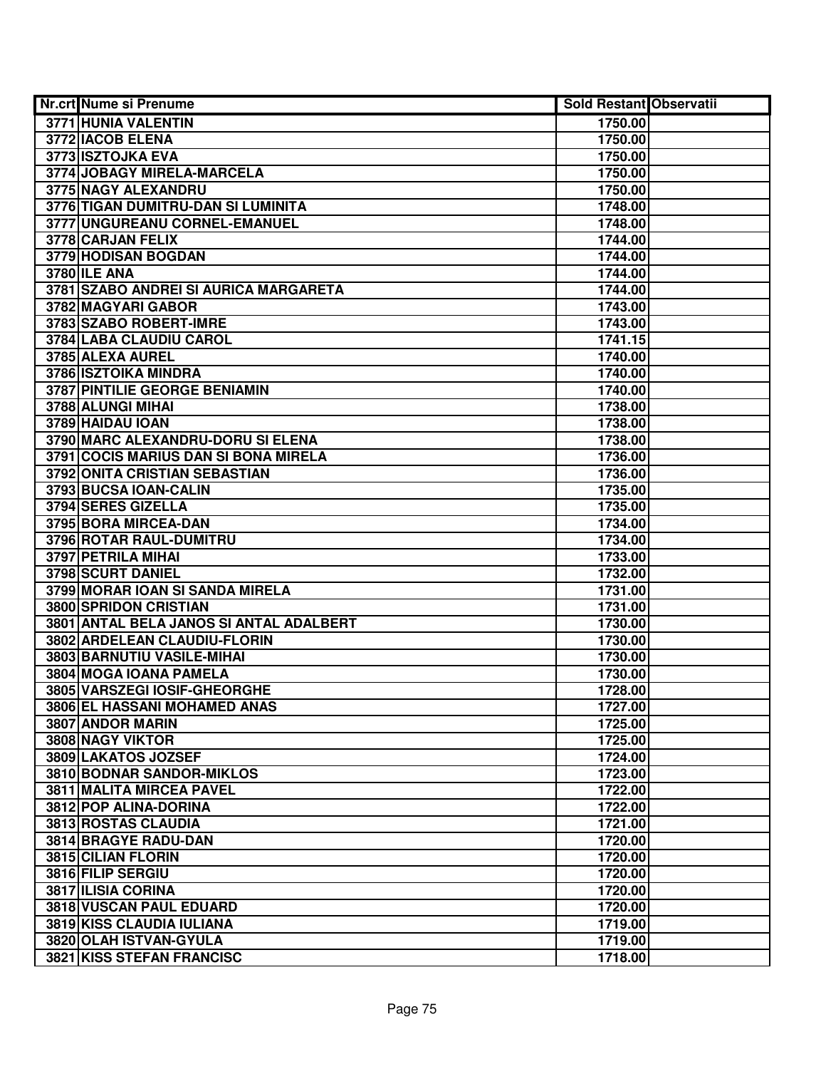| Nr.crt | Nume si Prenume | Sold Restant | Observatii |
|---|---|---|---|
| 3771 | HUNIA VALENTIN | 1750.00 | |
| 3772 | IACOB ELENA | 1750.00 | |
| 3773 | ISZTOJKA EVA | 1750.00 | |
| 3774 | JOBAGY MIRELA-MARCELA | 1750.00 | |
| 3775 | NAGY ALEXANDRU | 1750.00 | |
| 3776 | TIGAN DUMITRU-DAN SI LUMINITA | 1748.00 | |
| 3777 | UNGUREANU CORNEL-EMANUEL | 1748.00 | |
| 3778 | CARJAN FELIX | 1744.00 | |
| 3779 | HODISAN BOGDAN | 1744.00 | |
| 3780 | ILE ANA | 1744.00 | |
| 3781 | SZABO ANDREI SI AURICA MARGARETA | 1744.00 | |
| 3782 | MAGYARI GABOR | 1743.00 | |
| 3783 | SZABO ROBERT-IMRE | 1743.00 | |
| 3784 | LABA CLAUDIU CAROL | 1741.15 | |
| 3785 | ALEXA AUREL | 1740.00 | |
| 3786 | ISZTOIKA MINDRA | 1740.00 | |
| 3787 | PINTILIE GEORGE BENIAMIN | 1740.00 | |
| 3788 | ALUNGI MIHAI | 1738.00 | |
| 3789 | HAIDAU IOAN | 1738.00 | |
| 3790 | MARC ALEXANDRU-DORU SI ELENA | 1738.00 | |
| 3791 | COCIS MARIUS DAN SI BONA MIRELA | 1736.00 | |
| 3792 | ONITA CRISTIAN SEBASTIAN | 1736.00 | |
| 3793 | BUCSA IOAN-CALIN | 1735.00 | |
| 3794 | SERES GIZELLA | 1735.00 | |
| 3795 | BORA MIRCEA-DAN | 1734.00 | |
| 3796 | ROTAR RAUL-DUMITRU | 1734.00 | |
| 3797 | PETRILA MIHAI | 1733.00 | |
| 3798 | SCURT DANIEL | 1732.00 | |
| 3799 | MORAR IOAN SI SANDA MIRELA | 1731.00 | |
| 3800 | SPRIDON CRISTIAN | 1731.00 | |
| 3801 | ANTAL BELA JANOS SI ANTAL ADALBERT | 1730.00 | |
| 3802 | ARDELEAN CLAUDIU-FLORIN | 1730.00 | |
| 3803 | BARNUTIU VASILE-MIHAI | 1730.00 | |
| 3804 | MOGA IOANA PAMELA | 1730.00 | |
| 3805 | VARSZEGI IOSIF-GHEORGHE | 1728.00 | |
| 3806 | EL HASSANI MOHAMED ANAS | 1727.00 | |
| 3807 | ANDOR MARIN | 1725.00 | |
| 3808 | NAGY VIKTOR | 1725.00 | |
| 3809 | LAKATOS JOZSEF | 1724.00 | |
| 3810 | BODNAR SANDOR-MIKLOS | 1723.00 | |
| 3811 | MALITA MIRCEA PAVEL | 1722.00 | |
| 3812 | POP ALINA-DORINA | 1722.00 | |
| 3813 | ROSTAS CLAUDIA | 1721.00 | |
| 3814 | BRAGYE RADU-DAN | 1720.00 | |
| 3815 | CILIAN FLORIN | 1720.00 | |
| 3816 | FILIP SERGIU | 1720.00 | |
| 3817 | ILISIA CORINA | 1720.00 | |
| 3818 | VUSCAN PAUL EDUARD | 1720.00 | |
| 3819 | KISS CLAUDIA IULIANA | 1719.00 | |
| 3820 | OLAH ISTVAN-GYULA | 1719.00 | |
| 3821 | KISS STEFAN FRANCISC | 1718.00 | |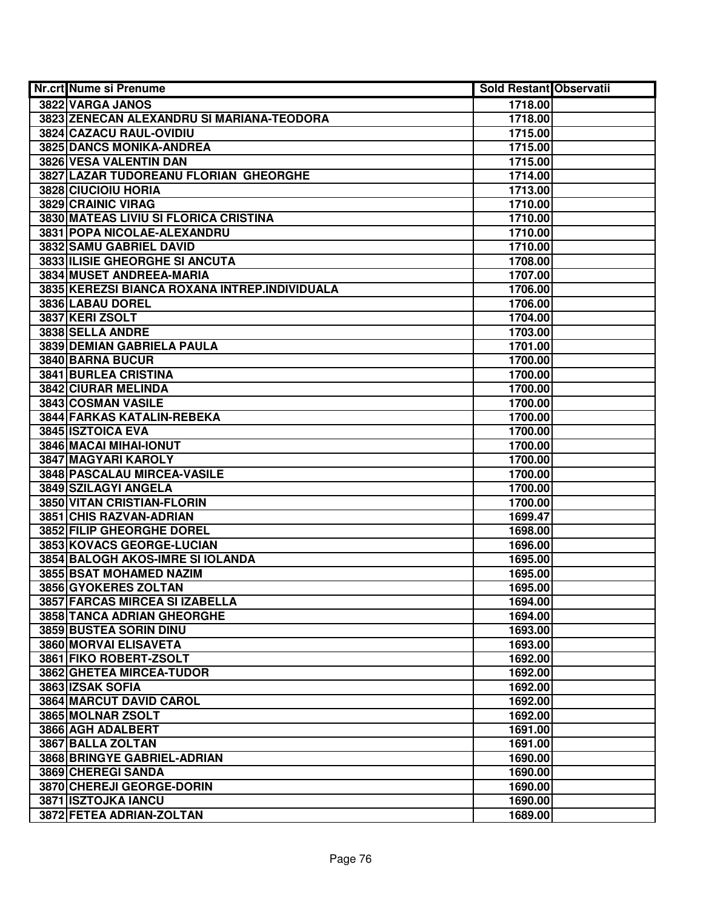| Nr.crt | Nume si Prenume | Sold Restant | Observatii |
|---|---|---|---|
| 3822 | VARGA JANOS | 1718.00 | |
| 3823 | ZENECAN ALEXANDRU SI MARIANA-TEODORA | 1718.00 | |
| 3824 | CAZACU RAUL-OVIDIU | 1715.00 | |
| 3825 | DANCS MONIKA-ANDREA | 1715.00 | |
| 3826 | VESA VALENTIN DAN | 1715.00 | |
| 3827 | LAZAR TUDOREANU FLORIAN GHEORGHE | 1714.00 | |
| 3828 | CIUCIOIU HORIA | 1713.00 | |
| 3829 | CRAINIC VIRAG | 1710.00 | |
| 3830 | MATEAS LIVIU SI FLORICA CRISTINA | 1710.00 | |
| 3831 | POPA NICOLAE-ALEXANDRU | 1710.00 | |
| 3832 | SAMU GABRIEL DAVID | 1710.00 | |
| 3833 | ILISIE GHEORGHE SI ANCUTA | 1708.00 | |
| 3834 | MUSET ANDREEA-MARIA | 1707.00 | |
| 3835 | KEREZSI BIANCA ROXANA INTREP.INDIVIDUALA | 1706.00 | |
| 3836 | LABAU DOREL | 1706.00 | |
| 3837 | KERI ZSOLT | 1704.00 | |
| 3838 | SELLA ANDRE | 1703.00 | |
| 3839 | DEMIAN GABRIELA PAULA | 1701.00 | |
| 3840 | BARNA BUCUR | 1700.00 | |
| 3841 | BURLEA CRISTINA | 1700.00 | |
| 3842 | CIURAR MELINDA | 1700.00 | |
| 3843 | COSMAN VASILE | 1700.00 | |
| 3844 | FARKAS KATALIN-REBEKA | 1700.00 | |
| 3845 | ISZTOICA EVA | 1700.00 | |
| 3846 | MACAI MIHAI-IONUT | 1700.00 | |
| 3847 | MAGYARI KAROLY | 1700.00 | |
| 3848 | PASCALAU MIRCEA-VASILE | 1700.00 | |
| 3849 | SZILAGYI ANGELA | 1700.00 | |
| 3850 | VITAN CRISTIAN-FLORIN | 1700.00 | |
| 3851 | CHIS RAZVAN-ADRIAN | 1699.47 | |
| 3852 | FILIP GHEORGHE DOREL | 1698.00 | |
| 3853 | KOVACS GEORGE-LUCIAN | 1696.00 | |
| 3854 | BALOGH AKOS-IMRE SI IOLANDA | 1695.00 | |
| 3855 | BSAT MOHAMED NAZIM | 1695.00 | |
| 3856 | GYOKERES ZOLTAN | 1695.00 | |
| 3857 | FARCAS MIRCEA SI IZABELLA | 1694.00 | |
| 3858 | TANCA ADRIAN GHEORGHE | 1694.00 | |
| 3859 | BUSTEA SORIN DINU | 1693.00 | |
| 3860 | MORVAI ELISAVETA | 1693.00 | |
| 3861 | FIKO ROBERT-ZSOLT | 1692.00 | |
| 3862 | GHETEA MIRCEA-TUDOR | 1692.00 | |
| 3863 | IZSAK SOFIA | 1692.00 | |
| 3864 | MARCUT DAVID CAROL | 1692.00 | |
| 3865 | MOLNAR ZSOLT | 1692.00 | |
| 3866 | AGH ADALBERT | 1691.00 | |
| 3867 | BALLA ZOLTAN | 1691.00 | |
| 3868 | BRINGYE GABRIEL-ADRIAN | 1690.00 | |
| 3869 | CHEREGI SANDA | 1690.00 | |
| 3870 | CHEREJI GEORGE-DORIN | 1690.00 | |
| 3871 | ISZTOJKA IANCU | 1690.00 | |
| 3872 | FETEA ADRIAN-ZOLTAN | 1689.00 | |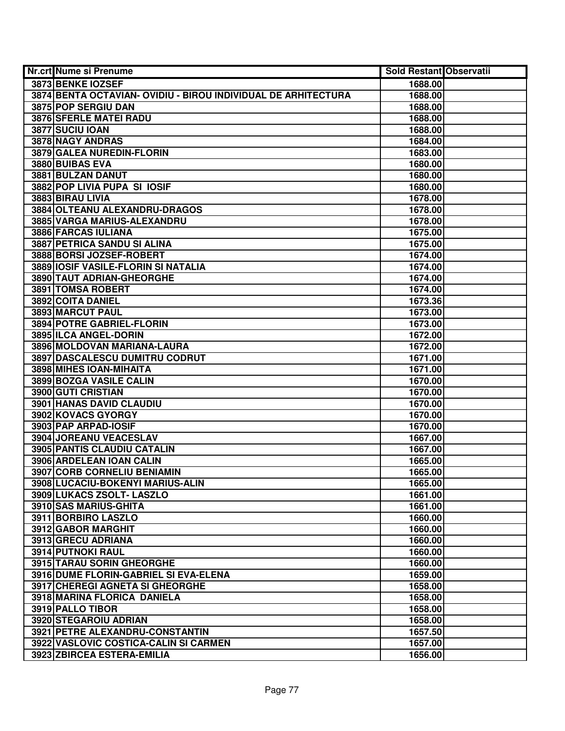| Nr.crt | Nume si Prenume | Sold Restant | Observatii |
|---|---|---|---|
| 3873 | BENKE IOZSEF | 1688.00 | |
| 3874 | BENTA OCTAVIAN- OVIDIU - BIROU INDIVIDUAL DE ARHITECTURA | 1688.00 | |
| 3875 | POP SERGIU DAN | 1688.00 | |
| 3876 | SFERLE MATEI RADU | 1688.00 | |
| 3877 | SUCIU IOAN | 1688.00 | |
| 3878 | NAGY ANDRAS | 1684.00 | |
| 3879 | GALEA NUREDIN-FLORIN | 1683.00 | |
| 3880 | BUIBAS EVA | 1680.00 | |
| 3881 | BULZAN DANUT | 1680.00 | |
| 3882 | POP LIVIA PUPA SI IOSIF | 1680.00 | |
| 3883 | BIRAU LIVIA | 1678.00 | |
| 3884 | OLTEANU ALEXANDRU-DRAGOS | 1678.00 | |
| 3885 | VARGA MARIUS-ALEXANDRU | 1678.00 | |
| 3886 | FARCAS IULIANA | 1675.00 | |
| 3887 | PETRICA SANDU SI ALINA | 1675.00 | |
| 3888 | BORSI JOZSEF-ROBERT | 1674.00 | |
| 3889 | IOSIF VASILE-FLORIN SI NATALIA | 1674.00 | |
| 3890 | TAUT ADRIAN-GHEORGHE | 1674.00 | |
| 3891 | TOMSA ROBERT | 1674.00 | |
| 3892 | COITA DANIEL | 1673.36 | |
| 3893 | MARCUT PAUL | 1673.00 | |
| 3894 | POTRE GABRIEL-FLORIN | 1673.00 | |
| 3895 | ILCA ANGEL-DORIN | 1672.00 | |
| 3896 | MOLDOVAN MARIANA-LAURA | 1672.00 | |
| 3897 | DASCALESCU DUMITRU CODRUT | 1671.00 | |
| 3898 | MIHES IOAN-MIHAITA | 1671.00 | |
| 3899 | BOZGA VASILE CALIN | 1670.00 | |
| 3900 | GUTI CRISTIAN | 1670.00 | |
| 3901 | HANAS DAVID CLAUDIU | 1670.00 | |
| 3902 | KOVACS GYORGY | 1670.00 | |
| 3903 | PAP ARPAD-IOSIF | 1670.00 | |
| 3904 | JOREANU VEACESLAV | 1667.00 | |
| 3905 | PANTIS CLAUDIU CATALIN | 1667.00 | |
| 3906 | ARDELEAN IOAN CALIN | 1665.00 | |
| 3907 | CORB CORNELIU BENIAMIN | 1665.00 | |
| 3908 | LUCACIU-BOKENYI MARIUS-ALIN | 1665.00 | |
| 3909 | LUKACS ZSOLT- LASZLO | 1661.00 | |
| 3910 | SAS MARIUS-GHITA | 1661.00 | |
| 3911 | BORBIRO LASZLO | 1660.00 | |
| 3912 | GABOR MARGHIT | 1660.00 | |
| 3913 | GRECU ADRIANA | 1660.00 | |
| 3914 | PUTNOKI RAUL | 1660.00 | |
| 3915 | TARAU SORIN GHEORGHE | 1660.00 | |
| 3916 | DUME FLORIN-GABRIEL SI EVA-ELENA | 1659.00 | |
| 3917 | CHEREGI AGNETA SI GHEORGHE | 1658.00 | |
| 3918 | MARINA FLORICA DANIELA | 1658.00 | |
| 3919 | PALLO TIBOR | 1658.00 | |
| 3920 | STEGAROIU ADRIAN | 1658.00 | |
| 3921 | PETRE ALEXANDRU-CONSTANTIN | 1657.50 | |
| 3922 | VASLOVIC COSTICA-CALIN SI CARMEN | 1657.00 | |
| 3923 | ZBIRCEA ESTERA-EMILIA | 1656.00 | |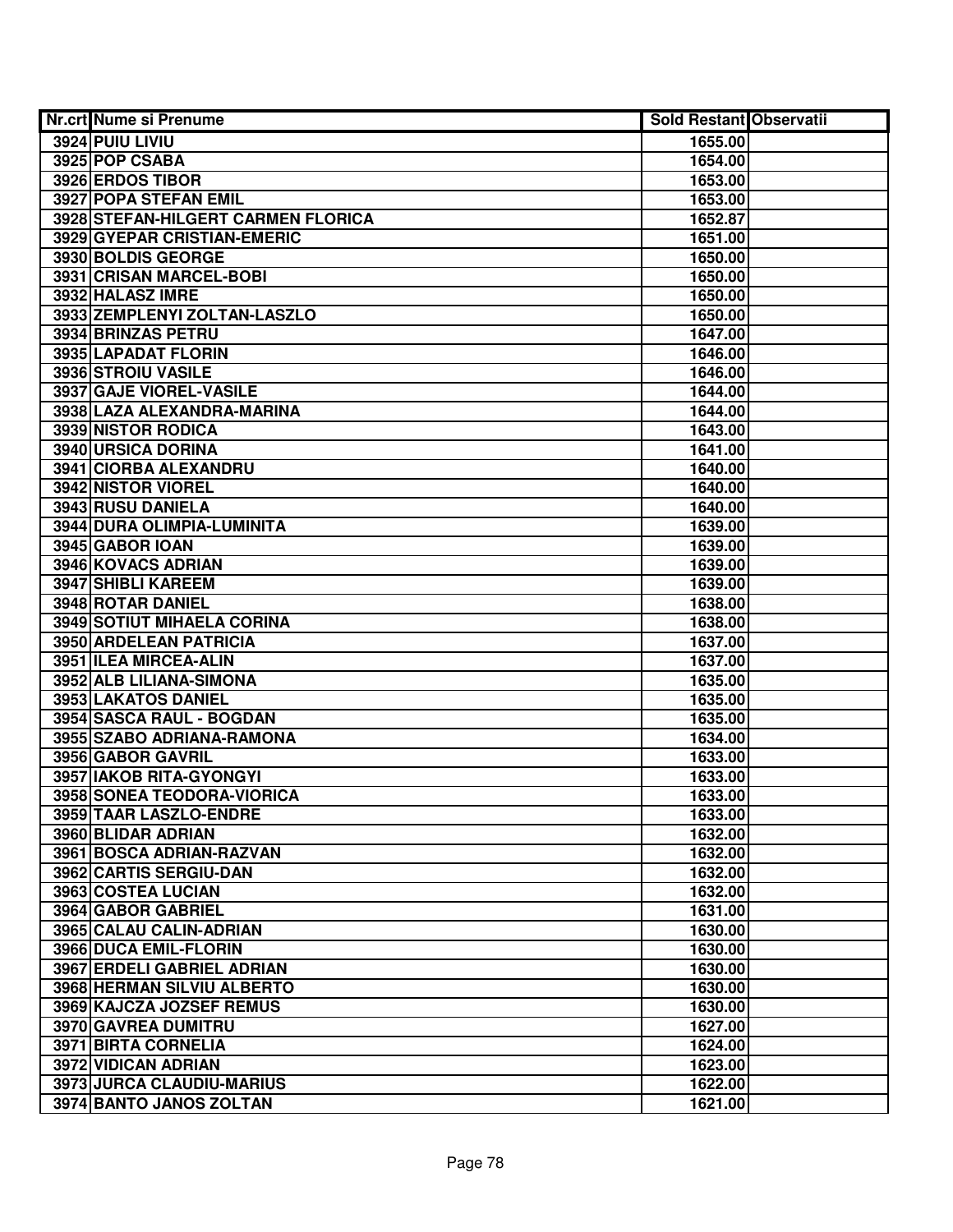| Nr.crt | Nume si Prenume | Sold Restant | Observatii |
|---|---|---|---|
| 3924 | PUIU LIVIU | 1655.00 | |
| 3925 | POP CSABA | 1654.00 | |
| 3926 | ERDOS TIBOR | 1653.00 | |
| 3927 | POPA STEFAN EMIL | 1653.00 | |
| 3928 | STEFAN-HILGERT CARMEN FLORICA | 1652.87 | |
| 3929 | GYEPAR CRISTIAN-EMERIC | 1651.00 | |
| 3930 | BOLDIS GEORGE | 1650.00 | |
| 3931 | CRISAN MARCEL-BOBI | 1650.00 | |
| 3932 | HALASZ IMRE | 1650.00 | |
| 3933 | ZEMPLENYI ZOLTAN-LASZLO | 1650.00 | |
| 3934 | BRINZAS PETRU | 1647.00 | |
| 3935 | LAPADAT FLORIN | 1646.00 | |
| 3936 | STROIU VASILE | 1646.00 | |
| 3937 | GAJE VIOREL-VASILE | 1644.00 | |
| 3938 | LAZA ALEXANDRA-MARINA | 1644.00 | |
| 3939 | NISTOR RODICA | 1643.00 | |
| 3940 | URSICA DORINA | 1641.00 | |
| 3941 | CIORBA ALEXANDRU | 1640.00 | |
| 3942 | NISTOR VIOREL | 1640.00 | |
| 3943 | RUSU DANIELA | 1640.00 | |
| 3944 | DURA OLIMPIA-LUMINITA | 1639.00 | |
| 3945 | GABOR IOAN | 1639.00 | |
| 3946 | KOVACS ADRIAN | 1639.00 | |
| 3947 | SHIBLI KAREEM | 1639.00 | |
| 3948 | ROTAR DANIEL | 1638.00 | |
| 3949 | SOTIUT MIHAELA CORINA | 1638.00 | |
| 3950 | ARDELEAN PATRICIA | 1637.00 | |
| 3951 | ILEA MIRCEA-ALIN | 1637.00 | |
| 3952 | ALB LILIANA-SIMONA | 1635.00 | |
| 3953 | LAKATOS DANIEL | 1635.00 | |
| 3954 | SASCA RAUL - BOGDAN | 1635.00 | |
| 3955 | SZABO ADRIANA-RAMONA | 1634.00 | |
| 3956 | GABOR GAVRIL | 1633.00 | |
| 3957 | IAKOB RITA-GYONGYI | 1633.00 | |
| 3958 | SONEA TEODORA-VIORICA | 1633.00 | |
| 3959 | TAAR LASZLO-ENDRE | 1633.00 | |
| 3960 | BLIDAR ADRIAN | 1632.00 | |
| 3961 | BOSCA ADRIAN-RAZVAN | 1632.00 | |
| 3962 | CARTIS SERGIU-DAN | 1632.00 | |
| 3963 | COSTEA LUCIAN | 1632.00 | |
| 3964 | GABOR GABRIEL | 1631.00 | |
| 3965 | CALAU CALIN-ADRIAN | 1630.00 | |
| 3966 | DUCA EMIL-FLORIN | 1630.00 | |
| 3967 | ERDELI GABRIEL ADRIAN | 1630.00 | |
| 3968 | HERMAN SILVIU ALBERTO | 1630.00 | |
| 3969 | KAJCZA JOZSEF REMUS | 1630.00 | |
| 3970 | GAVREA DUMITRU | 1627.00 | |
| 3971 | BIRTA CORNELIA | 1624.00 | |
| 3972 | VIDICAN ADRIAN | 1623.00 | |
| 3973 | JURCA CLAUDIU-MARIUS | 1622.00 | |
| 3974 | BANTO JANOS ZOLTAN | 1621.00 | |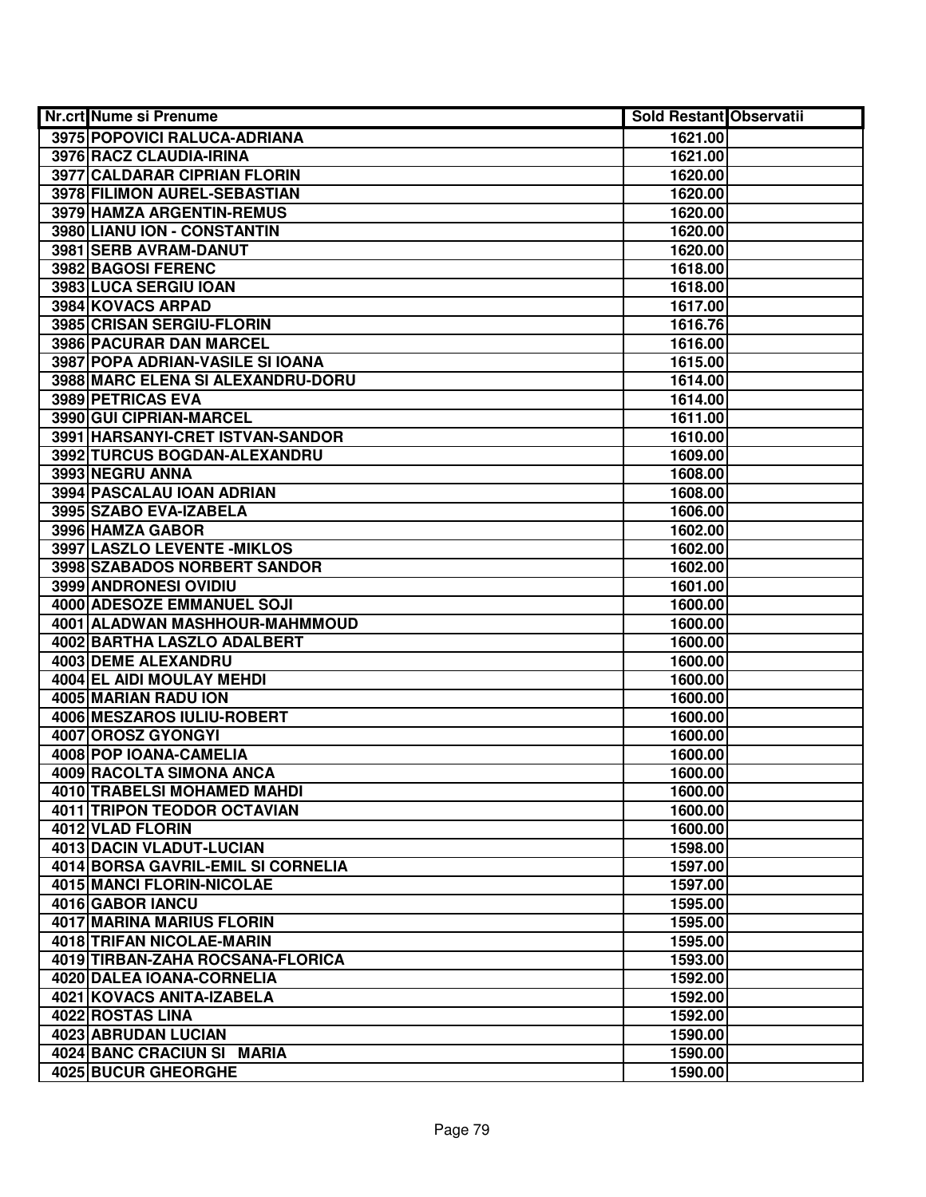| Nr.crt | Nume si Prenume | Sold Restant | Observatii |
|---|---|---|---|
| 3975 | POPOVICI RALUCA-ADRIANA | 1621.00 | |
| 3976 | RACZ CLAUDIA-IRINA | 1621.00 | |
| 3977 | CALDARAR CIPRIAN FLORIN | 1620.00 | |
| 3978 | FILIMON AUREL-SEBASTIAN | 1620.00 | |
| 3979 | HAMZA ARGENTIN-REMUS | 1620.00 | |
| 3980 | LIANU ION - CONSTANTIN | 1620.00 | |
| 3981 | SERB AVRAM-DANUT | 1620.00 | |
| 3982 | BAGOSI FERENC | 1618.00 | |
| 3983 | LUCA SERGIU IOAN | 1618.00 | |
| 3984 | KOVACS ARPAD | 1617.00 | |
| 3985 | CRISAN SERGIU-FLORIN | 1616.76 | |
| 3986 | PACURAR DAN MARCEL | 1616.00 | |
| 3987 | POPA ADRIAN-VASILE SI IOANA | 1615.00 | |
| 3988 | MARC ELENA SI ALEXANDRU-DORU | 1614.00 | |
| 3989 | PETRICAS EVA | 1614.00 | |
| 3990 | GUI CIPRIAN-MARCEL | 1611.00 | |
| 3991 | HARSANYI-CRET ISTVAN-SANDOR | 1610.00 | |
| 3992 | TURCUS BOGDAN-ALEXANDRU | 1609.00 | |
| 3993 | NEGRU ANNA | 1608.00 | |
| 3994 | PASCALAU IOAN ADRIAN | 1608.00 | |
| 3995 | SZABO EVA-IZABELA | 1606.00 | |
| 3996 | HAMZA GABOR | 1602.00 | |
| 3997 | LASZLO LEVENTE -MIKLOS | 1602.00 | |
| 3998 | SZABADOS NORBERT SANDOR | 1602.00 | |
| 3999 | ANDRONESI OVIDIU | 1601.00 | |
| 4000 | ADESOZE EMMANUEL SOJI | 1600.00 | |
| 4001 | ALADWAN MASHHOUR-MAHMMOUD | 1600.00 | |
| 4002 | BARTHA LASZLO ADALBERT | 1600.00 | |
| 4003 | DEME ALEXANDRU | 1600.00 | |
| 4004 | EL AIDI MOULAY MEHDI | 1600.00 | |
| 4005 | MARIAN RADU ION | 1600.00 | |
| 4006 | MESZAROS IULIU-ROBERT | 1600.00 | |
| 4007 | OROSZ GYONGYI | 1600.00 | |
| 4008 | POP IOANA-CAMELIA | 1600.00 | |
| 4009 | RACOLTA SIMONA ANCA | 1600.00 | |
| 4010 | TRABELSI MOHAMED MAHDI | 1600.00 | |
| 4011 | TRIPON TEODOR OCTAVIAN | 1600.00 | |
| 4012 | VLAD FLORIN | 1600.00 | |
| 4013 | DACIN VLADUT-LUCIAN | 1598.00 | |
| 4014 | BORSA GAVRIL-EMIL SI CORNELIA | 1597.00 | |
| 4015 | MANCI FLORIN-NICOLAE | 1597.00 | |
| 4016 | GABOR IANCU | 1595.00 | |
| 4017 | MARINA MARIUS FLORIN | 1595.00 | |
| 4018 | TRIFAN NICOLAE-MARIN | 1595.00 | |
| 4019 | TIRBAN-ZAHA ROCSANA-FLORICA | 1593.00 | |
| 4020 | DALEA IOANA-CORNELIA | 1592.00 | |
| 4021 | KOVACS ANITA-IZABELA | 1592.00 | |
| 4022 | ROSTAS LINA | 1592.00 | |
| 4023 | ABRUDAN LUCIAN | 1590.00 | |
| 4024 | BANC CRACIUN SI MARIA | 1590.00 | |
| 4025 | BUCUR GHEORGHE | 1590.00 | |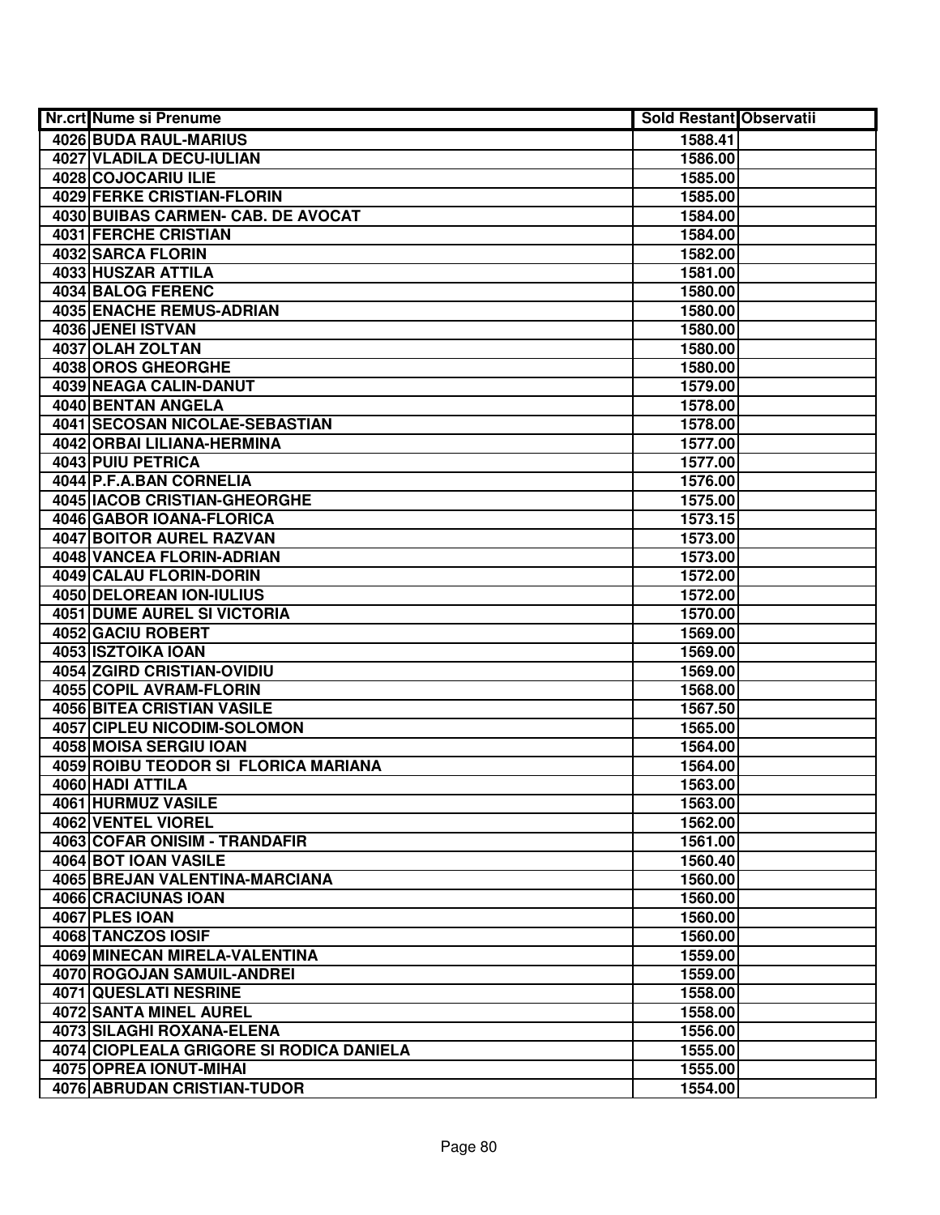| Nr.crt | Nume si Prenume | Sold Restant | Observatii |
|---|---|---|---|
| 4026 | BUDA RAUL-MARIUS | 1588.41 | |
| 4027 | VLADILA DECU-IULIAN | 1586.00 | |
| 4028 | COJOCARIU ILIE | 1585.00 | |
| 4029 | FERKE CRISTIAN-FLORIN | 1585.00 | |
| 4030 | BUIBAS CARMEN- CAB. DE AVOCAT | 1584.00 | |
| 4031 | FERCHE CRISTIAN | 1584.00 | |
| 4032 | SARCA FLORIN | 1582.00 | |
| 4033 | HUSZAR ATTILA | 1581.00 | |
| 4034 | BALOG FERENC | 1580.00 | |
| 4035 | ENACHE REMUS-ADRIAN | 1580.00 | |
| 4036 | JENEI ISTVAN | 1580.00 | |
| 4037 | OLAH ZOLTAN | 1580.00 | |
| 4038 | OROS GHEORGHE | 1580.00 | |
| 4039 | NEAGA CALIN-DANUT | 1579.00 | |
| 4040 | BENTAN ANGELA | 1578.00 | |
| 4041 | SECOSAN NICOLAE-SEBASTIAN | 1578.00 | |
| 4042 | ORBAI LILIANA-HERMINA | 1577.00 | |
| 4043 | PUIU PETRICA | 1577.00 | |
| 4044 | P.F.A.BAN CORNELIA | 1576.00 | |
| 4045 | IACOB CRISTIAN-GHEORGHE | 1575.00 | |
| 4046 | GABOR IOANA-FLORICA | 1573.15 | |
| 4047 | BOITOR AUREL RAZVAN | 1573.00 | |
| 4048 | VANCEA FLORIN-ADRIAN | 1573.00 | |
| 4049 | CALAU FLORIN-DORIN | 1572.00 | |
| 4050 | DELOREAN ION-IULIUS | 1572.00 | |
| 4051 | DUME AUREL SI VICTORIA | 1570.00 | |
| 4052 | GACIU ROBERT | 1569.00 | |
| 4053 | ISZTOIKA IOAN | 1569.00 | |
| 4054 | ZGIRD CRISTIAN-OVIDIU | 1569.00 | |
| 4055 | COPIL AVRAM-FLORIN | 1568.00 | |
| 4056 | BITEA CRISTIAN VASILE | 1567.50 | |
| 4057 | CIPLEU NICODIM-SOLOMON | 1565.00 | |
| 4058 | MOISA SERGIU IOAN | 1564.00 | |
| 4059 | ROIBU TEODOR SI FLORICA MARIANA | 1564.00 | |
| 4060 | HADI ATTILA | 1563.00 | |
| 4061 | HURMUZ VASILE | 1563.00 | |
| 4062 | VENTEL VIOREL | 1562.00 | |
| 4063 | COFAR ONISIM - TRANDAFIR | 1561.00 | |
| 4064 | BOT IOAN VASILE | 1560.40 | |
| 4065 | BREJAN VALENTINA-MARCIANA | 1560.00 | |
| 4066 | CRACIUNAS IOAN | 1560.00 | |
| 4067 | PLES IOAN | 1560.00 | |
| 4068 | TANCZOS IOSIF | 1560.00 | |
| 4069 | MINECAN MIRELA-VALENTINA | 1559.00 | |
| 4070 | ROGOJAN SAMUIL-ANDREI | 1559.00 | |
| 4071 | QUESLATI NESRINE | 1558.00 | |
| 4072 | SANTA MINEL AUREL | 1558.00 | |
| 4073 | SILAGHI ROXANA-ELENA | 1556.00 | |
| 4074 | CIOPLEALA GRIGORE SI RODICA DANIELA | 1555.00 | |
| 4075 | OPREA IONUT-MIHAI | 1555.00 | |
| 4076 | ABRUDAN CRISTIAN-TUDOR | 1554.00 | |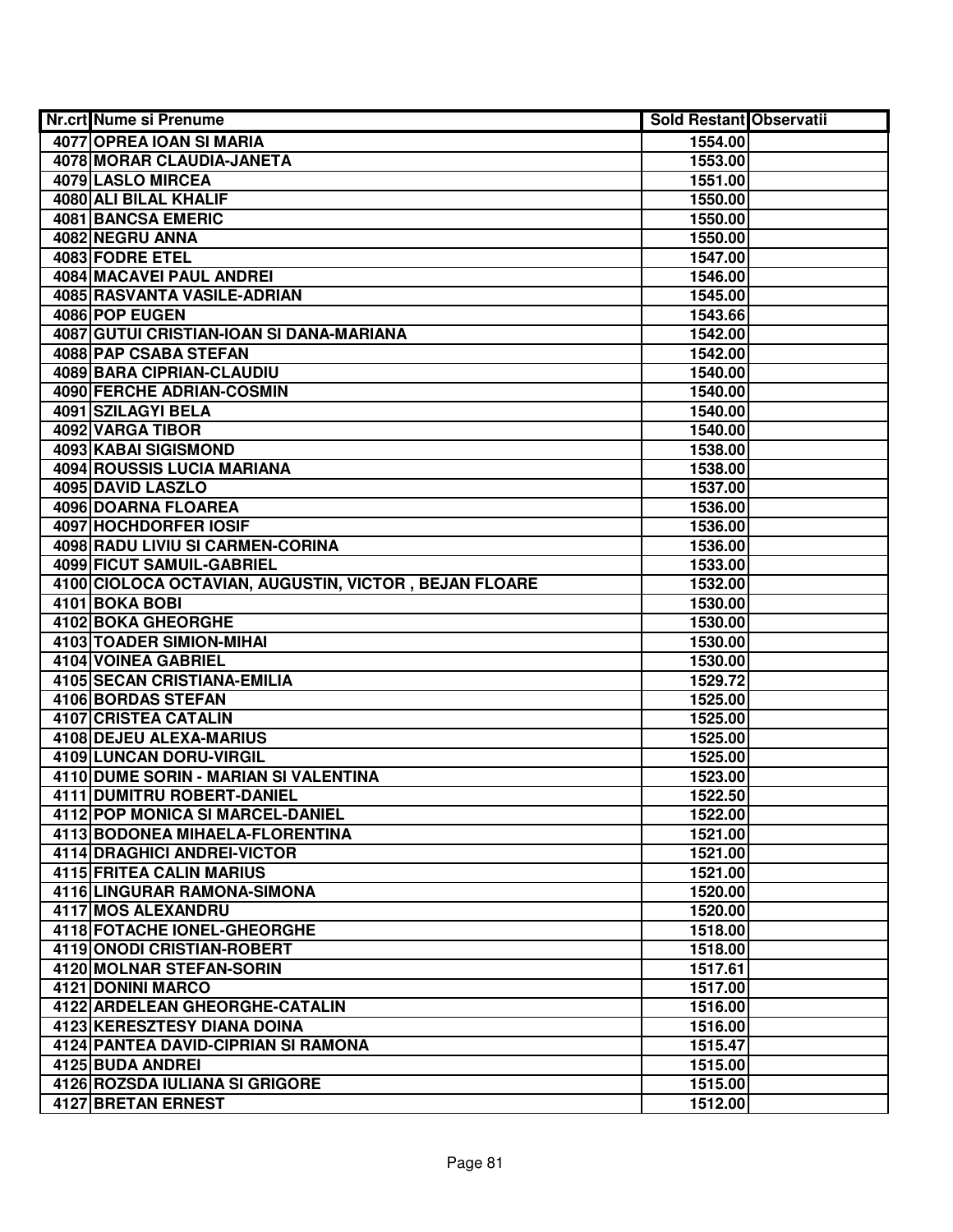| Nr.crt | Nume si Prenume | Sold Restant | Observatii |
|---|---|---|---|
| 4077 | OPREA IOAN SI MARIA | 1554.00 | |
| 4078 | MORAR CLAUDIA-JANETA | 1553.00 | |
| 4079 | LASLO MIRCEA | 1551.00 | |
| 4080 | ALI BILAL KHALIF | 1550.00 | |
| 4081 | BANCSA EMERIC | 1550.00 | |
| 4082 | NEGRU ANNA | 1550.00 | |
| 4083 | FODRE ETEL | 1547.00 | |
| 4084 | MACAVEI PAUL ANDREI | 1546.00 | |
| 4085 | RASVANTA VASILE-ADRIAN | 1545.00 | |
| 4086 | POP EUGEN | 1543.66 | |
| 4087 | GUTUI CRISTIAN-IOAN SI DANA-MARIANA | 1542.00 | |
| 4088 | PAP CSABA STEFAN | 1542.00 | |
| 4089 | BARA CIPRIAN-CLAUDIU | 1540.00 | |
| 4090 | FERCHE ADRIAN-COSMIN | 1540.00 | |
| 4091 | SZILAGYI BELA | 1540.00 | |
| 4092 | VARGA TIBOR | 1540.00 | |
| 4093 | KABAI SIGISMOND | 1538.00 | |
| 4094 | ROUSSIS LUCIA MARIANA | 1538.00 | |
| 4095 | DAVID LASZLO | 1537.00 | |
| 4096 | DOARNA FLOAREA | 1536.00 | |
| 4097 | HOCHDORFER IOSIF | 1536.00 | |
| 4098 | RADU LIVIU SI CARMEN-CORINA | 1536.00 | |
| 4099 | FICUT SAMUIL-GABRIEL | 1533.00 | |
| 4100 | CIOLOCA OCTAVIAN, AUGUSTIN, VICTOR , BEJAN FLOARE | 1532.00 | |
| 4101 | BOKA BOBI | 1530.00 | |
| 4102 | BOKA GHEORGHE | 1530.00 | |
| 4103 | TOADER SIMION-MIHAI | 1530.00 | |
| 4104 | VOINEA GABRIEL | 1530.00 | |
| 4105 | SECAN CRISTIANA-EMILIA | 1529.72 | |
| 4106 | BORDAS STEFAN | 1525.00 | |
| 4107 | CRISTEA CATALIN | 1525.00 | |
| 4108 | DEJEU ALEXA-MARIUS | 1525.00 | |
| 4109 | LUNCAN DORU-VIRGIL | 1525.00 | |
| 4110 | DUME SORIN - MARIAN SI VALENTINA | 1523.00 | |
| 4111 | DUMITRU ROBERT-DANIEL | 1522.50 | |
| 4112 | POP MONICA SI MARCEL-DANIEL | 1522.00 | |
| 4113 | BODONEA MIHAELA-FLORENTINA | 1521.00 | |
| 4114 | DRAGHICI ANDREI-VICTOR | 1521.00 | |
| 4115 | FRITEA CALIN MARIUS | 1521.00 | |
| 4116 | LINGURAR RAMONA-SIMONA | 1520.00 | |
| 4117 | MOS ALEXANDRU | 1520.00 | |
| 4118 | FOTACHE IONEL-GHEORGHE | 1518.00 | |
| 4119 | ONODI CRISTIAN-ROBERT | 1518.00 | |
| 4120 | MOLNAR STEFAN-SORIN | 1517.61 | |
| 4121 | DONINI MARCO | 1517.00 | |
| 4122 | ARDELEAN GHEORGHE-CATALIN | 1516.00 | |
| 4123 | KERESZTESY DIANA DOINA | 1516.00 | |
| 4124 | PANTEA DAVID-CIPRIAN SI RAMONA | 1515.47 | |
| 4125 | BUDA ANDREI | 1515.00 | |
| 4126 | ROZSDA IULIANA SI GRIGORE | 1515.00 | |
| 4127 | BRETAN ERNEST | 1512.00 | |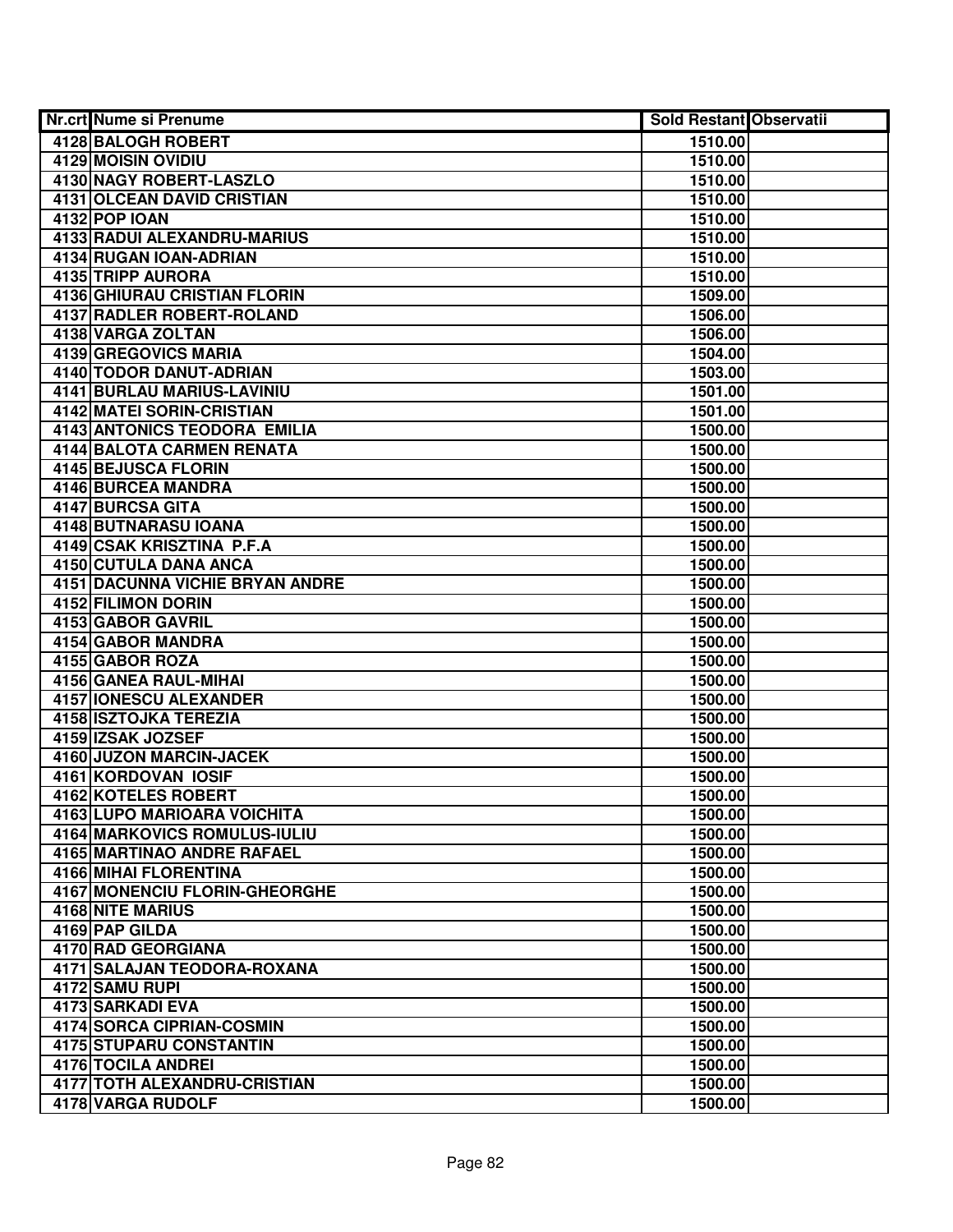| Nr.crt | Nume si Prenume | Sold Restant | Observatii |
|---|---|---|---|
| 4128 | BALOGH ROBERT | 1510.00 | |
| 4129 | MOISIN OVIDIU | 1510.00 | |
| 4130 | NAGY ROBERT-LASZLO | 1510.00 | |
| 4131 | OLCEAN DAVID CRISTIAN | 1510.00 | |
| 4132 | POP IOAN | 1510.00 | |
| 4133 | RADUI ALEXANDRU-MARIUS | 1510.00 | |
| 4134 | RUGAN IOAN-ADRIAN | 1510.00 | |
| 4135 | TRIPP AURORA | 1510.00 | |
| 4136 | GHIURAU CRISTIAN FLORIN | 1509.00 | |
| 4137 | RADLER ROBERT-ROLAND | 1506.00 | |
| 4138 | VARGA ZOLTAN | 1506.00 | |
| 4139 | GREGOVICS MARIA | 1504.00 | |
| 4140 | TODOR DANUT-ADRIAN | 1503.00 | |
| 4141 | BURLAU MARIUS-LAVINIU | 1501.00 | |
| 4142 | MATEI SORIN-CRISTIAN | 1501.00 | |
| 4143 | ANTONICS TEODORA EMILIA | 1500.00 | |
| 4144 | BALOTA CARMEN RENATA | 1500.00 | |
| 4145 | BEJUSCA FLORIN | 1500.00 | |
| 4146 | BURCEA MANDRA | 1500.00 | |
| 4147 | BURCSA GITA | 1500.00 | |
| 4148 | BUTNARASU IOANA | 1500.00 | |
| 4149 | CSAK KRISZTINA P.F.A | 1500.00 | |
| 4150 | CUTULA DANA ANCA | 1500.00 | |
| 4151 | DACUNNA VICHIE BRYAN ANDRE | 1500.00 | |
| 4152 | FILIMON DORIN | 1500.00 | |
| 4153 | GABOR GAVRIL | 1500.00 | |
| 4154 | GABOR MANDRA | 1500.00 | |
| 4155 | GABOR ROZA | 1500.00 | |
| 4156 | GANEA RAUL-MIHAI | 1500.00 | |
| 4157 | IONESCU ALEXANDER | 1500.00 | |
| 4158 | ISZTOJKA TEREZIA | 1500.00 | |
| 4159 | IZSAK JOZSEF | 1500.00 | |
| 4160 | JUZON MARCIN-JACEK | 1500.00 | |
| 4161 | KORDOVAN IOSIF | 1500.00 | |
| 4162 | KOTELES ROBERT | 1500.00 | |
| 4163 | LUPO MARIOARA VOICHITA | 1500.00 | |
| 4164 | MARKOVICS ROMULUS-IULIU | 1500.00 | |
| 4165 | MARTINAO ANDRE RAFAEL | 1500.00 | |
| 4166 | MIHAI FLORENTINA | 1500.00 | |
| 4167 | MONENCIU FLORIN-GHEORGHE | 1500.00 | |
| 4168 | NITE MARIUS | 1500.00 | |
| 4169 | PAP GILDA | 1500.00 | |
| 4170 | RAD GEORGIANA | 1500.00 | |
| 4171 | SALAJAN TEODORA-ROXANA | 1500.00 | |
| 4172 | SAMU RUPI | 1500.00 | |
| 4173 | SARKADI EVA | 1500.00 | |
| 4174 | SORCA CIPRIAN-COSMIN | 1500.00 | |
| 4175 | STUPARU CONSTANTIN | 1500.00 | |
| 4176 | TOCILA ANDREI | 1500.00 | |
| 4177 | TOTH ALEXANDRU-CRISTIAN | 1500.00 | |
| 4178 | VARGA RUDOLF | 1500.00 | |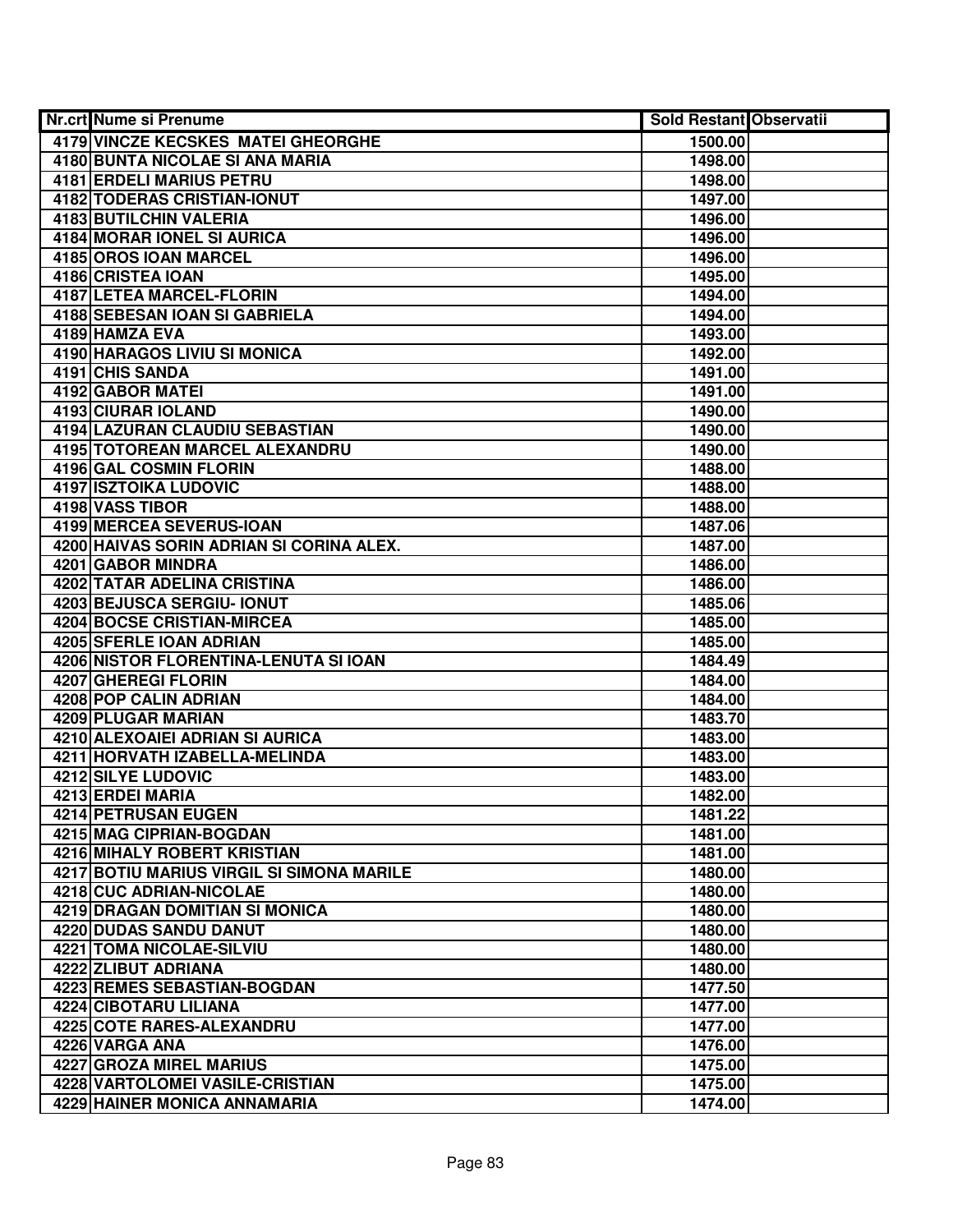| Nr.crt | Nume si Prenume | Sold Restant | Observatii |
| --- | --- | --- | --- |
| 4179 | VINCZE KECSKES MATEI GHEORGHE | 1500.00 | |
| 4180 | BUNTA NICOLAE SI ANA MARIA | 1498.00 | |
| 4181 | ERDELI MARIUS PETRU | 1498.00 | |
| 4182 | TODERAS CRISTIAN-IONUT | 1497.00 | |
| 4183 | BUTILCHIN VALERIA | 1496.00 | |
| 4184 | MORAR IONEL SI AURICA | 1496.00 | |
| 4185 | OROS IOAN MARCEL | 1496.00 | |
| 4186 | CRISTEA IOAN | 1495.00 | |
| 4187 | LETEA MARCEL-FLORIN | 1494.00 | |
| 4188 | SEBESAN IOAN SI GABRIELA | 1494.00 | |
| 4189 | HAMZA EVA | 1493.00 | |
| 4190 | HARAGOS LIVIU SI MONICA | 1492.00 | |
| 4191 | CHIS SANDA | 1491.00 | |
| 4192 | GABOR MATEI | 1491.00 | |
| 4193 | CIURAR IOLAND | 1490.00 | |
| 4194 | LAZURAN CLAUDIU SEBASTIAN | 1490.00 | |
| 4195 | TOTOREAN MARCEL ALEXANDRU | 1490.00 | |
| 4196 | GAL COSMIN FLORIN | 1488.00 | |
| 4197 | ISZTOIKA LUDOVIC | 1488.00 | |
| 4198 | VASS TIBOR | 1488.00 | |
| 4199 | MERCEA SEVERUS-IOAN | 1487.06 | |
| 4200 | HAIVAS SORIN ADRIAN SI CORINA ALEX. | 1487.00 | |
| 4201 | GABOR MINDRA | 1486.00 | |
| 4202 | TATAR ADELINA CRISTINA | 1486.00 | |
| 4203 | BEJUSCA SERGIU- IONUT | 1485.06 | |
| 4204 | BOCSE CRISTIAN-MIRCEA | 1485.00 | |
| 4205 | SFERLE IOAN ADRIAN | 1485.00 | |
| 4206 | NISTOR FLORENTINA-LENUTA SI IOAN | 1484.49 | |
| 4207 | GHEREGI FLORIN | 1484.00 | |
| 4208 | POP CALIN ADRIAN | 1484.00 | |
| 4209 | PLUGAR MARIAN | 1483.70 | |
| 4210 | ALEXOAIEI ADRIAN SI AURICA | 1483.00 | |
| 4211 | HORVATH IZABELLA-MELINDA | 1483.00 | |
| 4212 | SILYE LUDOVIC | 1483.00 | |
| 4213 | ERDEI MARIA | 1482.00 | |
| 4214 | PETRUSAN EUGEN | 1481.22 | |
| 4215 | MAG CIPRIAN-BOGDAN | 1481.00 | |
| 4216 | MIHALY ROBERT KRISTIAN | 1481.00 | |
| 4217 | BOTIU MARIUS VIRGIL SI SIMONA MARILE | 1480.00 | |
| 4218 | CUC ADRIAN-NICOLAE | 1480.00 | |
| 4219 | DRAGAN DOMITIAN SI MONICA | 1480.00 | |
| 4220 | DUDAS SANDU DANUT | 1480.00 | |
| 4221 | TOMA NICOLAE-SILVIU | 1480.00 | |
| 4222 | ZLIBUT ADRIANA | 1480.00 | |
| 4223 | REMES SEBASTIAN-BOGDAN | 1477.50 | |
| 4224 | CIBOTARU LILIANA | 1477.00 | |
| 4225 | COTE RARES-ALEXANDRU | 1477.00 | |
| 4226 | VARGA ANA | 1476.00 | |
| 4227 | GROZA MIREL MARIUS | 1475.00 | |
| 4228 | VARTOLOMEI VASILE-CRISTIAN | 1475.00 | |
| 4229 | HAINER MONICA ANNAMARIA | 1474.00 | |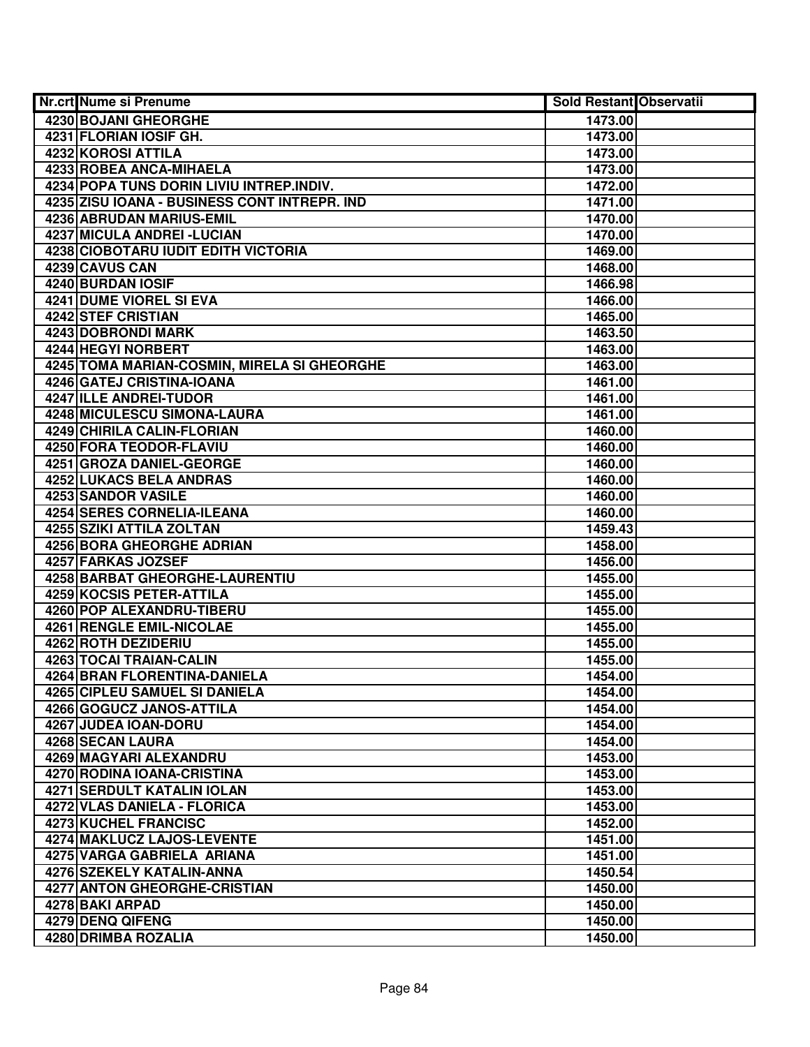| Nr.crt | Nume si Prenume | Sold Restant | Observatii |
|---|---|---|---|
| 4230 | BOJANI GHEORGHE | 1473.00 | |
| 4231 | FLORIAN IOSIF GH. | 1473.00 | |
| 4232 | KOROSI ATTILA | 1473.00 | |
| 4233 | ROBEA ANCA-MIHAELA | 1473.00 | |
| 4234 | POPA TUNS DORIN LIVIU INTREP.INDIV. | 1472.00 | |
| 4235 | ZISU IOANA - BUSINESS CONT INTREPR. IND | 1471.00 | |
| 4236 | ABRUDAN MARIUS-EMIL | 1470.00 | |
| 4237 | MICULA ANDREI -LUCIAN | 1470.00 | |
| 4238 | CIOBOTARU IUDIT EDITH VICTORIA | 1469.00 | |
| 4239 | CAVUS CAN | 1468.00 | |
| 4240 | BURDAN IOSIF | 1466.98 | |
| 4241 | DUME VIOREL SI EVA | 1466.00 | |
| 4242 | STEF CRISTIAN | 1465.00 | |
| 4243 | DOBRONDI MARK | 1463.50 | |
| 4244 | HEGYI NORBERT | 1463.00 | |
| 4245 | TOMA MARIAN-COSMIN, MIRELA SI GHEORGHE | 1463.00 | |
| 4246 | GATEJ CRISTINA-IOANA | 1461.00 | |
| 4247 | ILLE ANDREI-TUDOR | 1461.00 | |
| 4248 | MICULESCU SIMONA-LAURA | 1461.00 | |
| 4249 | CHIRILA CALIN-FLORIAN | 1460.00 | |
| 4250 | FORA TEODOR-FLAVIU | 1460.00 | |
| 4251 | GROZA DANIEL-GEORGE | 1460.00 | |
| 4252 | LUKACS BELA ANDRAS | 1460.00 | |
| 4253 | SANDOR VASILE | 1460.00 | |
| 4254 | SERES CORNELIA-ILEANA | 1460.00 | |
| 4255 | SZIKI ATTILA ZOLTAN | 1459.43 | |
| 4256 | BORA GHEORGHE ADRIAN | 1458.00 | |
| 4257 | FARKAS JOZSEF | 1456.00 | |
| 4258 | BARBAT GHEORGHE-LAURENTIU | 1455.00 | |
| 4259 | KOCSIS PETER-ATTILA | 1455.00 | |
| 4260 | POP ALEXANDRU-TIBERU | 1455.00 | |
| 4261 | RENGLE EMIL-NICOLAE | 1455.00 | |
| 4262 | ROTH DEZIDERIU | 1455.00 | |
| 4263 | TOCAI TRAIAN-CALIN | 1455.00 | |
| 4264 | BRAN FLORENTINA-DANIELA | 1454.00 | |
| 4265 | CIPLEU SAMUEL SI DANIELA | 1454.00 | |
| 4266 | GOGUCZ JANOS-ATTILA | 1454.00 | |
| 4267 | JUDEA IOAN-DORU | 1454.00 | |
| 4268 | SECAN LAURA | 1454.00 | |
| 4269 | MAGYARI ALEXANDRU | 1453.00 | |
| 4270 | RODINA IOANA-CRISTINA | 1453.00 | |
| 4271 | SERDULT KATALIN IOLAN | 1453.00 | |
| 4272 | VLAS DANIELA - FLORICA | 1453.00 | |
| 4273 | KUCHEL FRANCISC | 1452.00 | |
| 4274 | MAKLUCZ LAJOS-LEVENTE | 1451.00 | |
| 4275 | VARGA GABRIELA ARIANA | 1451.00 | |
| 4276 | SZEKELY KATALIN-ANNA | 1450.54 | |
| 4277 | ANTON GHEORGHE-CRISTIAN | 1450.00 | |
| 4278 | BAKI ARPAD | 1450.00 | |
| 4279 | DENQ QIFENG | 1450.00 | |
| 4280 | DRIMBA ROZALIA | 1450.00 | |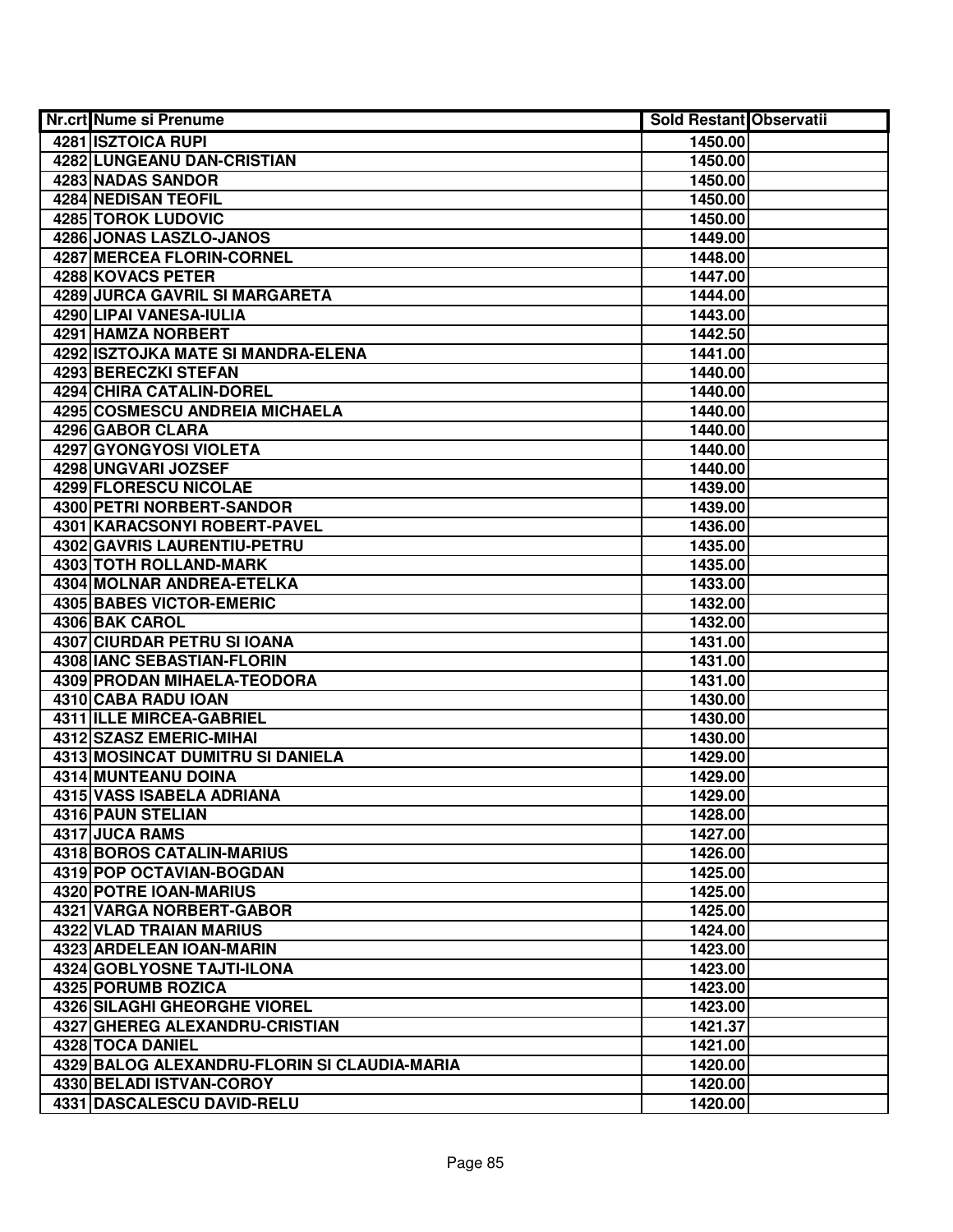| Nr.crt | Nume si Prenume | Sold Restant | Observatii |
|---|---|---|---|
| 4281 | ISZTOICA RUPI | 1450.00 | |
| 4282 | LUNGEANU DAN-CRISTIAN | 1450.00 | |
| 4283 | NADAS SANDOR | 1450.00 | |
| 4284 | NEDISAN TEOFIL | 1450.00 | |
| 4285 | TOROK LUDOVIC | 1450.00 | |
| 4286 | JONAS LASZLO-JANOS | 1449.00 | |
| 4287 | MERCEA FLORIN-CORNEL | 1448.00 | |
| 4288 | KOVACS PETER | 1447.00 | |
| 4289 | JURCA GAVRIL SI MARGARETA | 1444.00 | |
| 4290 | LIPAI VANESA-IULIA | 1443.00 | |
| 4291 | HAMZA NORBERT | 1442.50 | |
| 4292 | ISZTOJKA MATE SI MANDRA-ELENA | 1441.00 | |
| 4293 | BERECZKI STEFAN | 1440.00 | |
| 4294 | CHIRA CATALIN-DOREL | 1440.00 | |
| 4295 | COSMESCU ANDREIA MICHAELA | 1440.00 | |
| 4296 | GABOR CLARA | 1440.00 | |
| 4297 | GYONGYOSI VIOLETA | 1440.00 | |
| 4298 | UNGVARI JOZSEF | 1440.00 | |
| 4299 | FLORESCU NICOLAE | 1439.00 | |
| 4300 | PETRI NORBERT-SANDOR | 1439.00 | |
| 4301 | KARACSONYI ROBERT-PAVEL | 1436.00 | |
| 4302 | GAVRIS LAURENTIU-PETRU | 1435.00 | |
| 4303 | TOTH ROLLAND-MARK | 1435.00 | |
| 4304 | MOLNAR ANDREA-ETELKA | 1433.00 | |
| 4305 | BABES VICTOR-EMERIC | 1432.00 | |
| 4306 | BAK CAROL | 1432.00 | |
| 4307 | CIURDAR PETRU SI IOANA | 1431.00 | |
| 4308 | IANC SEBASTIAN-FLORIN | 1431.00 | |
| 4309 | PRODAN MIHAELA-TEODORA | 1431.00 | |
| 4310 | CABA RADU IOAN | 1430.00 | |
| 4311 | ILLE MIRCEA-GABRIEL | 1430.00 | |
| 4312 | SZASZ EMERIC-MIHAI | 1430.00 | |
| 4313 | MOSINCAT DUMITRU SI DANIELA | 1429.00 | |
| 4314 | MUNTEANU DOINA | 1429.00 | |
| 4315 | VASS ISABELA ADRIANA | 1429.00 | |
| 4316 | PAUN STELIAN | 1428.00 | |
| 4317 | JUCA RAMS | 1427.00 | |
| 4318 | BOROS CATALIN-MARIUS | 1426.00 | |
| 4319 | POP OCTAVIAN-BOGDAN | 1425.00 | |
| 4320 | POTRE IOAN-MARIUS | 1425.00 | |
| 4321 | VARGA NORBERT-GABOR | 1425.00 | |
| 4322 | VLAD TRAIAN MARIUS | 1424.00 | |
| 4323 | ARDELEAN IOAN-MARIN | 1423.00 | |
| 4324 | GOBLYOSNE TAJTI-ILONA | 1423.00 | |
| 4325 | PORUMB ROZICA | 1423.00 | |
| 4326 | SILAGHI GHEORGHE VIOREL | 1423.00 | |
| 4327 | GHEREG ALEXANDRU-CRISTIAN | 1421.37 | |
| 4328 | TOCA DANIEL | 1421.00 | |
| 4329 | BALOG ALEXANDRU-FLORIN SI CLAUDIA-MARIA | 1420.00 | |
| 4330 | BELADI ISTVAN-COROY | 1420.00 | |
| 4331 | DASCALESCU DAVID-RELU | 1420.00 | |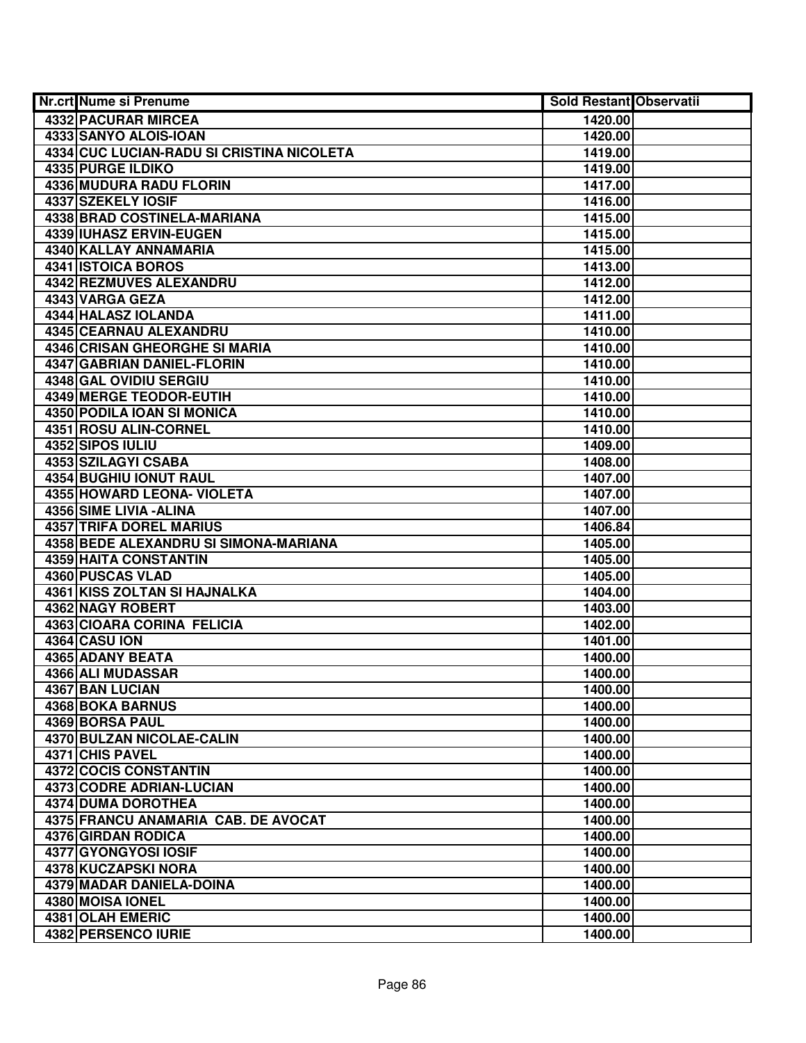| Nr.crt | Nume si Prenume | Sold Restant | Observatii |
|---|---|---|---|
| 4332 | PACURAR MIRCEA | 1420.00 | |
| 4333 | SANYO ALOIS-IOAN | 1420.00 | |
| 4334 | CUC LUCIAN-RADU SI CRISTINA NICOLETA | 1419.00 | |
| 4335 | PURGE ILDIKO | 1419.00 | |
| 4336 | MUDURA RADU FLORIN | 1417.00 | |
| 4337 | SZEKELY IOSIF | 1416.00 | |
| 4338 | BRAD COSTINELA-MARIANA | 1415.00 | |
| 4339 | IUHASZ ERVIN-EUGEN | 1415.00 | |
| 4340 | KALLAY ANNAMARIA | 1415.00 | |
| 4341 | ISTOICA BOROS | 1413.00 | |
| 4342 | REZMUVES ALEXANDRU | 1412.00 | |
| 4343 | VARGA GEZA | 1412.00 | |
| 4344 | HALASZ IOLANDA | 1411.00 | |
| 4345 | CEARNAU ALEXANDRU | 1410.00 | |
| 4346 | CRISAN GHEORGHE SI MARIA | 1410.00 | |
| 4347 | GABRIAN DANIEL-FLORIN | 1410.00 | |
| 4348 | GAL OVIDIU SERGIU | 1410.00 | |
| 4349 | MERGE TEODOR-EUTIH | 1410.00 | |
| 4350 | PODILA IOAN SI MONICA | 1410.00 | |
| 4351 | ROSU ALIN-CORNEL | 1410.00 | |
| 4352 | SIPOS IULIU | 1409.00 | |
| 4353 | SZILAGYI CSABA | 1408.00 | |
| 4354 | BUGHIU IONUT RAUL | 1407.00 | |
| 4355 | HOWARD LEONA- VIOLETA | 1407.00 | |
| 4356 | SIME LIVIA -ALINA | 1407.00 | |
| 4357 | TRIFA DOREL MARIUS | 1406.84 | |
| 4358 | BEDE ALEXANDRU SI SIMONA-MARIANA | 1405.00 | |
| 4359 | HAITA CONSTANTIN | 1405.00 | |
| 4360 | PUSCAS VLAD | 1405.00 | |
| 4361 | KISS ZOLTAN SI HAJNALKA | 1404.00 | |
| 4362 | NAGY ROBERT | 1403.00 | |
| 4363 | CIOARA CORINA FELICIA | 1402.00 | |
| 4364 | CASU ION | 1401.00 | |
| 4365 | ADANY BEATA | 1400.00 | |
| 4366 | ALI MUDASSAR | 1400.00 | |
| 4367 | BAN LUCIAN | 1400.00 | |
| 4368 | BOKA BARNUS | 1400.00 | |
| 4369 | BORSA PAUL | 1400.00 | |
| 4370 | BULZAN NICOLAE-CALIN | 1400.00 | |
| 4371 | CHIS PAVEL | 1400.00 | |
| 4372 | COCIS CONSTANTIN | 1400.00 | |
| 4373 | CODRE ADRIAN-LUCIAN | 1400.00 | |
| 4374 | DUMA DOROTHEA | 1400.00 | |
| 4375 | FRANCU ANAMARIA CAB. DE AVOCAT | 1400.00 | |
| 4376 | GIRDAN RODICA | 1400.00 | |
| 4377 | GYONGYOSI IOSIF | 1400.00 | |
| 4378 | KUCZAPSKI NORA | 1400.00 | |
| 4379 | MADAR DANIELA-DOINA | 1400.00 | |
| 4380 | MOISA IONEL | 1400.00 | |
| 4381 | OLAH EMERIC | 1400.00 | |
| 4382 | PERSENCO IURIE | 1400.00 | |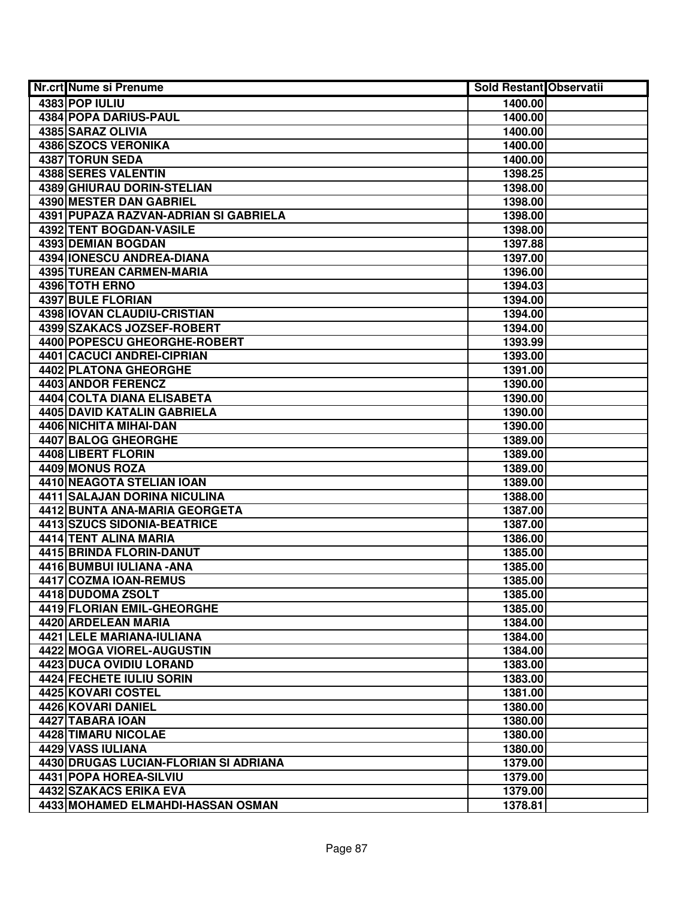| Nr.crt | Nume si Prenume | Sold Restant | Observatii |
|---|---|---|---|
| 4383 | POP IULIU | 1400.00 | |
| 4384 | POPA DARIUS-PAUL | 1400.00 | |
| 4385 | SARAZ OLIVIA | 1400.00 | |
| 4386 | SZOCS VERONIKA | 1400.00 | |
| 4387 | TORUN SEDA | 1400.00 | |
| 4388 | SERES VALENTIN | 1398.25 | |
| 4389 | GHIURAU DORIN-STELIAN | 1398.00 | |
| 4390 | MESTER DAN GABRIEL | 1398.00 | |
| 4391 | PUPAZA RAZVAN-ADRIAN SI GABRIELA | 1398.00 | |
| 4392 | TENT BOGDAN-VASILE | 1398.00 | |
| 4393 | DEMIAN BOGDAN | 1397.88 | |
| 4394 | IONESCU ANDREA-DIANA | 1397.00 | |
| 4395 | TUREAN CARMEN-MARIA | 1396.00 | |
| 4396 | TOTH ERNO | 1394.03 | |
| 4397 | BULE FLORIAN | 1394.00 | |
| 4398 | IOVAN CLAUDIU-CRISTIAN | 1394.00 | |
| 4399 | SZAKACS JOZSEF-ROBERT | 1394.00 | |
| 4400 | POPESCU GHEORGHE-ROBERT | 1393.99 | |
| 4401 | CACUCI ANDREI-CIPRIAN | 1393.00 | |
| 4402 | PLATONA GHEORGHE | 1391.00 | |
| 4403 | ANDOR FERENCZ | 1390.00 | |
| 4404 | COLTA DIANA ELISABETA | 1390.00 | |
| 4405 | DAVID KATALIN GABRIELA | 1390.00 | |
| 4406 | NICHITA MIHAI-DAN | 1390.00 | |
| 4407 | BALOG GHEORGHE | 1389.00 | |
| 4408 | LIBERT FLORIN | 1389.00 | |
| 4409 | MONUS ROZA | 1389.00 | |
| 4410 | NEAGOTA STELIAN IOAN | 1389.00 | |
| 4411 | SALAJAN DORINA NICULINA | 1388.00 | |
| 4412 | BUNTA ANA-MARIA GEORGETA | 1387.00 | |
| 4413 | SZUCS SIDONIA-BEATRICE | 1387.00 | |
| 4414 | TENT ALINA MARIA | 1386.00 | |
| 4415 | BRINDA FLORIN-DANUT | 1385.00 | |
| 4416 | BUMBUI IULIANA -ANA | 1385.00 | |
| 4417 | COZMA IOAN-REMUS | 1385.00 | |
| 4418 | DUDOMA ZSOLT | 1385.00 | |
| 4419 | FLORIAN EMIL-GHEORGHE | 1385.00 | |
| 4420 | ARDELEAN MARIA | 1384.00 | |
| 4421 | LELE MARIANA-IULIANA | 1384.00 | |
| 4422 | MOGA VIOREL-AUGUSTIN | 1384.00 | |
| 4423 | DUCA OVIDIU LORAND | 1383.00 | |
| 4424 | FECHETE IULIU SORIN | 1383.00 | |
| 4425 | KOVARI COSTEL | 1381.00 | |
| 4426 | KOVARI DANIEL | 1380.00 | |
| 4427 | TABARA IOAN | 1380.00 | |
| 4428 | TIMARU NICOLAE | 1380.00 | |
| 4429 | VASS IULIANA | 1380.00 | |
| 4430 | DRUGAS LUCIAN-FLORIAN SI ADRIANA | 1379.00 | |
| 4431 | POPA HOREA-SILVIU | 1379.00 | |
| 4432 | SZAKACS ERIKA EVA | 1379.00 | |
| 4433 | MOHAMED ELMAHDI-HASSAN OSMAN | 1378.81 | |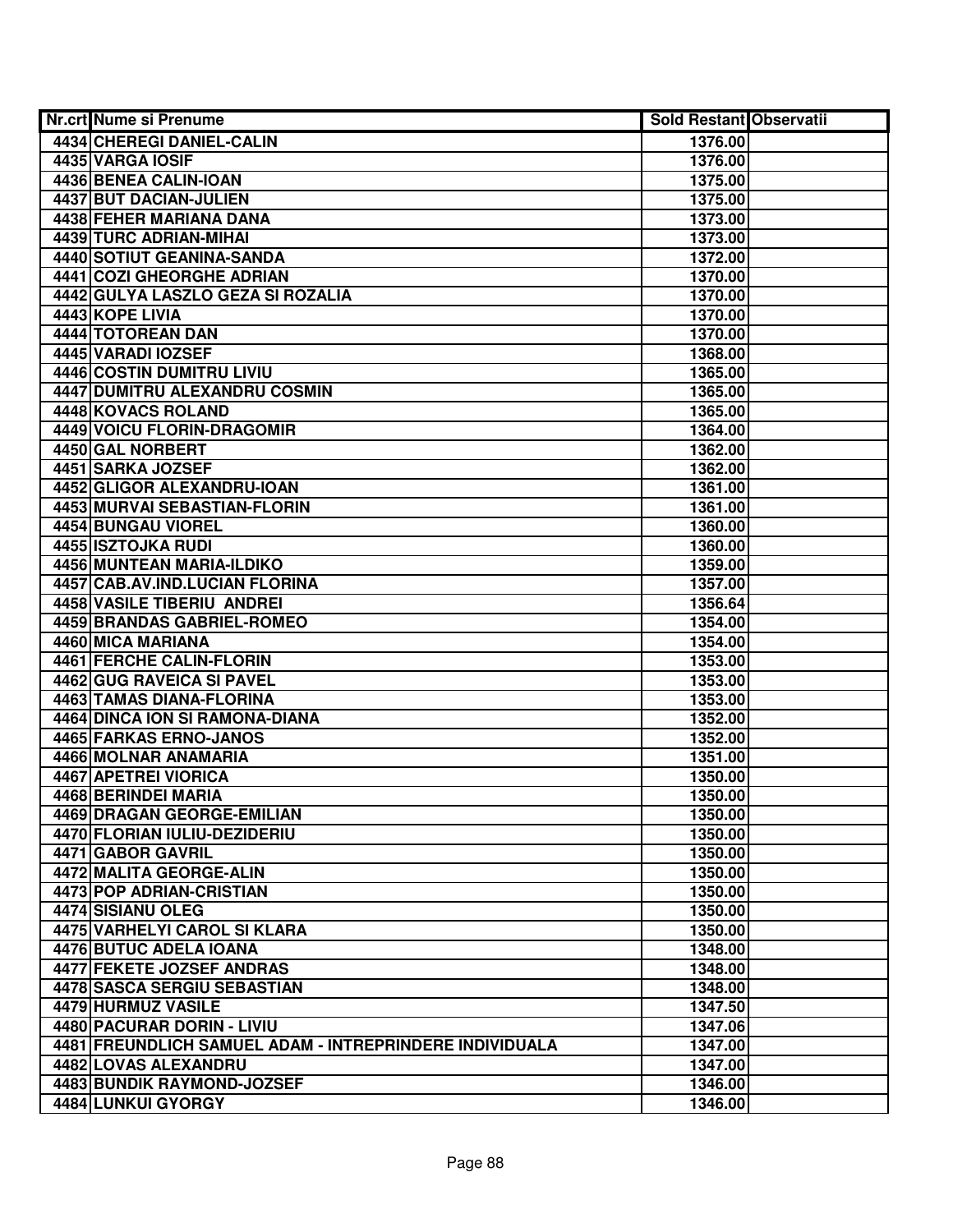| Nr.crt | Nume si Prenume | Sold Restant | Observatii |
| --- | --- | --- | --- |
| 4434 | CHEREGI DANIEL-CALIN | 1376.00 | |
| 4435 | VARGA IOSIF | 1376.00 | |
| 4436 | BENEA CALIN-IOAN | 1375.00 | |
| 4437 | BUT DACIAN-JULIEN | 1375.00 | |
| 4438 | FEHER MARIANA DANA | 1373.00 | |
| 4439 | TURC ADRIAN-MIHAI | 1373.00 | |
| 4440 | SOTIUT GEANINA-SANDA | 1372.00 | |
| 4441 | COZI GHEORGHE ADRIAN | 1370.00 | |
| 4442 | GULYA LASZLO GEZA SI ROZALIA | 1370.00 | |
| 4443 | KOPE LIVIA | 1370.00 | |
| 4444 | TOTOREAN DAN | 1370.00 | |
| 4445 | VARADI IOZSEF | 1368.00 | |
| 4446 | COSTIN DUMITRU LIVIU | 1365.00 | |
| 4447 | DUMITRU ALEXANDRU COSMIN | 1365.00 | |
| 4448 | KOVACS ROLAND | 1365.00 | |
| 4449 | VOICU FLORIN-DRAGOMIR | 1364.00 | |
| 4450 | GAL NORBERT | 1362.00 | |
| 4451 | SARKA JOZSEF | 1362.00 | |
| 4452 | GLIGOR ALEXANDRU-IOAN | 1361.00 | |
| 4453 | MURVAI SEBASTIAN-FLORIN | 1361.00 | |
| 4454 | BUNGAU VIOREL | 1360.00 | |
| 4455 | ISZTOJKA RUDI | 1360.00 | |
| 4456 | MUNTEAN MARIA-ILDIKO | 1359.00 | |
| 4457 | CAB.AV.IND.LUCIAN FLORINA | 1357.00 | |
| 4458 | VASILE TIBERIU  ANDREI | 1356.64 | |
| 4459 | BRANDAS GABRIEL-ROMEO | 1354.00 | |
| 4460 | MICA MARIANA | 1354.00 | |
| 4461 | FERCHE CALIN-FLORIN | 1353.00 | |
| 4462 | GUG RAVEICA SI PAVEL | 1353.00 | |
| 4463 | TAMAS DIANA-FLORINA | 1353.00 | |
| 4464 | DINCA ION SI RAMONA-DIANA | 1352.00 | |
| 4465 | FARKAS ERNO-JANOS | 1352.00 | |
| 4466 | MOLNAR ANAMARIA | 1351.00 | |
| 4467 | APETREI VIORICA | 1350.00 | |
| 4468 | BERINDEI MARIA | 1350.00 | |
| 4469 | DRAGAN GEORGE-EMILIAN | 1350.00 | |
| 4470 | FLORIAN IULIU-DEZIDERIU | 1350.00 | |
| 4471 | GABOR GAVRIL | 1350.00 | |
| 4472 | MALITA GEORGE-ALIN | 1350.00 | |
| 4473 | POP ADRIAN-CRISTIAN | 1350.00 | |
| 4474 | SISIANU OLEG | 1350.00 | |
| 4475 | VARHELYI CAROL SI KLARA | 1350.00 | |
| 4476 | BUTUC ADELA IOANA | 1348.00 | |
| 4477 | FEKETE JOZSEF ANDRAS | 1348.00 | |
| 4478 | SASCA SERGIU SEBASTIAN | 1348.00 | |
| 4479 | HURMUZ VASILE | 1347.50 | |
| 4480 | PACURAR DORIN - LIVIU | 1347.06 | |
| 4481 | FREUNDLICH SAMUEL ADAM - INTREPRINDERE INDIVIDUALA | 1347.00 | |
| 4482 | LOVAS ALEXANDRU | 1347.00 | |
| 4483 | BUNDIK RAYMOND-JOZSEF | 1346.00 | |
| 4484 | LUNKUI GYORGY | 1346.00 | |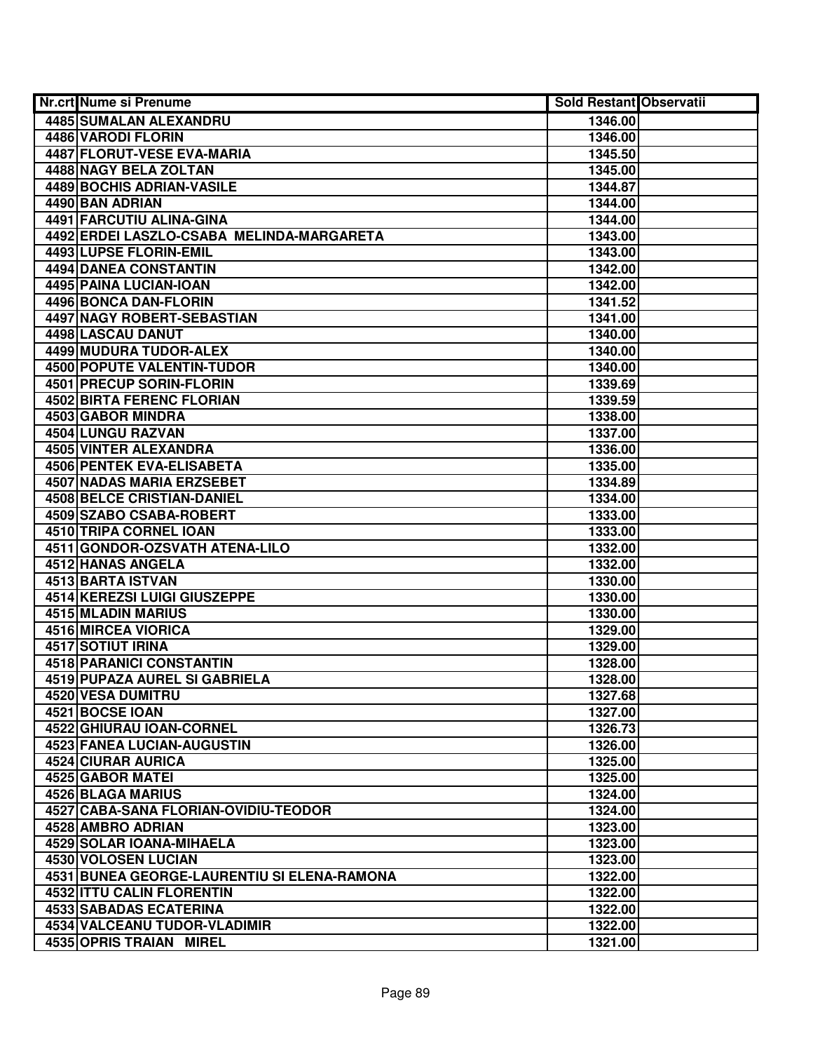| Nr.crt | Nume si Prenume | Sold Restant | Observatii |
|---|---|---|---|
| 4485 | SUMALAN ALEXANDRU | 1346.00 | |
| 4486 | VARODI FLORIN | 1346.00 | |
| 4487 | FLORUT-VESE EVA-MARIA | 1345.50 | |
| 4488 | NAGY BELA ZOLTAN | 1345.00 | |
| 4489 | BOCHIS ADRIAN-VASILE | 1344.87 | |
| 4490 | BAN ADRIAN | 1344.00 | |
| 4491 | FARCUTIU ALINA-GINA | 1344.00 | |
| 4492 | ERDEI LASZLO-CSABA MELINDA-MARGARETA | 1343.00 | |
| 4493 | LUPSE FLORIN-EMIL | 1343.00 | |
| 4494 | DANEA CONSTANTIN | 1342.00 | |
| 4495 | PAINA LUCIAN-IOAN | 1342.00 | |
| 4496 | BONCA DAN-FLORIN | 1341.52 | |
| 4497 | NAGY ROBERT-SEBASTIAN | 1341.00 | |
| 4498 | LASCAU DANUT | 1340.00 | |
| 4499 | MUDURA TUDOR-ALEX | 1340.00 | |
| 4500 | POPUTE VALENTIN-TUDOR | 1340.00 | |
| 4501 | PRECUP SORIN-FLORIN | 1339.69 | |
| 4502 | BIRTA FERENC FLORIAN | 1339.59 | |
| 4503 | GABOR MINDRA | 1338.00 | |
| 4504 | LUNGU RAZVAN | 1337.00 | |
| 4505 | VINTER ALEXANDRA | 1336.00 | |
| 4506 | PENTEK EVA-ELISABETA | 1335.00 | |
| 4507 | NADAS MARIA ERZSEBET | 1334.89 | |
| 4508 | BELCE CRISTIAN-DANIEL | 1334.00 | |
| 4509 | SZABO CSABA-ROBERT | 1333.00 | |
| 4510 | TRIPA CORNEL IOAN | 1333.00 | |
| 4511 | GONDOR-OZSVATH ATENA-LILO | 1332.00 | |
| 4512 | HANAS ANGELA | 1332.00 | |
| 4513 | BARTA ISTVAN | 1330.00 | |
| 4514 | KEREZSI LUIGI GIUSZEPPE | 1330.00 | |
| 4515 | MLADIN MARIUS | 1330.00 | |
| 4516 | MIRCEA VIORICA | 1329.00 | |
| 4517 | SOTIUT IRINA | 1329.00 | |
| 4518 | PARANICI CONSTANTIN | 1328.00 | |
| 4519 | PUPAZA AUREL SI GABRIELA | 1328.00 | |
| 4520 | VESA DUMITRU | 1327.68 | |
| 4521 | BOCSE IOAN | 1327.00 | |
| 4522 | GHIURAU IOAN-CORNEL | 1326.73 | |
| 4523 | FANEA LUCIAN-AUGUSTIN | 1326.00 | |
| 4524 | CIURAR AURICA | 1325.00 | |
| 4525 | GABOR MATEI | 1325.00 | |
| 4526 | BLAGA MARIUS | 1324.00 | |
| 4527 | CABA-SANA FLORIAN-OVIDIU-TEODOR | 1324.00 | |
| 4528 | AMBRO ADRIAN | 1323.00 | |
| 4529 | SOLAR IOANA-MIHAELA | 1323.00 | |
| 4530 | VOLOSEN LUCIAN | 1323.00 | |
| 4531 | BUNEA GEORGE-LAURENTIU SI ELENA-RAMONA | 1322.00 | |
| 4532 | ITTU CALIN FLORENTIN | 1322.00 | |
| 4533 | SABADAS ECATERINA | 1322.00 | |
| 4534 | VALCEANU TUDOR-VLADIMIR | 1322.00 | |
| 4535 | OPRIS TRAIAN MIREL | 1321.00 | |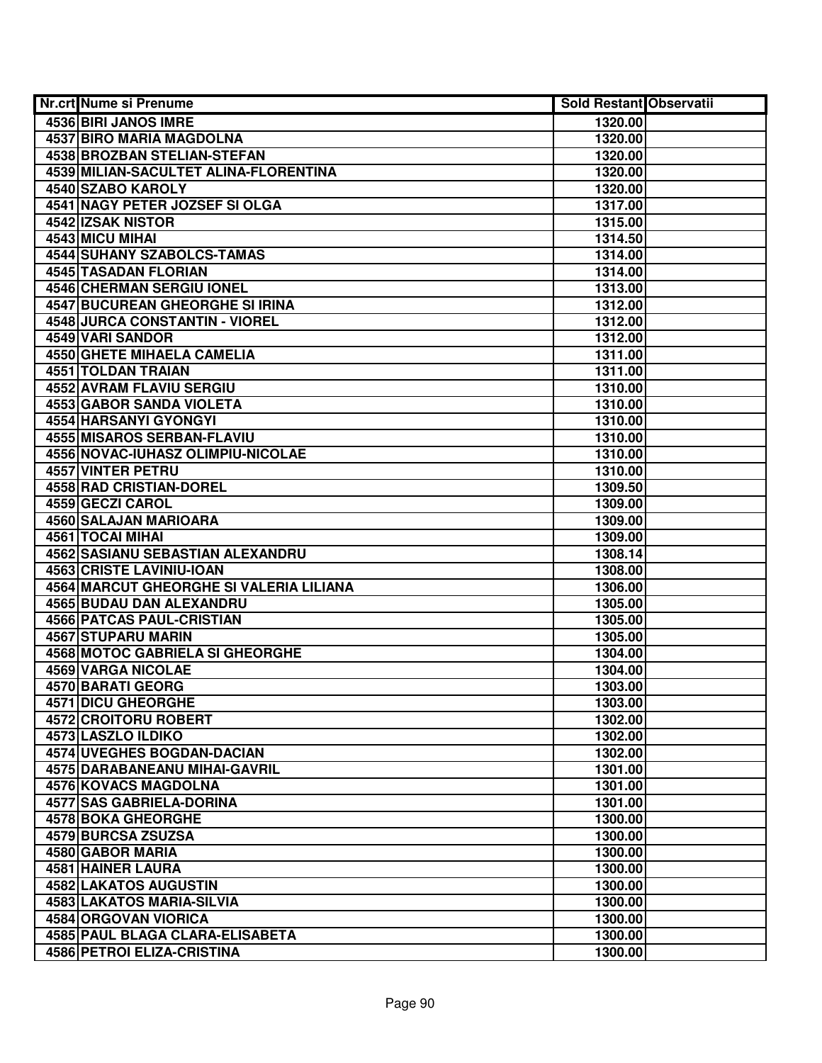| Nr.crt | Nume si Prenume | Sold Restant | Observatii |
|---|---|---|---|
| 4536 | BIRI JANOS IMRE | 1320.00 | |
| 4537 | BIRO MARIA MAGDOLNA | 1320.00 | |
| 4538 | BROZBAN STELIAN-STEFAN | 1320.00 | |
| 4539 | MILIAN-SACULTET ALINA-FLORENTINA | 1320.00 | |
| 4540 | SZABO KAROLY | 1320.00 | |
| 4541 | NAGY PETER JOZSEF SI OLGA | 1317.00 | |
| 4542 | IZSAK NISTOR | 1315.00 | |
| 4543 | MICU MIHAI | 1314.50 | |
| 4544 | SUHANY SZABOLCS-TAMAS | 1314.00 | |
| 4545 | TASADAN FLORIAN | 1314.00 | |
| 4546 | CHERMAN SERGIU IONEL | 1313.00 | |
| 4547 | BUCUREAN GHEORGHE SI IRINA | 1312.00 | |
| 4548 | JURCA CONSTANTIN - VIOREL | 1312.00 | |
| 4549 | VARI SANDOR | 1312.00 | |
| 4550 | GHETE MIHAELA CAMELIA | 1311.00 | |
| 4551 | TOLDAN TRAIAN | 1311.00 | |
| 4552 | AVRAM FLAVIU SERGIU | 1310.00 | |
| 4553 | GABOR SANDA VIOLETA | 1310.00 | |
| 4554 | HARSANYI GYONGYI | 1310.00 | |
| 4555 | MISAROS SERBAN-FLAVIU | 1310.00 | |
| 4556 | NOVAC-IUHASZ OLIMPIU-NICOLAE | 1310.00 | |
| 4557 | VINTER PETRU | 1310.00 | |
| 4558 | RAD CRISTIAN-DOREL | 1309.50 | |
| 4559 | GECZI CAROL | 1309.00 | |
| 4560 | SALAJAN MARIOARA | 1309.00 | |
| 4561 | TOCAI MIHAI | 1309.00 | |
| 4562 | SASIANU SEBASTIAN ALEXANDRU | 1308.14 | |
| 4563 | CRISTE LAVINIU-IOAN | 1308.00 | |
| 4564 | MARCUT GHEORGHE SI VALERIA LILIANA | 1306.00 | |
| 4565 | BUDAU DAN ALEXANDRU | 1305.00 | |
| 4566 | PATCAS PAUL-CRISTIAN | 1305.00 | |
| 4567 | STUPARU MARIN | 1305.00 | |
| 4568 | MOTOC GABRIELA SI GHEORGHE | 1304.00 | |
| 4569 | VARGA NICOLAE | 1304.00 | |
| 4570 | BARATI GEORG | 1303.00 | |
| 4571 | DICU GHEORGHE | 1303.00 | |
| 4572 | CROITORU ROBERT | 1302.00 | |
| 4573 | LASZLO ILDIKO | 1302.00 | |
| 4574 | UVEGHES BOGDAN-DACIAN | 1302.00 | |
| 4575 | DARABANEANU MIHAI-GAVRIL | 1301.00 | |
| 4576 | KOVACS MAGDOLNA | 1301.00 | |
| 4577 | SAS GABRIELA-DORINA | 1301.00 | |
| 4578 | BOKA GHEORGHE | 1300.00 | |
| 4579 | BURCSA ZSUZSA | 1300.00 | |
| 4580 | GABOR MARIA | 1300.00 | |
| 4581 | HAINER LAURA | 1300.00 | |
| 4582 | LAKATOS AUGUSTIN | 1300.00 | |
| 4583 | LAKATOS MARIA-SILVIA | 1300.00 | |
| 4584 | ORGOVAN VIORICA | 1300.00 | |
| 4585 | PAUL BLAGA CLARA-ELISABETA | 1300.00 | |
| 4586 | PETROI ELIZA-CRISTINA | 1300.00 | |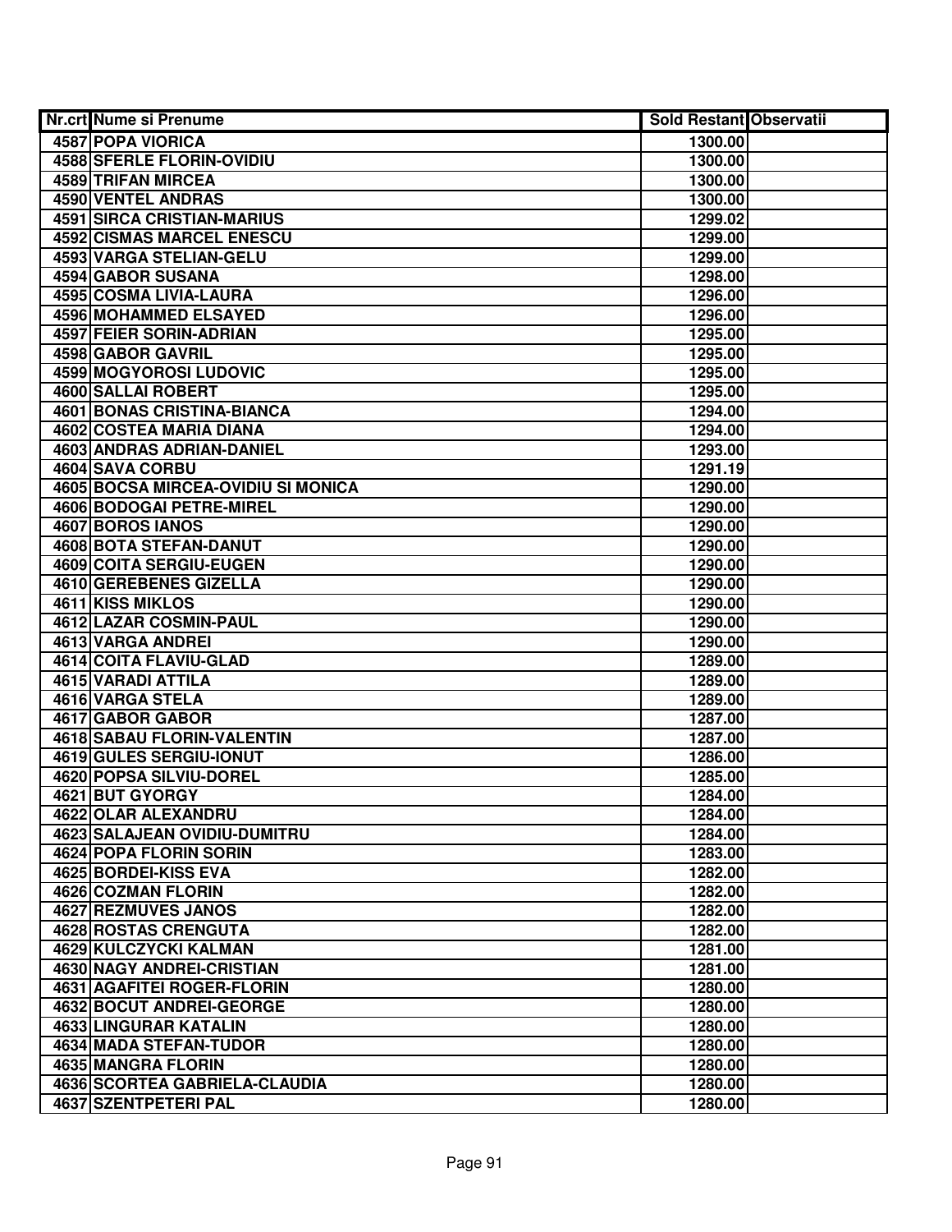| Nr.crt | Nume si Prenume | Sold Restant | Observatii |
|---|---|---|---|
| 4587 | POPA VIORICA | 1300.00 | |
| 4588 | SFERLE FLORIN-OVIDIU | 1300.00 | |
| 4589 | TRIFAN MIRCEA | 1300.00 | |
| 4590 | VENTEL ANDRAS | 1300.00 | |
| 4591 | SIRCA CRISTIAN-MARIUS | 1299.02 | |
| 4592 | CISMAS MARCEL ENESCU | 1299.00 | |
| 4593 | VARGA STELIAN-GELU | 1299.00 | |
| 4594 | GABOR SUSANA | 1298.00 | |
| 4595 | COSMA LIVIA-LAURA | 1296.00 | |
| 4596 | MOHAMMED ELSAYED | 1296.00 | |
| 4597 | FEIER SORIN-ADRIAN | 1295.00 | |
| 4598 | GABOR GAVRIL | 1295.00 | |
| 4599 | MOGYOROSI LUDOVIC | 1295.00 | |
| 4600 | SALLAI ROBERT | 1295.00 | |
| 4601 | BONAS CRISTINA-BIANCA | 1294.00 | |
| 4602 | COSTEA MARIA DIANA | 1294.00 | |
| 4603 | ANDRAS ADRIAN-DANIEL | 1293.00 | |
| 4604 | SAVA CORBU | 1291.19 | |
| 4605 | BOCSA MIRCEA-OVIDIU SI MONICA | 1290.00 | |
| 4606 | BODOGAI PETRE-MIREL | 1290.00 | |
| 4607 | BOROS IANOS | 1290.00 | |
| 4608 | BOTA STEFAN-DANUT | 1290.00 | |
| 4609 | COITA SERGIU-EUGEN | 1290.00 | |
| 4610 | GEREBENES GIZELLA | 1290.00 | |
| 4611 | KISS MIKLOS | 1290.00 | |
| 4612 | LAZAR COSMIN-PAUL | 1290.00 | |
| 4613 | VARGA ANDREI | 1290.00 | |
| 4614 | COITA FLAVIU-GLAD | 1289.00 | |
| 4615 | VARADI ATTILA | 1289.00 | |
| 4616 | VARGA STELA | 1289.00 | |
| 4617 | GABOR GABOR | 1287.00 | |
| 4618 | SABAU FLORIN-VALENTIN | 1287.00 | |
| 4619 | GULES SERGIU-IONUT | 1286.00 | |
| 4620 | POPSA SILVIU-DOREL | 1285.00 | |
| 4621 | BUT GYORGY | 1284.00 | |
| 4622 | OLAR ALEXANDRU | 1284.00 | |
| 4623 | SALAJEAN OVIDIU-DUMITRU | 1284.00 | |
| 4624 | POPA FLORIN SORIN | 1283.00 | |
| 4625 | BORDEI-KISS EVA | 1282.00 | |
| 4626 | COZMAN FLORIN | 1282.00 | |
| 4627 | REZMUVES JANOS | 1282.00 | |
| 4628 | ROSTAS CRENGUTA | 1282.00 | |
| 4629 | KULCZYCKI KALMAN | 1281.00 | |
| 4630 | NAGY ANDREI-CRISTIAN | 1281.00 | |
| 4631 | AGAFITEI ROGER-FLORIN | 1280.00 | |
| 4632 | BOCUT ANDREI-GEORGE | 1280.00 | |
| 4633 | LINGURAR KATALIN | 1280.00 | |
| 4634 | MADA STEFAN-TUDOR | 1280.00 | |
| 4635 | MANGRA FLORIN | 1280.00 | |
| 4636 | SCORTEA GABRIELA-CLAUDIA | 1280.00 | |
| 4637 | SZENTPETERI PAL | 1280.00 | |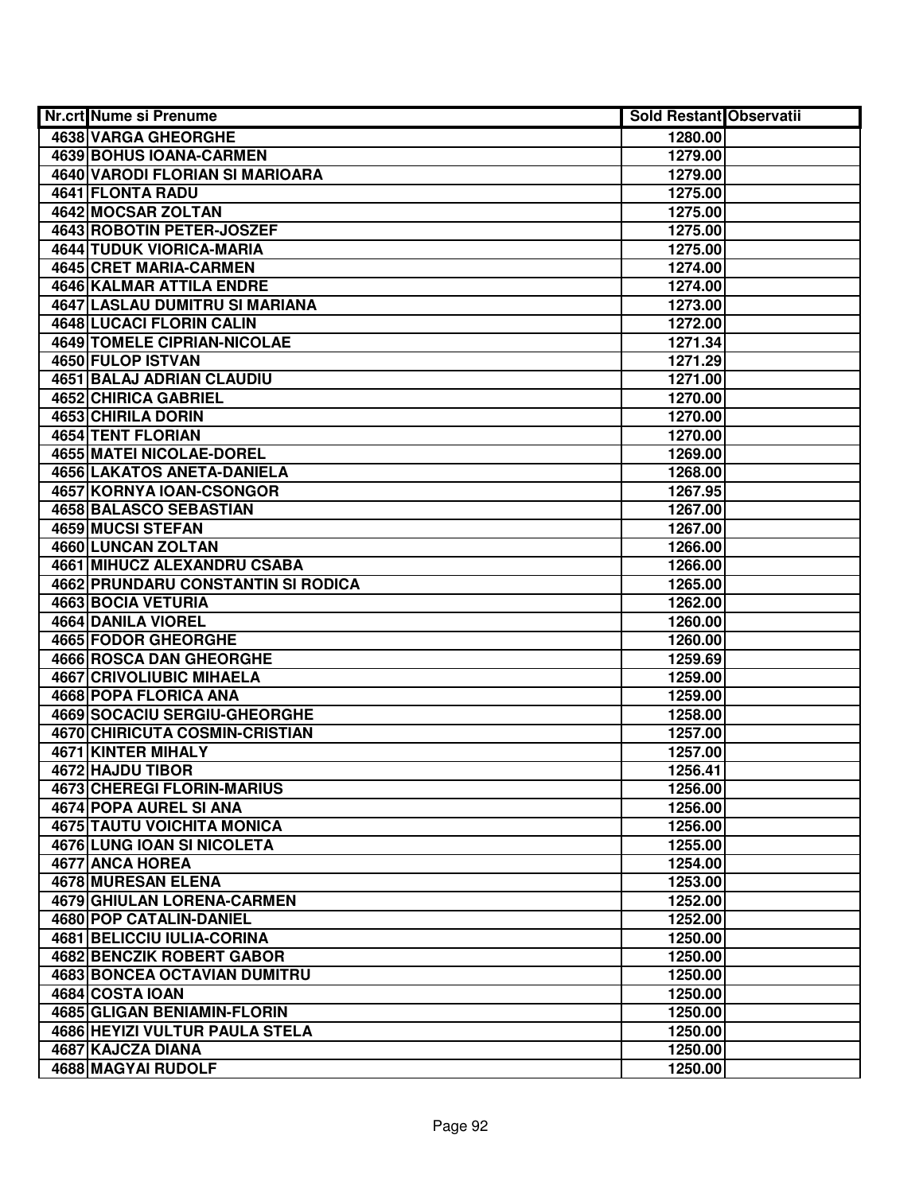| Nr.crt | Nume si Prenume | Sold Restant | Observatii |
|---|---|---|---|
| 4638 | VARGA GHEORGHE | 1280.00 | |
| 4639 | BOHUS IOANA-CARMEN | 1279.00 | |
| 4640 | VARODI FLORIAN SI MARIOARA | 1279.00 | |
| 4641 | FLONTA RADU | 1275.00 | |
| 4642 | MOCSAR ZOLTAN | 1275.00 | |
| 4643 | ROBOTIN PETER-JOSZEF | 1275.00 | |
| 4644 | TUDUK VIORICA-MARIA | 1275.00 | |
| 4645 | CRET MARIA-CARMEN | 1274.00 | |
| 4646 | KALMAR ATTILA ENDRE | 1274.00 | |
| 4647 | LASLAU DUMITRU SI MARIANA | 1273.00 | |
| 4648 | LUCACI FLORIN CALIN | 1272.00 | |
| 4649 | TOMELE CIPRIAN-NICOLAE | 1271.34 | |
| 4650 | FULOP ISTVAN | 1271.29 | |
| 4651 | BALAJ ADRIAN CLAUDIU | 1271.00 | |
| 4652 | CHIRICA GABRIEL | 1270.00 | |
| 4653 | CHIRILA DORIN | 1270.00 | |
| 4654 | TENT FLORIAN | 1270.00 | |
| 4655 | MATEI NICOLAE-DOREL | 1269.00 | |
| 4656 | LAKATOS ANETA-DANIELA | 1268.00 | |
| 4657 | KORNYA IOAN-CSONGOR | 1267.95 | |
| 4658 | BALASCO SEBASTIAN | 1267.00 | |
| 4659 | MUCSI STEFAN | 1267.00 | |
| 4660 | LUNCAN ZOLTAN | 1266.00 | |
| 4661 | MIHUCZ ALEXANDRU CSABA | 1266.00 | |
| 4662 | PRUNDARU CONSTANTIN SI RODICA | 1265.00 | |
| 4663 | BOCIA VETURIA | 1262.00 | |
| 4664 | DANILA VIOREL | 1260.00 | |
| 4665 | FODOR GHEORGHE | 1260.00 | |
| 4666 | ROSCA DAN GHEORGHE | 1259.69 | |
| 4667 | CRIVOLIUBIC MIHAELA | 1259.00 | |
| 4668 | POPA FLORICA ANA | 1259.00 | |
| 4669 | SOCACIU SERGIU-GHEORGHE | 1258.00 | |
| 4670 | CHIRICUTA COSMIN-CRISTIAN | 1257.00 | |
| 4671 | KINTER MIHALY | 1257.00 | |
| 4672 | HAJDU TIBOR | 1256.41 | |
| 4673 | CHEREGI FLORIN-MARIUS | 1256.00 | |
| 4674 | POPA AUREL SI ANA | 1256.00 | |
| 4675 | TAUTU VOICHITA MONICA | 1256.00 | |
| 4676 | LUNG IOAN SI NICOLETA | 1255.00 | |
| 4677 | ANCA HOREA | 1254.00 | |
| 4678 | MURESAN ELENA | 1253.00 | |
| 4679 | GHIULAN LORENA-CARMEN | 1252.00 | |
| 4680 | POP CATALIN-DANIEL | 1252.00 | |
| 4681 | BELICCIU IULIA-CORINA | 1250.00 | |
| 4682 | BENCZIK ROBERT GABOR | 1250.00 | |
| 4683 | BONCEA OCTAVIAN DUMITRU | 1250.00 | |
| 4684 | COSTA IOAN | 1250.00 | |
| 4685 | GLIGAN BENIAMIN-FLORIN | 1250.00 | |
| 4686 | HEYIZI VULTUR PAULA STELA | 1250.00 | |
| 4687 | KAJCZA DIANA | 1250.00 | |
| 4688 | MAGYAI RUDOLF | 1250.00 | |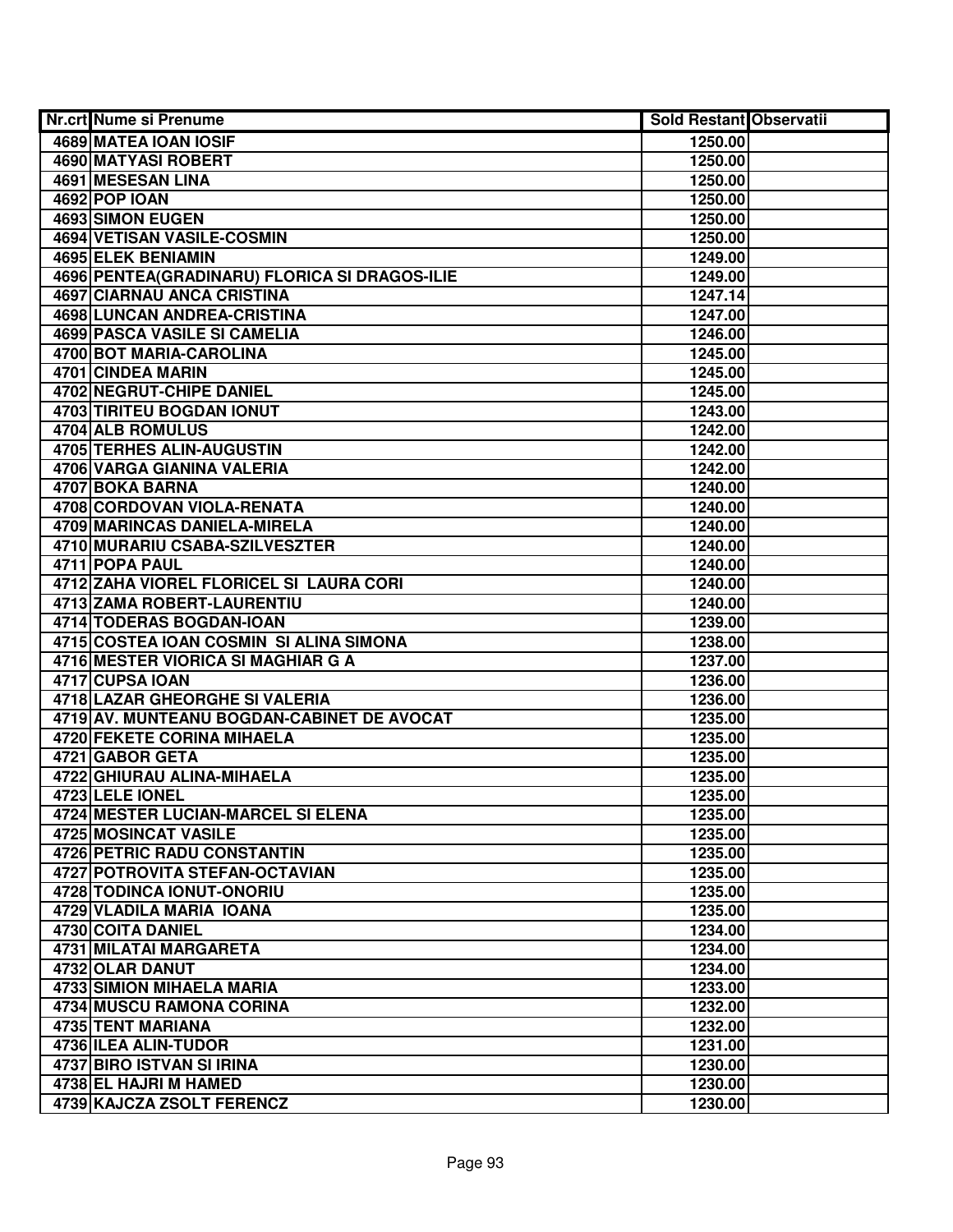| Nr.crt | Nume si Prenume | Sold Restant | Observatii |
|---|---|---|---|
| 4689 | MATEA IOAN IOSIF | 1250.00 | |
| 4690 | MATYASI ROBERT | 1250.00 | |
| 4691 | MESESAN LINA | 1250.00 | |
| 4692 | POP IOAN | 1250.00 | |
| 4693 | SIMON EUGEN | 1250.00 | |
| 4694 | VETISAN VASILE-COSMIN | 1250.00 | |
| 4695 | ELEK BENIAMIN | 1249.00 | |
| 4696 | PENTEA(GRADINARU) FLORICA SI DRAGOS-ILIE | 1249.00 | |
| 4697 | CIARNAU ANCA CRISTINA | 1247.14 | |
| 4698 | LUNCAN ANDREA-CRISTINA | 1247.00 | |
| 4699 | PASCA VASILE SI CAMELIA | 1246.00 | |
| 4700 | BOT MARIA-CAROLINA | 1245.00 | |
| 4701 | CINDEA MARIN | 1245.00 | |
| 4702 | NEGRUT-CHIPE DANIEL | 1245.00 | |
| 4703 | TIRITEU BOGDAN IONUT | 1243.00 | |
| 4704 | ALB ROMULUS | 1242.00 | |
| 4705 | TERHES ALIN-AUGUSTIN | 1242.00 | |
| 4706 | VARGA GIANINA VALERIA | 1242.00 | |
| 4707 | BOKA BARNA | 1240.00 | |
| 4708 | CORDOVAN VIOLA-RENATA | 1240.00 | |
| 4709 | MARINCAS DANIELA-MIRELA | 1240.00 | |
| 4710 | MURARIU CSABA-SZILVESZTER | 1240.00 | |
| 4711 | POPA PAUL | 1240.00 | |
| 4712 | ZAHA VIOREL FLORICEL SI LAURA CORI | 1240.00 | |
| 4713 | ZAMA ROBERT-LAURENTIU | 1240.00 | |
| 4714 | TODERAS BOGDAN-IOAN | 1239.00 | |
| 4715 | COSTEA IOAN COSMIN SI ALINA SIMONA | 1238.00 | |
| 4716 | MESTER VIORICA SI MAGHIAR G A | 1237.00 | |
| 4717 | CUPSA IOAN | 1236.00 | |
| 4718 | LAZAR GHEORGHE SI VALERIA | 1236.00 | |
| 4719 | AV. MUNTEANU BOGDAN-CABINET DE AVOCAT | 1235.00 | |
| 4720 | FEKETE CORINA MIHAELA | 1235.00 | |
| 4721 | GABOR GETA | 1235.00 | |
| 4722 | GHIURAU ALINA-MIHAELA | 1235.00 | |
| 4723 | LELE IONEL | 1235.00 | |
| 4724 | MESTER LUCIAN-MARCEL SI ELENA | 1235.00 | |
| 4725 | MOSINCAT VASILE | 1235.00 | |
| 4726 | PETRIC RADU CONSTANTIN | 1235.00 | |
| 4727 | POTROVITA STEFAN-OCTAVIAN | 1235.00 | |
| 4728 | TODINCA IONUT-ONORIU | 1235.00 | |
| 4729 | VLADILA MARIA IOANA | 1235.00 | |
| 4730 | COITA DANIEL | 1234.00 | |
| 4731 | MILATAI MARGARETA | 1234.00 | |
| 4732 | OLAR DANUT | 1234.00 | |
| 4733 | SIMION MIHAELA MARIA | 1233.00 | |
| 4734 | MUSCU RAMONA CORINA | 1232.00 | |
| 4735 | TENT MARIANA | 1232.00 | |
| 4736 | ILEA ALIN-TUDOR | 1231.00 | |
| 4737 | BIRO ISTVAN SI IRINA | 1230.00 | |
| 4738 | EL HAJRI M HAMED | 1230.00 | |
| 4739 | KAJCZA ZSOLT FERENCZ | 1230.00 | |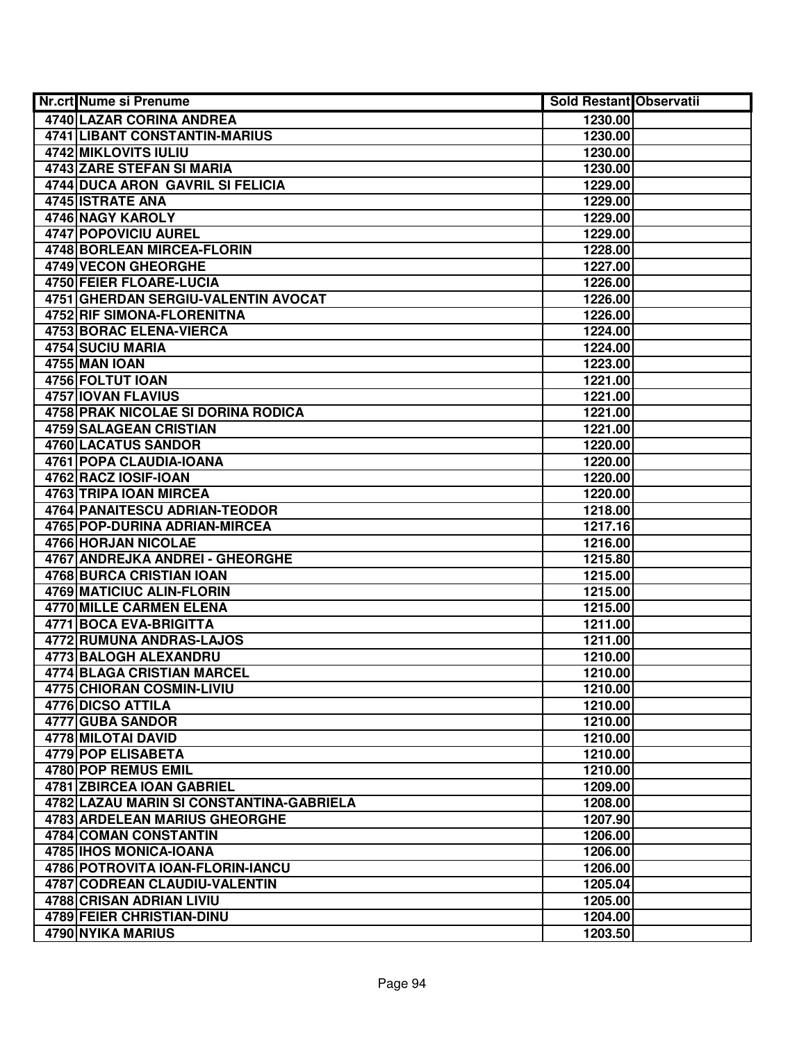| Nr.crt | Nume si Prenume | Sold Restant | Observatii |
|---|---|---|---|
| 4740 | LAZAR CORINA ANDREA | 1230.00 | |
| 4741 | LIBANT CONSTANTIN-MARIUS | 1230.00 | |
| 4742 | MIKLOVITS IULIU | 1230.00 | |
| 4743 | ZARE STEFAN SI MARIA | 1230.00 | |
| 4744 | DUCA ARON  GAVRIL SI FELICIA | 1229.00 | |
| 4745 | ISTRATE ANA | 1229.00 | |
| 4746 | NAGY KAROLY | 1229.00 | |
| 4747 | POPOVICIU AUREL | 1229.00 | |
| 4748 | BORLEAN MIRCEA-FLORIN | 1228.00 | |
| 4749 | VECON GHEORGHE | 1227.00 | |
| 4750 | FEIER FLOARE-LUCIA | 1226.00 | |
| 4751 | GHERDAN SERGIU-VALENTIN AVOCAT | 1226.00 | |
| 4752 | RIF SIMONA-FLORENITNA | 1226.00 | |
| 4753 | BORAC ELENA-VIERCA | 1224.00 | |
| 4754 | SUCIU MARIA | 1224.00 | |
| 4755 | MAN IOAN | 1223.00 | |
| 4756 | FOLTUT IOAN | 1221.00 | |
| 4757 | IOVAN FLAVIUS | 1221.00 | |
| 4758 | PRAK NICOLAE SI DORINA RODICA | 1221.00 | |
| 4759 | SALAGEAN CRISTIAN | 1221.00 | |
| 4760 | LACATUS SANDOR | 1220.00 | |
| 4761 | POPA CLAUDIA-IOANA | 1220.00 | |
| 4762 | RACZ IOSIF-IOAN | 1220.00 | |
| 4763 | TRIPA IOAN MIRCEA | 1220.00 | |
| 4764 | PANAITESCU ADRIAN-TEODOR | 1218.00 | |
| 4765 | POP-DURINA ADRIAN-MIRCEA | 1217.16 | |
| 4766 | HORJAN NICOLAE | 1216.00 | |
| 4767 | ANDREJKA ANDREI - GHEORGHE | 1215.80 | |
| 4768 | BURCA CRISTIAN IOAN | 1215.00 | |
| 4769 | MATICIUC ALIN-FLORIN | 1215.00 | |
| 4770 | MILLE CARMEN ELENA | 1215.00 | |
| 4771 | BOCA EVA-BRIGITTA | 1211.00 | |
| 4772 | RUMUNA ANDRAS-LAJOS | 1211.00 | |
| 4773 | BALOGH ALEXANDRU | 1210.00 | |
| 4774 | BLAGA CRISTIAN MARCEL | 1210.00 | |
| 4775 | CHIORAN COSMIN-LIVIU | 1210.00 | |
| 4776 | DICSO ATTILA | 1210.00 | |
| 4777 | GUBA SANDOR | 1210.00 | |
| 4778 | MILOTAI DAVID | 1210.00 | |
| 4779 | POP ELISABETA | 1210.00 | |
| 4780 | POP REMUS EMIL | 1210.00 | |
| 4781 | ZBIRCEA IOAN GABRIEL | 1209.00 | |
| 4782 | LAZAU MARIN SI CONSTANTINA-GABRIELA | 1208.00 | |
| 4783 | ARDELEAN MARIUS GHEORGHE | 1207.90 | |
| 4784 | COMAN CONSTANTIN | 1206.00 | |
| 4785 | IHOS MONICA-IOANA | 1206.00 | |
| 4786 | POTROVITA IOAN-FLORIN-IANCU | 1206.00 | |
| 4787 | CODREAN CLAUDIU-VALENTIN | 1205.04 | |
| 4788 | CRISAN ADRIAN LIVIU | 1205.00 | |
| 4789 | FEIER CHRISTIAN-DINU | 1204.00 | |
| 4790 | NYIKA MARIUS | 1203.50 | |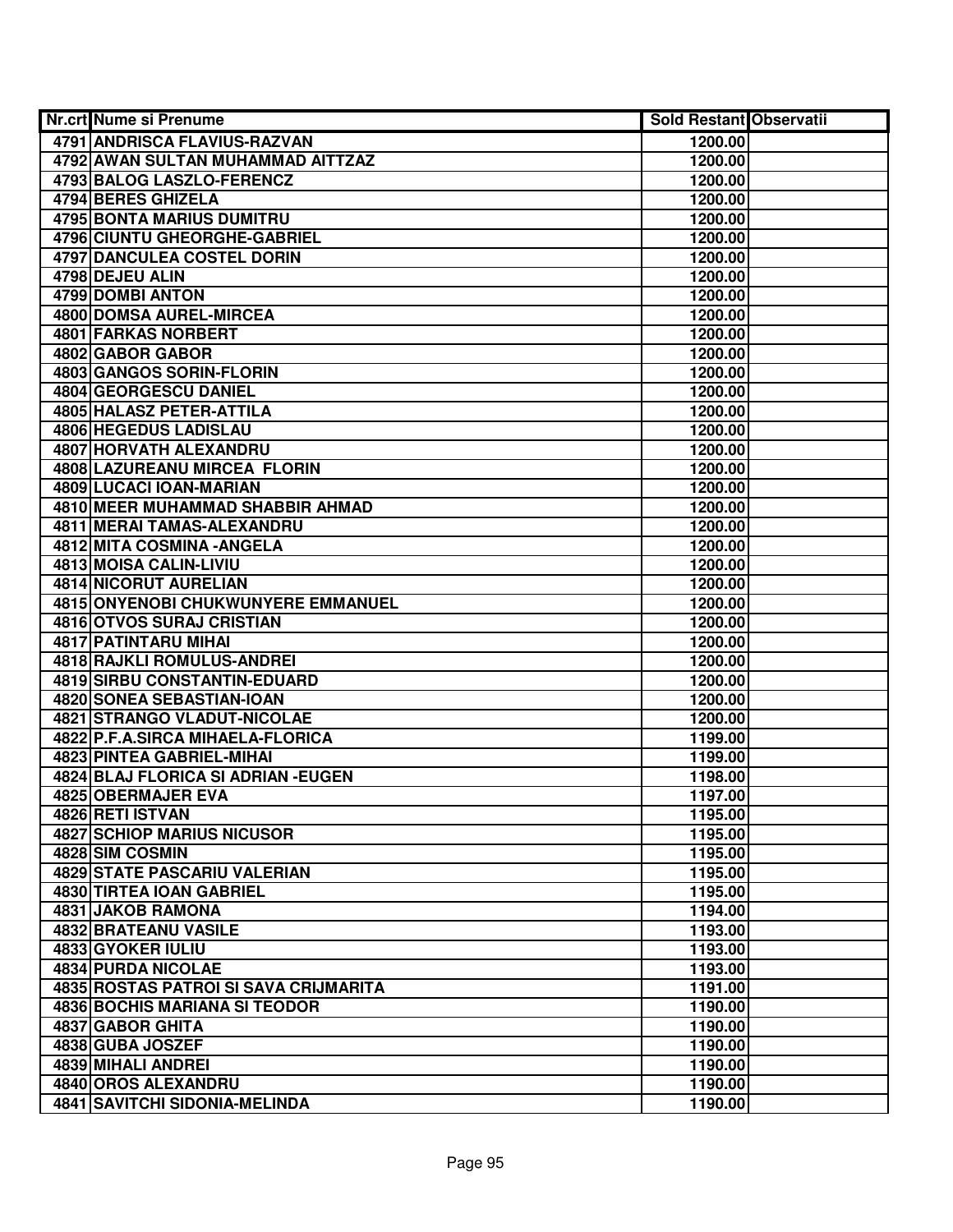| Nr.crt | Nume si Prenume | Sold Restant | Observatii |
|---|---|---|---|
| 4791 | ANDRISCA FLAVIUS-RAZVAN | 1200.00 | |
| 4792 | AWAN SULTAN MUHAMMAD AITTZAZ | 1200.00 | |
| 4793 | BALOG LASZLO-FERENCZ | 1200.00 | |
| 4794 | BERES GHIZELA | 1200.00 | |
| 4795 | BONTA MARIUS DUMITRU | 1200.00 | |
| 4796 | CIUNTU GHEORGHE-GABRIEL | 1200.00 | |
| 4797 | DANCULEA COSTEL DORIN | 1200.00 | |
| 4798 | DEJEU ALIN | 1200.00 | |
| 4799 | DOMBI ANTON | 1200.00 | |
| 4800 | DOMSA AUREL-MIRCEA | 1200.00 | |
| 4801 | FARKAS NORBERT | 1200.00 | |
| 4802 | GABOR GABOR | 1200.00 | |
| 4803 | GANGOS SORIN-FLORIN | 1200.00 | |
| 4804 | GEORGESCU DANIEL | 1200.00 | |
| 4805 | HALASZ PETER-ATTILA | 1200.00 | |
| 4806 | HEGEDUS LADISLAU | 1200.00 | |
| 4807 | HORVATH ALEXANDRU | 1200.00 | |
| 4808 | LAZUREANU MIRCEA FLORIN | 1200.00 | |
| 4809 | LUCACI IOAN-MARIAN | 1200.00 | |
| 4810 | MEER MUHAMMAD SHABBIR AHMAD | 1200.00 | |
| 4811 | MERAI TAMAS-ALEXANDRU | 1200.00 | |
| 4812 | MITA COSMINA -ANGELA | 1200.00 | |
| 4813 | MOISA CALIN-LIVIU | 1200.00 | |
| 4814 | NICORUT AURELIAN | 1200.00 | |
| 4815 | ONYENOBI CHUKWUNYERE EMMANUEL | 1200.00 | |
| 4816 | OTVOS SURAJ CRISTIAN | 1200.00 | |
| 4817 | PATINTARU MIHAI | 1200.00 | |
| 4818 | RAJKLI ROMULUS-ANDREI | 1200.00 | |
| 4819 | SIRBU CONSTANTIN-EDUARD | 1200.00 | |
| 4820 | SONEA SEBASTIAN-IOAN | 1200.00 | |
| 4821 | STRANGO VLADUT-NICOLAE | 1200.00 | |
| 4822 | P.F.A.SIRCA MIHAELA-FLORICA | 1199.00 | |
| 4823 | PINTEA GABRIEL-MIHAI | 1199.00 | |
| 4824 | BLAJ FLORICA SI ADRIAN -EUGEN | 1198.00 | |
| 4825 | OBERMAJER EVA | 1197.00 | |
| 4826 | RETI ISTVAN | 1195.00 | |
| 4827 | SCHIOP MARIUS NICUSOR | 1195.00 | |
| 4828 | SIM COSMIN | 1195.00 | |
| 4829 | STATE PASCARIU VALERIAN | 1195.00 | |
| 4830 | TIRTEA IOAN GABRIEL | 1195.00 | |
| 4831 | JAKOB RAMONA | 1194.00 | |
| 4832 | BRATEANU VASILE | 1193.00 | |
| 4833 | GYOKER IULIU | 1193.00 | |
| 4834 | PURDA NICOLAE | 1193.00 | |
| 4835 | ROSTAS PATROI SI SAVA CRIJMARITA | 1191.00 | |
| 4836 | BOCHIS MARIANA SI TEODOR | 1190.00 | |
| 4837 | GABOR GHITA | 1190.00 | |
| 4838 | GUBA JOSZEF | 1190.00 | |
| 4839 | MIHALI ANDREI | 1190.00 | |
| 4840 | OROS ALEXANDRU | 1190.00 | |
| 4841 | SAVITCHI SIDONIA-MELINDA | 1190.00 | |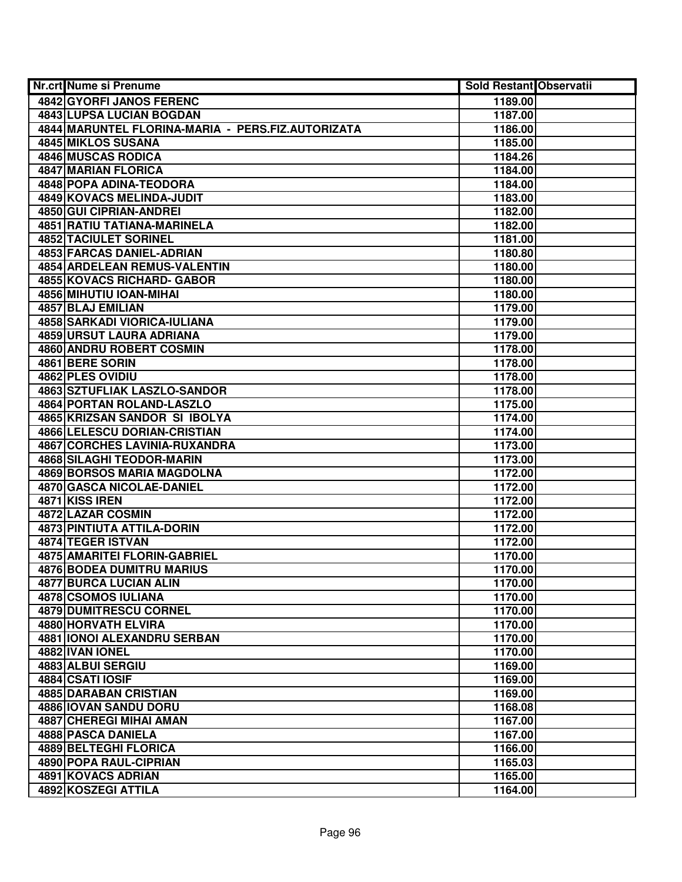| Nr.crt | Nume si Prenume | Sold Restant | Observatii |
|---|---|---|---|
| 4842 | GYORFI JANOS FERENC | 1189.00 | |
| 4843 | LUPSA LUCIAN BOGDAN | 1187.00 | |
| 4844 | MARUNTEL FLORINA-MARIA - PERS.FIZ.AUTORIZATA | 1186.00 | |
| 4845 | MIKLOS SUSANA | 1185.00 | |
| 4846 | MUSCAS RODICA | 1184.26 | |
| 4847 | MARIAN FLORICA | 1184.00 | |
| 4848 | POPA ADINA-TEODORA | 1184.00 | |
| 4849 | KOVACS MELINDA-JUDIT | 1183.00 | |
| 4850 | GUI CIPRIAN-ANDREI | 1182.00 | |
| 4851 | RATIU TATIANA-MARINELA | 1182.00 | |
| 4852 | TACIULET SORINEL | 1181.00 | |
| 4853 | FARCAS DANIEL-ADRIAN | 1180.80 | |
| 4854 | ARDELEAN REMUS-VALENTIN | 1180.00 | |
| 4855 | KOVACS RICHARD- GABOR | 1180.00 | |
| 4856 | MIHUTIU IOAN-MIHAI | 1180.00 | |
| 4857 | BLAJ EMILIAN | 1179.00 | |
| 4858 | SARKADI VIORICA-IULIANA | 1179.00 | |
| 4859 | URSUT LAURA ADRIANA | 1179.00 | |
| 4860 | ANDRU ROBERT COSMIN | 1178.00 | |
| 4861 | BERE SORIN | 1178.00 | |
| 4862 | PLES OVIDIU | 1178.00 | |
| 4863 | SZTUFLIAK LASZLO-SANDOR | 1178.00 | |
| 4864 | PORTAN ROLAND-LASZLO | 1175.00 | |
| 4865 | KRIZSAN SANDOR SI IBOLYA | 1174.00 | |
| 4866 | LELESCU DORIAN-CRISTIAN | 1174.00 | |
| 4867 | CORCHES LAVINIA-RUXANDRA | 1173.00 | |
| 4868 | SILAGHI TEODOR-MARIN | 1173.00 | |
| 4869 | BORSOS MARIA MAGDOLNA | 1172.00 | |
| 4870 | GASCA NICOLAE-DANIEL | 1172.00 | |
| 4871 | KISS IREN | 1172.00 | |
| 4872 | LAZAR COSMIN | 1172.00 | |
| 4873 | PINTIUTA ATTILA-DORIN | 1172.00 | |
| 4874 | TEGER ISTVAN | 1172.00 | |
| 4875 | AMARITEI FLORIN-GABRIEL | 1170.00 | |
| 4876 | BODEA DUMITRU MARIUS | 1170.00 | |
| 4877 | BURCA LUCIAN ALIN | 1170.00 | |
| 4878 | CSOMOS IULIANA | 1170.00 | |
| 4879 | DUMITRESCU CORNEL | 1170.00 | |
| 4880 | HORVATH ELVIRA | 1170.00 | |
| 4881 | IONOI ALEXANDRU SERBAN | 1170.00 | |
| 4882 | IVAN IONEL | 1170.00 | |
| 4883 | ALBUI SERGIU | 1169.00 | |
| 4884 | CSATI IOSIF | 1169.00 | |
| 4885 | DARABAN CRISTIAN | 1169.00 | |
| 4886 | IOVAN SANDU DORU | 1168.08 | |
| 4887 | CHEREGI MIHAI AMAN | 1167.00 | |
| 4888 | PASCA DANIELA | 1167.00 | |
| 4889 | BELTEGHI FLORICA | 1166.00 | |
| 4890 | POPA RAUL-CIPRIAN | 1165.03 | |
| 4891 | KOVACS ADRIAN | 1165.00 | |
| 4892 | KOSZEGI ATTILA | 1164.00 | |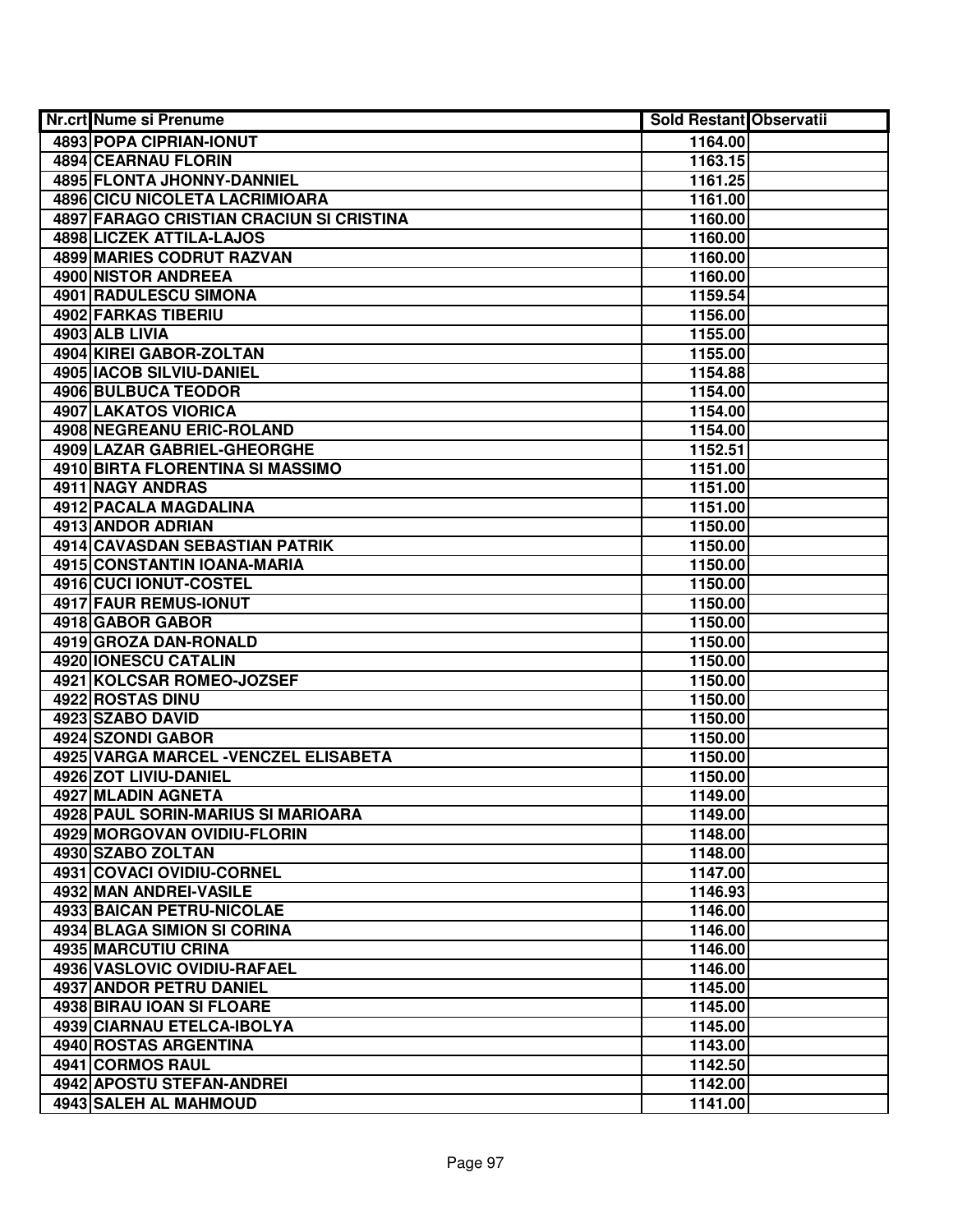| Nr.crt | Nume si Prenume | Sold Restant | Observatii |
|---|---|---|---|
| 4893 | POPA CIPRIAN-IONUT | 1164.00 | |
| 4894 | CEARNAU FLORIN | 1163.15 | |
| 4895 | FLONTA JHONNY-DANNIEL | 1161.25 | |
| 4896 | CICU NICOLETA LACRIMIOARA | 1161.00 | |
| 4897 | FARAGO CRISTIAN CRACIUN SI CRISTINA | 1160.00 | |
| 4898 | LICZEK ATTILA-LAJOS | 1160.00 | |
| 4899 | MARIES CODRUT RAZVAN | 1160.00 | |
| 4900 | NISTOR ANDREEA | 1160.00 | |
| 4901 | RADULESCU SIMONA | 1159.54 | |
| 4902 | FARKAS TIBERIU | 1156.00 | |
| 4903 | ALB LIVIA | 1155.00 | |
| 4904 | KIREI GABOR-ZOLTAN | 1155.00 | |
| 4905 | IACOB SILVIU-DANIEL | 1154.88 | |
| 4906 | BULBUCA TEODOR | 1154.00 | |
| 4907 | LAKATOS VIORICA | 1154.00 | |
| 4908 | NEGREANU ERIC-ROLAND | 1154.00 | |
| 4909 | LAZAR GABRIEL-GHEORGHE | 1152.51 | |
| 4910 | BIRTA FLORENTINA SI MASSIMO | 1151.00 | |
| 4911 | NAGY ANDRAS | 1151.00 | |
| 4912 | PACALA MAGDALINA | 1151.00 | |
| 4913 | ANDOR ADRIAN | 1150.00 | |
| 4914 | CAVASDAN SEBASTIAN PATRIK | 1150.00 | |
| 4915 | CONSTANTIN IOANA-MARIA | 1150.00 | |
| 4916 | CUCI IONUT-COSTEL | 1150.00 | |
| 4917 | FAUR REMUS-IONUT | 1150.00 | |
| 4918 | GABOR GABOR | 1150.00 | |
| 4919 | GROZA DAN-RONALD | 1150.00 | |
| 4920 | IONESCU CATALIN | 1150.00 | |
| 4921 | KOLCSAR ROMEO-JOZSEF | 1150.00 | |
| 4922 | ROSTAS DINU | 1150.00 | |
| 4923 | SZABO DAVID | 1150.00 | |
| 4924 | SZONDI GABOR | 1150.00 | |
| 4925 | VARGA MARCEL -VENCZEL ELISABETA | 1150.00 | |
| 4926 | ZOT LIVIU-DANIEL | 1150.00 | |
| 4927 | MLADIN AGNETA | 1149.00 | |
| 4928 | PAUL SORIN-MARIUS SI MARIOARA | 1149.00 | |
| 4929 | MORGOVAN OVIDIU-FLORIN | 1148.00 | |
| 4930 | SZABO ZOLTAN | 1148.00 | |
| 4931 | COVACI OVIDIU-CORNEL | 1147.00 | |
| 4932 | MAN ANDREI-VASILE | 1146.93 | |
| 4933 | BAICAN PETRU-NICOLAE | 1146.00 | |
| 4934 | BLAGA SIMION SI CORINA | 1146.00 | |
| 4935 | MARCUTIU CRINA | 1146.00 | |
| 4936 | VASLOVIC OVIDIU-RAFAEL | 1146.00 | |
| 4937 | ANDOR PETRU DANIEL | 1145.00 | |
| 4938 | BIRAU IOAN SI FLOARE | 1145.00 | |
| 4939 | CIARNAU ETELCA-IBOLYA | 1145.00 | |
| 4940 | ROSTAS ARGENTINA | 1143.00 | |
| 4941 | CORMOS RAUL | 1142.50 | |
| 4942 | APOSTU STEFAN-ANDREI | 1142.00 | |
| 4943 | SALEH AL MAHMOUD | 1141.00 | |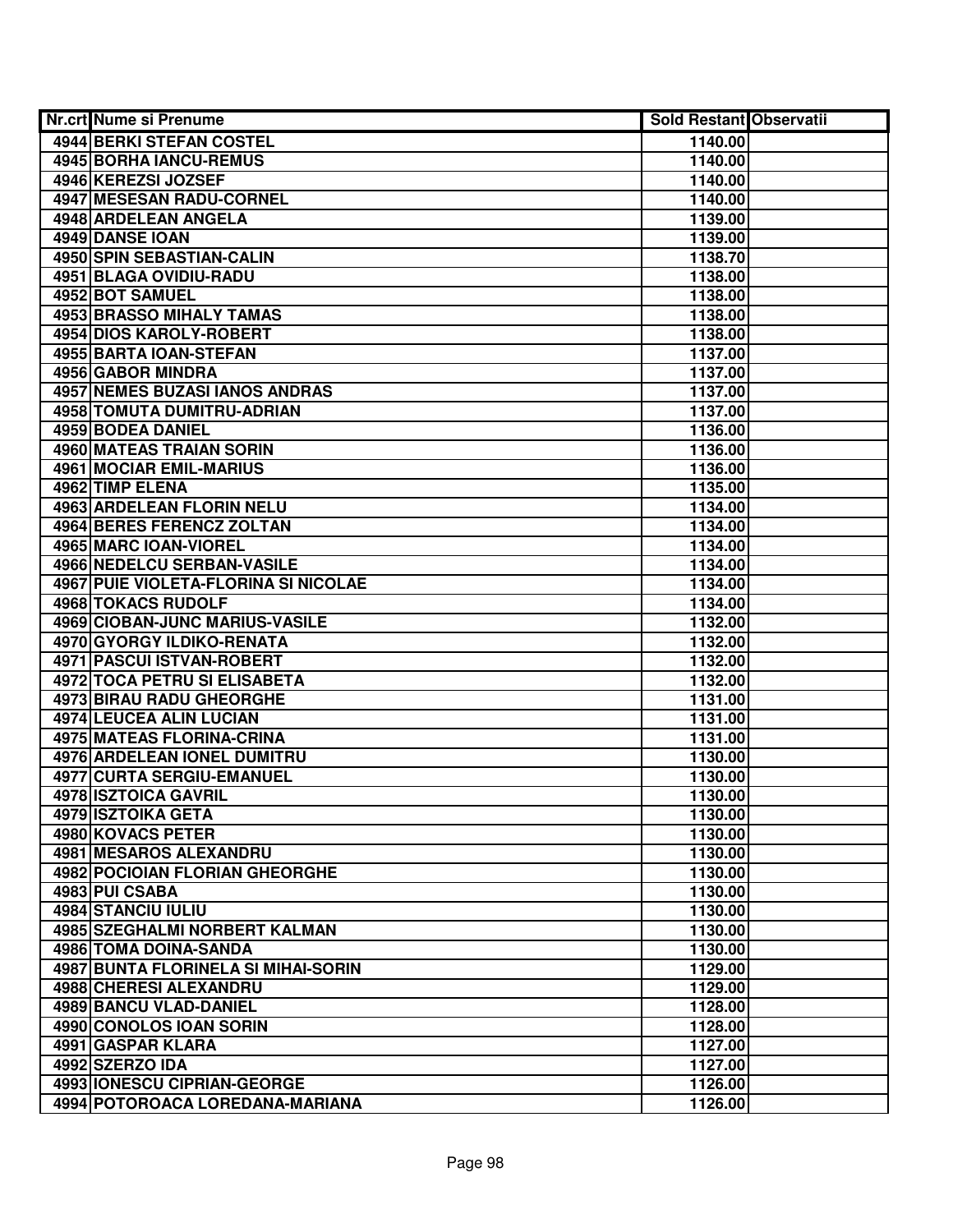| Nr.crt | Nume si Prenume | Sold Restant | Observatii |
|---|---|---|---|
| 4944 | BERKI STEFAN COSTEL | 1140.00 | |
| 4945 | BORHA IANCU-REMUS | 1140.00 | |
| 4946 | KEREZSI JOZSEF | 1140.00 | |
| 4947 | MESESAN RADU-CORNEL | 1140.00 | |
| 4948 | ARDELEAN ANGELA | 1139.00 | |
| 4949 | DANSE IOAN | 1139.00 | |
| 4950 | SPIN SEBASTIAN-CALIN | 1138.70 | |
| 4951 | BLAGA OVIDIU-RADU | 1138.00 | |
| 4952 | BOT SAMUEL | 1138.00 | |
| 4953 | BRASSO MIHALY TAMAS | 1138.00 | |
| 4954 | DIOS KAROLY-ROBERT | 1138.00 | |
| 4955 | BARTA IOAN-STEFAN | 1137.00 | |
| 4956 | GABOR MINDRA | 1137.00 | |
| 4957 | NEMES BUZASI IANOS ANDRAS | 1137.00 | |
| 4958 | TOMUTA DUMITRU-ADRIAN | 1137.00 | |
| 4959 | BODEA DANIEL | 1136.00 | |
| 4960 | MATEAS TRAIAN SORIN | 1136.00 | |
| 4961 | MOCIAR EMIL-MARIUS | 1136.00 | |
| 4962 | TIMP ELENA | 1135.00 | |
| 4963 | ARDELEAN FLORIN NELU | 1134.00 | |
| 4964 | BERES FERENCZ ZOLTAN | 1134.00 | |
| 4965 | MARC IOAN-VIOREL | 1134.00 | |
| 4966 | NEDELCU SERBAN-VASILE | 1134.00 | |
| 4967 | PUIE VIOLETA-FLORINA SI NICOLAE | 1134.00 | |
| 4968 | TOKACS RUDOLF | 1134.00 | |
| 4969 | CIOBAN-JUNC MARIUS-VASILE | 1132.00 | |
| 4970 | GYORGY ILDIKO-RENATA | 1132.00 | |
| 4971 | PASCUI ISTVAN-ROBERT | 1132.00 | |
| 4972 | TOCA PETRU SI ELISABETA | 1132.00 | |
| 4973 | BIRAU RADU GHEORGHE | 1131.00 | |
| 4974 | LEUCEA ALIN LUCIAN | 1131.00 | |
| 4975 | MATEAS FLORINA-CRINA | 1131.00 | |
| 4976 | ARDELEAN IONEL DUMITRU | 1130.00 | |
| 4977 | CURTA SERGIU-EMANUEL | 1130.00 | |
| 4978 | ISZTOICA GAVRIL | 1130.00 | |
| 4979 | ISZTOIKA GETA | 1130.00 | |
| 4980 | KOVACS PETER | 1130.00 | |
| 4981 | MESAROS ALEXANDRU | 1130.00 | |
| 4982 | POCIOIAN FLORIAN GHEORGHE | 1130.00 | |
| 4983 | PUI CSABA | 1130.00 | |
| 4984 | STANCIU IULIU | 1130.00 | |
| 4985 | SZEGHALMI NORBERT KALMAN | 1130.00 | |
| 4986 | TOMA DOINA-SANDA | 1130.00 | |
| 4987 | BUNTA FLORINELA SI MIHAI-SORIN | 1129.00 | |
| 4988 | CHERESI ALEXANDRU | 1129.00 | |
| 4989 | BANCU VLAD-DANIEL | 1128.00 | |
| 4990 | CONOLOS IOAN SORIN | 1128.00 | |
| 4991 | GASPAR KLARA | 1127.00 | |
| 4992 | SZERZO IDA | 1127.00 | |
| 4993 | IONESCU CIPRIAN-GEORGE | 1126.00 | |
| 4994 | POTOROACA LOREDANA-MARIANA | 1126.00 | |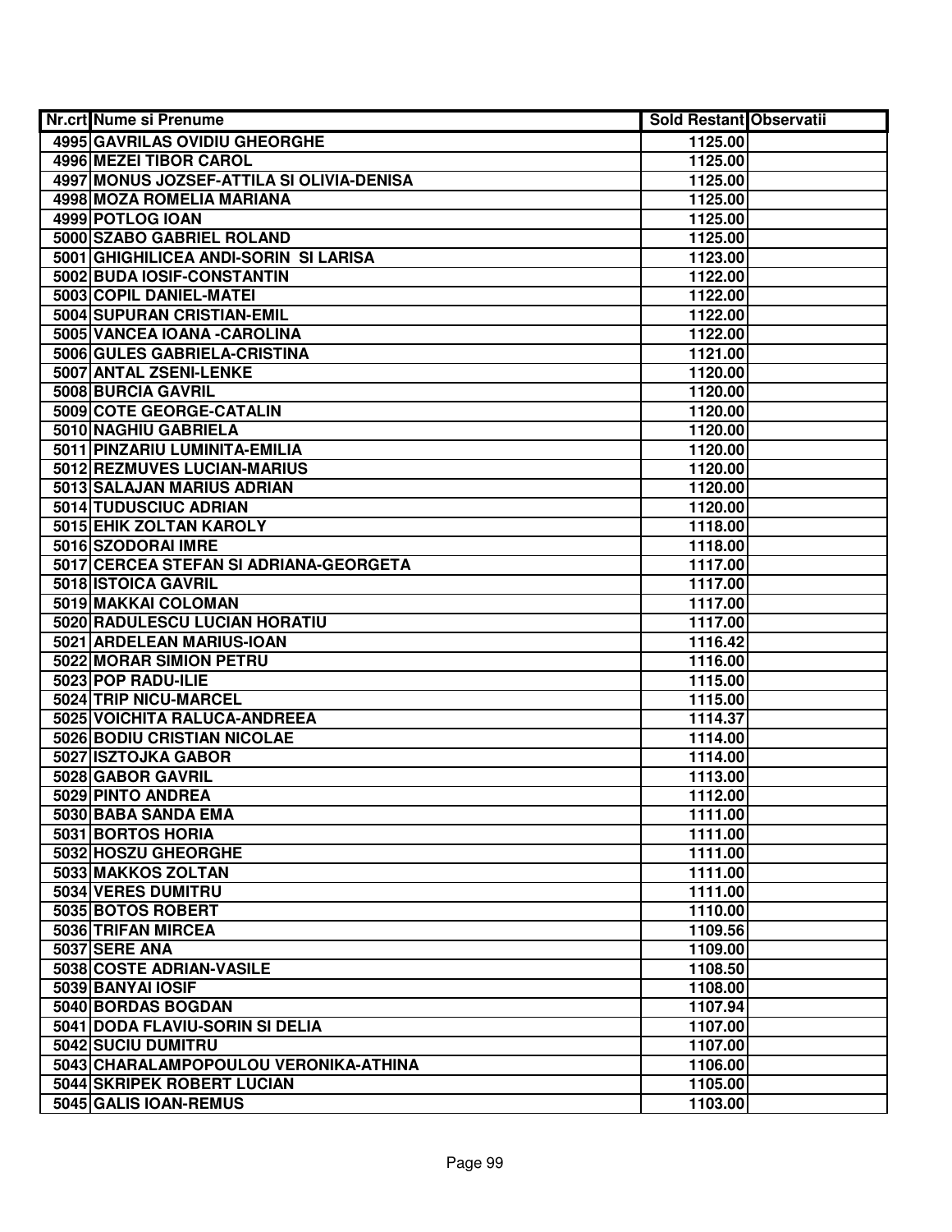| Nr.crt | Nume si Prenume | Sold Restant | Observatii |
| --- | --- | --- | --- |
| 4995 | GAVRILAS OVIDIU GHEORGHE | 1125.00 | |
| 4996 | MEZEI TIBOR CAROL | 1125.00 | |
| 4997 | MONUS JOZSEF-ATTILA SI OLIVIA-DENISA | 1125.00 | |
| 4998 | MOZA ROMELIA MARIANA | 1125.00 | |
| 4999 | POTLOG IOAN | 1125.00 | |
| 5000 | SZABO GABRIEL ROLAND | 1125.00 | |
| 5001 | GHIGHILICEA ANDI-SORIN SI LARISA | 1123.00 | |
| 5002 | BUDA IOSIF-CONSTANTIN | 1122.00 | |
| 5003 | COPIL DANIEL-MATEI | 1122.00 | |
| 5004 | SUPURAN CRISTIAN-EMIL | 1122.00 | |
| 5005 | VANCEA IOANA -CAROLINA | 1122.00 | |
| 5006 | GULES GABRIELA-CRISTINA | 1121.00 | |
| 5007 | ANTAL ZSENI-LENKE | 1120.00 | |
| 5008 | BURCIA GAVRIL | 1120.00 | |
| 5009 | COTE GEORGE-CATALIN | 1120.00 | |
| 5010 | NAGHIU GABRIELA | 1120.00 | |
| 5011 | PINZARIU LUMINITA-EMILIA | 1120.00 | |
| 5012 | REZMUVES LUCIAN-MARIUS | 1120.00 | |
| 5013 | SALAJAN MARIUS ADRIAN | 1120.00 | |
| 5014 | TUDUSCIUC ADRIAN | 1120.00 | |
| 5015 | EHIK ZOLTAN KAROLY | 1118.00 | |
| 5016 | SZODORAI IMRE | 1118.00 | |
| 5017 | CERCEA STEFAN SI ADRIANA-GEORGETA | 1117.00 | |
| 5018 | ISTOICA GAVRIL | 1117.00 | |
| 5019 | MAKKAI COLOMAN | 1117.00 | |
| 5020 | RADULESCU LUCIAN HORATIU | 1117.00 | |
| 5021 | ARDELEAN MARIUS-IOAN | 1116.42 | |
| 5022 | MORAR SIMION PETRU | 1116.00 | |
| 5023 | POP RADU-ILIE | 1115.00 | |
| 5024 | TRIP NICU-MARCEL | 1115.00 | |
| 5025 | VOICHITA RALUCA-ANDREEA | 1114.37 | |
| 5026 | BODIU CRISTIAN NICOLAE | 1114.00 | |
| 5027 | ISZTOJKA GABOR | 1114.00 | |
| 5028 | GABOR GAVRIL | 1113.00 | |
| 5029 | PINTO ANDREA | 1112.00 | |
| 5030 | BABA SANDA EMA | 1111.00 | |
| 5031 | BORTOS HORIA | 1111.00 | |
| 5032 | HOSZU GHEORGHE | 1111.00 | |
| 5033 | MAKKOS ZOLTAN | 1111.00 | |
| 5034 | VERES DUMITRU | 1111.00 | |
| 5035 | BOTOS ROBERT | 1110.00 | |
| 5036 | TRIFAN MIRCEA | 1109.56 | |
| 5037 | SERE ANA | 1109.00 | |
| 5038 | COSTE ADRIAN-VASILE | 1108.50 | |
| 5039 | BANYAI IOSIF | 1108.00 | |
| 5040 | BORDAS BOGDAN | 1107.94 | |
| 5041 | DODA FLAVIU-SORIN SI DELIA | 1107.00 | |
| 5042 | SUCIU DUMITRU | 1107.00 | |
| 5043 | CHARALAMPOPOULOU VERONIKA-ATHINA | 1106.00 | |
| 5044 | SKRIPEK ROBERT LUCIAN | 1105.00 | |
| 5045 | GALIS IOAN-REMUS | 1103.00 | |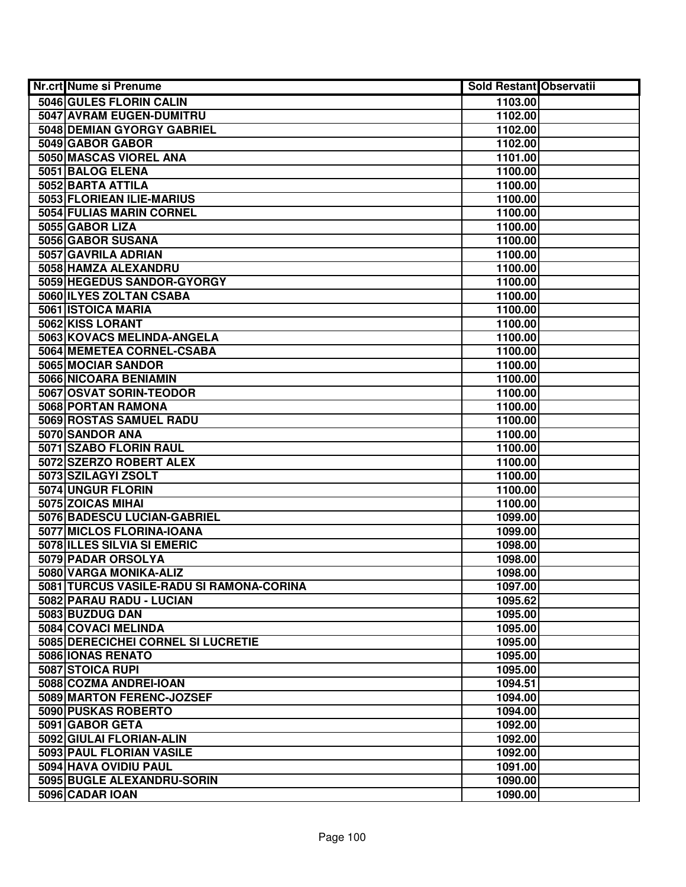| Nr.crt | Nume si Prenume | Sold Restant | Observatii |
|---|---|---|---|
| 5046 | GULES FLORIN CALIN | 1103.00 | |
| 5047 | AVRAM EUGEN-DUMITRU | 1102.00 | |
| 5048 | DEMIAN GYORGY GABRIEL | 1102.00 | |
| 5049 | GABOR GABOR | 1102.00 | |
| 5050 | MASCAS VIOREL ANA | 1101.00 | |
| 5051 | BALOG ELENA | 1100.00 | |
| 5052 | BARTA ATTILA | 1100.00 | |
| 5053 | FLORIEAN ILIE-MARIUS | 1100.00 | |
| 5054 | FULIAS MARIN CORNEL | 1100.00 | |
| 5055 | GABOR LIZA | 1100.00 | |
| 5056 | GABOR SUSANA | 1100.00 | |
| 5057 | GAVRILA ADRIAN | 1100.00 | |
| 5058 | HAMZA ALEXANDRU | 1100.00 | |
| 5059 | HEGEDUS SANDOR-GYORGY | 1100.00 | |
| 5060 | ILYES ZOLTAN CSABA | 1100.00 | |
| 5061 | ISTOICA MARIA | 1100.00 | |
| 5062 | KISS LORANT | 1100.00 | |
| 5063 | KOVACS MELINDA-ANGELA | 1100.00 | |
| 5064 | MEMETEA CORNEL-CSABA | 1100.00 | |
| 5065 | MOCIAR SANDOR | 1100.00 | |
| 5066 | NICOARA BENIAMIN | 1100.00 | |
| 5067 | OSVAT SORIN-TEODOR | 1100.00 | |
| 5068 | PORTAN RAMONA | 1100.00 | |
| 5069 | ROSTAS SAMUEL RADU | 1100.00 | |
| 5070 | SANDOR ANA | 1100.00 | |
| 5071 | SZABO FLORIN RAUL | 1100.00 | |
| 5072 | SZERZO ROBERT ALEX | 1100.00 | |
| 5073 | SZILAGYI ZSOLT | 1100.00 | |
| 5074 | UNGUR FLORIN | 1100.00 | |
| 5075 | ZOICAS MIHAI | 1100.00 | |
| 5076 | BADESCU LUCIAN-GABRIEL | 1099.00 | |
| 5077 | MICLOS FLORINA-IOANA | 1099.00 | |
| 5078 | ILLES SILVIA SI EMERIC | 1098.00 | |
| 5079 | PADAR ORSOLYA | 1098.00 | |
| 5080 | VARGA MONIKA-ALIZ | 1098.00 | |
| 5081 | TURCUS VASILE-RADU SI RAMONA-CORINA | 1097.00 | |
| 5082 | PARAU RADU - LUCIAN | 1095.62 | |
| 5083 | BUZDUG DAN | 1095.00 | |
| 5084 | COVACI MELINDA | 1095.00 | |
| 5085 | DERECICHEI CORNEL SI LUCRETIE | 1095.00 | |
| 5086 | IONAS RENATO | 1095.00 | |
| 5087 | STOICA RUPI | 1095.00 | |
| 5088 | COZMA ANDREI-IOAN | 1094.51 | |
| 5089 | MARTON FERENC-JOZSEF | 1094.00 | |
| 5090 | PUSKAS ROBERTO | 1094.00 | |
| 5091 | GABOR GETA | 1092.00 | |
| 5092 | GIULAI FLORIAN-ALIN | 1092.00 | |
| 5093 | PAUL FLORIAN VASILE | 1092.00 | |
| 5094 | HAVA OVIDIU PAUL | 1091.00 | |
| 5095 | BUGLE ALEXANDRU-SORIN | 1090.00 | |
| 5096 | CADAR IOAN | 1090.00 | |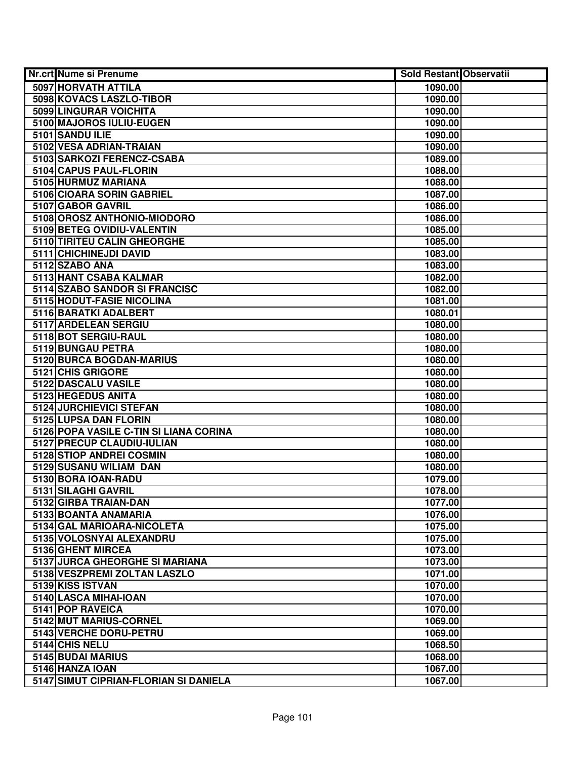| Nr.crt | Nume si Prenume | Sold Restant | Observatii |
|---|---|---|---|
| 5097 | HORVATH ATTILA | 1090.00 | |
| 5098 | KOVACS LASZLO-TIBOR | 1090.00 | |
| 5099 | LINGURAR VOICHITA | 1090.00 | |
| 5100 | MAJOROS IULIU-EUGEN | 1090.00 | |
| 5101 | SANDU ILIE | 1090.00 | |
| 5102 | VESA ADRIAN-TRAIAN | 1090.00 | |
| 5103 | SARKOZI FERENCZ-CSABA | 1089.00 | |
| 5104 | CAPUS PAUL-FLORIN | 1088.00 | |
| 5105 | HURMUZ MARIANA | 1088.00 | |
| 5106 | CIOARA SORIN GABRIEL | 1087.00 | |
| 5107 | GABOR GAVRIL | 1086.00 | |
| 5108 | OROSZ ANTHONIO-MIODORO | 1086.00 | |
| 5109 | BETEG OVIDIU-VALENTIN | 1085.00 | |
| 5110 | TIRITEU CALIN GHEORGHE | 1085.00 | |
| 5111 | CHICHINEJDI DAVID | 1083.00 | |
| 5112 | SZABO ANA | 1083.00 | |
| 5113 | HANT CSABA KALMAR | 1082.00 | |
| 5114 | SZABO SANDOR SI FRANCISC | 1082.00 | |
| 5115 | HODUT-FASIE NICOLINA | 1081.00 | |
| 5116 | BARATKI ADALBERT | 1080.01 | |
| 5117 | ARDELEAN SERGIU | 1080.00 | |
| 5118 | BOT SERGIU-RAUL | 1080.00 | |
| 5119 | BUNGAU PETRA | 1080.00 | |
| 5120 | BURCA BOGDAN-MARIUS | 1080.00 | |
| 5121 | CHIS GRIGORE | 1080.00 | |
| 5122 | DASCALU VASILE | 1080.00 | |
| 5123 | HEGEDUS ANITA | 1080.00 | |
| 5124 | JURCHIEVICI STEFAN | 1080.00 | |
| 5125 | LUPSA DAN FLORIN | 1080.00 | |
| 5126 | POPA VASILE C-TIN SI LIANA CORINA | 1080.00 | |
| 5127 | PRECUP CLAUDIU-IULIAN | 1080.00 | |
| 5128 | STIOP ANDREI COSMIN | 1080.00 | |
| 5129 | SUSANU WILIAM DAN | 1080.00 | |
| 5130 | BORA IOAN-RADU | 1079.00 | |
| 5131 | SILAGHI GAVRIL | 1078.00 | |
| 5132 | GIRBA TRAIAN-DAN | 1077.00 | |
| 5133 | BOANTA ANAMARIA | 1076.00 | |
| 5134 | GAL MARIOARA-NICOLETA | 1075.00 | |
| 5135 | VOLOSNYAI ALEXANDRU | 1075.00 | |
| 5136 | GHENT MIRCEA | 1073.00 | |
| 5137 | JURCA GHEORGHE SI MARIANA | 1073.00 | |
| 5138 | VESZPREMI ZOLTAN LASZLO | 1071.00 | |
| 5139 | KISS ISTVAN | 1070.00 | |
| 5140 | LASCA MIHAI-IOAN | 1070.00 | |
| 5141 | POP RAVEICA | 1070.00 | |
| 5142 | MUT MARIUS-CORNEL | 1069.00 | |
| 5143 | VERCHE DORU-PETRU | 1069.00 | |
| 5144 | CHIS NELU | 1068.50 | |
| 5145 | BUDAI MARIUS | 1068.00 | |
| 5146 | HANZA IOAN | 1067.00 | |
| 5147 | SIMUT CIPRIAN-FLORIAN SI DANIELA | 1067.00 | |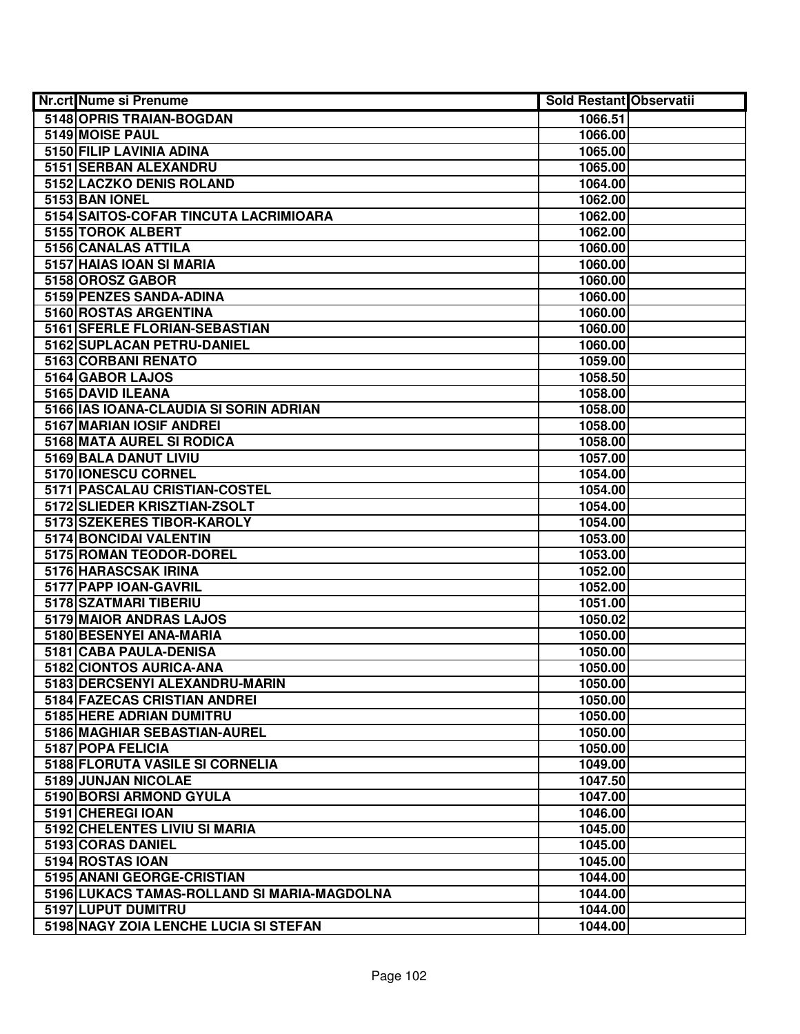| Nr.crt | Nume si Prenume | Sold Restant | Observatii |
|---|---|---|---|
| 5148 | OPRIS TRAIAN-BOGDAN | 1066.51 | |
| 5149 | MOISE PAUL | 1066.00 | |
| 5150 | FILIP LAVINIA ADINA | 1065.00 | |
| 5151 | SERBAN ALEXANDRU | 1065.00 | |
| 5152 | LACZKO DENIS ROLAND | 1064.00 | |
| 5153 | BAN IONEL | 1062.00 | |
| 5154 | SAITOS-COFAR TINCUTA LACRIMIOARA | 1062.00 | |
| 5155 | TOROK ALBERT | 1062.00 | |
| 5156 | CANALAS ATTILA | 1060.00 | |
| 5157 | HAIAS IOAN SI MARIA | 1060.00 | |
| 5158 | OROSZ GABOR | 1060.00 | |
| 5159 | PENZES SANDA-ADINA | 1060.00 | |
| 5160 | ROSTAS ARGENTINA | 1060.00 | |
| 5161 | SFERLE FLORIAN-SEBASTIAN | 1060.00 | |
| 5162 | SUPLACAN PETRU-DANIEL | 1060.00 | |
| 5163 | CORBANI RENATO | 1059.00 | |
| 5164 | GABOR LAJOS | 1058.50 | |
| 5165 | DAVID ILEANA | 1058.00 | |
| 5166 | IAS IOANA-CLAUDIA SI SORIN ADRIAN | 1058.00 | |
| 5167 | MARIAN IOSIF ANDREI | 1058.00 | |
| 5168 | MATA AUREL SI RODICA | 1058.00 | |
| 5169 | BALA DANUT LIVIU | 1057.00 | |
| 5170 | IONESCU CORNEL | 1054.00 | |
| 5171 | PASCALAU CRISTIAN-COSTEL | 1054.00 | |
| 5172 | SLIEDER KRISZTIAN-ZSOLT | 1054.00 | |
| 5173 | SZEKERES TIBOR-KAROLY | 1054.00 | |
| 5174 | BONCIDAI VALENTIN | 1053.00 | |
| 5175 | ROMAN TEODOR-DOREL | 1053.00 | |
| 5176 | HARASCSAK IRINA | 1052.00 | |
| 5177 | PAPP IOAN-GAVRIL | 1052.00 | |
| 5178 | SZATMARI TIBERIU | 1051.00 | |
| 5179 | MAIOR ANDRAS LAJOS | 1050.02 | |
| 5180 | BESENYEI ANA-MARIA | 1050.00 | |
| 5181 | CABA PAULA-DENISA | 1050.00 | |
| 5182 | CIONTOS AURICA-ANA | 1050.00 | |
| 5183 | DERCSENYI ALEXANDRU-MARIN | 1050.00 | |
| 5184 | FAZECAS CRISTIAN ANDREI | 1050.00 | |
| 5185 | HERE ADRIAN DUMITRU | 1050.00 | |
| 5186 | MAGHIAR SEBASTIAN-AUREL | 1050.00 | |
| 5187 | POPA FELICIA | 1050.00 | |
| 5188 | FLORUTA VASILE SI CORNELIA | 1049.00 | |
| 5189 | JUNJAN NICOLAE | 1047.50 | |
| 5190 | BORSI ARMOND GYULA | 1047.00 | |
| 5191 | CHEREGI IOAN | 1046.00 | |
| 5192 | CHELENTES LIVIU SI MARIA | 1045.00 | |
| 5193 | CORAS DANIEL | 1045.00 | |
| 5194 | ROSTAS IOAN | 1045.00 | |
| 5195 | ANANI GEORGE-CRISTIAN | 1044.00 | |
| 5196 | LUKACS TAMAS-ROLLAND SI MARIA-MAGDOLNA | 1044.00 | |
| 5197 | LUPUT DUMITRU | 1044.00 | |
| 5198 | NAGY ZOIA LENCHE LUCIA SI STEFAN | 1044.00 | |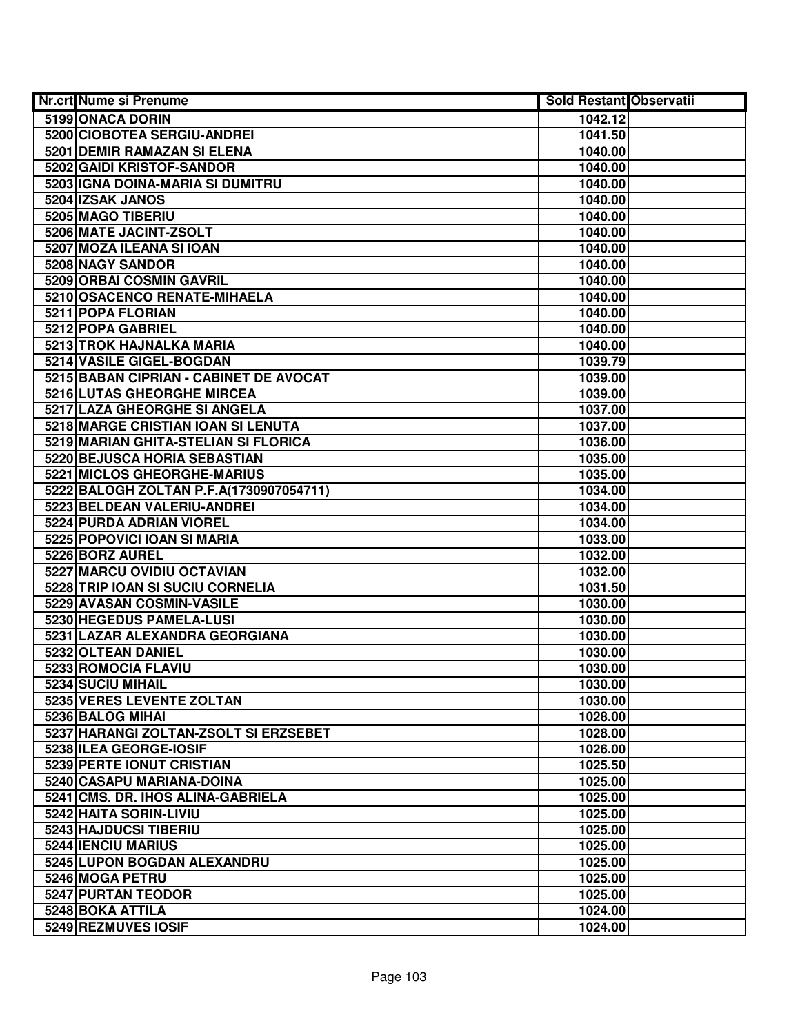| Nr.crt | Nume si Prenume | Sold Restant | Observatii |
|---|---|---|---|
| 5199 | ONACA DORIN | 1042.12 | |
| 5200 | CIOBOTEA SERGIU-ANDREI | 1041.50 | |
| 5201 | DEMIR RAMAZAN SI ELENA | 1040.00 | |
| 5202 | GAIDI KRISTOF-SANDOR | 1040.00 | |
| 5203 | IGNA DOINA-MARIA SI DUMITRU | 1040.00 | |
| 5204 | IZSAK JANOS | 1040.00 | |
| 5205 | MAGO TIBERIU | 1040.00 | |
| 5206 | MATE JACINT-ZSOLT | 1040.00 | |
| 5207 | MOZA ILEANA SI IOAN | 1040.00 | |
| 5208 | NAGY SANDOR | 1040.00 | |
| 5209 | ORBAI COSMIN GAVRIL | 1040.00 | |
| 5210 | OSACENCO RENATE-MIHAELA | 1040.00 | |
| 5211 | POPA FLORIAN | 1040.00 | |
| 5212 | POPA GABRIEL | 1040.00 | |
| 5213 | TROK HAJNALKA MARIA | 1040.00 | |
| 5214 | VASILE GIGEL-BOGDAN | 1039.79 | |
| 5215 | BABAN CIPRIAN - CABINET DE AVOCAT | 1039.00 | |
| 5216 | LUTAS GHEORGHE MIRCEA | 1039.00 | |
| 5217 | LAZA GHEORGHE SI ANGELA | 1037.00 | |
| 5218 | MARGE CRISTIAN IOAN SI LENUTA | 1037.00 | |
| 5219 | MARIAN GHITA-STELIAN SI FLORICA | 1036.00 | |
| 5220 | BEJUSCA HORIA SEBASTIAN | 1035.00 | |
| 5221 | MICLOS GHEORGHE-MARIUS | 1035.00 | |
| 5222 | BALOGH ZOLTAN P.F.A(1730907054711) | 1034.00 | |
| 5223 | BELDEAN VALERIU-ANDREI | 1034.00 | |
| 5224 | PURDA ADRIAN VIOREL | 1034.00 | |
| 5225 | POPOVICI IOAN SI MARIA | 1033.00 | |
| 5226 | BORZ AUREL | 1032.00 | |
| 5227 | MARCU OVIDIU OCTAVIAN | 1032.00 | |
| 5228 | TRIP IOAN SI SUCIU CORNELIA | 1031.50 | |
| 5229 | AVASAN COSMIN-VASILE | 1030.00 | |
| 5230 | HEGEDUS PAMELA-LUSI | 1030.00 | |
| 5231 | LAZAR ALEXANDRA GEORGIANA | 1030.00 | |
| 5232 | OLTEAN DANIEL | 1030.00 | |
| 5233 | ROMOCIA FLAVIU | 1030.00 | |
| 5234 | SUCIU MIHAIL | 1030.00 | |
| 5235 | VERES LEVENTE ZOLTAN | 1030.00 | |
| 5236 | BALOG MIHAI | 1028.00 | |
| 5237 | HARANGI ZOLTAN-ZSOLT SI ERZSEBET | 1028.00 | |
| 5238 | ILEA GEORGE-IOSIF | 1026.00 | |
| 5239 | PERTE IONUT CRISTIAN | 1025.50 | |
| 5240 | CASAPU MARIANA-DOINA | 1025.00 | |
| 5241 | CMS. DR. IHOS ALINA-GABRIELA | 1025.00 | |
| 5242 | HAITA SORIN-LIVIU | 1025.00 | |
| 5243 | HAJDUCSI TIBERIU | 1025.00 | |
| 5244 | IENCIU MARIUS | 1025.00 | |
| 5245 | LUPON BOGDAN ALEXANDRU | 1025.00 | |
| 5246 | MOGA PETRU | 1025.00 | |
| 5247 | PURTAN TEODOR | 1025.00 | |
| 5248 | BOKA ATTILA | 1024.00 | |
| 5249 | REZMUVES IOSIF | 1024.00 | |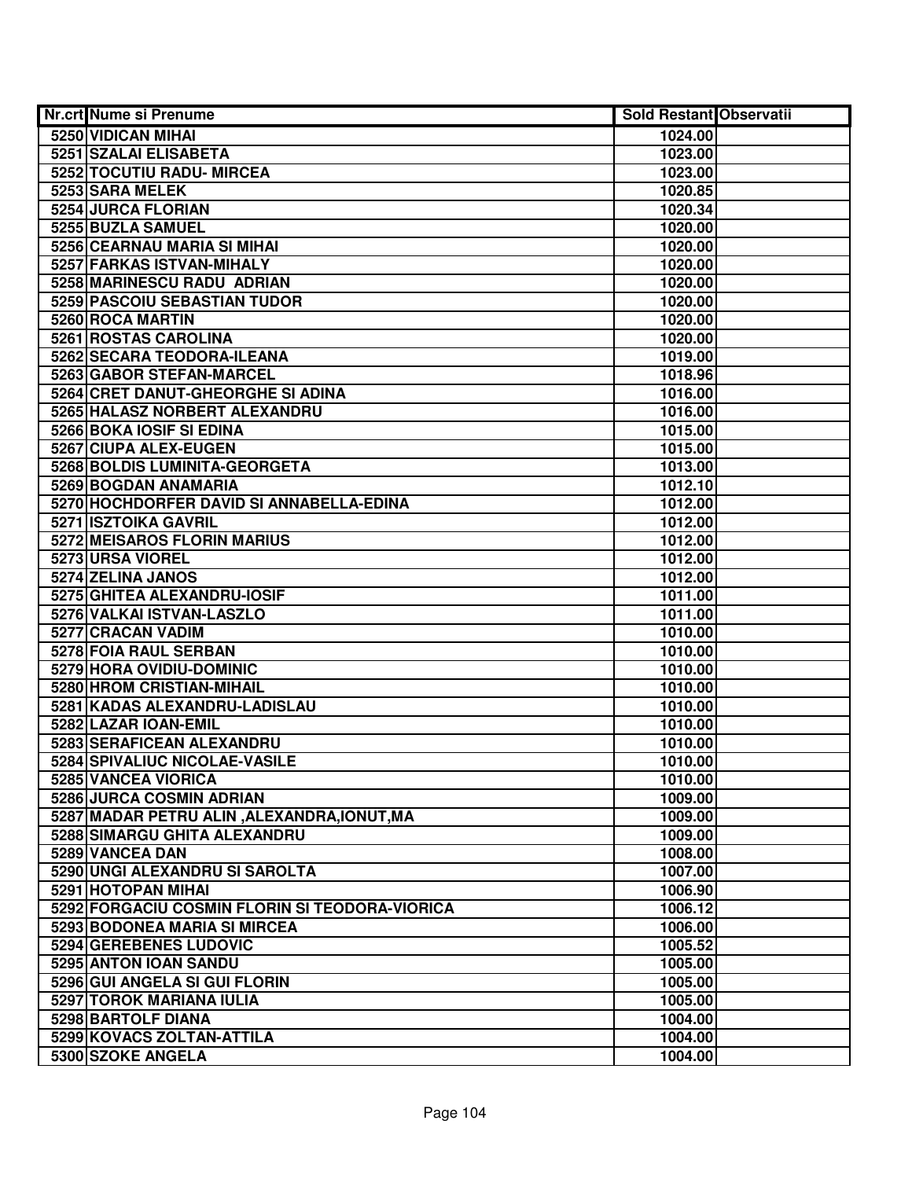| Nr.crt | Nume si Prenume | Sold Restant | Observatii |
|---|---|---|---|
| 5250 | VIDICAN MIHAI | 1024.00 | |
| 5251 | SZALAI ELISABETA | 1023.00 | |
| 5252 | TOCUTIU RADU- MIRCEA | 1023.00 | |
| 5253 | SARA MELEK | 1020.85 | |
| 5254 | JURCA FLORIAN | 1020.34 | |
| 5255 | BUZLA SAMUEL | 1020.00 | |
| 5256 | CEARNAU MARIA SI MIHAI | 1020.00 | |
| 5257 | FARKAS ISTVAN-MIHALY | 1020.00 | |
| 5258 | MARINESCU RADU ADRIAN | 1020.00 | |
| 5259 | PASCOIU SEBASTIAN TUDOR | 1020.00 | |
| 5260 | ROCA MARTIN | 1020.00 | |
| 5261 | ROSTAS CAROLINA | 1020.00 | |
| 5262 | SECARA TEODORA-ILEANA | 1019.00 | |
| 5263 | GABOR STEFAN-MARCEL | 1018.96 | |
| 5264 | CRET DANUT-GHEORGHE SI ADINA | 1016.00 | |
| 5265 | HALASZ NORBERT ALEXANDRU | 1016.00 | |
| 5266 | BOKA IOSIF SI EDINA | 1015.00 | |
| 5267 | CIUPA ALEX-EUGEN | 1015.00 | |
| 5268 | BOLDIS LUMINITA-GEORGETA | 1013.00 | |
| 5269 | BOGDAN ANAMARIA | 1012.10 | |
| 5270 | HOCHDORFER DAVID SI ANNABELLA-EDINA | 1012.00 | |
| 5271 | ISZTOIKA GAVRIL | 1012.00 | |
| 5272 | MEISAROS FLORIN MARIUS | 1012.00 | |
| 5273 | URSA VIOREL | 1012.00 | |
| 5274 | ZELINA JANOS | 1012.00 | |
| 5275 | GHITEA ALEXANDRU-IOSIF | 1011.00 | |
| 5276 | VALKAI ISTVAN-LASZLO | 1011.00 | |
| 5277 | CRACAN VADIM | 1010.00 | |
| 5278 | FOIA RAUL SERBAN | 1010.00 | |
| 5279 | HORA OVIDIU-DOMINIC | 1010.00 | |
| 5280 | HROM CRISTIAN-MIHAIL | 1010.00 | |
| 5281 | KADAS ALEXANDRU-LADISLAU | 1010.00 | |
| 5282 | LAZAR IOAN-EMIL | 1010.00 | |
| 5283 | SERAFICEAN ALEXANDRU | 1010.00 | |
| 5284 | SPIVALIUC NICOLAE-VASILE | 1010.00 | |
| 5285 | VANCEA VIORICA | 1010.00 | |
| 5286 | JURCA COSMIN ADRIAN | 1009.00 | |
| 5287 | MADAR PETRU ALIN ,ALEXANDRA,IONUT,MA | 1009.00 | |
| 5288 | SIMARGU GHITA ALEXANDRU | 1009.00 | |
| 5289 | VANCEA DAN | 1008.00 | |
| 5290 | UNGI ALEXANDRU SI SAROLTA | 1007.00 | |
| 5291 | HOTOPAN MIHAI | 1006.90 | |
| 5292 | FORGACIU COSMIN FLORIN SI TEODORA-VIORICA | 1006.12 | |
| 5293 | BODONEA MARIA SI MIRCEA | 1006.00 | |
| 5294 | GEREBENES LUDOVIC | 1005.52 | |
| 5295 | ANTON IOAN SANDU | 1005.00 | |
| 5296 | GUI ANGELA SI GUI FLORIN | 1005.00 | |
| 5297 | TOROK MARIANA IULIA | 1005.00 | |
| 5298 | BARTOLF DIANA | 1004.00 | |
| 5299 | KOVACS ZOLTAN-ATTILA | 1004.00 | |
| 5300 | SZOKE ANGELA | 1004.00 | |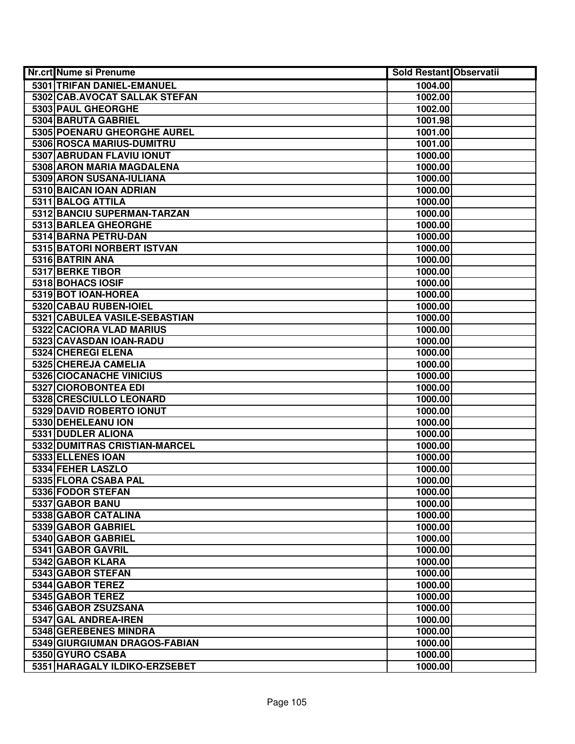| Nr.crt | Nume si Prenume | Sold Restant | Observatii |
|---|---|---|---|
| 5301 | TRIFAN DANIEL-EMANUEL | 1004.00 | |
| 5302 | CAB.AVOCAT SALLAK STEFAN | 1002.00 | |
| 5303 | PAUL GHEORGHE | 1002.00 | |
| 5304 | BARUTA GABRIEL | 1001.98 | |
| 5305 | POENARU GHEORGHE AUREL | 1001.00 | |
| 5306 | ROSCA MARIUS-DUMITRU | 1001.00 | |
| 5307 | ABRUDAN FLAVIU IONUT | 1000.00 | |
| 5308 | ARON MARIA MAGDALENA | 1000.00 | |
| 5309 | ARON SUSANA-IULIANA | 1000.00 | |
| 5310 | BAICAN IOAN ADRIAN | 1000.00 | |
| 5311 | BALOG ATTILA | 1000.00 | |
| 5312 | BANCIU SUPERMAN-TARZAN | 1000.00 | |
| 5313 | BARLEA GHEORGHE | 1000.00 | |
| 5314 | BARNA PETRU-DAN | 1000.00 | |
| 5315 | BATORI NORBERT ISTVAN | 1000.00 | |
| 5316 | BATRIN ANA | 1000.00 | |
| 5317 | BERKE TIBOR | 1000.00 | |
| 5318 | BOHACS IOSIF | 1000.00 | |
| 5319 | BOT IOAN-HOREA | 1000.00 | |
| 5320 | CABAU RUBEN-IOIEL | 1000.00 | |
| 5321 | CABULEA VASILE-SEBASTIAN | 1000.00 | |
| 5322 | CACIORA VLAD MARIUS | 1000.00 | |
| 5323 | CAVASDAN IOAN-RADU | 1000.00 | |
| 5324 | CHEREGI ELENA | 1000.00 | |
| 5325 | CHEREJA CAMELIA | 1000.00 | |
| 5326 | CIOCANACHE VINICIUS | 1000.00 | |
| 5327 | CIOROBONTEA EDI | 1000.00 | |
| 5328 | CRESCIULLO LEONARD | 1000.00 | |
| 5329 | DAVID ROBERTO IONUT | 1000.00 | |
| 5330 | DEHELEANU ION | 1000.00 | |
| 5331 | DUDLER ALIONA | 1000.00 | |
| 5332 | DUMITRAS CRISTIAN-MARCEL | 1000.00 | |
| 5333 | ELLENES IOAN | 1000.00 | |
| 5334 | FEHER LASZLO | 1000.00 | |
| 5335 | FLORA CSABA PAL | 1000.00 | |
| 5336 | FODOR STEFAN | 1000.00 | |
| 5337 | GABOR BANU | 1000.00 | |
| 5338 | GABOR CATALINA | 1000.00 | |
| 5339 | GABOR GABRIEL | 1000.00 | |
| 5340 | GABOR GABRIEL | 1000.00 | |
| 5341 | GABOR GAVRIL | 1000.00 | |
| 5342 | GABOR KLARA | 1000.00 | |
| 5343 | GABOR STEFAN | 1000.00 | |
| 5344 | GABOR TEREZ | 1000.00 | |
| 5345 | GABOR TEREZ | 1000.00 | |
| 5346 | GABOR ZSUZSANA | 1000.00 | |
| 5347 | GAL ANDREA-IREN | 1000.00 | |
| 5348 | GEREBENES MINDRA | 1000.00 | |
| 5349 | GIURGIUMAN DRAGOS-FABIAN | 1000.00 | |
| 5350 | GYURO CSABA | 1000.00 | |
| 5351 | HARAGALY ILDIKO-ERZSEBET | 1000.00 | |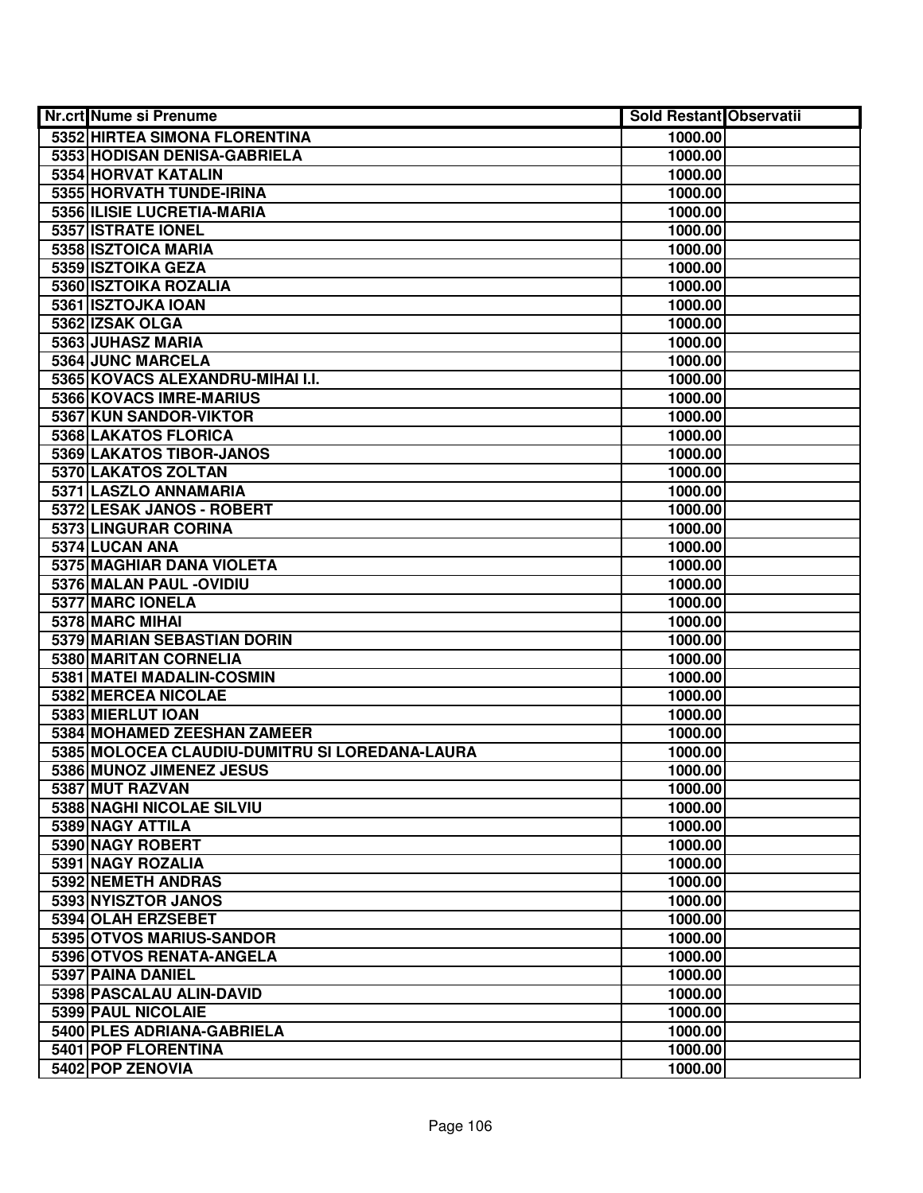| Nr.crt | Nume si Prenume | Sold Restant | Observatii |
|---|---|---|---|
| 5352 | HIRTEA SIMONA FLORENTINA | 1000.00 | |
| 5353 | HODISAN DENISA-GABRIELA | 1000.00 | |
| 5354 | HORVAT KATALIN | 1000.00 | |
| 5355 | HORVATH TUNDE-IRINA | 1000.00 | |
| 5356 | ILISIE LUCRETIA-MARIA | 1000.00 | |
| 5357 | ISTRATE IONEL | 1000.00 | |
| 5358 | ISZTOICA MARIA | 1000.00 | |
| 5359 | ISZTOIKA GEZA | 1000.00 | |
| 5360 | ISZTOIKA ROZALIA | 1000.00 | |
| 5361 | ISZTOJKA IOAN | 1000.00 | |
| 5362 | IZSAK OLGA | 1000.00 | |
| 5363 | JUHASZ MARIA | 1000.00 | |
| 5364 | JUNC MARCELA | 1000.00 | |
| 5365 | KOVACS ALEXANDRU-MIHAI I.I. | 1000.00 | |
| 5366 | KOVACS IMRE-MARIUS | 1000.00 | |
| 5367 | KUN SANDOR-VIKTOR | 1000.00 | |
| 5368 | LAKATOS FLORICA | 1000.00 | |
| 5369 | LAKATOS TIBOR-JANOS | 1000.00 | |
| 5370 | LAKATOS ZOLTAN | 1000.00 | |
| 5371 | LASZLO ANNAMARIA | 1000.00 | |
| 5372 | LESAK JANOS - ROBERT | 1000.00 | |
| 5373 | LINGURAR CORINA | 1000.00 | |
| 5374 | LUCAN ANA | 1000.00 | |
| 5375 | MAGHIAR DANA VIOLETA | 1000.00 | |
| 5376 | MALAN PAUL -OVIDIU | 1000.00 | |
| 5377 | MARC IONELA | 1000.00 | |
| 5378 | MARC MIHAI | 1000.00 | |
| 5379 | MARIAN SEBASTIAN DORIN | 1000.00 | |
| 5380 | MARITAN CORNELIA | 1000.00 | |
| 5381 | MATEI MADALIN-COSMIN | 1000.00 | |
| 5382 | MERCEA NICOLAE | 1000.00 | |
| 5383 | MIERLUT IOAN | 1000.00 | |
| 5384 | MOHAMED ZEESHAN ZAMEER | 1000.00 | |
| 5385 | MOLOCEA CLAUDIU-DUMITRU SI LOREDANA-LAURA | 1000.00 | |
| 5386 | MUNOZ JIMENEZ JESUS | 1000.00 | |
| 5387 | MUT RAZVAN | 1000.00 | |
| 5388 | NAGHI NICOLAE SILVIU | 1000.00 | |
| 5389 | NAGY ATTILA | 1000.00 | |
| 5390 | NAGY ROBERT | 1000.00 | |
| 5391 | NAGY ROZALIA | 1000.00 | |
| 5392 | NEMETH ANDRAS | 1000.00 | |
| 5393 | NYISZTOR JANOS | 1000.00 | |
| 5394 | OLAH ERZSEBET | 1000.00 | |
| 5395 | OTVOS MARIUS-SANDOR | 1000.00 | |
| 5396 | OTVOS RENATA-ANGELA | 1000.00 | |
| 5397 | PAINA DANIEL | 1000.00 | |
| 5398 | PASCALAU ALIN-DAVID | 1000.00 | |
| 5399 | PAUL NICOLAIE | 1000.00 | |
| 5400 | PLES ADRIANA-GABRIELA | 1000.00 | |
| 5401 | POP FLORENTINA | 1000.00 | |
| 5402 | POP ZENOVIA | 1000.00 | |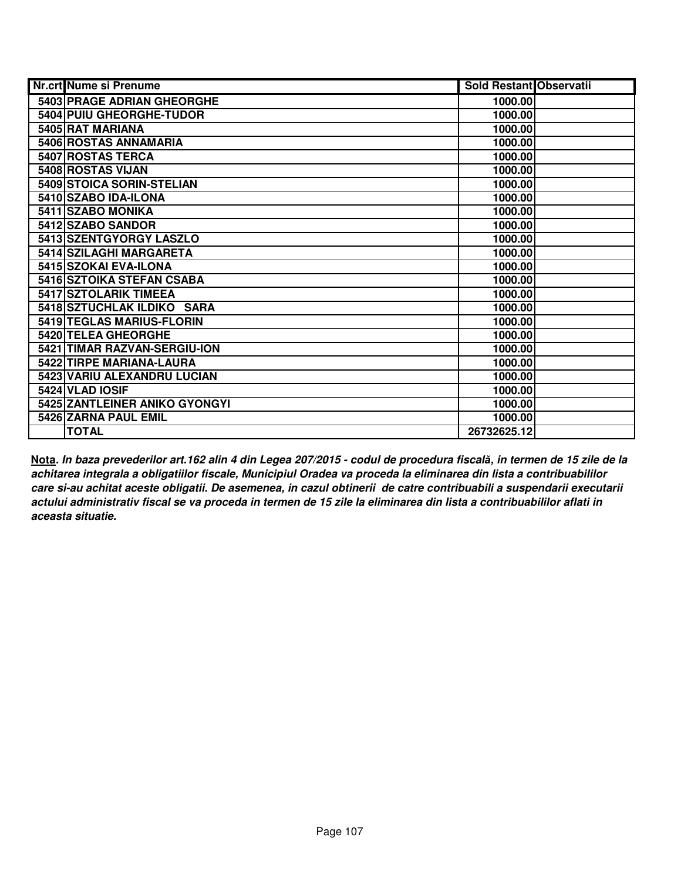| Nr.crt | Nume si Prenume | Sold Restant | Observatii |
|---|---|---|---|
| 5403 | PRAGE ADRIAN GHEORGHE | 1000.00 | |
| 5404 | PUIU GHEORGHE-TUDOR | 1000.00 | |
| 5405 | RAT MARIANA | 1000.00 | |
| 5406 | ROSTAS ANNAMARIA | 1000.00 | |
| 5407 | ROSTAS TERCA | 1000.00 | |
| 5408 | ROSTAS VIJAN | 1000.00 | |
| 5409 | STOICA SORIN-STELIAN | 1000.00 | |
| 5410 | SZABO IDA-ILONA | 1000.00 | |
| 5411 | SZABO MONIKA | 1000.00 | |
| 5412 | SZABO SANDOR | 1000.00 | |
| 5413 | SZENTGYORGY LASZLO | 1000.00 | |
| 5414 | SZILAGHI MARGARETA | 1000.00 | |
| 5415 | SZOKAI EVA-ILONA | 1000.00 | |
| 5416 | SZTOIKA STEFAN CSABA | 1000.00 | |
| 5417 | SZTOLARIK TIMEEA | 1000.00 | |
| 5418 | SZTUCHLAK ILDIKO SARA | 1000.00 | |
| 5419 | TEGLAS MARIUS-FLORIN | 1000.00 | |
| 5420 | TELEA GHEORGHE | 1000.00 | |
| 5421 | TIMAR RAZVAN-SERGIU-ION | 1000.00 | |
| 5422 | TIRPE MARIANA-LAURA | 1000.00 | |
| 5423 | VARIU ALEXANDRU LUCIAN | 1000.00 | |
| 5424 | VLAD IOSIF | 1000.00 | |
| 5425 | ZANTLEINER ANIKO GYONGYI | 1000.00 | |
| 5426 | ZARNA PAUL EMIL | 1000.00 | |
| | TOTAL | 26732625.12 | |

**Nota.** ***In baza prevederilor art.162 alin 4 din Legea 207/2015 - codul de procedura fiscală, in termen de 15 zile de la achitarea integrala a obligatiilor fiscale, Municipiul Oradea va proceda la eliminarea din lista a contribuabililor care si-au achitat aceste obligatii. De asemenea, in cazul obtinerii de catre contribuabili a suspendarii executarii actului administrativ fiscal se va proceda in termen de 15 zile la eliminarea din lista a contribuabililor aflati in aceasta situatie.***